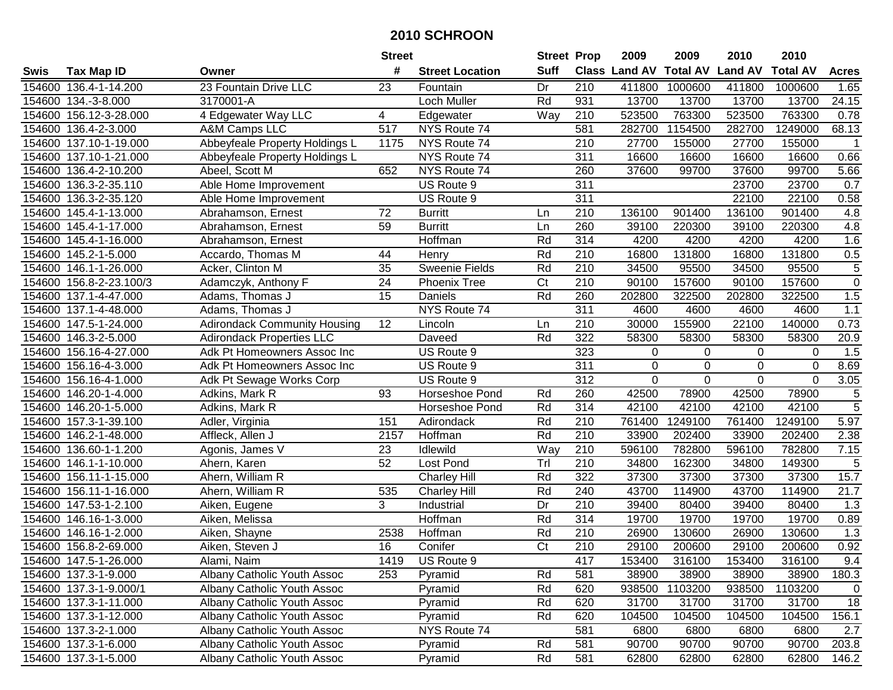# 2010 SCHROON

| Swis | Tax Map ID | Owner | Street # | Street Location | Street Suff | Prop Class | 2009 Land AV | 2009 Total AV | 2010 Land AV | 2010 Total AV | Acres |
|---|---|---|---|---|---|---|---|---|---|---|---|
| 154600 | 136.4-1-14.200 | 23 Fountain Drive LLC | 23 | Fountain | Dr | 210 | 411800 | 1000600 | 411800 | 1000600 | 1.65 |
| 154600 | 134.-3-8.000 | 3170001-A | | Loch Muller | Rd | 931 | 13700 | 13700 | 13700 | 13700 | 24.15 |
| 154600 | 156.12-3-28.000 | 4 Edgewater Way LLC | 4 | Edgewater | Way | 210 | 523500 | 763300 | 523500 | 763300 | 0.78 |
| 154600 | 136.4-2-3.000 | A&M Camps LLC | 517 | NYS Route 74 | | 581 | 282700 | 1154500 | 282700 | 1249000 | 68.13 |
| 154600 | 137.10-1-19.000 | Abbeyfeale Property Holdings L | 1175 | NYS Route 74 | | 210 | 27700 | 155000 | 27700 | 155000 | 1 |
| 154600 | 137.10-1-21.000 | Abbeyfeale Property Holdings L | | NYS Route 74 | | 311 | 16600 | 16600 | 16600 | 16600 | 0.66 |
| 154600 | 136.4-2-10.200 | Abeel, Scott M | 652 | NYS Route 74 | | 260 | 37600 | 99700 | 37600 | 99700 | 5.66 |
| 154600 | 136.3-2-35.110 | Able Home Improvement | | US Route 9 | | 311 | | | 23700 | 23700 | 0.7 |
| 154600 | 136.3-2-35.120 | Able Home Improvement | | US Route 9 | | 311 | | | 22100 | 22100 | 0.58 |
| 154600 | 145.4-1-13.000 | Abrahamson, Ernest | 72 | Burritt | Ln | 210 | 136100 | 901400 | 136100 | 901400 | 4.8 |
| 154600 | 145.4-1-17.000 | Abrahamson, Ernest | 59 | Burritt | Ln | 260 | 39100 | 220300 | 39100 | 220300 | 4.8 |
| 154600 | 145.4-1-16.000 | Abrahamson, Ernest | | Hoffman | Rd | 314 | 4200 | 4200 | 4200 | 4200 | 1.6 |
| 154600 | 145.2-1-5.000 | Accardo, Thomas M | 44 | Henry | Rd | 210 | 16800 | 131800 | 16800 | 131800 | 0.5 |
| 154600 | 146.1-1-26.000 | Acker, Clinton M | 35 | Sweenie Fields | Rd | 210 | 34500 | 95500 | 34500 | 95500 | 5 |
| 154600 | 156.8-2-23.100/3 | Adamczyk, Anthony F | 24 | Phoenix Tree | Ct | 210 | 90100 | 157600 | 90100 | 157600 | 0 |
| 154600 | 137.1-4-47.000 | Adams, Thomas J | 15 | Daniels | Rd | 260 | 202800 | 322500 | 202800 | 322500 | 1.5 |
| 154600 | 137.1-4-48.000 | Adams, Thomas J | | NYS Route 74 | | 311 | 4600 | 4600 | 4600 | 4600 | 1.1 |
| 154600 | 147.5-1-24.000 | Adirondack Community Housing | 12 | Lincoln | Ln | 210 | 30000 | 155900 | 22100 | 140000 | 0.73 |
| 154600 | 146.3-2-5.000 | Adirondack Properties LLC | | Daveed | Rd | 322 | 58300 | 58300 | 58300 | 58300 | 20.9 |
| 154600 | 156.16-4-27.000 | Adk Pt Homeowners Assoc Inc | | US Route 9 | | 323 | 0 | 0 | 0 | 0 | 1.5 |
| 154600 | 156.16-4-3.000 | Adk Pt Homeowners Assoc Inc | | US Route 9 | | 311 | 0 | 0 | 0 | 0 | 8.69 |
| 154600 | 156.16-4-1.000 | Adk Pt Sewage Works Corp | | US Route 9 | | 312 | 0 | 0 | 0 | 0 | 3.05 |
| 154600 | 146.20-1-4.000 | Adkins, Mark R | 93 | Horseshoe Pond | Rd | 260 | 42500 | 78900 | 42500 | 78900 | 5 |
| 154600 | 146.20-1-5.000 | Adkins, Mark R | | Horseshoe Pond | Rd | 314 | 42100 | 42100 | 42100 | 42100 | 5 |
| 154600 | 157.3-1-39.100 | Adler, Virginia | 151 | Adirondack | Rd | 210 | 761400 | 1249100 | 761400 | 1249100 | 5.97 |
| 154600 | 146.2-1-48.000 | Affleck, Allen J | 2157 | Hoffman | Rd | 210 | 33900 | 202400 | 33900 | 202400 | 2.38 |
| 154600 | 136.60-1-1.200 | Agonis, James V | 23 | Idlewild | Way | 210 | 596100 | 782800 | 596100 | 782800 | 7.15 |
| 154600 | 146.1-1-10.000 | Ahern, Karen | 52 | Lost Pond | Trl | 210 | 34800 | 162300 | 34800 | 149300 | 5 |
| 154600 | 156.11-1-15.000 | Ahern, William R | | Charley Hill | Rd | 322 | 37300 | 37300 | 37300 | 37300 | 15.7 |
| 154600 | 156.11-1-16.000 | Ahern, William R | 535 | Charley Hill | Rd | 240 | 43700 | 114900 | 43700 | 114900 | 21.7 |
| 154600 | 147.53-1-2.100 | Aiken, Eugene | 3 | Industrial | Dr | 210 | 39400 | 80400 | 39400 | 80400 | 1.3 |
| 154600 | 146.16-1-3.000 | Aiken, Melissa | | Hoffman | Rd | 314 | 19700 | 19700 | 19700 | 19700 | 0.89 |
| 154600 | 146.16-1-2.000 | Aiken, Shayne | 2538 | Hoffman | Rd | 210 | 26900 | 130600 | 26900 | 130600 | 1.3 |
| 154600 | 156.8-2-69.000 | Aiken, Steven J | 16 | Conifer | Ct | 210 | 29100 | 200600 | 29100 | 200600 | 0.92 |
| 154600 | 147.5-1-26.000 | Alami, Naim | 1419 | US Route 9 | | 417 | 153400 | 316100 | 153400 | 316100 | 9.4 |
| 154600 | 137.3-1-9.000 | Albany Catholic Youth Assoc | 253 | Pyramid | Rd | 581 | 38900 | 38900 | 38900 | 38900 | 180.3 |
| 154600 | 137.3-1-9.000/1 | Albany Catholic Youth Assoc | | Pyramid | Rd | 620 | 938500 | 1103200 | 938500 | 1103200 | 0 |
| 154600 | 137.3-1-11.000 | Albany Catholic Youth Assoc | | Pyramid | Rd | 620 | 31700 | 31700 | 31700 | 31700 | 18 |
| 154600 | 137.3-1-12.000 | Albany Catholic Youth Assoc | | Pyramid | Rd | 620 | 104500 | 104500 | 104500 | 104500 | 156.1 |
| 154600 | 137.3-2-1.000 | Albany Catholic Youth Assoc | | NYS Route 74 | | 581 | 6800 | 6800 | 6800 | 6800 | 2.7 |
| 154600 | 137.3-1-6.000 | Albany Catholic Youth Assoc | | Pyramid | Rd | 581 | 90700 | 90700 | 90700 | 90700 | 203.8 |
| 154600 | 137.3-1-5.000 | Albany Catholic Youth Assoc | | Pyramid | Rd | 581 | 62800 | 62800 | 62800 | 62800 | 146.2 |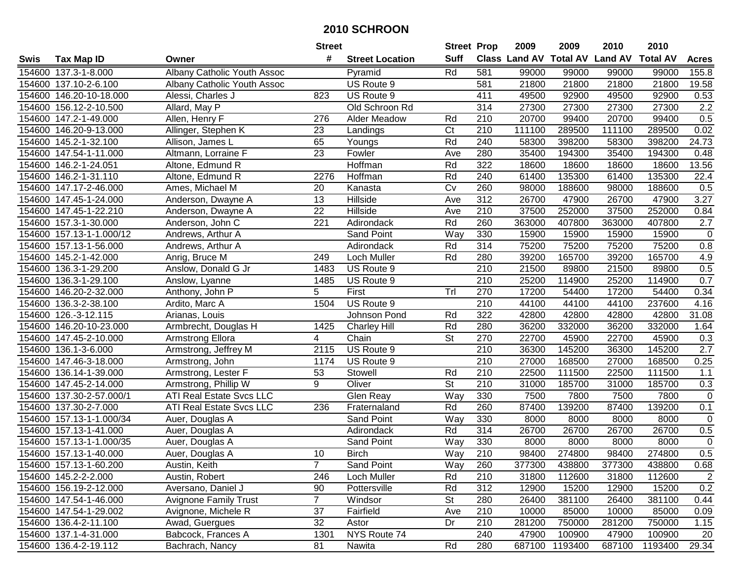# 2010 SCHROON

| Swis | Tax Map ID | Owner | Street # | Street Location | Street Suff | Prop Class | 2009 Land AV | 2009 Total AV | 2010 Land AV | 2010 Total AV | Acres |
|---|---|---|---|---|---|---|---|---|---|---|---|
| 154600 | 137.3-1-8.000 | Albany Catholic Youth Assoc | | Pyramid | Rd | 581 | 99000 | 99000 | 99000 | 99000 | 155.8 |
| 154600 | 137.10-2-6.100 | Albany Catholic Youth Assoc | | US Route 9 | | 581 | 21800 | 21800 | 21800 | 21800 | 19.58 |
| 154600 | 146.20-10-18.000 | Alessi, Charles J | 823 | US Route 9 | | 411 | 49500 | 92900 | 49500 | 92900 | 0.53 |
| 154600 | 156.12-2-10.500 | Allard, May P | | Old Schroon Rd | | 314 | 27300 | 27300 | 27300 | 27300 | 2.2 |
| 154600 | 147.2-1-49.000 | Allen, Henry F | 276 | Alder Meadow | Rd | 210 | 20700 | 99400 | 20700 | 99400 | 0.5 |
| 154600 | 146.20-9-13.000 | Allinger, Stephen K | 23 | Landings | Ct | 210 | 111100 | 289500 | 111100 | 289500 | 0.02 |
| 154600 | 145.2-1-32.100 | Allison, James L | 65 | Youngs | Rd | 240 | 58300 | 398200 | 58300 | 398200 | 24.73 |
| 154600 | 147.54-1-11.000 | Altmann, Lorraine F | 23 | Fowler | Ave | 280 | 35400 | 194300 | 35400 | 194300 | 0.48 |
| 154600 | 146.2-1-24.051 | Altone, Edmund R | | Hoffman | Rd | 322 | 18600 | 18600 | 18600 | 18600 | 13.56 |
| 154600 | 146.2-1-31.110 | Altone, Edmund R | 2276 | Hoffman | Rd | 240 | 61400 | 135300 | 61400 | 135300 | 22.4 |
| 154600 | 147.17-2-46.000 | Ames, Michael M | 20 | Kanasta | Cv | 260 | 98000 | 188600 | 98000 | 188600 | 0.5 |
| 154600 | 147.45-1-24.000 | Anderson, Dwayne A | 13 | Hillside | Ave | 312 | 26700 | 47900 | 26700 | 47900 | 3.27 |
| 154600 | 147.45-1-22.210 | Anderson, Dwayne A | 22 | Hillside | Ave | 210 | 37500 | 252000 | 37500 | 252000 | 0.84 |
| 154600 | 157.3-1-30.000 | Anderson, John C | 221 | Adirondack | Rd | 260 | 363000 | 407800 | 363000 | 407800 | 2.7 |
| 154600 | 157.13-1-1.000/12 | Andrews, Arthur A | | Sand Point | Way | 330 | 15900 | 15900 | 15900 | 15900 | 0 |
| 154600 | 157.13-1-56.000 | Andrews, Arthur A | | Adirondack | Rd | 314 | 75200 | 75200 | 75200 | 75200 | 0.8 |
| 154600 | 145.2-1-42.000 | Anrig, Bruce M | 249 | Loch Muller | Rd | 280 | 39200 | 165700 | 39200 | 165700 | 4.9 |
| 154600 | 136.3-1-29.200 | Anslow, Donald G Jr | 1483 | US Route 9 | | 210 | 21500 | 89800 | 21500 | 89800 | 0.5 |
| 154600 | 136.3-1-29.100 | Anslow, Lyanne | 1485 | US Route 9 | | 210 | 25200 | 114900 | 25200 | 114900 | 0.7 |
| 154600 | 146.20-2-32.000 | Anthony, John P | 5 | First | Trl | 270 | 17200 | 54400 | 17200 | 54400 | 0.34 |
| 154600 | 136.3-2-38.100 | Ardito, Marc A | 1504 | US Route 9 | | 210 | 44100 | 44100 | 44100 | 237600 | 4.16 |
| 154600 | 126.-3-12.115 | Arianas, Louis | | Johnson Pond | Rd | 322 | 42800 | 42800 | 42800 | 42800 | 31.08 |
| 154600 | 146.20-10-23.000 | Armbrecht, Douglas H | 1425 | Charley Hill | Rd | 280 | 36200 | 332000 | 36200 | 332000 | 1.64 |
| 154600 | 147.45-2-10.000 | Armstrong Ellora | 4 | Chain | St | 270 | 22700 | 45900 | 22700 | 45900 | 0.3 |
| 154600 | 136.1-3-6.000 | Armstrong, Jeffrey M | 2115 | US Route 9 | | 210 | 36300 | 145200 | 36300 | 145200 | 2.7 |
| 154600 | 147.46-3-18.000 | Armstrong, John | 1174 | US Route 9 | | 210 | 27000 | 168500 | 27000 | 168500 | 0.25 |
| 154600 | 136.14-1-39.000 | Armstrong, Lester F | 53 | Stowell | Rd | 210 | 22500 | 111500 | 22500 | 111500 | 1.1 |
| 154600 | 147.45-2-14.000 | Armstrong, Phillip W | 9 | Oliver | St | 210 | 31000 | 185700 | 31000 | 185700 | 0.3 |
| 154600 | 137.30-2-57.000/1 | ATI Real Estate Svcs LLC | | Glen Reay | Way | 330 | 7500 | 7800 | 7500 | 7800 | 0 |
| 154600 | 137.30-2-7.000 | ATI Real Estate Svcs LLC | 236 | Fraternaland | Rd | 260 | 87400 | 139200 | 87400 | 139200 | 0.1 |
| 154600 | 157.13-1-1.000/34 | Auer, Douglas A | | Sand Point | Way | 330 | 8000 | 8000 | 8000 | 8000 | 0 |
| 154600 | 157.13-1-41.000 | Auer, Douglas A | | Adirondack | Rd | 314 | 26700 | 26700 | 26700 | 26700 | 0.5 |
| 154600 | 157.13-1-1.000/35 | Auer, Douglas A | | Sand Point | Way | 330 | 8000 | 8000 | 8000 | 8000 | 0 |
| 154600 | 157.13-1-40.000 | Auer, Douglas A | 10 | Birch | Way | 210 | 98400 | 274800 | 98400 | 274800 | 0.5 |
| 154600 | 157.13-1-60.200 | Austin, Keith | 7 | Sand Point | Way | 260 | 377300 | 438800 | 377300 | 438800 | 0.68 |
| 154600 | 145.2-2-2.000 | Austin, Robert | 246 | Loch Muller | Rd | 210 | 31800 | 112600 | 31800 | 112600 | 2 |
| 154600 | 156.19-2-12.000 | Aversano, Daniel J | 90 | Pottersville | Rd | 312 | 12900 | 15200 | 12900 | 15200 | 0.2 |
| 154600 | 147.54-1-46.000 | Avignone Family Trust | 7 | Windsor | St | 280 | 26400 | 381100 | 26400 | 381100 | 0.44 |
| 154600 | 147.54-1-29.002 | Avignone, Michele R | 37 | Fairfield | Ave | 210 | 10000 | 85000 | 10000 | 85000 | 0.09 |
| 154600 | 136.4-2-11.100 | Awad, Guergues | 32 | Astor | Dr | 210 | 281200 | 750000 | 281200 | 750000 | 1.15 |
| 154600 | 137.1-4-31.000 | Babcock, Frances A | 1301 | NYS Route 74 | | 240 | 47900 | 100900 | 47900 | 100900 | 20 |
| 154600 | 136.4-2-19.112 | Bachrach, Nancy | 81 | Nawita | Rd | 280 | 687100 | 1193400 | 687100 | 1193400 | 29.34 |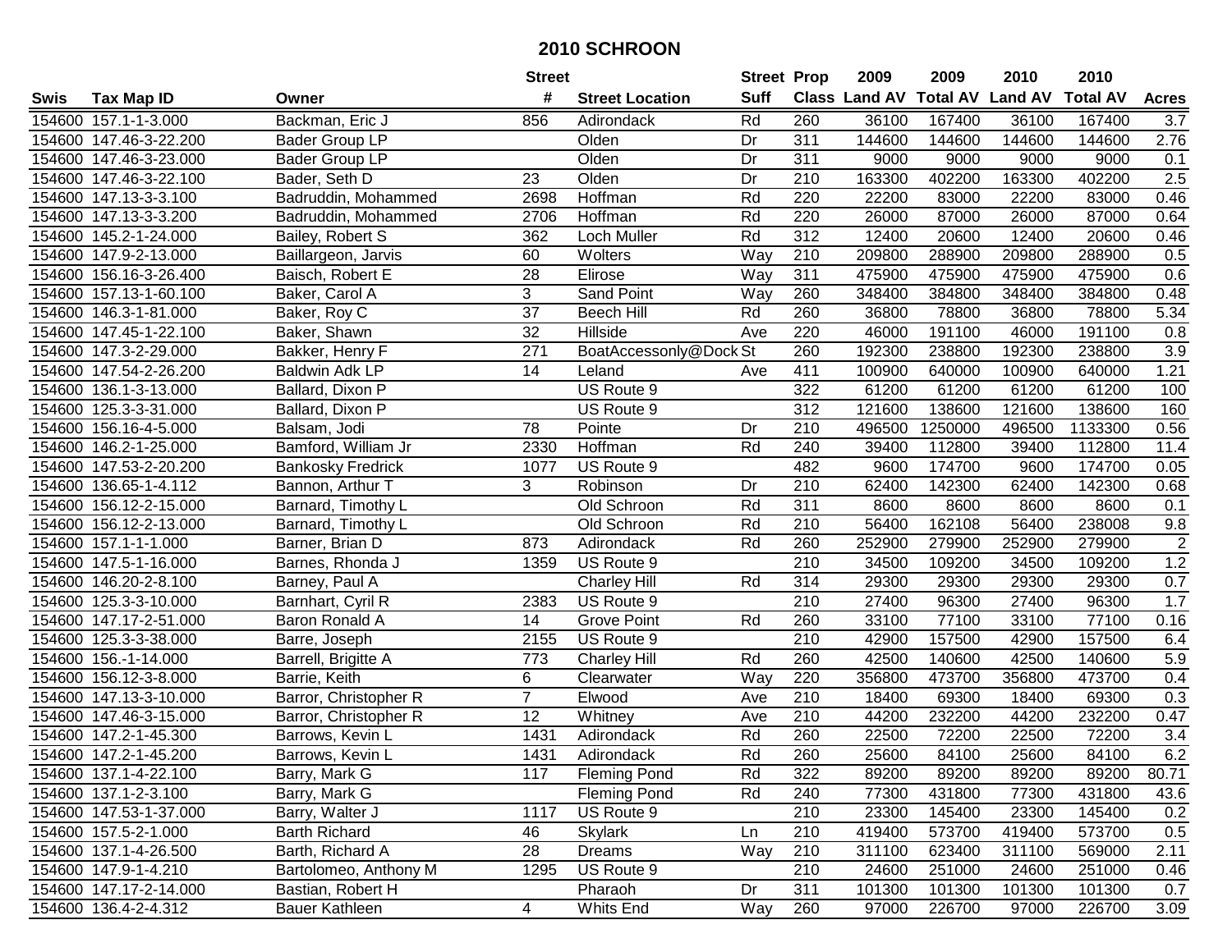# 2010 SCHROON

| Swis | Tax Map ID | Owner | Street # | Street Location | Street Suff | Prop Class | 2009 Land AV | 2009 Total AV | 2010 Land AV | 2010 Total AV | Acres |
|---|---|---|---|---|---|---|---|---|---|---|---|
| 154600 | 157.1-1-3.000 | Backman, Eric J | 856 | Adirondack | Rd | 260 | 36100 | 167400 | 36100 | 167400 | 3.7 |
| 154600 | 147.46-3-22.200 | Bader Group LP | | Olden | Dr | 311 | 144600 | 144600 | 144600 | 144600 | 2.76 |
| 154600 | 147.46-3-23.000 | Bader Group LP | | Olden | Dr | 311 | 9000 | 9000 | 9000 | 9000 | 0.1 |
| 154600 | 147.46-3-22.100 | Bader, Seth D | 23 | Olden | Dr | 210 | 163300 | 402200 | 163300 | 402200 | 2.5 |
| 154600 | 147.13-3-3.100 | Badruddin, Mohammed | 2698 | Hoffman | Rd | 220 | 22200 | 83000 | 22200 | 83000 | 0.46 |
| 154600 | 147.13-3-3.200 | Badruddin, Mohammed | 2706 | Hoffman | Rd | 220 | 26000 | 87000 | 26000 | 87000 | 0.64 |
| 154600 | 145.2-1-24.000 | Bailey, Robert S | 362 | Loch Muller | Rd | 312 | 12400 | 20600 | 12400 | 20600 | 0.46 |
| 154600 | 147.9-2-13.000 | Baillargeon, Jarvis | 60 | Wolters | Way | 210 | 209800 | 288900 | 209800 | 288900 | 0.5 |
| 154600 | 156.16-3-26.400 | Baisch, Robert E | 28 | Elirose | Way | 311 | 475900 | 475900 | 475900 | 475900 | 0.6 |
| 154600 | 157.13-1-60.100 | Baker, Carol A | 3 | Sand Point | Way | 260 | 348400 | 384800 | 348400 | 384800 | 0.48 |
| 154600 | 146.3-1-81.000 | Baker, Roy C | 37 | Beech Hill | Rd | 260 | 36800 | 78800 | 36800 | 78800 | 5.34 |
| 154600 | 147.45-1-22.100 | Baker, Shawn | 32 | Hillside | Ave | 220 | 46000 | 191100 | 46000 | 191100 | 0.8 |
| 154600 | 147.3-2-29.000 | Bakker, Henry F | 271 | BoatAccessonly@Dock | St | 260 | 192300 | 238800 | 192300 | 238800 | 3.9 |
| 154600 | 147.54-2-26.200 | Baldwin Adk LP | 14 | Leland | Ave | 411 | 100900 | 640000 | 100900 | 640000 | 1.21 |
| 154600 | 136.1-3-13.000 | Ballard, Dixon P | | US Route 9 | | 322 | 61200 | 61200 | 61200 | 61200 | 100 |
| 154600 | 125.3-3-31.000 | Ballard, Dixon P | | US Route 9 | | 312 | 121600 | 138600 | 121600 | 138600 | 160 |
| 154600 | 156.16-4-5.000 | Balsam, Jodi | 78 | Pointe | Dr | 210 | 496500 | 1250000 | 496500 | 1133300 | 0.56 |
| 154600 | 146.2-1-25.000 | Bamford, William Jr | 2330 | Hoffman | Rd | 240 | 39400 | 112800 | 39400 | 112800 | 11.4 |
| 154600 | 147.53-2-20.200 | Bankosky Fredrick | 1077 | US Route 9 | | 482 | 9600 | 174700 | 9600 | 174700 | 0.05 |
| 154600 | 136.65-1-4.112 | Bannon, Arthur T | 3 | Robinson | Dr | 210 | 62400 | 142300 | 62400 | 142300 | 0.68 |
| 154600 | 156.12-2-15.000 | Barnard, Timothy L | | Old Schroon | Rd | 311 | 8600 | 8600 | 8600 | 8600 | 0.1 |
| 154600 | 156.12-2-13.000 | Barnard, Timothy L | | Old Schroon | Rd | 210 | 56400 | 162108 | 56400 | 238008 | 9.8 |
| 154600 | 157.1-1-1.000 | Barner, Brian D | 873 | Adirondack | Rd | 260 | 252900 | 279900 | 252900 | 279900 | 2 |
| 154600 | 147.5-1-16.000 | Barnes, Rhonda J | 1359 | US Route 9 | | 210 | 34500 | 109200 | 34500 | 109200 | 1.2 |
| 154600 | 146.20-2-8.100 | Barney, Paul A | | Charley Hill | Rd | 314 | 29300 | 29300 | 29300 | 29300 | 0.7 |
| 154600 | 125.3-3-10.000 | Barnhart, Cyril R | 2383 | US Route 9 | | 210 | 27400 | 96300 | 27400 | 96300 | 1.7 |
| 154600 | 147.17-2-51.000 | Baron Ronald A | 14 | Grove Point | Rd | 260 | 33100 | 77100 | 33100 | 77100 | 0.16 |
| 154600 | 125.3-3-38.000 | Barre, Joseph | 2155 | US Route 9 | | 210 | 42900 | 157500 | 42900 | 157500 | 6.4 |
| 154600 | 156.-1-14.000 | Barrell, Brigitte A | 773 | Charley Hill | Rd | 260 | 42500 | 140600 | 42500 | 140600 | 5.9 |
| 154600 | 156.12-3-8.000 | Barrie, Keith | 6 | Clearwater | Way | 220 | 356800 | 473700 | 356800 | 473700 | 0.4 |
| 154600 | 147.13-3-10.000 | Barror, Christopher R | 7 | Elwood | Ave | 210 | 18400 | 69300 | 18400 | 69300 | 0.3 |
| 154600 | 147.46-3-15.000 | Barror, Christopher R | 12 | Whitney | Ave | 210 | 44200 | 232200 | 44200 | 232200 | 0.47 |
| 154600 | 147.2-1-45.300 | Barrows, Kevin L | 1431 | Adirondack | Rd | 260 | 22500 | 72200 | 22500 | 72200 | 3.4 |
| 154600 | 147.2-1-45.200 | Barrows, Kevin L | 1431 | Adirondack | Rd | 260 | 25600 | 84100 | 25600 | 84100 | 6.2 |
| 154600 | 137.1-4-22.100 | Barry, Mark G | 117 | Fleming Pond | Rd | 322 | 89200 | 89200 | 89200 | 89200 | 80.71 |
| 154600 | 137.1-2-3.100 | Barry, Mark G | | Fleming Pond | Rd | 240 | 77300 | 431800 | 77300 | 431800 | 43.6 |
| 154600 | 147.53-1-37.000 | Barry, Walter J | 1117 | US Route 9 | | 210 | 23300 | 145400 | 23300 | 145400 | 0.2 |
| 154600 | 157.5-2-1.000 | Barth Richard | 46 | Skylark | Ln | 210 | 419400 | 573700 | 419400 | 573700 | 0.5 |
| 154600 | 137.1-4-26.500 | Barth, Richard A | 28 | Dreams | Way | 210 | 311100 | 623400 | 311100 | 569000 | 2.11 |
| 154600 | 147.9-1-4.210 | Bartolomeo, Anthony M | 1295 | US Route 9 | | 210 | 24600 | 251000 | 24600 | 251000 | 0.46 |
| 154600 | 147.17-2-14.000 | Bastian, Robert H | | Pharaoh | Dr | 311 | 101300 | 101300 | 101300 | 101300 | 0.7 |
| 154600 | 136.4-2-4.312 | Bauer Kathleen | 4 | Whits End | Way | 260 | 97000 | 226700 | 97000 | 226700 | 3.09 |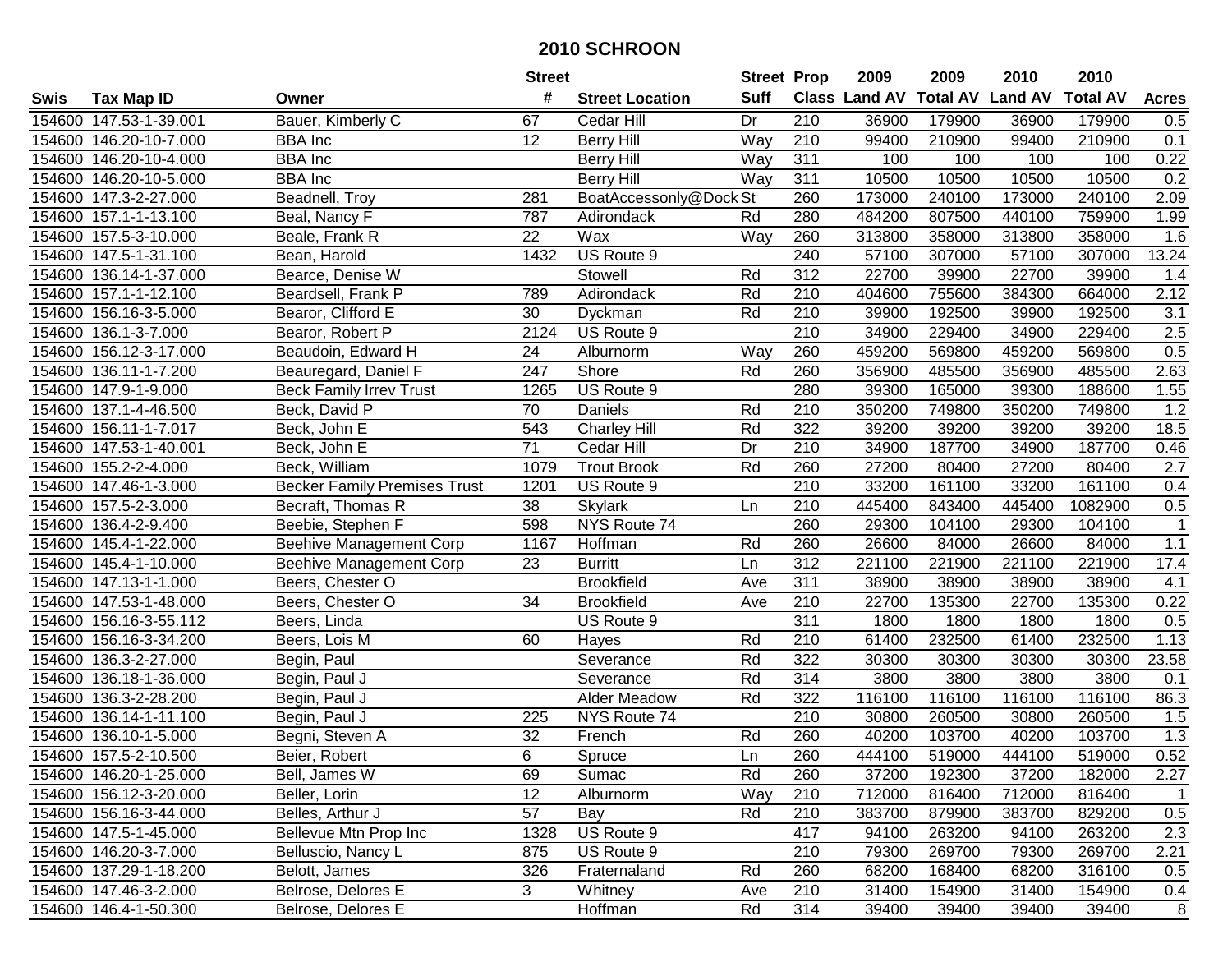# 2010 SCHROON

| Swis | Tax Map ID | Owner | Street # | Street Location | Street Suff | Prop Class | 2009 Land AV | 2009 Total AV | 2010 Land AV | 2010 Total AV | Acres |
|---|---|---|---|---|---|---|---|---|---|---|---|
| 154600 | 147.53-1-39.001 | Bauer, Kimberly C | 67 | Cedar Hill | Dr | 210 | 36900 | 179900 | 36900 | 179900 | 0.5 |
| 154600 | 146.20-10-7.000 | BBA Inc | 12 | Berry Hill | Way | 210 | 99400 | 210900 | 99400 | 210900 | 0.1 |
| 154600 | 146.20-10-4.000 | BBA Inc | | Berry Hill | Way | 311 | 100 | 100 | 100 | 100 | 0.22 |
| 154600 | 146.20-10-5.000 | BBA Inc | | Berry Hill | Way | 311 | 10500 | 10500 | 10500 | 10500 | 0.2 |
| 154600 | 147.3-2-27.000 | Beadnell, Troy | 281 | BoatAccessonly@Dock | St | 260 | 173000 | 240100 | 173000 | 240100 | 2.09 |
| 154600 | 157.1-1-13.100 | Beal, Nancy F | 787 | Adirondack | Rd | 280 | 484200 | 807500 | 440100 | 759900 | 1.99 |
| 154600 | 157.5-3-10.000 | Beale, Frank R | 22 | Wax | Way | 260 | 313800 | 358000 | 313800 | 358000 | 1.6 |
| 154600 | 147.5-1-31.100 | Bean, Harold | 1432 | US Route 9 | | 240 | 57100 | 307000 | 57100 | 307000 | 13.24 |
| 154600 | 136.14-1-37.000 | Bearce, Denise W | | Stowell | Rd | 312 | 22700 | 39900 | 22700 | 39900 | 1.4 |
| 154600 | 157.1-1-12.100 | Beardsell, Frank P | 789 | Adirondack | Rd | 210 | 404600 | 755600 | 384300 | 664000 | 2.12 |
| 154600 | 156.16-3-5.000 | Bearor, Clifford E | 30 | Dyckman | Rd | 210 | 39900 | 192500 | 39900 | 192500 | 3.1 |
| 154600 | 136.1-3-7.000 | Bearor, Robert P | 2124 | US Route 9 | | 210 | 34900 | 229400 | 34900 | 229400 | 2.5 |
| 154600 | 156.12-3-17.000 | Beaudoin, Edward H | 24 | Alburnorm | Way | 260 | 459200 | 569800 | 459200 | 569800 | 0.5 |
| 154600 | 136.11-1-7.200 | Beauregard, Daniel F | 247 | Shore | Rd | 260 | 356900 | 485500 | 356900 | 485500 | 2.63 |
| 154600 | 147.9-1-9.000 | Beck Family Irrev Trust | 1265 | US Route 9 | | 280 | 39300 | 165000 | 39300 | 188600 | 1.55 |
| 154600 | 137.1-4-46.500 | Beck, David P | 70 | Daniels | Rd | 210 | 350200 | 749800 | 350200 | 749800 | 1.2 |
| 154600 | 156.11-1-7.017 | Beck, John E | 543 | Charley Hill | Rd | 322 | 39200 | 39200 | 39200 | 39200 | 18.5 |
| 154600 | 147.53-1-40.001 | Beck, John E | 71 | Cedar Hill | Dr | 210 | 34900 | 187700 | 34900 | 187700 | 0.46 |
| 154600 | 155.2-2-4.000 | Beck, William | 1079 | Trout Brook | Rd | 260 | 27200 | 80400 | 27200 | 80400 | 2.7 |
| 154600 | 147.46-1-3.000 | Becker Family Premises Trust | 1201 | US Route 9 | | 210 | 33200 | 161100 | 33200 | 161100 | 0.4 |
| 154600 | 157.5-2-3.000 | Becraft, Thomas R | 38 | Skylark | Ln | 210 | 445400 | 843400 | 445400 | 1082900 | 0.5 |
| 154600 | 136.4-2-9.400 | Beebie, Stephen F | 598 | NYS Route 74 | | 260 | 29300 | 104100 | 29300 | 104100 | 1 |
| 154600 | 145.4-1-22.000 | Beehive Management Corp | 1167 | Hoffman | Rd | 260 | 26600 | 84000 | 26600 | 84000 | 1.1 |
| 154600 | 145.4-1-10.000 | Beehive Management Corp | 23 | Burritt | Ln | 312 | 221100 | 221900 | 221100 | 221900 | 17.4 |
| 154600 | 147.13-1-1.000 | Beers, Chester O | | Brookfield | Ave | 311 | 38900 | 38900 | 38900 | 38900 | 4.1 |
| 154600 | 147.53-1-48.000 | Beers, Chester O | 34 | Brookfield | Ave | 210 | 22700 | 135300 | 22700 | 135300 | 0.22 |
| 154600 | 156.16-3-55.112 | Beers, Linda | | US Route 9 | | 311 | 1800 | 1800 | 1800 | 1800 | 0.5 |
| 154600 | 156.16-3-34.200 | Beers, Lois M | 60 | Hayes | Rd | 210 | 61400 | 232500 | 61400 | 232500 | 1.13 |
| 154600 | 136.3-2-27.000 | Begin, Paul | | Severance | Rd | 322 | 30300 | 30300 | 30300 | 30300 | 23.58 |
| 154600 | 136.18-1-36.000 | Begin, Paul J | | Severance | Rd | 314 | 3800 | 3800 | 3800 | 3800 | 0.1 |
| 154600 | 136.3-2-28.200 | Begin, Paul J | | Alder Meadow | Rd | 322 | 116100 | 116100 | 116100 | 116100 | 86.3 |
| 154600 | 136.14-1-11.100 | Begin, Paul J | 225 | NYS Route 74 | | 210 | 30800 | 260500 | 30800 | 260500 | 1.5 |
| 154600 | 136.10-1-5.000 | Begni, Steven A | 32 | French | Rd | 260 | 40200 | 103700 | 40200 | 103700 | 1.3 |
| 154600 | 157.5-2-10.500 | Beier, Robert | 6 | Spruce | Ln | 260 | 444100 | 519000 | 444100 | 519000 | 0.52 |
| 154600 | 146.20-1-25.000 | Bell, James W | 69 | Sumac | Rd | 260 | 37200 | 192300 | 37200 | 182000 | 2.27 |
| 154600 | 156.12-3-20.000 | Beller, Lorin | 12 | Alburnorm | Way | 210 | 712000 | 816400 | 712000 | 816400 | 1 |
| 154600 | 156.16-3-44.000 | Belles, Arthur J | 57 | Bay | Rd | 210 | 383700 | 879900 | 383700 | 829200 | 0.5 |
| 154600 | 147.5-1-45.000 | Bellevue Mtn Prop Inc | 1328 | US Route 9 | | 417 | 94100 | 263200 | 94100 | 263200 | 2.3 |
| 154600 | 146.20-3-7.000 | Belluscio, Nancy L | 875 | US Route 9 | | 210 | 79300 | 269700 | 79300 | 269700 | 2.21 |
| 154600 | 137.29-1-18.200 | Belott, James | 326 | Fraternaland | Rd | 260 | 68200 | 168400 | 68200 | 316100 | 0.5 |
| 154600 | 147.46-3-2.000 | Belrose, Delores E | 3 | Whitney | Ave | 210 | 31400 | 154900 | 31400 | 154900 | 0.4 |
| 154600 | 146.4-1-50.300 | Belrose, Delores E | | Hoffman | Rd | 314 | 39400 | 39400 | 39400 | 39400 | 8 |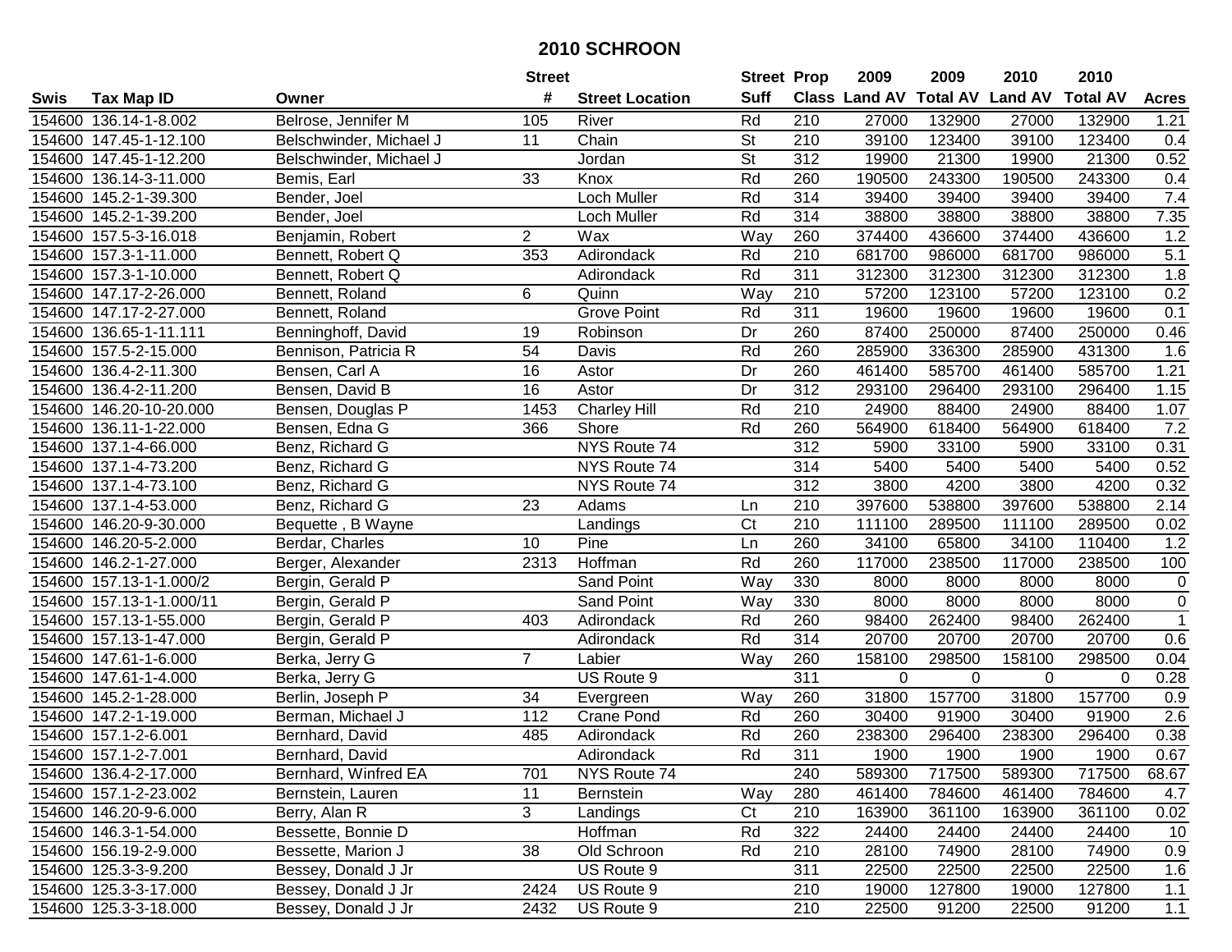# 2010 SCHROON

| Swis | Tax Map ID | Owner | Street # | Street Location | Street Suff | Prop Class | 2009 Land AV | 2009 Total AV | 2010 Land AV | 2010 Total AV | Acres |
|---|---|---|---|---|---|---|---|---|---|---|---|
| 154600 | 136.14-1-8.002 | Belrose, Jennifer M | 105 | River | Rd | 210 | 27000 | 132900 | 27000 | 132900 | 1.21 |
| 154600 | 147.45-1-12.100 | Belschwinder, Michael J | 11 | Chain | St | 210 | 39100 | 123400 | 39100 | 123400 | 0.4 |
| 154600 | 147.45-1-12.200 | Belschwinder, Michael J | | Jordan | St | 312 | 19900 | 21300 | 19900 | 21300 | 0.52 |
| 154600 | 136.14-3-11.000 | Bemis, Earl | 33 | Knox | Rd | 260 | 190500 | 243300 | 190500 | 243300 | 0.4 |
| 154600 | 145.2-1-39.300 | Bender, Joel | | Loch Muller | Rd | 314 | 39400 | 39400 | 39400 | 39400 | 7.4 |
| 154600 | 145.2-1-39.200 | Bender, Joel | | Loch Muller | Rd | 314 | 38800 | 38800 | 38800 | 38800 | 7.35 |
| 154600 | 157.5-3-16.018 | Benjamin, Robert | 2 | Wax | Way | 260 | 374400 | 436600 | 374400 | 436600 | 1.2 |
| 154600 | 157.3-1-11.000 | Bennett, Robert Q | 353 | Adirondack | Rd | 210 | 681700 | 986000 | 681700 | 986000 | 5.1 |
| 154600 | 157.3-1-10.000 | Bennett, Robert Q | | Adirondack | Rd | 311 | 312300 | 312300 | 312300 | 312300 | 1.8 |
| 154600 | 147.17-2-26.000 | Bennett, Roland | 6 | Quinn | Way | 210 | 57200 | 123100 | 57200 | 123100 | 0.2 |
| 154600 | 147.17-2-27.000 | Bennett, Roland | | Grove Point | Rd | 311 | 19600 | 19600 | 19600 | 19600 | 0.1 |
| 154600 | 136.65-1-11.111 | Benninghoff, David | 19 | Robinson | Dr | 260 | 87400 | 250000 | 87400 | 250000 | 0.46 |
| 154600 | 157.5-2-15.000 | Bennison, Patricia R | 54 | Davis | Rd | 260 | 285900 | 336300 | 285900 | 431300 | 1.6 |
| 154600 | 136.4-2-11.300 | Bensen, Carl A | 16 | Astor | Dr | 260 | 461400 | 585700 | 461400 | 585700 | 1.21 |
| 154600 | 136.4-2-11.200 | Bensen, David B | 16 | Astor | Dr | 312 | 293100 | 296400 | 293100 | 296400 | 1.15 |
| 154600 | 146.20-10-20.000 | Bensen, Douglas P | 1453 | Charley Hill | Rd | 210 | 24900 | 88400 | 24900 | 88400 | 1.07 |
| 154600 | 136.11-1-22.000 | Bensen, Edna G | 366 | Shore | Rd | 260 | 564900 | 618400 | 564900 | 618400 | 7.2 |
| 154600 | 137.1-4-66.000 | Benz, Richard G | | NYS Route 74 | | 312 | 5900 | 33100 | 5900 | 33100 | 0.31 |
| 154600 | 137.1-4-73.200 | Benz, Richard G | | NYS Route 74 | | 314 | 5400 | 5400 | 5400 | 5400 | 0.52 |
| 154600 | 137.1-4-73.100 | Benz, Richard G | | NYS Route 74 | | 312 | 3800 | 4200 | 3800 | 4200 | 0.32 |
| 154600 | 137.1-4-53.000 | Benz, Richard G | 23 | Adams | Ln | 210 | 397600 | 538800 | 397600 | 538800 | 2.14 |
| 154600 | 146.20-9-30.000 | Bequette , B Wayne | | Landings | Ct | 210 | 111100 | 289500 | 111100 | 289500 | 0.02 |
| 154600 | 146.20-5-2.000 | Berdar, Charles | 10 | Pine | Ln | 260 | 34100 | 65800 | 34100 | 110400 | 1.2 |
| 154600 | 146.2-1-27.000 | Berger, Alexander | 2313 | Hoffman | Rd | 260 | 117000 | 238500 | 117000 | 238500 | 100 |
| 154600 | 157.13-1-1.000/2 | Bergin, Gerald P | | Sand Point | Way | 330 | 8000 | 8000 | 8000 | 8000 | 0 |
| 154600 | 157.13-1-1.000/11 | Bergin, Gerald P | | Sand Point | Way | 330 | 8000 | 8000 | 8000 | 8000 | 0 |
| 154600 | 157.13-1-55.000 | Bergin, Gerald P | 403 | Adirondack | Rd | 260 | 98400 | 262400 | 98400 | 262400 | 1 |
| 154600 | 157.13-1-47.000 | Bergin, Gerald P | | Adirondack | Rd | 314 | 20700 | 20700 | 20700 | 20700 | 0.6 |
| 154600 | 147.61-1-6.000 | Berka, Jerry G | 7 | Labier | Way | 260 | 158100 | 298500 | 158100 | 298500 | 0.04 |
| 154600 | 147.61-1-4.000 | Berka, Jerry G | | US Route 9 | | 311 | 0 | 0 | 0 | 0 | 0.28 |
| 154600 | 145.2-1-28.000 | Berlin, Joseph P | 34 | Evergreen | Way | 260 | 31800 | 157700 | 31800 | 157700 | 0.9 |
| 154600 | 147.2-1-19.000 | Berman, Michael J | 112 | Crane Pond | Rd | 260 | 30400 | 91900 | 30400 | 91900 | 2.6 |
| 154600 | 157.1-2-6.001 | Bernhard, David | 485 | Adirondack | Rd | 260 | 238300 | 296400 | 238300 | 296400 | 0.38 |
| 154600 | 157.1-2-7.001 | Bernhard, David | | Adirondack | Rd | 311 | 1900 | 1900 | 1900 | 1900 | 0.67 |
| 154600 | 136.4-2-17.000 | Bernhard, Winfred EA | 701 | NYS Route 74 | | 240 | 589300 | 717500 | 589300 | 717500 | 68.67 |
| 154600 | 157.1-2-23.002 | Bernstein, Lauren | 11 | Bernstein | Way | 280 | 461400 | 784600 | 461400 | 784600 | 4.7 |
| 154600 | 146.20-9-6.000 | Berry, Alan R | 3 | Landings | Ct | 210 | 163900 | 361100 | 163900 | 361100 | 0.02 |
| 154600 | 146.3-1-54.000 | Bessette, Bonnie D | | Hoffman | Rd | 322 | 24400 | 24400 | 24400 | 24400 | 10 |
| 154600 | 156.19-2-9.000 | Bessette, Marion J | 38 | Old Schroon | Rd | 210 | 28100 | 74900 | 28100 | 74900 | 0.9 |
| 154600 | 125.3-3-9.200 | Bessey, Donald J Jr | | US Route 9 | | 311 | 22500 | 22500 | 22500 | 22500 | 1.6 |
| 154600 | 125.3-3-17.000 | Bessey, Donald J Jr | 2424 | US Route 9 | | 210 | 19000 | 127800 | 19000 | 127800 | 1.1 |
| 154600 | 125.3-3-18.000 | Bessey, Donald J Jr | 2432 | US Route 9 | | 210 | 22500 | 91200 | 22500 | 91200 | 1.1 |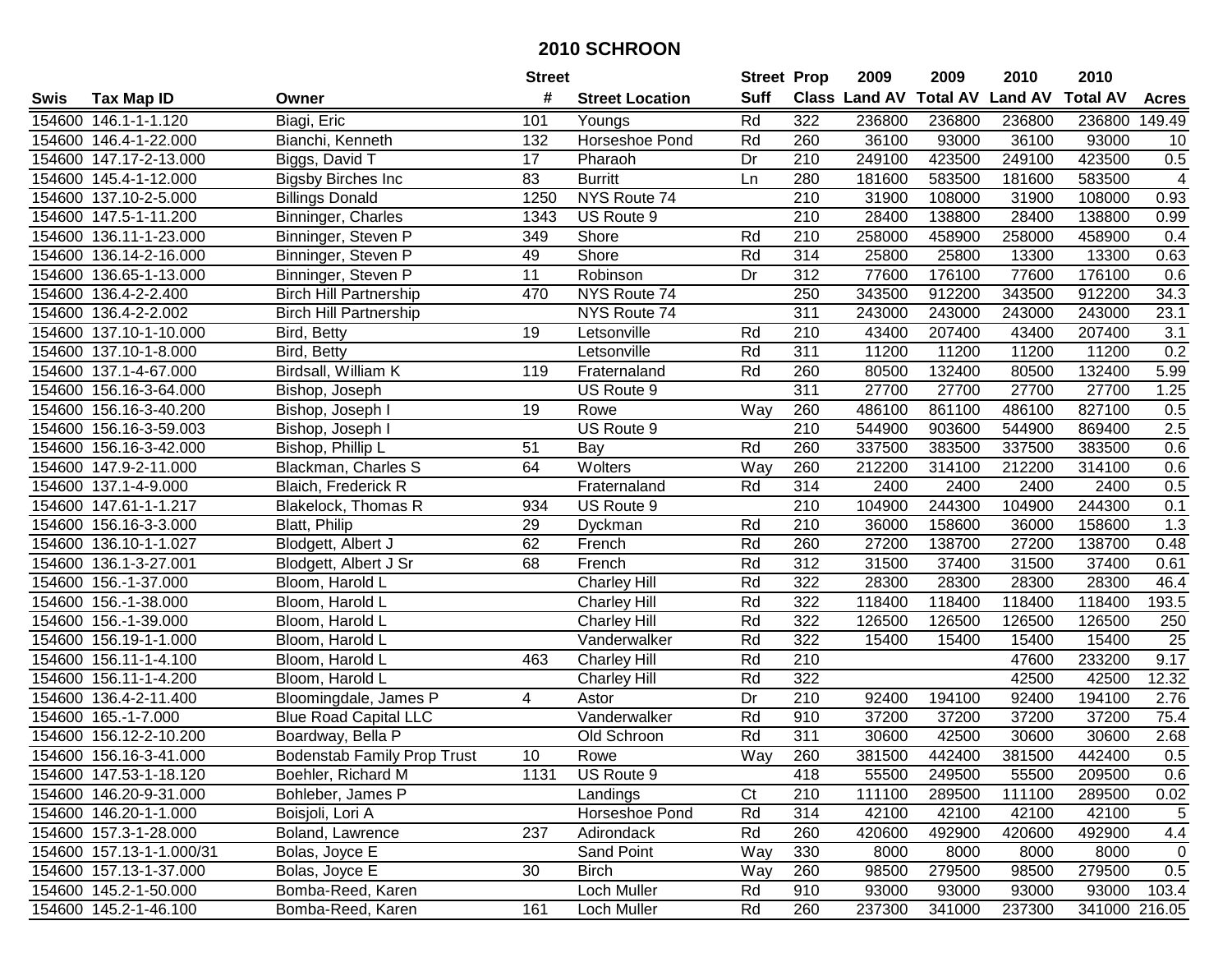# 2010 SCHROON

| Swis | Tax Map ID | Owner | Street # | Street Location | Street Suff | Prop Class | 2009 Land AV | 2009 Total AV | 2010 Land AV | 2010 Total AV | Acres |
|---|---|---|---|---|---|---|---|---|---|---|---|
| 154600 | 146.1-1-1.120 | Biagi, Eric | 101 | Youngs | Rd | 322 | 236800 | 236800 | 236800 | 236800 | 149.49 |
| 154600 | 146.4-1-22.000 | Bianchi, Kenneth | 132 | Horseshoe Pond | Rd | 260 | 36100 | 93000 | 36100 | 93000 | 10 |
| 154600 | 147.17-2-13.000 | Biggs, David T | 17 | Pharaoh | Dr | 210 | 249100 | 423500 | 249100 | 423500 | 0.5 |
| 154600 | 145.4-1-12.000 | Bigsby Birches Inc | 83 | Burritt | Ln | 280 | 181600 | 583500 | 181600 | 583500 | 4 |
| 154600 | 137.10-2-5.000 | Billings Donald | 1250 | NYS Route 74 | | 210 | 31900 | 108000 | 31900 | 108000 | 0.93 |
| 154600 | 147.5-1-11.200 | Binninger, Charles | 1343 | US Route 9 | | 210 | 28400 | 138800 | 28400 | 138800 | 0.99 |
| 154600 | 136.11-1-23.000 | Binninger, Steven P | 349 | Shore | Rd | 210 | 258000 | 458900 | 258000 | 458900 | 0.4 |
| 154600 | 136.14-2-16.000 | Binninger, Steven P | 49 | Shore | Rd | 314 | 25800 | 25800 | 13300 | 13300 | 0.63 |
| 154600 | 136.65-1-13.000 | Binninger, Steven P | 11 | Robinson | Dr | 312 | 77600 | 176100 | 77600 | 176100 | 0.6 |
| 154600 | 136.4-2-2.400 | Birch Hill Partnership | 470 | NYS Route 74 | | 250 | 343500 | 912200 | 343500 | 912200 | 34.3 |
| 154600 | 136.4-2-2.002 | Birch Hill Partnership | | NYS Route 74 | | 311 | 243000 | 243000 | 243000 | 243000 | 23.1 |
| 154600 | 137.10-1-10.000 | Bird, Betty | 19 | Letsonville | Rd | 210 | 43400 | 207400 | 43400 | 207400 | 3.1 |
| 154600 | 137.10-1-8.000 | Bird, Betty | | Letsonville | Rd | 311 | 11200 | 11200 | 11200 | 11200 | 0.2 |
| 154600 | 137.1-4-67.000 | Birdsall, William K | 119 | Fraternaland | Rd | 260 | 80500 | 132400 | 80500 | 132400 | 5.99 |
| 154600 | 156.16-3-64.000 | Bishop, Joseph | | US Route 9 | | 311 | 27700 | 27700 | 27700 | 27700 | 1.25 |
| 154600 | 156.16-3-40.200 | Bishop, Joseph I | 19 | Rowe | Way | 260 | 486100 | 861100 | 486100 | 827100 | 0.5 |
| 154600 | 156.16-3-59.003 | Bishop, Joseph I | | US Route 9 | | 210 | 544900 | 903600 | 544900 | 869400 | 2.5 |
| 154600 | 156.16-3-42.000 | Bishop, Phillip L | 51 | Bay | Rd | 260 | 337500 | 383500 | 337500 | 383500 | 0.6 |
| 154600 | 147.9-2-11.000 | Blackman, Charles S | 64 | Wolters | Way | 260 | 212200 | 314100 | 212200 | 314100 | 0.6 |
| 154600 | 137.1-4-9.000 | Blaich, Frederick R | | Fraternaland | Rd | 314 | 2400 | 2400 | 2400 | 2400 | 0.5 |
| 154600 | 147.61-1-1.217 | Blakelock, Thomas R | 934 | US Route 9 | | 210 | 104900 | 244300 | 104900 | 244300 | 0.1 |
| 154600 | 156.16-3-3.000 | Blatt, Philip | 29 | Dyckman | Rd | 210 | 36000 | 158600 | 36000 | 158600 | 1.3 |
| 154600 | 136.10-1-1.027 | Blodgett, Albert J | 62 | French | Rd | 260 | 27200 | 138700 | 27200 | 138700 | 0.48 |
| 154600 | 136.1-3-27.001 | Blodgett, Albert J Sr | 68 | French | Rd | 312 | 31500 | 37400 | 31500 | 37400 | 0.61 |
| 154600 | 156.-1-37.000 | Bloom, Harold L | | Charley Hill | Rd | 322 | 28300 | 28300 | 28300 | 28300 | 46.4 |
| 154600 | 156.-1-38.000 | Bloom, Harold L | | Charley Hill | Rd | 322 | 118400 | 118400 | 118400 | 118400 | 193.5 |
| 154600 | 156.-1-39.000 | Bloom, Harold L | | Charley Hill | Rd | 322 | 126500 | 126500 | 126500 | 126500 | 250 |
| 154600 | 156.19-1-1.000 | Bloom, Harold L | | Vanderwalker | Rd | 322 | 15400 | 15400 | 15400 | 15400 | 25 |
| 154600 | 156.11-1-4.100 | Bloom, Harold L | 463 | Charley Hill | Rd | 210 | | | 47600 | 233200 | 9.17 |
| 154600 | 156.11-1-4.200 | Bloom, Harold L | | Charley Hill | Rd | 322 | | | 42500 | 42500 | 12.32 |
| 154600 | 136.4-2-11.400 | Bloomingdale, James P | 4 | Astor | Dr | 210 | 92400 | 194100 | 92400 | 194100 | 2.76 |
| 154600 | 165.-1-7.000 | Blue Road Capital LLC | | Vanderwalker | Rd | 910 | 37200 | 37200 | 37200 | 37200 | 75.4 |
| 154600 | 156.12-2-10.200 | Boardway, Bella P | | Old Schroon | Rd | 311 | 30600 | 42500 | 30600 | 30600 | 2.68 |
| 154600 | 156.16-3-41.000 | Bodenstab Family Prop Trust | 10 | Rowe | Way | 260 | 381500 | 442400 | 381500 | 442400 | 0.5 |
| 154600 | 147.53-1-18.120 | Boehler, Richard M | 1131 | US Route 9 | | 418 | 55500 | 249500 | 55500 | 209500 | 0.6 |
| 154600 | 146.20-9-31.000 | Bohleber, James P | | Landings | Ct | 210 | 111100 | 289500 | 111100 | 289500 | 0.02 |
| 154600 | 146.20-1-1.000 | Boisjoli, Lori A | | Horseshoe Pond | Rd | 314 | 42100 | 42100 | 42100 | 42100 | 5 |
| 154600 | 157.3-1-28.000 | Boland, Lawrence | 237 | Adirondack | Rd | 260 | 420600 | 492900 | 420600 | 492900 | 4.4 |
| 154600 | 157.13-1-1.000/31 | Bolas, Joyce E | | Sand Point | Way | 330 | 8000 | 8000 | 8000 | 8000 | 0 |
| 154600 | 157.13-1-37.000 | Bolas, Joyce E | 30 | Birch | Way | 260 | 98500 | 279500 | 98500 | 279500 | 0.5 |
| 154600 | 145.2-1-50.000 | Bomba-Reed, Karen | | Loch Muller | Rd | 910 | 93000 | 93000 | 93000 | 93000 | 103.4 |
| 154600 | 145.2-1-46.100 | Bomba-Reed, Karen | 161 | Loch Muller | Rd | 260 | 237300 | 341000 | 237300 | 341000 | 216.05 |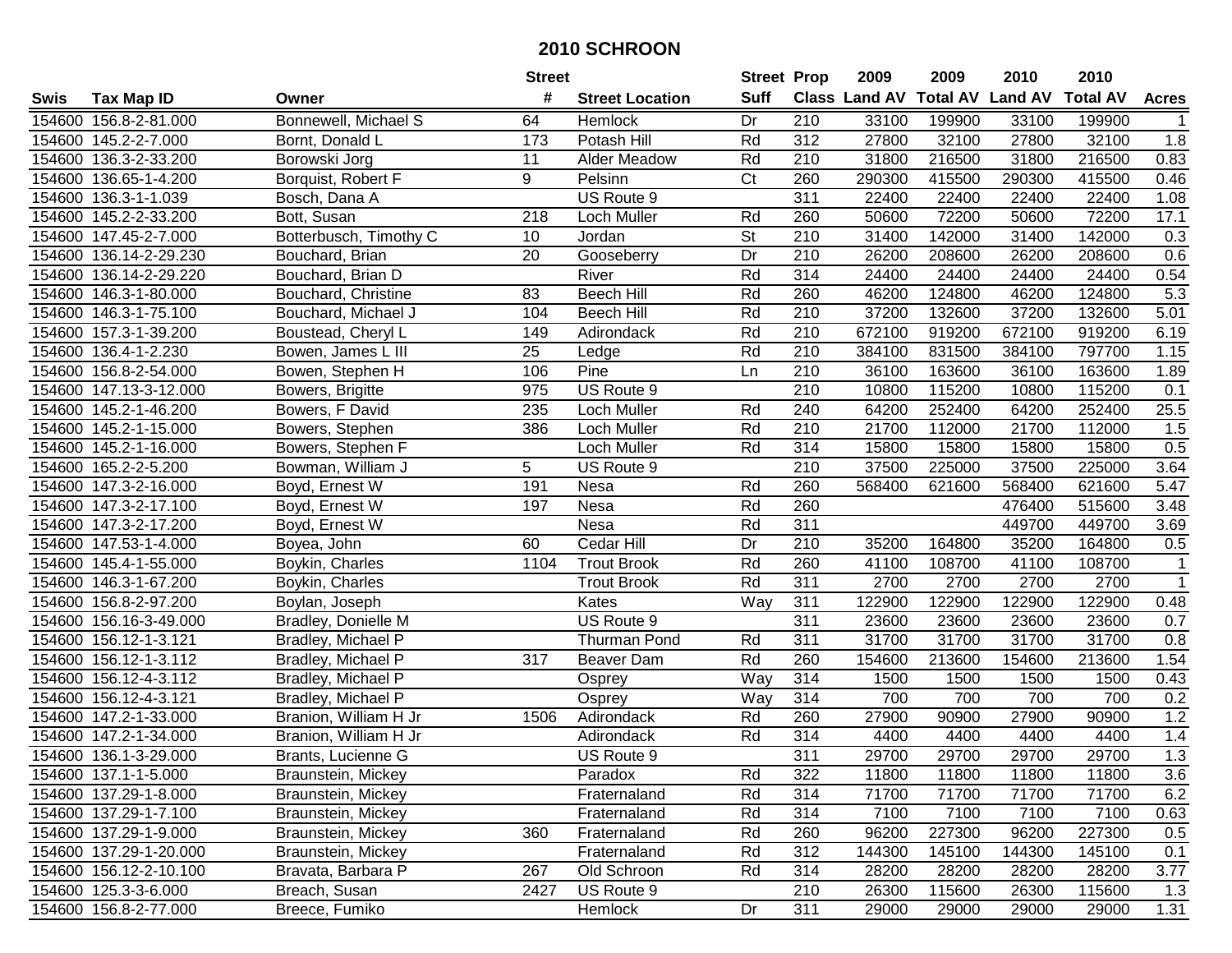# 2010 SCHROON

| Swis | Tax Map ID | Owner | Street # | Street Location | Street Suff | Prop Class | 2009 Land AV | 2009 Total AV | 2010 Land AV | 2010 Total AV | Acres |
|---|---|---|---|---|---|---|---|---|---|---|---|
| 154600 | 156.8-2-81.000 | Bonnewell, Michael S | 64 | Hemlock | Dr | 210 | 33100 | 199900 | 33100 | 199900 | 1 |
| 154600 | 145.2-2-7.000 | Bornt, Donald L | 173 | Potash Hill | Rd | 312 | 27800 | 32100 | 27800 | 32100 | 1.8 |
| 154600 | 136.3-2-33.200 | Borowski Jorg | 11 | Alder Meadow | Rd | 210 | 31800 | 216500 | 31800 | 216500 | 0.83 |
| 154600 | 136.65-1-4.200 | Borquist, Robert F | 9 | Pelsinn | Ct | 260 | 290300 | 415500 | 290300 | 415500 | 0.46 |
| 154600 | 136.3-1-1.039 | Bosch, Dana A | | US Route 9 | | 311 | 22400 | 22400 | 22400 | 22400 | 1.08 |
| 154600 | 145.2-2-33.200 | Bott, Susan | 218 | Loch Muller | Rd | 260 | 50600 | 72200 | 50600 | 72200 | 17.1 |
| 154600 | 147.45-2-7.000 | Botterbusch, Timothy C | 10 | Jordan | St | 210 | 31400 | 142000 | 31400 | 142000 | 0.3 |
| 154600 | 136.14-2-29.230 | Bouchard, Brian | 20 | Gooseberry | Dr | 210 | 26200 | 208600 | 26200 | 208600 | 0.6 |
| 154600 | 136.14-2-29.220 | Bouchard, Brian D | | River | Rd | 314 | 24400 | 24400 | 24400 | 24400 | 0.54 |
| 154600 | 146.3-1-80.000 | Bouchard, Christine | 83 | Beech Hill | Rd | 260 | 46200 | 124800 | 46200 | 124800 | 5.3 |
| 154600 | 146.3-1-75.100 | Bouchard, Michael J | 104 | Beech Hill | Rd | 210 | 37200 | 132600 | 37200 | 132600 | 5.01 |
| 154600 | 157.3-1-39.200 | Boustead, Cheryl L | 149 | Adirondack | Rd | 210 | 672100 | 919200 | 672100 | 919200 | 6.19 |
| 154600 | 136.4-1-2.230 | Bowen, James L III | 25 | Ledge | Rd | 210 | 384100 | 831500 | 384100 | 797700 | 1.15 |
| 154600 | 156.8-2-54.000 | Bowen, Stephen H | 106 | Pine | Ln | 210 | 36100 | 163600 | 36100 | 163600 | 1.89 |
| 154600 | 147.13-3-12.000 | Bowers, Brigitte | 975 | US Route 9 | | 210 | 10800 | 115200 | 10800 | 115200 | 0.1 |
| 154600 | 145.2-1-46.200 | Bowers, F David | 235 | Loch Muller | Rd | 240 | 64200 | 252400 | 64200 | 252400 | 25.5 |
| 154600 | 145.2-1-15.000 | Bowers, Stephen | 386 | Loch Muller | Rd | 210 | 21700 | 112000 | 21700 | 112000 | 1.5 |
| 154600 | 145.2-1-16.000 | Bowers, Stephen F | | Loch Muller | Rd | 314 | 15800 | 15800 | 15800 | 15800 | 0.5 |
| 154600 | 165.2-2-5.200 | Bowman, William J | 5 | US Route 9 | | 210 | 37500 | 225000 | 37500 | 225000 | 3.64 |
| 154600 | 147.3-2-16.000 | Boyd, Ernest W | 191 | Nesa | Rd | 260 | 568400 | 621600 | 568400 | 621600 | 5.47 |
| 154600 | 147.3-2-17.100 | Boyd, Ernest W | 197 | Nesa | Rd | 260 | | | 476400 | 515600 | 3.48 |
| 154600 | 147.3-2-17.200 | Boyd, Ernest W | | Nesa | Rd | 311 | | | 449700 | 449700 | 3.69 |
| 154600 | 147.53-1-4.000 | Boyea, John | 60 | Cedar Hill | Dr | 210 | 35200 | 164800 | 35200 | 164800 | 0.5 |
| 154600 | 145.4-1-55.000 | Boykin, Charles | 1104 | Trout Brook | Rd | 260 | 41100 | 108700 | 41100 | 108700 | 1 |
| 154600 | 146.3-1-67.200 | Boykin, Charles | | Trout Brook | Rd | 311 | 2700 | 2700 | 2700 | 2700 | 1 |
| 154600 | 156.8-2-97.200 | Boylan, Joseph | | Kates | Way | 311 | 122900 | 122900 | 122900 | 122900 | 0.48 |
| 154600 | 156.16-3-49.000 | Bradley, Donielle M | | US Route 9 | | 311 | 23600 | 23600 | 23600 | 23600 | 0.7 |
| 154600 | 156.12-1-3.121 | Bradley, Michael P | | Thurman Pond | Rd | 311 | 31700 | 31700 | 31700 | 31700 | 0.8 |
| 154600 | 156.12-1-3.112 | Bradley, Michael P | 317 | Beaver Dam | Rd | 260 | 154600 | 213600 | 154600 | 213600 | 1.54 |
| 154600 | 156.12-4-3.112 | Bradley, Michael P | | Osprey | Way | 314 | 1500 | 1500 | 1500 | 1500 | 0.43 |
| 154600 | 156.12-4-3.121 | Bradley, Michael P | | Osprey | Way | 314 | 700 | 700 | 700 | 700 | 0.2 |
| 154600 | 147.2-1-33.000 | Branion, William H Jr | 1506 | Adirondack | Rd | 260 | 27900 | 90900 | 27900 | 90900 | 1.2 |
| 154600 | 147.2-1-34.000 | Branion, William H Jr | | Adirondack | Rd | 314 | 4400 | 4400 | 4400 | 4400 | 1.4 |
| 154600 | 136.1-3-29.000 | Brants, Lucienne G | | US Route 9 | | 311 | 29700 | 29700 | 29700 | 29700 | 1.3 |
| 154600 | 137.1-1-5.000 | Braunstein, Mickey | | Paradox | Rd | 322 | 11800 | 11800 | 11800 | 11800 | 3.6 |
| 154600 | 137.29-1-8.000 | Braunstein, Mickey | | Fraternaland | Rd | 314 | 71700 | 71700 | 71700 | 71700 | 6.2 |
| 154600 | 137.29-1-7.100 | Braunstein, Mickey | | Fraternaland | Rd | 314 | 7100 | 7100 | 7100 | 7100 | 0.63 |
| 154600 | 137.29-1-9.000 | Braunstein, Mickey | 360 | Fraternaland | Rd | 260 | 96200 | 227300 | 96200 | 227300 | 0.5 |
| 154600 | 137.29-1-20.000 | Braunstein, Mickey | | Fraternaland | Rd | 312 | 144300 | 145100 | 144300 | 145100 | 0.1 |
| 154600 | 156.12-2-10.100 | Bravata, Barbara P | 267 | Old Schroon | Rd | 314 | 28200 | 28200 | 28200 | 28200 | 3.77 |
| 154600 | 125.3-3-6.000 | Breach, Susan | 2427 | US Route 9 | | 210 | 26300 | 115600 | 26300 | 115600 | 1.3 |
| 154600 | 156.8-2-77.000 | Breece, Fumiko | | Hemlock | Dr | 311 | 29000 | 29000 | 29000 | 29000 | 1.31 |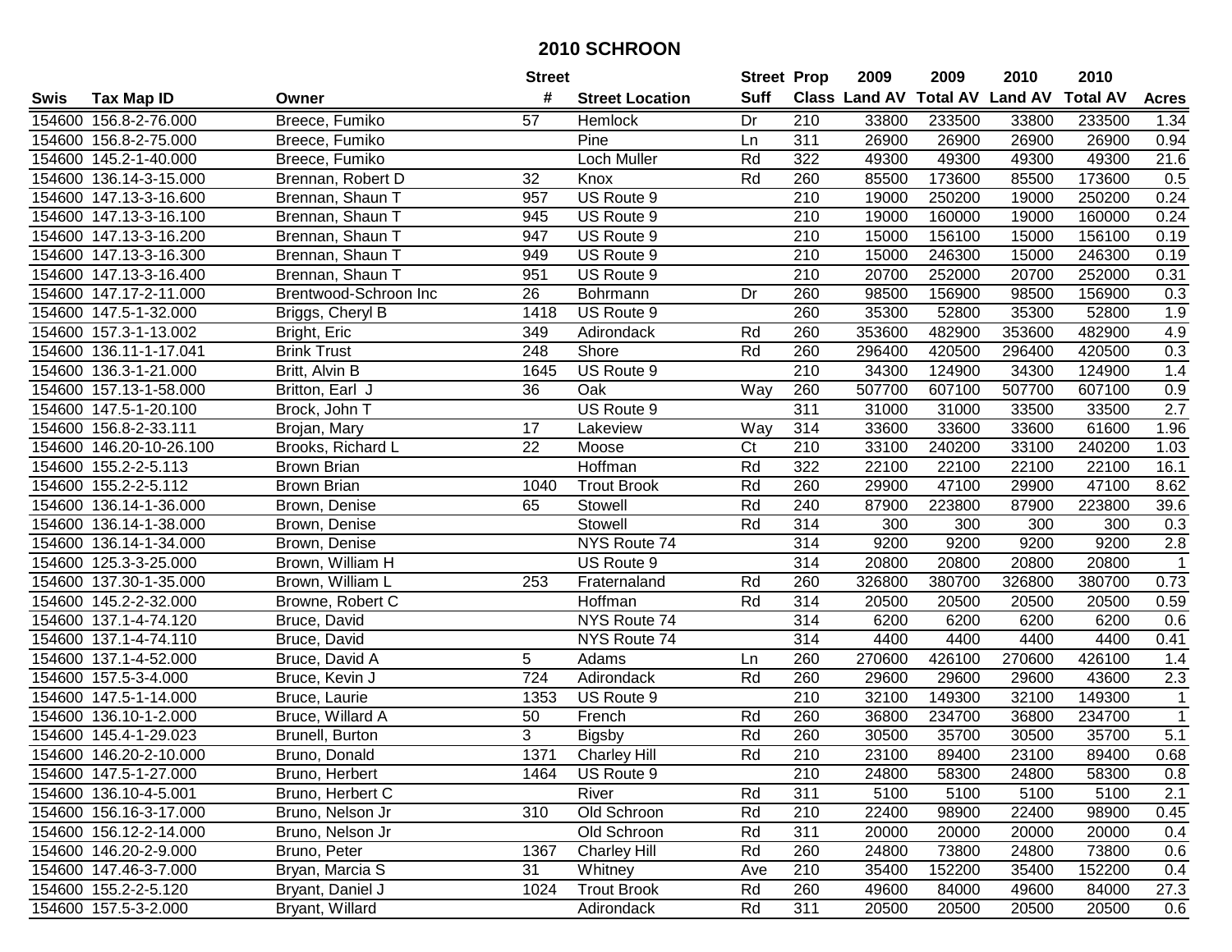# 2010 SCHROON

| Swis | Tax Map ID | Owner | Street # | Street Location | Street Suff | Prop Class | 2009 Land AV | 2009 Total AV | 2010 Land AV | 2010 Total AV | Acres |
|---|---|---|---|---|---|---|---|---|---|---|---|
| 154600 | 156.8-2-76.000 | Breece, Fumiko | 57 | Hemlock | Dr | 210 | 33800 | 233500 | 33800 | 233500 | 1.34 |
| 154600 | 156.8-2-75.000 | Breece, Fumiko | | Pine | Ln | 311 | 26900 | 26900 | 26900 | 26900 | 0.94 |
| 154600 | 145.2-1-40.000 | Breece, Fumiko | | Loch Muller | Rd | 322 | 49300 | 49300 | 49300 | 49300 | 21.6 |
| 154600 | 136.14-3-15.000 | Brennan, Robert D | 32 | Knox | Rd | 260 | 85500 | 173600 | 85500 | 173600 | 0.5 |
| 154600 | 147.13-3-16.600 | Brennan, Shaun T | 957 | US Route 9 | | 210 | 19000 | 250200 | 19000 | 250200 | 0.24 |
| 154600 | 147.13-3-16.100 | Brennan, Shaun T | 945 | US Route 9 | | 210 | 19000 | 160000 | 19000 | 160000 | 0.24 |
| 154600 | 147.13-3-16.200 | Brennan, Shaun T | 947 | US Route 9 | | 210 | 15000 | 156100 | 15000 | 156100 | 0.19 |
| 154600 | 147.13-3-16.300 | Brennan, Shaun T | 949 | US Route 9 | | 210 | 15000 | 246300 | 15000 | 246300 | 0.19 |
| 154600 | 147.13-3-16.400 | Brennan, Shaun T | 951 | US Route 9 | | 210 | 20700 | 252000 | 20700 | 252000 | 0.31 |
| 154600 | 147.17-2-11.000 | Brentwood-Schroon Inc | 26 | Bohrmann | Dr | 260 | 98500 | 156900 | 98500 | 156900 | 0.3 |
| 154600 | 147.5-1-32.000 | Briggs, Cheryl B | 1418 | US Route 9 | | 260 | 35300 | 52800 | 35300 | 52800 | 1.9 |
| 154600 | 157.3-1-13.002 | Bright, Eric | 349 | Adirondack | Rd | 260 | 353600 | 482900 | 353600 | 482900 | 4.9 |
| 154600 | 136.11-1-17.041 | Brink Trust | 248 | Shore | Rd | 260 | 296400 | 420500 | 296400 | 420500 | 0.3 |
| 154600 | 136.3-1-21.000 | Britt, Alvin B | 1645 | US Route 9 | | 210 | 34300 | 124900 | 34300 | 124900 | 1.4 |
| 154600 | 157.13-1-58.000 | Britton, Earl J | 36 | Oak | Way | 260 | 507700 | 607100 | 507700 | 607100 | 0.9 |
| 154600 | 147.5-1-20.100 | Brock, John T | | US Route 9 | | 311 | 31000 | 31000 | 33500 | 33500 | 2.7 |
| 154600 | 156.8-2-33.111 | Brojan, Mary | 17 | Lakeview | Way | 314 | 33600 | 33600 | 33600 | 61600 | 1.96 |
| 154600 | 146.20-10-26.100 | Brooks, Richard L | 22 | Moose | Ct | 210 | 33100 | 240200 | 33100 | 240200 | 1.03 |
| 154600 | 155.2-2-5.113 | Brown Brian | | Hoffman | Rd | 322 | 22100 | 22100 | 22100 | 22100 | 16.1 |
| 154600 | 155.2-2-5.112 | Brown Brian | 1040 | Trout Brook | Rd | 260 | 29900 | 47100 | 29900 | 47100 | 8.62 |
| 154600 | 136.14-1-36.000 | Brown, Denise | 65 | Stowell | Rd | 240 | 87900 | 223800 | 87900 | 223800 | 39.6 |
| 154600 | 136.14-1-38.000 | Brown, Denise | | Stowell | Rd | 314 | 300 | 300 | 300 | 300 | 0.3 |
| 154600 | 136.14-1-34.000 | Brown, Denise | | NYS Route 74 | | 314 | 9200 | 9200 | 9200 | 9200 | 2.8 |
| 154600 | 125.3-3-25.000 | Brown, William H | | US Route 9 | | 314 | 20800 | 20800 | 20800 | 20800 | 1 |
| 154600 | 137.30-1-35.000 | Brown, William L | 253 | Fraternaland | Rd | 260 | 326800 | 380700 | 326800 | 380700 | 0.73 |
| 154600 | 145.2-2-32.000 | Browne, Robert C | | Hoffman | Rd | 314 | 20500 | 20500 | 20500 | 20500 | 0.59 |
| 154600 | 137.1-4-74.120 | Bruce, David | | NYS Route 74 | | 314 | 6200 | 6200 | 6200 | 6200 | 0.6 |
| 154600 | 137.1-4-74.110 | Bruce, David | | NYS Route 74 | | 314 | 4400 | 4400 | 4400 | 4400 | 0.41 |
| 154600 | 137.1-4-52.000 | Bruce, David A | 5 | Adams | Ln | 260 | 270600 | 426100 | 270600 | 426100 | 1.4 |
| 154600 | 157.5-3-4.000 | Bruce, Kevin J | 724 | Adirondack | Rd | 260 | 29600 | 29600 | 29600 | 43600 | 2.3 |
| 154600 | 147.5-1-14.000 | Bruce, Laurie | 1353 | US Route 9 | | 210 | 32100 | 149300 | 32100 | 149300 | 1 |
| 154600 | 136.10-1-2.000 | Bruce, Willard A | 50 | French | Rd | 260 | 36800 | 234700 | 36800 | 234700 | 1 |
| 154600 | 145.4-1-29.023 | Brunell, Burton | 3 | Bigsby | Rd | 260 | 30500 | 35700 | 30500 | 35700 | 5.1 |
| 154600 | 146.20-2-10.000 | Bruno, Donald | 1371 | Charley Hill | Rd | 210 | 23100 | 89400 | 23100 | 89400 | 0.68 |
| 154600 | 147.5-1-27.000 | Bruno, Herbert | 1464 | US Route 9 | | 210 | 24800 | 58300 | 24800 | 58300 | 0.8 |
| 154600 | 136.10-4-5.001 | Bruno, Herbert C | | River | Rd | 311 | 5100 | 5100 | 5100 | 5100 | 2.1 |
| 154600 | 156.16-3-17.000 | Bruno, Nelson Jr | 310 | Old Schroon | Rd | 210 | 22400 | 98900 | 22400 | 98900 | 0.45 |
| 154600 | 156.12-2-14.000 | Bruno, Nelson Jr | | Old Schroon | Rd | 311 | 20000 | 20000 | 20000 | 20000 | 0.4 |
| 154600 | 146.20-2-9.000 | Bruno, Peter | 1367 | Charley Hill | Rd | 260 | 24800 | 73800 | 24800 | 73800 | 0.6 |
| 154600 | 147.46-3-7.000 | Bryan, Marcia S | 31 | Whitney | Ave | 210 | 35400 | 152200 | 35400 | 152200 | 0.4 |
| 154600 | 155.2-2-5.120 | Bryant, Daniel J | 1024 | Trout Brook | Rd | 260 | 49600 | 84000 | 49600 | 84000 | 27.3 |
| 154600 | 157.5-3-2.000 | Bryant, Willard | | Adirondack | Rd | 311 | 20500 | 20500 | 20500 | 20500 | 0.6 |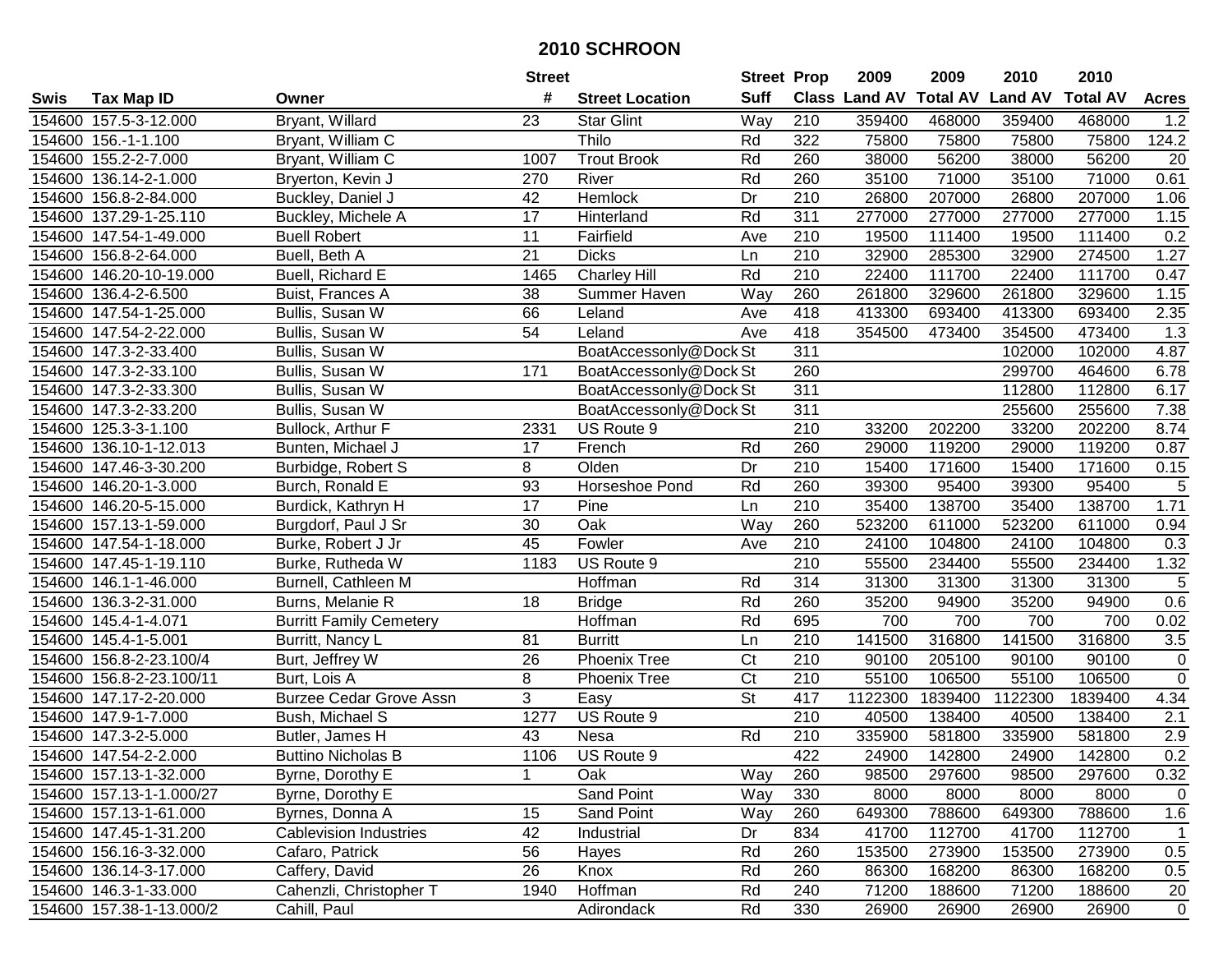# 2010 SCHROON

| Swis | Tax Map ID | Owner | Street # | Street Location | Street Suff | Prop Class | 2009 Land AV | 2009 Total AV | 2010 Land AV | 2010 Total AV | Acres |
|---|---|---|---|---|---|---|---|---|---|---|---|
| 154600 | 157.5-3-12.000 | Bryant, Willard | 23 | Star Glint | Way | 210 | 359400 | 468000 | 359400 | 468000 | 1.2 |
| 154600 | 156.-1-1.100 | Bryant, William C | | Thilo | Rd | 322 | 75800 | 75800 | 75800 | 75800 | 124.2 |
| 154600 | 155.2-2-7.000 | Bryant, William C | 1007 | Trout Brook | Rd | 260 | 38000 | 56200 | 38000 | 56200 | 20 |
| 154600 | 136.14-2-1.000 | Bryerton, Kevin J | 270 | River | Rd | 260 | 35100 | 71000 | 35100 | 71000 | 0.61 |
| 154600 | 156.8-2-84.000 | Buckley, Daniel J | 42 | Hemlock | Dr | 210 | 26800 | 207000 | 26800 | 207000 | 1.06 |
| 154600 | 137.29-1-25.110 | Buckley, Michele A | 17 | Hinterland | Rd | 311 | 277000 | 277000 | 277000 | 277000 | 1.15 |
| 154600 | 147.54-1-49.000 | Buell Robert | 11 | Fairfield | Ave | 210 | 19500 | 111400 | 19500 | 111400 | 0.2 |
| 154600 | 156.8-2-64.000 | Buell, Beth A | 21 | Dicks | Ln | 210 | 32900 | 285300 | 32900 | 274500 | 1.27 |
| 154600 | 146.20-10-19.000 | Buell, Richard E | 1465 | Charley Hill | Rd | 210 | 22400 | 111700 | 22400 | 111700 | 0.47 |
| 154600 | 136.4-2-6.500 | Buist, Frances A | 38 | Summer Haven | Way | 260 | 261800 | 329600 | 261800 | 329600 | 1.15 |
| 154600 | 147.54-1-25.000 | Bullis, Susan W | 66 | Leland | Ave | 418 | 413300 | 693400 | 413300 | 693400 | 2.35 |
| 154600 | 147.54-2-22.000 | Bullis, Susan W | 54 | Leland | Ave | 418 | 354500 | 473400 | 354500 | 473400 | 1.3 |
| 154600 | 147.3-2-33.400 | Bullis, Susan W | | BoatAccessonly@Dock | St | 311 | | | 102000 | 102000 | 4.87 |
| 154600 | 147.3-2-33.100 | Bullis, Susan W | 171 | BoatAccessonly@Dock | St | 260 | | | 299700 | 464600 | 6.78 |
| 154600 | 147.3-2-33.300 | Bullis, Susan W | | BoatAccessonly@Dock | St | 311 | | | 112800 | 112800 | 6.17 |
| 154600 | 147.3-2-33.200 | Bullis, Susan W | | BoatAccessonly@Dock | St | 311 | | | 255600 | 255600 | 7.38 |
| 154600 | 125.3-3-1.100 | Bullock, Arthur F | 2331 | US Route 9 | | 210 | 33200 | 202200 | 33200 | 202200 | 8.74 |
| 154600 | 136.10-1-12.013 | Bunten, Michael J | 17 | French | Rd | 260 | 29000 | 119200 | 29000 | 119200 | 0.87 |
| 154600 | 147.46-3-30.200 | Burbidge, Robert S | 8 | Olden | Dr | 210 | 15400 | 171600 | 15400 | 171600 | 0.15 |
| 154600 | 146.20-1-3.000 | Burch, Ronald E | 93 | Horseshoe Pond | Rd | 260 | 39300 | 95400 | 39300 | 95400 | 5 |
| 154600 | 146.20-5-15.000 | Burdick, Kathryn H | 17 | Pine | Ln | 210 | 35400 | 138700 | 35400 | 138700 | 1.71 |
| 154600 | 157.13-1-59.000 | Burgdorf, Paul J Sr | 30 | Oak | Way | 260 | 523200 | 611000 | 523200 | 611000 | 0.94 |
| 154600 | 147.54-1-18.000 | Burke, Robert J Jr | 45 | Fowler | Ave | 210 | 24100 | 104800 | 24100 | 104800 | 0.3 |
| 154600 | 147.45-1-19.110 | Burke, Rutheda W | 1183 | US Route 9 | | 210 | 55500 | 234400 | 55500 | 234400 | 1.32 |
| 154600 | 146.1-1-46.000 | Burnell, Cathleen M | | Hoffman | Rd | 314 | 31300 | 31300 | 31300 | 31300 | 5 |
| 154600 | 136.3-2-31.000 | Burns, Melanie R | 18 | Bridge | Rd | 260 | 35200 | 94900 | 35200 | 94900 | 0.6 |
| 154600 | 145.4-1-4.071 | Burritt Family Cemetery | | Hoffman | Rd | 695 | 700 | 700 | 700 | 700 | 0.02 |
| 154600 | 145.4-1-5.001 | Burritt, Nancy L | 81 | Burritt | Ln | 210 | 141500 | 316800 | 141500 | 316800 | 3.5 |
| 154600 | 156.8-2-23.100/4 | Burt, Jeffrey W | 26 | Phoenix Tree | Ct | 210 | 90100 | 205100 | 90100 | 90100 | 0 |
| 154600 | 156.8-2-23.100/11 | Burt, Lois A | 8 | Phoenix Tree | Ct | 210 | 55100 | 106500 | 55100 | 106500 | 0 |
| 154600 | 147.17-2-20.000 | Burzee Cedar Grove Assn | 3 | Easy | St | 417 | 1122300 | 1839400 | 1122300 | 1839400 | 4.34 |
| 154600 | 147.9-1-7.000 | Bush, Michael S | 1277 | US Route 9 | | 210 | 40500 | 138400 | 40500 | 138400 | 2.1 |
| 154600 | 147.3-2-5.000 | Butler, James H | 43 | Nesa | Rd | 210 | 335900 | 581800 | 335900 | 581800 | 2.9 |
| 154600 | 147.54-2-2.000 | Buttino Nicholas B | 1106 | US Route 9 | | 422 | 24900 | 142800 | 24900 | 142800 | 0.2 |
| 154600 | 157.13-1-32.000 | Byrne, Dorothy E | 1 | Oak | Way | 260 | 98500 | 297600 | 98500 | 297600 | 0.32 |
| 154600 | 157.13-1-1.000/27 | Byrne, Dorothy E | | Sand Point | Way | 330 | 8000 | 8000 | 8000 | 8000 | 0 |
| 154600 | 157.13-1-61.000 | Byrnes, Donna A | 15 | Sand Point | Way | 260 | 649300 | 788600 | 649300 | 788600 | 1.6 |
| 154600 | 147.45-1-31.200 | Cablevision Industries | 42 | Industrial | Dr | 834 | 41700 | 112700 | 41700 | 112700 | 1 |
| 154600 | 156.16-3-32.000 | Cafaro, Patrick | 56 | Hayes | Rd | 260 | 153500 | 273900 | 153500 | 273900 | 0.5 |
| 154600 | 136.14-3-17.000 | Caffery, David | 26 | Knox | Rd | 260 | 86300 | 168200 | 86300 | 168200 | 0.5 |
| 154600 | 146.3-1-33.000 | Cahenzli, Christopher T | 1940 | Hoffman | Rd | 240 | 71200 | 188600 | 71200 | 188600 | 20 |
| 154600 | 157.38-1-13.000/2 | Cahill, Paul | | Adirondack | Rd | 330 | 26900 | 26900 | 26900 | 26900 | 0 |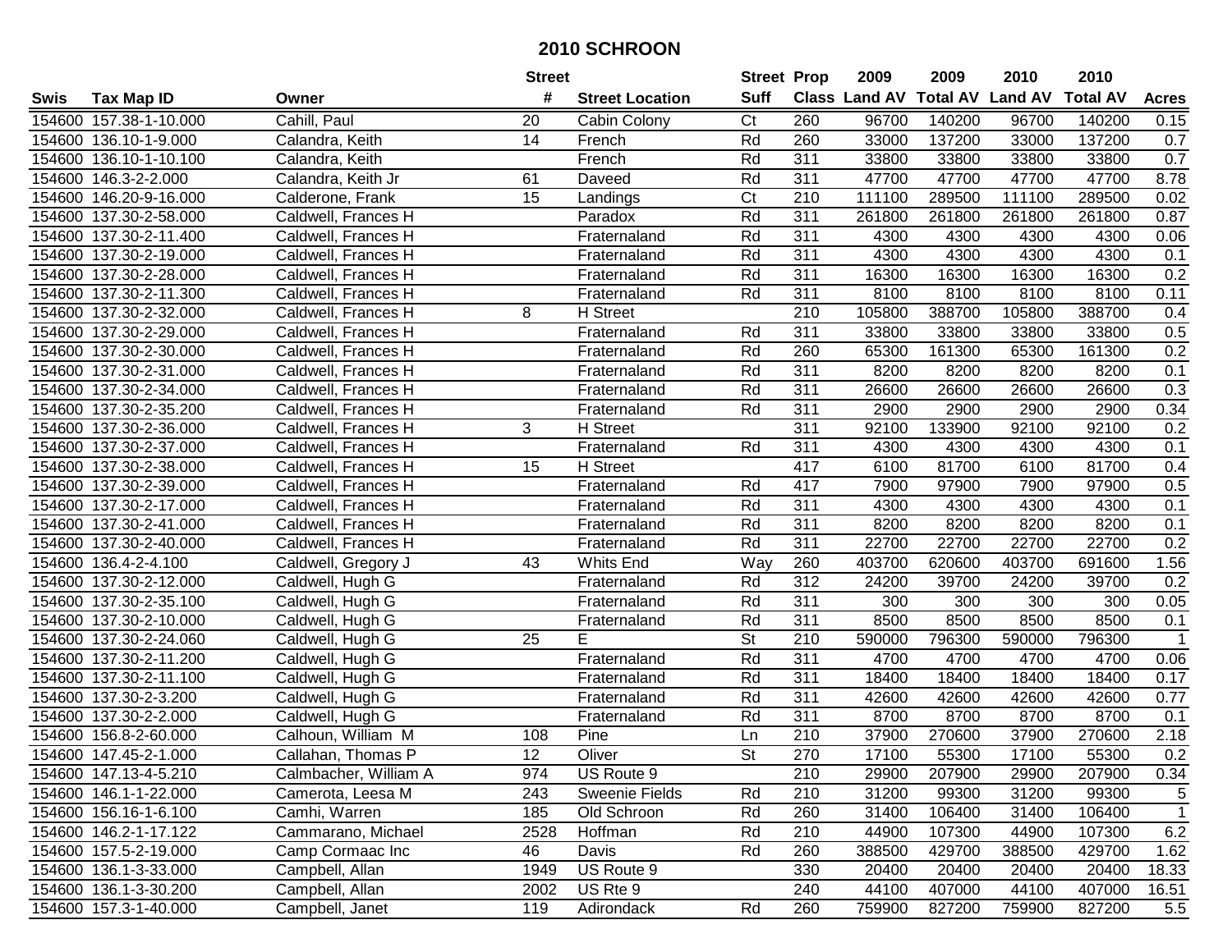# 2010 SCHROON

| Swis | Tax Map ID | Owner | Street # | Street Location | Street Suff | Prop Class | 2009 Land AV | 2009 Total AV | 2010 Land AV | 2010 Total AV | Acres |
|---|---|---|---|---|---|---|---|---|---|---|---|
| 154600 | 157.38-1-10.000 | Cahill, Paul | 20 | Cabin Colony | Ct | 260 | 96700 | 140200 | 96700 | 140200 | 0.15 |
| 154600 | 136.10-1-9.000 | Calandra, Keith | 14 | French | Rd | 260 | 33000 | 137200 | 33000 | 137200 | 0.7 |
| 154600 | 136.10-1-10.100 | Calandra, Keith | | French | Rd | 311 | 33800 | 33800 | 33800 | 33800 | 0.7 |
| 154600 | 146.3-2-2.000 | Calandra, Keith Jr | 61 | Daveed | Rd | 311 | 47700 | 47700 | 47700 | 47700 | 8.78 |
| 154600 | 146.20-9-16.000 | Calderone, Frank | 15 | Landings | Ct | 210 | 111100 | 289500 | 111100 | 289500 | 0.02 |
| 154600 | 137.30-2-58.000 | Caldwell, Frances H | | Paradox | Rd | 311 | 261800 | 261800 | 261800 | 261800 | 0.87 |
| 154600 | 137.30-2-11.400 | Caldwell, Frances H | | Fraternaland | Rd | 311 | 4300 | 4300 | 4300 | 4300 | 0.06 |
| 154600 | 137.30-2-19.000 | Caldwell, Frances H | | Fraternaland | Rd | 311 | 4300 | 4300 | 4300 | 4300 | 0.1 |
| 154600 | 137.30-2-28.000 | Caldwell, Frances H | | Fraternaland | Rd | 311 | 16300 | 16300 | 16300 | 16300 | 0.2 |
| 154600 | 137.30-2-11.300 | Caldwell, Frances H | | Fraternaland | Rd | 311 | 8100 | 8100 | 8100 | 8100 | 0.11 |
| 154600 | 137.30-2-32.000 | Caldwell, Frances H | 8 | H Street | | 210 | 105800 | 388700 | 105800 | 388700 | 0.4 |
| 154600 | 137.30-2-29.000 | Caldwell, Frances H | | Fraternaland | Rd | 311 | 33800 | 33800 | 33800 | 33800 | 0.5 |
| 154600 | 137.30-2-30.000 | Caldwell, Frances H | | Fraternaland | Rd | 260 | 65300 | 161300 | 65300 | 161300 | 0.2 |
| 154600 | 137.30-2-31.000 | Caldwell, Frances H | | Fraternaland | Rd | 311 | 8200 | 8200 | 8200 | 8200 | 0.1 |
| 154600 | 137.30-2-34.000 | Caldwell, Frances H | | Fraternaland | Rd | 311 | 26600 | 26600 | 26600 | 26600 | 0.3 |
| 154600 | 137.30-2-35.200 | Caldwell, Frances H | | Fraternaland | Rd | 311 | 2900 | 2900 | 2900 | 2900 | 0.34 |
| 154600 | 137.30-2-36.000 | Caldwell, Frances H | 3 | H Street | | 311 | 92100 | 133900 | 92100 | 92100 | 0.2 |
| 154600 | 137.30-2-37.000 | Caldwell, Frances H | | Fraternaland | Rd | 311 | 4300 | 4300 | 4300 | 4300 | 0.1 |
| 154600 | 137.30-2-38.000 | Caldwell, Frances H | 15 | H Street | | 417 | 6100 | 81700 | 6100 | 81700 | 0.4 |
| 154600 | 137.30-2-39.000 | Caldwell, Frances H | | Fraternaland | Rd | 417 | 7900 | 97900 | 7900 | 97900 | 0.5 |
| 154600 | 137.30-2-17.000 | Caldwell, Frances H | | Fraternaland | Rd | 311 | 4300 | 4300 | 4300 | 4300 | 0.1 |
| 154600 | 137.30-2-41.000 | Caldwell, Frances H | | Fraternaland | Rd | 311 | 8200 | 8200 | 8200 | 8200 | 0.1 |
| 154600 | 137.30-2-40.000 | Caldwell, Frances H | | Fraternaland | Rd | 311 | 22700 | 22700 | 22700 | 22700 | 0.2 |
| 154600 | 136.4-2-4.100 | Caldwell, Gregory J | 43 | Whits End | Way | 260 | 403700 | 620600 | 403700 | 691600 | 1.56 |
| 154600 | 137.30-2-12.000 | Caldwell, Hugh G | | Fraternaland | Rd | 312 | 24200 | 39700 | 24200 | 39700 | 0.2 |
| 154600 | 137.30-2-35.100 | Caldwell, Hugh G | | Fraternaland | Rd | 311 | 300 | 300 | 300 | 300 | 0.05 |
| 154600 | 137.30-2-10.000 | Caldwell, Hugh G | | Fraternaland | Rd | 311 | 8500 | 8500 | 8500 | 8500 | 0.1 |
| 154600 | 137.30-2-24.060 | Caldwell, Hugh G | 25 | E | St | 210 | 590000 | 796300 | 590000 | 796300 | 1 |
| 154600 | 137.30-2-11.200 | Caldwell, Hugh G | | Fraternaland | Rd | 311 | 4700 | 4700 | 4700 | 4700 | 0.06 |
| 154600 | 137.30-2-11.100 | Caldwell, Hugh G | | Fraternaland | Rd | 311 | 18400 | 18400 | 18400 | 18400 | 0.17 |
| 154600 | 137.30-2-3.200 | Caldwell, Hugh G | | Fraternaland | Rd | 311 | 42600 | 42600 | 42600 | 42600 | 0.77 |
| 154600 | 137.30-2-2.000 | Caldwell, Hugh G | | Fraternaland | Rd | 311 | 8700 | 8700 | 8700 | 8700 | 0.1 |
| 154600 | 156.8-2-60.000 | Calhoun, William M | 108 | Pine | Ln | 210 | 37900 | 270600 | 37900 | 270600 | 2.18 |
| 154600 | 147.45-2-1.000 | Callahan, Thomas P | 12 | Oliver | St | 270 | 17100 | 55300 | 17100 | 55300 | 0.2 |
| 154600 | 147.13-4-5.210 | Calmbacher, William A | 974 | US Route 9 | | 210 | 29900 | 207900 | 29900 | 207900 | 0.34 |
| 154600 | 146.1-1-22.000 | Camerota, Leesa M | 243 | Sweenie Fields | Rd | 210 | 31200 | 99300 | 31200 | 99300 | 5 |
| 154600 | 156.16-1-6.100 | Camhi, Warren | 185 | Old Schroon | Rd | 260 | 31400 | 106400 | 31400 | 106400 | 1 |
| 154600 | 146.2-1-17.122 | Cammarano, Michael | 2528 | Hoffman | Rd | 210 | 44900 | 107300 | 44900 | 107300 | 6.2 |
| 154600 | 157.5-2-19.000 | Camp Cormaac Inc | 46 | Davis | Rd | 260 | 388500 | 429700 | 388500 | 429700 | 1.62 |
| 154600 | 136.1-3-33.000 | Campbell, Allan | 1949 | US Route 9 | | 330 | 20400 | 20400 | 20400 | 20400 | 18.33 |
| 154600 | 136.1-3-30.200 | Campbell, Allan | 2002 | US Rte 9 | | 240 | 44100 | 407000 | 44100 | 407000 | 16.51 |
| 154600 | 157.3-1-40.000 | Campbell, Janet | 119 | Adirondack | Rd | 260 | 759900 | 827200 | 759900 | 827200 | 5.5 |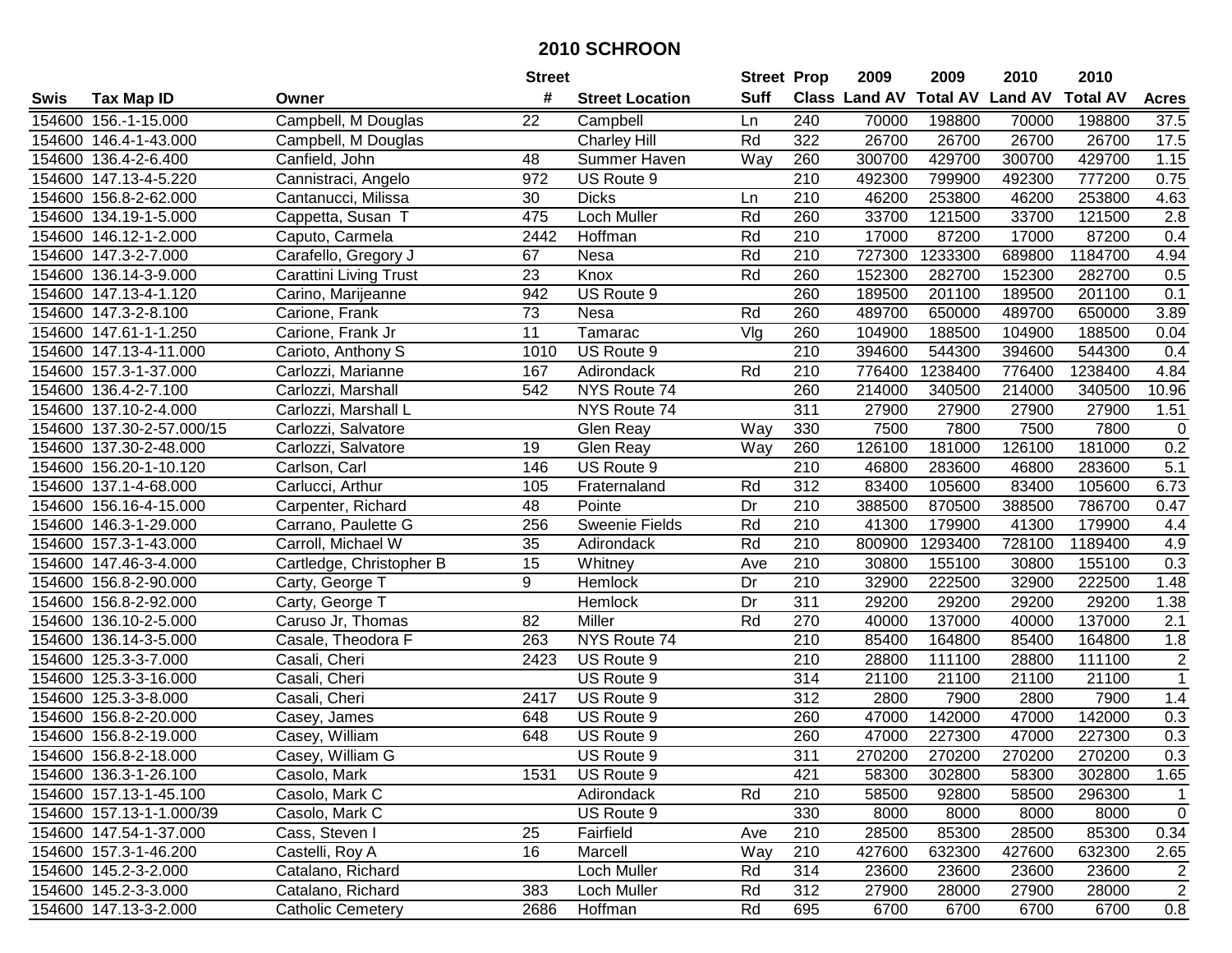# 2010 SCHROON

| Swis | Tax Map ID | Owner | Street # | Street Location | Street Suff | Prop Class | 2009 Land AV | 2009 Total AV | 2010 Land AV | 2010 Total AV | Acres |
|---|---|---|---|---|---|---|---|---|---|---|---|
| 154600 | 156.-1-15.000 | Campbell, M Douglas | 22 | Campbell | Ln | 240 | 70000 | 198800 | 70000 | 198800 | 37.5 |
| 154600 | 146.4-1-43.000 | Campbell, M Douglas | | Charley Hill | Rd | 322 | 26700 | 26700 | 26700 | 26700 | 17.5 |
| 154600 | 136.4-2-6.400 | Canfield, John | 48 | Summer Haven | Way | 260 | 300700 | 429700 | 300700 | 429700 | 1.15 |
| 154600 | 147.13-4-5.220 | Cannistraci, Angelo | 972 | US Route 9 | | 210 | 492300 | 799900 | 492300 | 777200 | 0.75 |
| 154600 | 156.8-2-62.000 | Cantanucci, Milissa | 30 | Dicks | Ln | 210 | 46200 | 253800 | 46200 | 253800 | 4.63 |
| 154600 | 134.19-1-5.000 | Cappetta, Susan T | 475 | Loch Muller | Rd | 260 | 33700 | 121500 | 33700 | 121500 | 2.8 |
| 154600 | 146.12-1-2.000 | Caputo, Carmela | 2442 | Hoffman | Rd | 210 | 17000 | 87200 | 17000 | 87200 | 0.4 |
| 154600 | 147.3-2-7.000 | Carafello, Gregory J | 67 | Nesa | Rd | 210 | 727300 | 1233300 | 689800 | 1184700 | 4.94 |
| 154600 | 136.14-3-9.000 | Carattini Living Trust | 23 | Knox | Rd | 260 | 152300 | 282700 | 152300 | 282700 | 0.5 |
| 154600 | 147.13-4-1.120 | Carino, Marijeanne | 942 | US Route 9 | | 260 | 189500 | 201100 | 189500 | 201100 | 0.1 |
| 154600 | 147.3-2-8.100 | Carione, Frank | 73 | Nesa | Rd | 260 | 489700 | 650000 | 489700 | 650000 | 3.89 |
| 154600 | 147.61-1-1.250 | Carione, Frank Jr | 11 | Tamarac | Vlg | 260 | 104900 | 188500 | 104900 | 188500 | 0.04 |
| 154600 | 147.13-4-11.000 | Carioto, Anthony S | 1010 | US Route 9 | | 210 | 394600 | 544300 | 394600 | 544300 | 0.4 |
| 154600 | 157.3-1-37.000 | Carlozzi, Marianne | 167 | Adirondack | Rd | 210 | 776400 | 1238400 | 776400 | 1238400 | 4.84 |
| 154600 | 136.4-2-7.100 | Carlozzi, Marshall | 542 | NYS Route 74 | | 260 | 214000 | 340500 | 214000 | 340500 | 10.96 |
| 154600 | 137.10-2-4.000 | Carlozzi, Marshall L | | NYS Route 74 | | 311 | 27900 | 27900 | 27900 | 27900 | 1.51 |
| 154600 | 137.30-2-57.000/15 | Carlozzi, Salvatore | | Glen Reay | Way | 330 | 7500 | 7800 | 7500 | 7800 | 0 |
| 154600 | 137.30-2-48.000 | Carlozzi, Salvatore | 19 | Glen Reay | Way | 260 | 126100 | 181000 | 126100 | 181000 | 0.2 |
| 154600 | 156.20-1-10.120 | Carlson, Carl | 146 | US Route 9 | | 210 | 46800 | 283600 | 46800 | 283600 | 5.1 |
| 154600 | 137.1-4-68.000 | Carlucci, Arthur | 105 | Fraternaland | Rd | 312 | 83400 | 105600 | 83400 | 105600 | 6.73 |
| 154600 | 156.16-4-15.000 | Carpenter, Richard | 48 | Pointe | Dr | 210 | 388500 | 870500 | 388500 | 786700 | 0.47 |
| 154600 | 146.3-1-29.000 | Carrano, Paulette G | 256 | Sweenie Fields | Rd | 210 | 41300 | 179900 | 41300 | 179900 | 4.4 |
| 154600 | 157.3-1-43.000 | Carroll, Michael W | 35 | Adirondack | Rd | 210 | 800900 | 1293400 | 728100 | 1189400 | 4.9 |
| 154600 | 147.46-3-4.000 | Cartledge, Christopher B | 15 | Whitney | Ave | 210 | 30800 | 155100 | 30800 | 155100 | 0.3 |
| 154600 | 156.8-2-90.000 | Carty, George T | 9 | Hemlock | Dr | 210 | 32900 | 222500 | 32900 | 222500 | 1.48 |
| 154600 | 156.8-2-92.000 | Carty, George T | | Hemlock | Dr | 311 | 29200 | 29200 | 29200 | 29200 | 1.38 |
| 154600 | 136.10-2-5.000 | Caruso Jr, Thomas | 82 | Miller | Rd | 270 | 40000 | 137000 | 40000 | 137000 | 2.1 |
| 154600 | 136.14-3-5.000 | Casale, Theodora F | 263 | NYS Route 74 | | 210 | 85400 | 164800 | 85400 | 164800 | 1.8 |
| 154600 | 125.3-3-7.000 | Casali, Cheri | 2423 | US Route 9 | | 210 | 28800 | 111100 | 28800 | 111100 | 2 |
| 154600 | 125.3-3-16.000 | Casali, Cheri | | US Route 9 | | 314 | 21100 | 21100 | 21100 | 21100 | 1 |
| 154600 | 125.3-3-8.000 | Casali, Cheri | 2417 | US Route 9 | | 312 | 2800 | 7900 | 2800 | 7900 | 1.4 |
| 154600 | 156.8-2-20.000 | Casey, James | 648 | US Route 9 | | 260 | 47000 | 142000 | 47000 | 142000 | 0.3 |
| 154600 | 156.8-2-19.000 | Casey, William | 648 | US Route 9 | | 260 | 47000 | 227300 | 47000 | 227300 | 0.3 |
| 154600 | 156.8-2-18.000 | Casey, William G | | US Route 9 | | 311 | 270200 | 270200 | 270200 | 270200 | 0.3 |
| 154600 | 136.3-1-26.100 | Casolo, Mark | 1531 | US Route 9 | | 421 | 58300 | 302800 | 58300 | 302800 | 1.65 |
| 154600 | 157.13-1-45.100 | Casolo, Mark C | | Adirondack | Rd | 210 | 58500 | 92800 | 58500 | 296300 | 1 |
| 154600 | 157.13-1-1.000/39 | Casolo, Mark C | | US Route 9 | | 330 | 8000 | 8000 | 8000 | 8000 | 0 |
| 154600 | 147.54-1-37.000 | Cass, Steven I | 25 | Fairfield | Ave | 210 | 28500 | 85300 | 28500 | 85300 | 0.34 |
| 154600 | 157.3-1-46.200 | Castelli, Roy A | 16 | Marcell | Way | 210 | 427600 | 632300 | 427600 | 632300 | 2.65 |
| 154600 | 145.2-3-2.000 | Catalano, Richard | | Loch Muller | Rd | 314 | 23600 | 23600 | 23600 | 23600 | 2 |
| 154600 | 145.2-3-3.000 | Catalano, Richard | 383 | Loch Muller | Rd | 312 | 27900 | 28000 | 27900 | 28000 | 2 |
| 154600 | 147.13-3-2.000 | Catholic Cemetery | 2686 | Hoffman | Rd | 695 | 6700 | 6700 | 6700 | 6700 | 0.8 |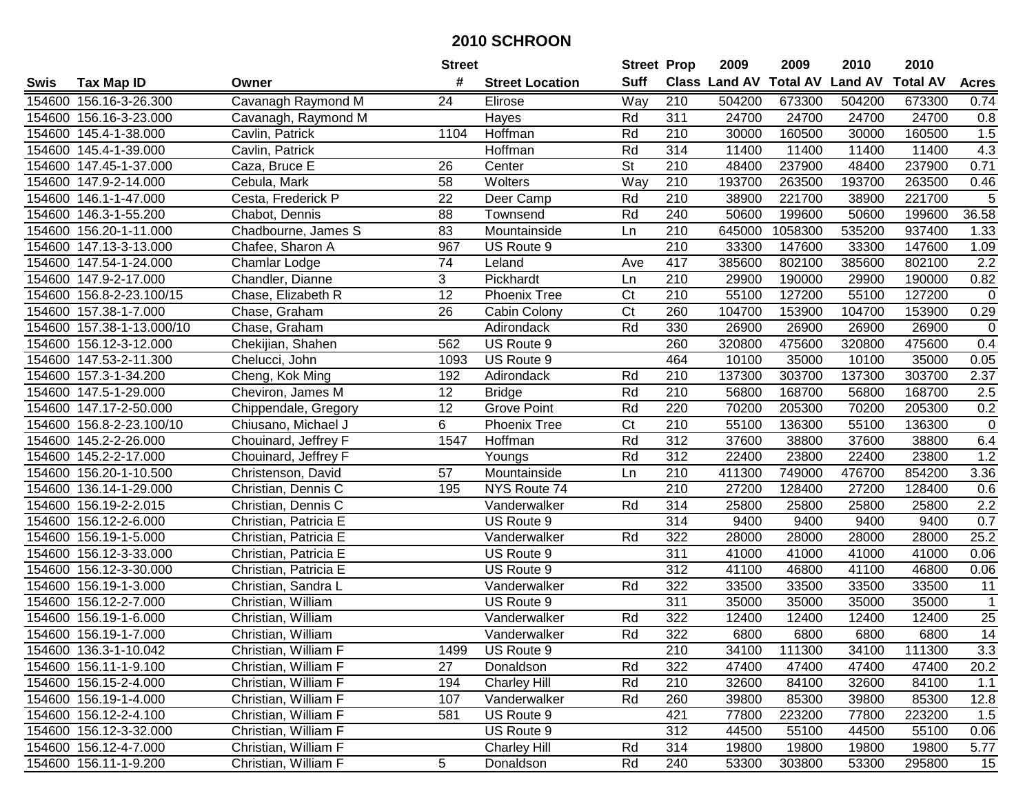# 2010 SCHROON

| Swis | Tax Map ID | Owner | Street # | Street Location | Street Suff | Prop Class | 2009 Land AV | 2009 Total AV | 2010 Land AV | 2010 Total AV | Acres |
|---|---|---|---|---|---|---|---|---|---|---|---|
| 154600 | 156.16-3-26.300 | Cavanagh Raymond M | 24 | Elirose | Way | 210 | 504200 | 673300 | 504200 | 673300 | 0.74 |
| 154600 | 156.16-3-23.000 | Cavanagh, Raymond M | | Hayes | Rd | 311 | 24700 | 24700 | 24700 | 24700 | 0.8 |
| 154600 | 145.4-1-38.000 | Cavlin, Patrick | 1104 | Hoffman | Rd | 210 | 30000 | 160500 | 30000 | 160500 | 1.5 |
| 154600 | 145.4-1-39.000 | Cavlin, Patrick | | Hoffman | Rd | 314 | 11400 | 11400 | 11400 | 11400 | 4.3 |
| 154600 | 147.45-1-37.000 | Caza, Bruce E | 26 | Center | St | 210 | 48400 | 237900 | 48400 | 237900 | 0.71 |
| 154600 | 147.9-2-14.000 | Cebula, Mark | 58 | Wolters | Way | 210 | 193700 | 263500 | 193700 | 263500 | 0.46 |
| 154600 | 146.1-1-47.000 | Cesta, Frederick P | 22 | Deer Camp | Rd | 210 | 38900 | 221700 | 38900 | 221700 | 5 |
| 154600 | 146.3-1-55.200 | Chabot, Dennis | 88 | Townsend | Rd | 240 | 50600 | 199600 | 50600 | 199600 | 36.58 |
| 154600 | 156.20-1-11.000 | Chadbourne, James S | 83 | Mountainside | Ln | 210 | 645000 | 1058300 | 535200 | 937400 | 1.33 |
| 154600 | 147.13-3-13.000 | Chafee, Sharon A | 967 | US Route 9 | | 210 | 33300 | 147600 | 33300 | 147600 | 1.09 |
| 154600 | 147.54-1-24.000 | Chamlar Lodge | 74 | Leland | Ave | 417 | 385600 | 802100 | 385600 | 802100 | 2.2 |
| 154600 | 147.9-2-17.000 | Chandler, Dianne | 3 | Pickhardt | Ln | 210 | 29900 | 190000 | 29900 | 190000 | 0.82 |
| 154600 | 156.8-2-23.100/15 | Chase, Elizabeth R | 12 | Phoenix Tree | Ct | 210 | 55100 | 127200 | 55100 | 127200 | 0 |
| 154600 | 157.38-1-7.000 | Chase, Graham | 26 | Cabin Colony | Ct | 260 | 104700 | 153900 | 104700 | 153900 | 0.29 |
| 154600 | 157.38-1-13.000/10 | Chase, Graham | | Adirondack | Rd | 330 | 26900 | 26900 | 26900 | 26900 | 0 |
| 154600 | 156.12-3-12.000 | Chekijian, Shahen | 562 | US Route 9 | | 260 | 320800 | 475600 | 320800 | 475600 | 0.4 |
| 154600 | 147.53-2-11.300 | Chelucci, John | 1093 | US Route 9 | | 464 | 10100 | 35000 | 10100 | 35000 | 0.05 |
| 154600 | 157.3-1-34.200 | Cheng, Kok Ming | 192 | Adirondack | Rd | 210 | 137300 | 303700 | 137300 | 303700 | 2.37 |
| 154600 | 147.5-1-29.000 | Cheviron, James M | 12 | Bridge | Rd | 210 | 56800 | 168700 | 56800 | 168700 | 2.5 |
| 154600 | 147.17-2-50.000 | Chippendale, Gregory | 12 | Grove Point | Rd | 220 | 70200 | 205300 | 70200 | 205300 | 0.2 |
| 154600 | 156.8-2-23.100/10 | Chiusano, Michael J | 6 | Phoenix Tree | Ct | 210 | 55100 | 136300 | 55100 | 136300 | 0 |
| 154600 | 145.2-2-26.000 | Chouinard, Jeffrey F | 1547 | Hoffman | Rd | 312 | 37600 | 38800 | 37600 | 38800 | 6.4 |
| 154600 | 145.2-2-17.000 | Chouinard, Jeffrey F | | Youngs | Rd | 312 | 22400 | 23800 | 22400 | 23800 | 1.2 |
| 154600 | 156.20-1-10.500 | Christenson, David | 57 | Mountainside | Ln | 210 | 411300 | 749000 | 476700 | 854200 | 3.36 |
| 154600 | 136.14-1-29.000 | Christian, Dennis C | 195 | NYS Route 74 | | 210 | 27200 | 128400 | 27200 | 128400 | 0.6 |
| 154600 | 156.19-2-2.015 | Christian, Dennis C | | Vanderwalker | Rd | 314 | 25800 | 25800 | 25800 | 25800 | 2.2 |
| 154600 | 156.12-2-6.000 | Christian, Patricia E | | US Route 9 | | 314 | 9400 | 9400 | 9400 | 9400 | 0.7 |
| 154600 | 156.19-1-5.000 | Christian, Patricia E | | Vanderwalker | Rd | 322 | 28000 | 28000 | 28000 | 28000 | 25.2 |
| 154600 | 156.12-3-33.000 | Christian, Patricia E | | US Route 9 | | 311 | 41000 | 41000 | 41000 | 41000 | 0.06 |
| 154600 | 156.12-3-30.000 | Christian, Patricia E | | US Route 9 | | 312 | 41100 | 46800 | 41100 | 46800 | 0.06 |
| 154600 | 156.19-1-3.000 | Christian, Sandra L | | Vanderwalker | Rd | 322 | 33500 | 33500 | 33500 | 33500 | 11 |
| 154600 | 156.12-2-7.000 | Christian, William | | US Route 9 | | 311 | 35000 | 35000 | 35000 | 35000 | 1 |
| 154600 | 156.19-1-6.000 | Christian, William | | Vanderwalker | Rd | 322 | 12400 | 12400 | 12400 | 12400 | 25 |
| 154600 | 156.19-1-7.000 | Christian, William | | Vanderwalker | Rd | 322 | 6800 | 6800 | 6800 | 6800 | 14 |
| 154600 | 136.3-1-10.042 | Christian, William F | 1499 | US Route 9 | | 210 | 34100 | 111300 | 34100 | 111300 | 3.3 |
| 154600 | 156.11-1-9.100 | Christian, William F | 27 | Donaldson | Rd | 322 | 47400 | 47400 | 47400 | 47400 | 20.2 |
| 154600 | 156.15-2-4.000 | Christian, William F | 194 | Charley Hill | Rd | 210 | 32600 | 84100 | 32600 | 84100 | 1.1 |
| 154600 | 156.19-1-4.000 | Christian, William F | 107 | Vanderwalker | Rd | 260 | 39800 | 85300 | 39800 | 85300 | 12.8 |
| 154600 | 156.12-2-4.100 | Christian, William F | 581 | US Route 9 | | 421 | 77800 | 223200 | 77800 | 223200 | 1.5 |
| 154600 | 156.12-3-32.000 | Christian, William F | | US Route 9 | | 312 | 44500 | 55100 | 44500 | 55100 | 0.06 |
| 154600 | 156.12-4-7.000 | Christian, William F | | Charley Hill | Rd | 314 | 19800 | 19800 | 19800 | 19800 | 5.77 |
| 154600 | 156.11-1-9.200 | Christian, William F | 5 | Donaldson | Rd | 240 | 53300 | 303800 | 53300 | 295800 | 15 |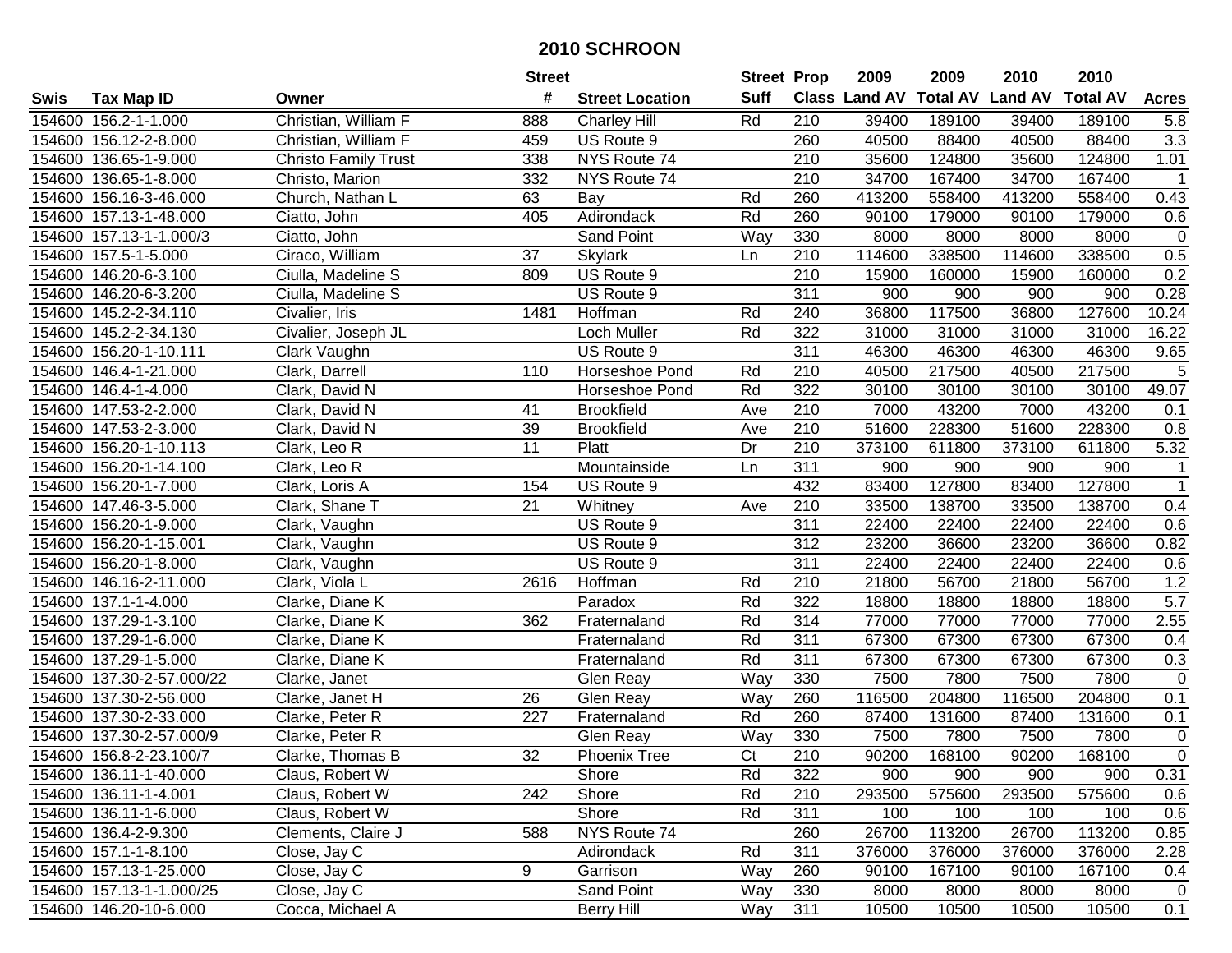# 2010 SCHROON

| Swis | Tax Map ID | Owner | Street # | Street Location | Street Suff | Prop Class | 2009 Land AV | 2009 Total AV | 2010 Land AV | 2010 Total AV | Acres |
|---|---|---|---|---|---|---|---|---|---|---|---|
| 154600 | 156.2-1-1.000 | Christian, William F | 888 | Charley Hill | Rd | 210 | 39400 | 189100 | 39400 | 189100 | 5.8 |
| 154600 | 156.12-2-8.000 | Christian, William F | 459 | US Route 9 | | 260 | 40500 | 88400 | 40500 | 88400 | 3.3 |
| 154600 | 136.65-1-9.000 | Christo Family Trust | 338 | NYS Route 74 | | 210 | 35600 | 124800 | 35600 | 124800 | 1.01 |
| 154600 | 136.65-1-8.000 | Christo, Marion | 332 | NYS Route 74 | | 210 | 34700 | 167400 | 34700 | 167400 | 1 |
| 154600 | 156.16-3-46.000 | Church, Nathan L | 63 | Bay | Rd | 260 | 413200 | 558400 | 413200 | 558400 | 0.43 |
| 154600 | 157.13-1-48.000 | Ciatto, John | 405 | Adirondack | Rd | 260 | 90100 | 179000 | 90100 | 179000 | 0.6 |
| 154600 | 157.13-1-1.000/3 | Ciatto, John | | Sand Point | Way | 330 | 8000 | 8000 | 8000 | 8000 | 0 |
| 154600 | 157.5-1-5.000 | Ciraco, William | 37 | Skylark | Ln | 210 | 114600 | 338500 | 114600 | 338500 | 0.5 |
| 154600 | 146.20-6-3.100 | Ciulla, Madeline S | 809 | US Route 9 | | 210 | 15900 | 160000 | 15900 | 160000 | 0.2 |
| 154600 | 146.20-6-3.200 | Ciulla, Madeline S | | US Route 9 | | 311 | 900 | 900 | 900 | 900 | 0.28 |
| 154600 | 145.2-2-34.110 | Civalier, Iris | 1481 | Hoffman | Rd | 240 | 36800 | 117500 | 36800 | 127600 | 10.24 |
| 154600 | 145.2-2-34.130 | Civalier, Joseph JL | | Loch Muller | Rd | 322 | 31000 | 31000 | 31000 | 31000 | 16.22 |
| 154600 | 156.20-1-10.111 | Clark Vaughn | | US Route 9 | | 311 | 46300 | 46300 | 46300 | 46300 | 9.65 |
| 154600 | 146.4-1-21.000 | Clark, Darrell | 110 | Horseshoe Pond | Rd | 210 | 40500 | 217500 | 40500 | 217500 | 5 |
| 154600 | 146.4-1-4.000 | Clark, David N | | Horseshoe Pond | Rd | 322 | 30100 | 30100 | 30100 | 30100 | 49.07 |
| 154600 | 147.53-2-2.000 | Clark, David N | 41 | Brookfield | Ave | 210 | 7000 | 43200 | 7000 | 43200 | 0.1 |
| 154600 | 147.53-2-3.000 | Clark, David N | 39 | Brookfield | Ave | 210 | 51600 | 228300 | 51600 | 228300 | 0.8 |
| 154600 | 156.20-1-10.113 | Clark, Leo R | 11 | Platt | Dr | 210 | 373100 | 611800 | 373100 | 611800 | 5.32 |
| 154600 | 156.20-1-14.100 | Clark, Leo R | | Mountainside | Ln | 311 | 900 | 900 | 900 | 900 | 1 |
| 154600 | 156.20-1-7.000 | Clark, Loris A | 154 | US Route 9 | | 432 | 83400 | 127800 | 83400 | 127800 | 1 |
| 154600 | 147.46-3-5.000 | Clark, Shane T | 21 | Whitney | Ave | 210 | 33500 | 138700 | 33500 | 138700 | 0.4 |
| 154600 | 156.20-1-9.000 | Clark, Vaughn | | US Route 9 | | 311 | 22400 | 22400 | 22400 | 22400 | 0.6 |
| 154600 | 156.20-1-15.001 | Clark, Vaughn | | US Route 9 | | 312 | 23200 | 36600 | 23200 | 36600 | 0.82 |
| 154600 | 156.20-1-8.000 | Clark, Vaughn | | US Route 9 | | 311 | 22400 | 22400 | 22400 | 22400 | 0.6 |
| 154600 | 146.16-2-11.000 | Clark, Viola L | 2616 | Hoffman | Rd | 210 | 21800 | 56700 | 21800 | 56700 | 1.2 |
| 154600 | 137.1-1-4.000 | Clarke, Diane K | | Paradox | Rd | 322 | 18800 | 18800 | 18800 | 18800 | 5.7 |
| 154600 | 137.29-1-3.100 | Clarke, Diane K | 362 | Fraternaland | Rd | 314 | 77000 | 77000 | 77000 | 77000 | 2.55 |
| 154600 | 137.29-1-6.000 | Clarke, Diane K | | Fraternaland | Rd | 311 | 67300 | 67300 | 67300 | 67300 | 0.4 |
| 154600 | 137.29-1-5.000 | Clarke, Diane K | | Fraternaland | Rd | 311 | 67300 | 67300 | 67300 | 67300 | 0.3 |
| 154600 | 137.30-2-57.000/22 | Clarke, Janet | | Glen Reay | Way | 330 | 7500 | 7800 | 7500 | 7800 | 0 |
| 154600 | 137.30-2-56.000 | Clarke, Janet H | 26 | Glen Reay | Way | 260 | 116500 | 204800 | 116500 | 204800 | 0.1 |
| 154600 | 137.30-2-33.000 | Clarke, Peter R | 227 | Fraternaland | Rd | 260 | 87400 | 131600 | 87400 | 131600 | 0.1 |
| 154600 | 137.30-2-57.000/9 | Clarke, Peter R | | Glen Reay | Way | 330 | 7500 | 7800 | 7500 | 7800 | 0 |
| 154600 | 156.8-2-23.100/7 | Clarke, Thomas B | 32 | Phoenix Tree | Ct | 210 | 90200 | 168100 | 90200 | 168100 | 0 |
| 154600 | 136.11-1-40.000 | Claus, Robert W | | Shore | Rd | 322 | 900 | 900 | 900 | 900 | 0.31 |
| 154600 | 136.11-1-4.001 | Claus, Robert W | 242 | Shore | Rd | 210 | 293500 | 575600 | 293500 | 575600 | 0.6 |
| 154600 | 136.11-1-6.000 | Claus, Robert W | | Shore | Rd | 311 | 100 | 100 | 100 | 100 | 0.6 |
| 154600 | 136.4-2-9.300 | Clements, Claire J | 588 | NYS Route 74 | | 260 | 26700 | 113200 | 26700 | 113200 | 0.85 |
| 154600 | 157.1-1-8.100 | Close, Jay C | | Adirondack | Rd | 311 | 376000 | 376000 | 376000 | 376000 | 2.28 |
| 154600 | 157.13-1-25.000 | Close, Jay C | 9 | Garrison | Way | 260 | 90100 | 167100 | 90100 | 167100 | 0.4 |
| 154600 | 157.13-1-1.000/25 | Close, Jay C | | Sand Point | Way | 330 | 8000 | 8000 | 8000 | 8000 | 0 |
| 154600 | 146.20-10-6.000 | Cocca, Michael A | | Berry Hill | Way | 311 | 10500 | 10500 | 10500 | 10500 | 0.1 |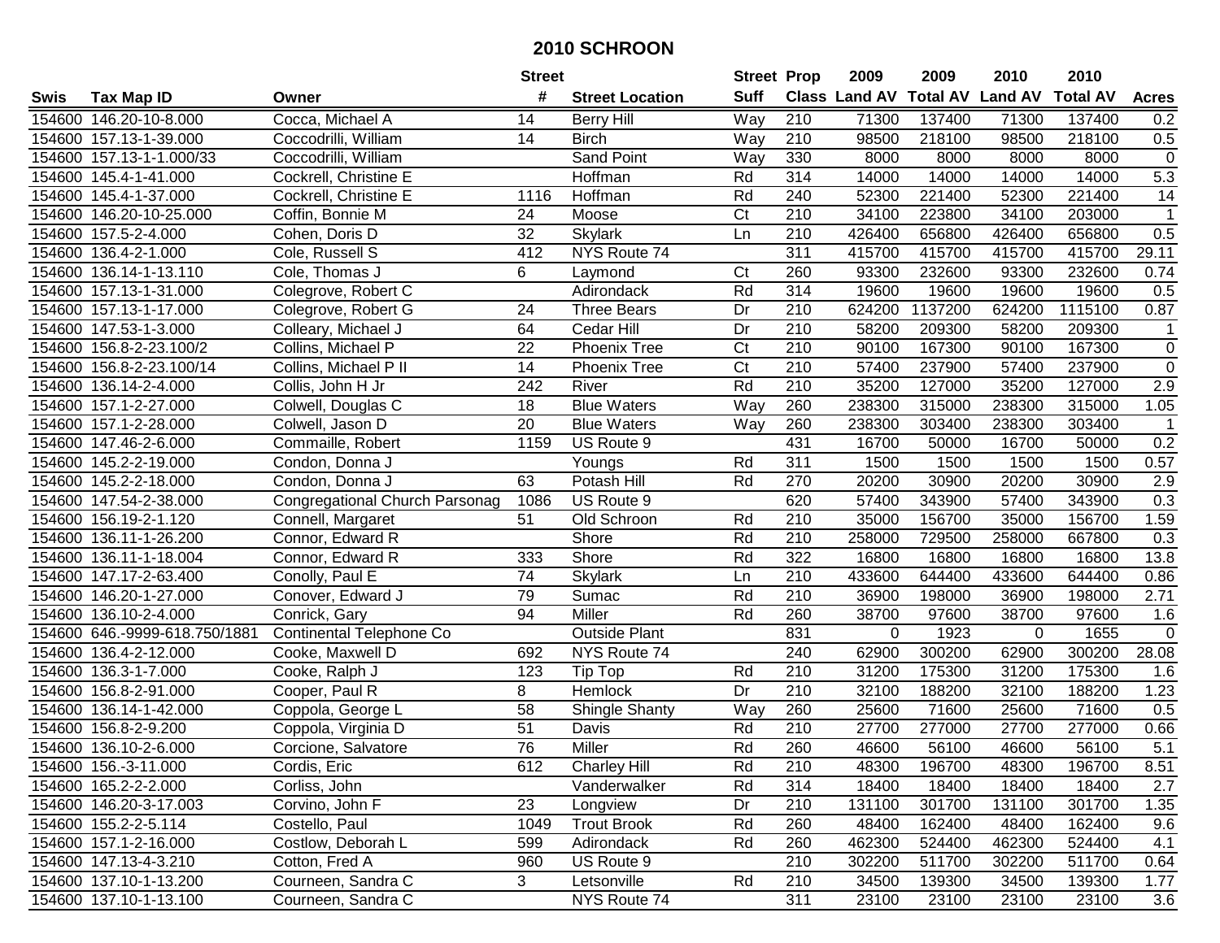# 2010 SCHROON

| Swis | Tax Map ID | Owner | Street # | Street Location | Street Suff | Prop Class | 2009 Land AV | 2009 Total AV | 2010 Land AV | 2010 Total AV | Acres |
|---|---|---|---|---|---|---|---|---|---|---|---|
| 154600 | 146.20-10-8.000 | Cocca, Michael A | 14 | Berry Hill | Way | 210 | 71300 | 137400 | 71300 | 137400 | 0.2 |
| 154600 | 157.13-1-39.000 | Coccodrilli, William | 14 | Birch | Way | 210 | 98500 | 218100 | 98500 | 218100 | 0.5 |
| 154600 | 157.13-1-1.000/33 | Coccodrilli, William | | Sand Point | Way | 330 | 8000 | 8000 | 8000 | 8000 | 0 |
| 154600 | 145.4-1-41.000 | Cockrell, Christine E | | Hoffman | Rd | 314 | 14000 | 14000 | 14000 | 14000 | 5.3 |
| 154600 | 145.4-1-37.000 | Cockrell, Christine E | 1116 | Hoffman | Rd | 240 | 52300 | 221400 | 52300 | 221400 | 14 |
| 154600 | 146.20-10-25.000 | Coffin, Bonnie M | 24 | Moose | Ct | 210 | 34100 | 223800 | 34100 | 203000 | 1 |
| 154600 | 157.5-2-4.000 | Cohen, Doris D | 32 | Skylark | Ln | 210 | 426400 | 656800 | 426400 | 656800 | 0.5 |
| 154600 | 136.4-2-1.000 | Cole, Russell S | 412 | NYS Route 74 | | 311 | 415700 | 415700 | 415700 | 415700 | 29.11 |
| 154600 | 136.14-1-13.110 | Cole, Thomas J | 6 | Laymond | Ct | 260 | 93300 | 232600 | 93300 | 232600 | 0.74 |
| 154600 | 157.13-1-31.000 | Colegrove, Robert C | | Adirondack | Rd | 314 | 19600 | 19600 | 19600 | 19600 | 0.5 |
| 154600 | 157.13-1-17.000 | Colegrove, Robert G | 24 | Three Bears | Dr | 210 | 624200 | 1137200 | 624200 | 1115100 | 0.87 |
| 154600 | 147.53-1-3.000 | Colleary, Michael J | 64 | Cedar Hill | Dr | 210 | 58200 | 209300 | 58200 | 209300 | 1 |
| 154600 | 156.8-2-23.100/2 | Collins, Michael P | 22 | Phoenix Tree | Ct | 210 | 90100 | 167300 | 90100 | 167300 | 0 |
| 154600 | 156.8-2-23.100/14 | Collins, Michael P II | 14 | Phoenix Tree | Ct | 210 | 57400 | 237900 | 57400 | 237900 | 0 |
| 154600 | 136.14-2-4.000 | Collis, John H Jr | 242 | River | Rd | 210 | 35200 | 127000 | 35200 | 127000 | 2.9 |
| 154600 | 157.1-2-27.000 | Colwell, Douglas C | 18 | Blue Waters | Way | 260 | 238300 | 315000 | 238300 | 315000 | 1.05 |
| 154600 | 157.1-2-28.000 | Colwell, Jason D | 20 | Blue Waters | Way | 260 | 238300 | 303400 | 238300 | 303400 | 1 |
| 154600 | 147.46-2-6.000 | Commaille, Robert | 1159 | US Route 9 | | 431 | 16700 | 50000 | 16700 | 50000 | 0.2 |
| 154600 | 145.2-2-19.000 | Condon, Donna J | | Youngs | Rd | 311 | 1500 | 1500 | 1500 | 1500 | 0.57 |
| 154600 | 145.2-2-18.000 | Condon, Donna J | 63 | Potash Hill | Rd | 270 | 20200 | 30900 | 20200 | 30900 | 2.9 |
| 154600 | 147.54-2-38.000 | Congregational Church Parsonag | 1086 | US Route 9 | | 620 | 57400 | 343900 | 57400 | 343900 | 0.3 |
| 154600 | 156.19-2-1.120 | Connell, Margaret | 51 | Old Schroon | Rd | 210 | 35000 | 156700 | 35000 | 156700 | 1.59 |
| 154600 | 136.11-1-26.200 | Connor, Edward R | | Shore | Rd | 210 | 258000 | 729500 | 258000 | 667800 | 0.3 |
| 154600 | 136.11-1-18.004 | Connor, Edward R | 333 | Shore | Rd | 322 | 16800 | 16800 | 16800 | 16800 | 13.8 |
| 154600 | 147.17-2-63.400 | Conolly, Paul E | 74 | Skylark | Ln | 210 | 433600 | 644400 | 433600 | 644400 | 0.86 |
| 154600 | 146.20-1-27.000 | Conover, Edward J | 79 | Sumac | Rd | 210 | 36900 | 198000 | 36900 | 198000 | 2.71 |
| 154600 | 136.10-2-4.000 | Conrick, Gary | 94 | Miller | Rd | 260 | 38700 | 97600 | 38700 | 97600 | 1.6 |
| 154600 | 646.-9999-618.750/1881 | Continental Telephone Co | | Outside Plant | | 831 | 0 | 1923 | 0 | 1655 | 0 |
| 154600 | 136.4-2-12.000 | Cooke, Maxwell D | 692 | NYS Route 74 | | 240 | 62900 | 300200 | 62900 | 300200 | 28.08 |
| 154600 | 136.3-1-7.000 | Cooke, Ralph J | 123 | Tip Top | Rd | 210 | 31200 | 175300 | 31200 | 175300 | 1.6 |
| 154600 | 156.8-2-91.000 | Cooper, Paul R | 8 | Hemlock | Dr | 210 | 32100 | 188200 | 32100 | 188200 | 1.23 |
| 154600 | 136.14-1-42.000 | Coppola, George L | 58 | Shingle Shanty | Way | 260 | 25600 | 71600 | 25600 | 71600 | 0.5 |
| 154600 | 156.8-2-9.200 | Coppola, Virginia D | 51 | Davis | Rd | 210 | 27700 | 277000 | 27700 | 277000 | 0.66 |
| 154600 | 136.10-2-6.000 | Corcione, Salvatore | 76 | Miller | Rd | 260 | 46600 | 56100 | 46600 | 56100 | 5.1 |
| 154600 | 156.-3-11.000 | Cordis, Eric | 612 | Charley Hill | Rd | 210 | 48300 | 196700 | 48300 | 196700 | 8.51 |
| 154600 | 165.2-2-2.000 | Corliss, John | | Vanderwalker | Rd | 314 | 18400 | 18400 | 18400 | 18400 | 2.7 |
| 154600 | 146.20-3-17.003 | Corvino, John F | 23 | Longview | Dr | 210 | 131100 | 301700 | 131100 | 301700 | 1.35 |
| 154600 | 155.2-2-5.114 | Costello, Paul | 1049 | Trout Brook | Rd | 260 | 48400 | 162400 | 48400 | 162400 | 9.6 |
| 154600 | 157.1-2-16.000 | Costlow, Deborah L | 599 | Adirondack | Rd | 260 | 462300 | 524400 | 462300 | 524400 | 4.1 |
| 154600 | 147.13-4-3.210 | Cotton, Fred A | 960 | US Route 9 | | 210 | 302200 | 511700 | 302200 | 511700 | 0.64 |
| 154600 | 137.10-1-13.200 | Courneen, Sandra C | 3 | Letsonville | Rd | 210 | 34500 | 139300 | 34500 | 139300 | 1.77 |
| 154600 | 137.10-1-13.100 | Courneen, Sandra C | | NYS Route 74 | | 311 | 23100 | 23100 | 23100 | 23100 | 3.6 |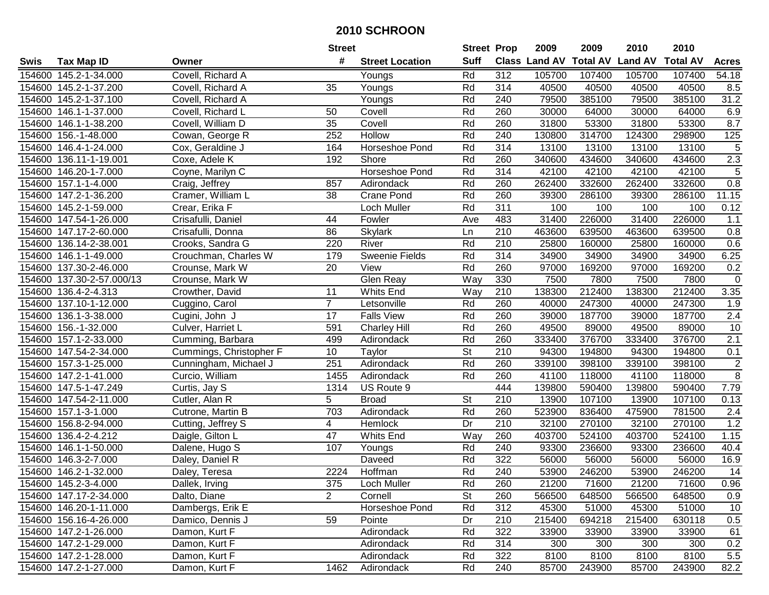# 2010 SCHROON

| Swis | Tax Map ID | Owner | Street # | Street Location | Street Suff | Prop Class | 2009 Land AV | 2009 Total AV | 2010 Land AV | 2010 Total AV | Acres |
|---|---|---|---|---|---|---|---|---|---|---|---|
| 154600 | 145.2-1-34.000 | Covell, Richard A | | Youngs | Rd | 312 | 105700 | 107400 | 105700 | 107400 | 54.18 |
| 154600 | 145.2-1-37.200 | Covell, Richard A | 35 | Youngs | Rd | 314 | 40500 | 40500 | 40500 | 40500 | 8.5 |
| 154600 | 145.2-1-37.100 | Covell, Richard A | | Youngs | Rd | 240 | 79500 | 385100 | 79500 | 385100 | 31.2 |
| 154600 | 146.1-1-37.000 | Covell, Richard L | 50 | Covell | Rd | 260 | 30000 | 64000 | 30000 | 64000 | 6.9 |
| 154600 | 146.1-1-38.200 | Covell, William D | 35 | Covell | Rd | 260 | 31800 | 53300 | 31800 | 53300 | 8.7 |
| 154600 | 156.-1-48.000 | Cowan, George R | 252 | Hollow | Rd | 240 | 130800 | 314700 | 124300 | 298900 | 125 |
| 154600 | 146.4-1-24.000 | Cox, Geraldine J | 164 | Horseshoe Pond | Rd | 314 | 13100 | 13100 | 13100 | 13100 | 5 |
| 154600 | 136.11-1-19.001 | Coxe, Adele K | 192 | Shore | Rd | 260 | 340600 | 434600 | 340600 | 434600 | 2.3 |
| 154600 | 146.20-1-7.000 | Coyne, Marilyn C | | Horseshoe Pond | Rd | 314 | 42100 | 42100 | 42100 | 42100 | 5 |
| 154600 | 157.1-1-4.000 | Craig, Jeffrey | 857 | Adirondack | Rd | 260 | 262400 | 332600 | 262400 | 332600 | 0.8 |
| 154600 | 147.2-1-36.200 | Cramer, William L | 38 | Crane Pond | Rd | 260 | 39300 | 286100 | 39300 | 286100 | 11.15 |
| 154600 | 145.2-1-59.000 | Crear, Erika F | | Loch Muller | Rd | 311 | 100 | 100 | 100 | 100 | 0.12 |
| 154600 | 147.54-1-26.000 | Crisafulli, Daniel | 44 | Fowler | Ave | 483 | 31400 | 226000 | 31400 | 226000 | 1.1 |
| 154600 | 147.17-2-60.000 | Crisafulli, Donna | 86 | Skylark | Ln | 210 | 463600 | 639500 | 463600 | 639500 | 0.8 |
| 154600 | 136.14-2-38.001 | Crooks, Sandra G | 220 | River | Rd | 210 | 25800 | 160000 | 25800 | 160000 | 0.6 |
| 154600 | 146.1-1-49.000 | Crouchman, Charles W | 179 | Sweenie Fields | Rd | 314 | 34900 | 34900 | 34900 | 34900 | 6.25 |
| 154600 | 137.30-2-46.000 | Crounse, Mark W | 20 | View | Rd | 260 | 97000 | 169200 | 97000 | 169200 | 0.2 |
| 154600 | 137.30-2-57.000/13 | Crounse, Mark W | | Glen Reay | Way | 330 | 7500 | 7800 | 7500 | 7800 | 0 |
| 154600 | 136.4-2-4.313 | Crowther, David | 11 | Whits End | Way | 210 | 138300 | 212400 | 138300 | 212400 | 3.35 |
| 154600 | 137.10-1-12.000 | Cuggino, Carol | 7 | Letsonville | Rd | 260 | 40000 | 247300 | 40000 | 247300 | 1.9 |
| 154600 | 136.1-3-38.000 | Cugini, John J | 17 | Falls View | Rd | 260 | 39000 | 187700 | 39000 | 187700 | 2.4 |
| 154600 | 156.-1-32.000 | Culver, Harriet L | 591 | Charley Hill | Rd | 260 | 49500 | 89000 | 49500 | 89000 | 10 |
| 154600 | 157.1-2-33.000 | Cumming, Barbara | 499 | Adirondack | Rd | 260 | 333400 | 376700 | 333400 | 376700 | 2.1 |
| 154600 | 147.54-2-34.000 | Cummings, Christopher F | 10 | Taylor | St | 210 | 94300 | 194800 | 94300 | 194800 | 0.1 |
| 154600 | 157.3-1-25.000 | Cunningham, Michael J | 251 | Adirondack | Rd | 260 | 339100 | 398100 | 339100 | 398100 | 2 |
| 154600 | 147.2-1-41.000 | Curcio, William | 1455 | Adirondack | Rd | 260 | 41100 | 118000 | 41100 | 118000 | 8 |
| 154600 | 147.5-1-47.249 | Curtis, Jay S | 1314 | US Route 9 | | 444 | 139800 | 590400 | 139800 | 590400 | 7.79 |
| 154600 | 147.54-2-11.000 | Cutler, Alan R | 5 | Broad | St | 210 | 13900 | 107100 | 13900 | 107100 | 0.13 |
| 154600 | 157.1-3-1.000 | Cutrone, Martin B | 703 | Adirondack | Rd | 260 | 523900 | 836400 | 475900 | 781500 | 2.4 |
| 154600 | 156.8-2-94.000 | Cutting, Jeffrey S | 4 | Hemlock | Dr | 210 | 32100 | 270100 | 32100 | 270100 | 1.2 |
| 154600 | 136.4-2-4.212 | Daigle, Gilton L | 47 | Whits End | Way | 260 | 403700 | 524100 | 403700 | 524100 | 1.15 |
| 154600 | 146.1-1-50.000 | Dalene, Hugo S | 107 | Youngs | Rd | 240 | 93300 | 236600 | 93300 | 236600 | 40.4 |
| 154600 | 146.3-2-7.000 | Daley, Daniel R | | Daveed | Rd | 322 | 56000 | 56000 | 56000 | 56000 | 16.9 |
| 154600 | 146.2-1-32.000 | Daley, Teresa | 2224 | Hoffman | Rd | 240 | 53900 | 246200 | 53900 | 246200 | 14 |
| 154600 | 145.2-3-4.000 | Dallek, Irving | 375 | Loch Muller | Rd | 260 | 21200 | 71600 | 21200 | 71600 | 0.96 |
| 154600 | 147.17-2-34.000 | Dalto, Diane | 2 | Cornell | St | 260 | 566500 | 648500 | 566500 | 648500 | 0.9 |
| 154600 | 146.20-1-11.000 | Dambergs, Erik E | | Horseshoe Pond | Rd | 312 | 45300 | 51000 | 45300 | 51000 | 10 |
| 154600 | 156.16-4-26.000 | Damico, Dennis J | 59 | Pointe | Dr | 210 | 215400 | 694218 | 215400 | 630118 | 0.5 |
| 154600 | 147.2-1-26.000 | Damon, Kurt F | | Adirondack | Rd | 322 | 33900 | 33900 | 33900 | 33900 | 61 |
| 154600 | 147.2-1-29.000 | Damon, Kurt F | | Adirondack | Rd | 314 | 300 | 300 | 300 | 300 | 0.2 |
| 154600 | 147.2-1-28.000 | Damon, Kurt F | | Adirondack | Rd | 322 | 8100 | 8100 | 8100 | 8100 | 5.5 |
| 154600 | 147.2-1-27.000 | Damon, Kurt F | 1462 | Adirondack | Rd | 240 | 85700 | 243900 | 85700 | 243900 | 82.2 |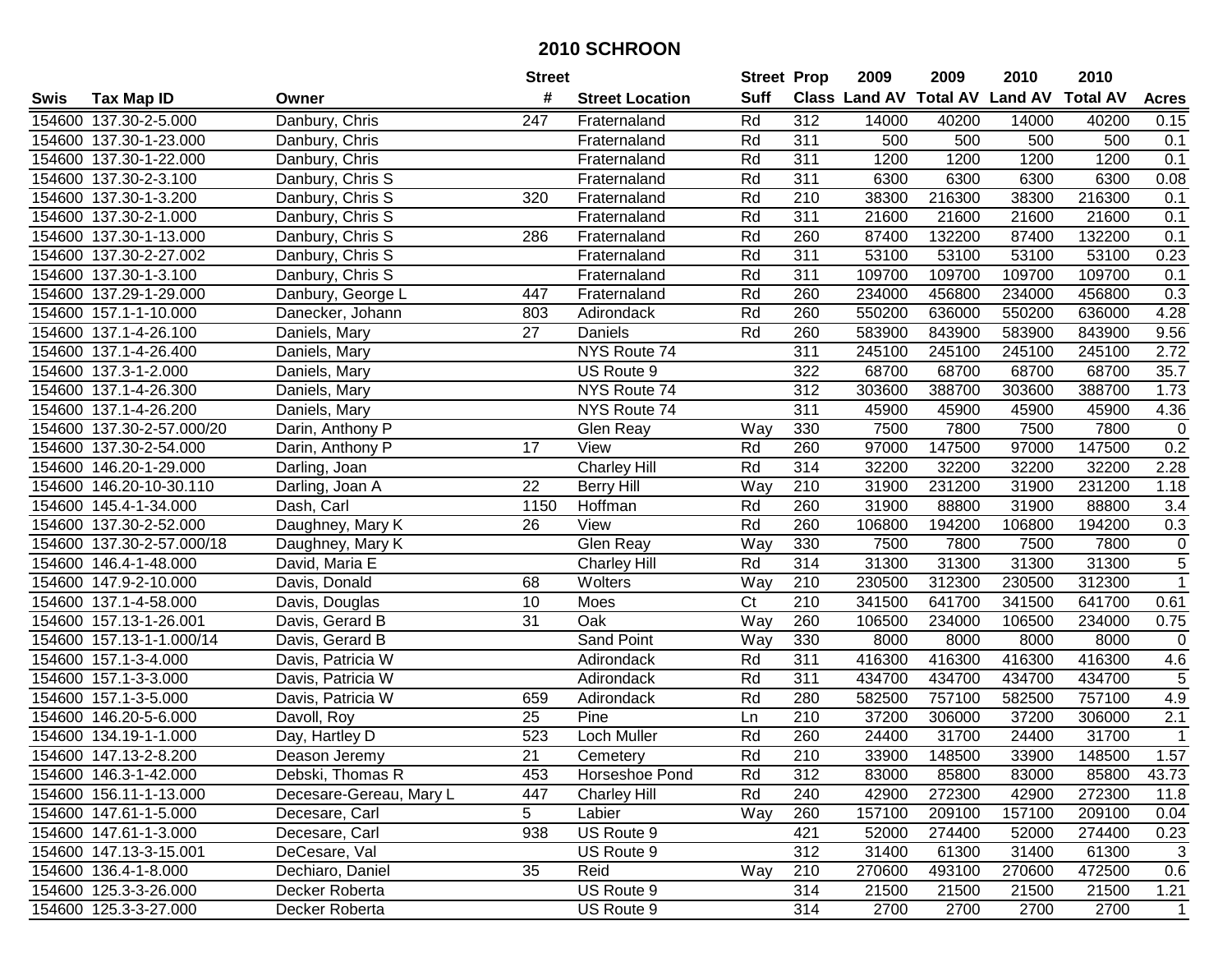# 2010 SCHROON

| Swis | Tax Map ID | Owner | Street # | Street Location | Street Suff | Prop Class | 2009 Land AV | 2009 Total AV | 2010 Land AV | 2010 Total AV | Acres |
|---|---|---|---|---|---|---|---|---|---|---|---|
| 154600 | 137.30-2-5.000 | Danbury, Chris | 247 | Fraternaland | Rd | 312 | 14000 | 40200 | 14000 | 40200 | 0.15 |
| 154600 | 137.30-1-23.000 | Danbury, Chris | | Fraternaland | Rd | 311 | 500 | 500 | 500 | 500 | 0.1 |
| 154600 | 137.30-1-22.000 | Danbury, Chris | | Fraternaland | Rd | 311 | 1200 | 1200 | 1200 | 1200 | 0.1 |
| 154600 | 137.30-2-3.100 | Danbury, Chris S | | Fraternaland | Rd | 311 | 6300 | 6300 | 6300 | 6300 | 0.08 |
| 154600 | 137.30-1-3.200 | Danbury, Chris S | 320 | Fraternaland | Rd | 210 | 38300 | 216300 | 38300 | 216300 | 0.1 |
| 154600 | 137.30-2-1.000 | Danbury, Chris S | | Fraternaland | Rd | 311 | 21600 | 21600 | 21600 | 21600 | 0.1 |
| 154600 | 137.30-1-13.000 | Danbury, Chris S | 286 | Fraternaland | Rd | 260 | 87400 | 132200 | 87400 | 132200 | 0.1 |
| 154600 | 137.30-2-27.002 | Danbury, Chris S | | Fraternaland | Rd | 311 | 53100 | 53100 | 53100 | 53100 | 0.23 |
| 154600 | 137.30-1-3.100 | Danbury, Chris S | | Fraternaland | Rd | 311 | 109700 | 109700 | 109700 | 109700 | 0.1 |
| 154600 | 137.29-1-29.000 | Danbury, George L | 447 | Fraternaland | Rd | 260 | 234000 | 456800 | 234000 | 456800 | 0.3 |
| 154600 | 157.1-1-10.000 | Danecker, Johann | 803 | Adirondack | Rd | 260 | 550200 | 636000 | 550200 | 636000 | 4.28 |
| 154600 | 137.1-4-26.100 | Daniels, Mary | 27 | Daniels | Rd | 260 | 583900 | 843900 | 583900 | 843900 | 9.56 |
| 154600 | 137.1-4-26.400 | Daniels, Mary | | NYS Route 74 | | 311 | 245100 | 245100 | 245100 | 245100 | 2.72 |
| 154600 | 137.3-1-2.000 | Daniels, Mary | | US Route 9 | | 322 | 68700 | 68700 | 68700 | 68700 | 35.7 |
| 154600 | 137.1-4-26.300 | Daniels, Mary | | NYS Route 74 | | 312 | 303600 | 388700 | 303600 | 388700 | 1.73 |
| 154600 | 137.1-4-26.200 | Daniels, Mary | | NYS Route 74 | | 311 | 45900 | 45900 | 45900 | 45900 | 4.36 |
| 154600 | 137.30-2-57.000/20 | Darin, Anthony P | | Glen Reay | Way | 330 | 7500 | 7800 | 7500 | 7800 | 0 |
| 154600 | 137.30-2-54.000 | Darin, Anthony P | 17 | View | Rd | 260 | 97000 | 147500 | 97000 | 147500 | 0.2 |
| 154600 | 146.20-1-29.000 | Darling, Joan | | Charley Hill | Rd | 314 | 32200 | 32200 | 32200 | 32200 | 2.28 |
| 154600 | 146.20-10-30.110 | Darling, Joan A | 22 | Berry Hill | Way | 210 | 31900 | 231200 | 31900 | 231200 | 1.18 |
| 154600 | 145.4-1-34.000 | Dash, Carl | 1150 | Hoffman | Rd | 260 | 31900 | 88800 | 31900 | 88800 | 3.4 |
| 154600 | 137.30-2-52.000 | Daughney, Mary K | 26 | View | Rd | 260 | 106800 | 194200 | 106800 | 194200 | 0.3 |
| 154600 | 137.30-2-57.000/18 | Daughney, Mary K | | Glen Reay | Way | 330 | 7500 | 7800 | 7500 | 7800 | 0 |
| 154600 | 146.4-1-48.000 | David, Maria E | | Charley Hill | Rd | 314 | 31300 | 31300 | 31300 | 31300 | 5 |
| 154600 | 147.9-2-10.000 | Davis, Donald | 68 | Wolters | Way | 210 | 230500 | 312300 | 230500 | 312300 | 1 |
| 154600 | 137.1-4-58.000 | Davis, Douglas | 10 | Moes | Ct | 210 | 341500 | 641700 | 341500 | 641700 | 0.61 |
| 154600 | 157.13-1-26.001 | Davis, Gerard B | 31 | Oak | Way | 260 | 106500 | 234000 | 106500 | 234000 | 0.75 |
| 154600 | 157.13-1-1.000/14 | Davis, Gerard B | | Sand Point | Way | 330 | 8000 | 8000 | 8000 | 8000 | 0 |
| 154600 | 157.1-3-4.000 | Davis, Patricia W | | Adirondack | Rd | 311 | 416300 | 416300 | 416300 | 416300 | 4.6 |
| 154600 | 157.1-3-3.000 | Davis, Patricia W | | Adirondack | Rd | 311 | 434700 | 434700 | 434700 | 434700 | 5 |
| 154600 | 157.1-3-5.000 | Davis, Patricia W | 659 | Adirondack | Rd | 280 | 582500 | 757100 | 582500 | 757100 | 4.9 |
| 154600 | 146.20-5-6.000 | Davoll, Roy | 25 | Pine | Ln | 210 | 37200 | 306000 | 37200 | 306000 | 2.1 |
| 154600 | 134.19-1-1.000 | Day, Hartley D | 523 | Loch Muller | Rd | 260 | 24400 | 31700 | 24400 | 31700 | 1 |
| 154600 | 147.13-2-8.200 | Deason Jeremy | 21 | Cemetery | Rd | 210 | 33900 | 148500 | 33900 | 148500 | 1.57 |
| 154600 | 146.3-1-42.000 | Debski, Thomas R | 453 | Horseshoe Pond | Rd | 312 | 83000 | 85800 | 83000 | 85800 | 43.73 |
| 154600 | 156.11-1-13.000 | Decesare-Gereau, Mary L | 447 | Charley Hill | Rd | 240 | 42900 | 272300 | 42900 | 272300 | 11.8 |
| 154600 | 147.61-1-5.000 | Decesare, Carl | 5 | Labier | Way | 260 | 157100 | 209100 | 157100 | 209100 | 0.04 |
| 154600 | 147.61-1-3.000 | Decesare, Carl | 938 | US Route 9 | | 421 | 52000 | 274400 | 52000 | 274400 | 0.23 |
| 154600 | 147.13-3-15.001 | DeCesare, Val | | US Route 9 | | 312 | 31400 | 61300 | 31400 | 61300 | 3 |
| 154600 | 136.4-1-8.000 | Dechiaro, Daniel | 35 | Reid | Way | 210 | 270600 | 493100 | 270600 | 472500 | 0.6 |
| 154600 | 125.3-3-26.000 | Decker Roberta | | US Route 9 | | 314 | 21500 | 21500 | 21500 | 21500 | 1.21 |
| 154600 | 125.3-3-27.000 | Decker Roberta | | US Route 9 | | 314 | 2700 | 2700 | 2700 | 2700 | 1 |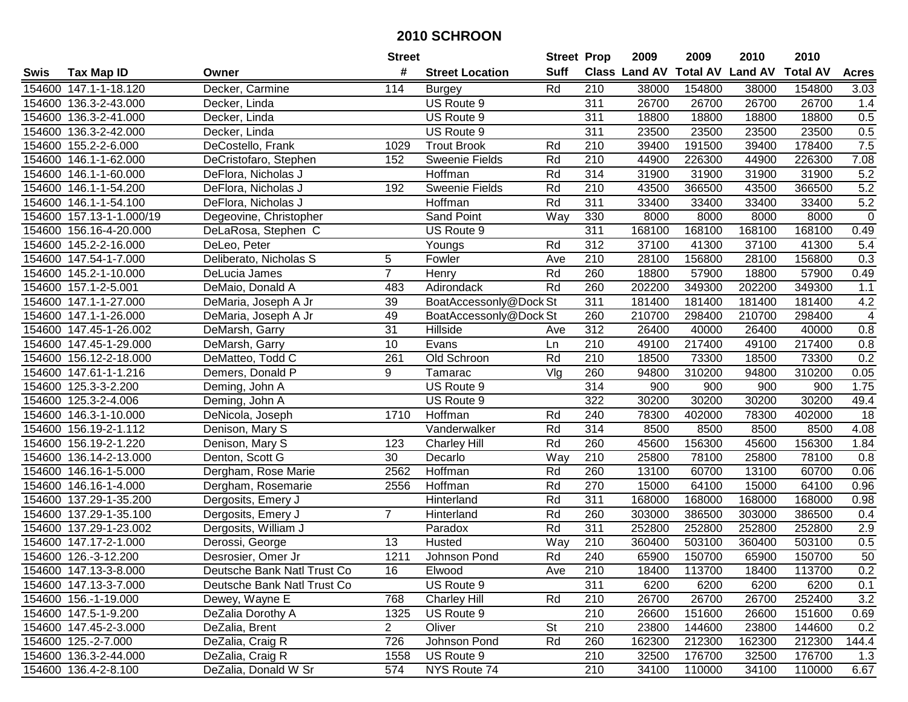# 2010 SCHROON

| Swis | Tax Map ID | Owner | Street # | Street Location | Street Suff | Prop Class | 2009 Land AV | 2009 Total AV | 2010 Land AV | 2010 Total AV | Acres |
|---|---|---|---|---|---|---|---|---|---|---|---|
| 154600 | 147.1-1-18.120 | Decker, Carmine | 114 | Burgey | Rd | 210 | 38000 | 154800 | 38000 | 154800 | 3.03 |
| 154600 | 136.3-2-43.000 | Decker, Linda | | US Route 9 | | 311 | 26700 | 26700 | 26700 | 26700 | 1.4 |
| 154600 | 136.3-2-41.000 | Decker, Linda | | US Route 9 | | 311 | 18800 | 18800 | 18800 | 18800 | 0.5 |
| 154600 | 136.3-2-42.000 | Decker, Linda | | US Route 9 | | 311 | 23500 | 23500 | 23500 | 23500 | 0.5 |
| 154600 | 155.2-2-6.000 | DeCostello, Frank | 1029 | Trout Brook | Rd | 210 | 39400 | 191500 | 39400 | 178400 | 7.5 |
| 154600 | 146.1-1-62.000 | DeCristofaro, Stephen | 152 | Sweenie Fields | Rd | 210 | 44900 | 226300 | 44900 | 226300 | 7.08 |
| 154600 | 146.1-1-60.000 | DeFlora, Nicholas J | | Hoffman | Rd | 314 | 31900 | 31900 | 31900 | 31900 | 5.2 |
| 154600 | 146.1-1-54.200 | DeFlora, Nicholas J | 192 | Sweenie Fields | Rd | 210 | 43500 | 366500 | 43500 | 366500 | 5.2 |
| 154600 | 146.1-1-54.100 | DeFlora, Nicholas J | | Hoffman | Rd | 311 | 33400 | 33400 | 33400 | 33400 | 5.2 |
| 154600 | 157.13-1-1.000/19 | Degeovine, Christopher | | Sand Point | Way | 330 | 8000 | 8000 | 8000 | 8000 | 0 |
| 154600 | 156.16-4-20.000 | DeLaRosa, Stephen C | | US Route 9 | | 311 | 168100 | 168100 | 168100 | 168100 | 0.49 |
| 154600 | 145.2-2-16.000 | DeLeo, Peter | | Youngs | Rd | 312 | 37100 | 41300 | 37100 | 41300 | 5.4 |
| 154600 | 147.54-1-7.000 | Deliberato, Nicholas S | 5 | Fowler | Ave | 210 | 28100 | 156800 | 28100 | 156800 | 0.3 |
| 154600 | 145.2-1-10.000 | DeLucia James | 7 | Henry | Rd | 260 | 18800 | 57900 | 18800 | 57900 | 0.49 |
| 154600 | 157.1-2-5.001 | DeMaio, Donald A | 483 | Adirondack | Rd | 260 | 202200 | 349300 | 202200 | 349300 | 1.1 |
| 154600 | 147.1-1-27.000 | DeMaria, Joseph A Jr | 39 | BoatAccessonly@Dock | St | 311 | 181400 | 181400 | 181400 | 181400 | 4.2 |
| 154600 | 147.1-1-26.000 | DeMaria, Joseph A Jr | 49 | BoatAccessonly@Dock | St | 260 | 210700 | 298400 | 210700 | 298400 | 4 |
| 154600 | 147.45-1-26.002 | DeMarsh, Garry | 31 | Hillside | Ave | 312 | 26400 | 40000 | 26400 | 40000 | 0.8 |
| 154600 | 147.45-1-29.000 | DeMarsh, Garry | 10 | Evans | Ln | 210 | 49100 | 217400 | 49100 | 217400 | 0.8 |
| 154600 | 156.12-2-18.000 | DeMatteo, Todd C | 261 | Old Schroon | Rd | 210 | 18500 | 73300 | 18500 | 73300 | 0.2 |
| 154600 | 147.61-1-1.216 | Demers, Donald P | 9 | Tamarac | Vlg | 260 | 94800 | 310200 | 94800 | 310200 | 0.05 |
| 154600 | 125.3-3-2.200 | Deming, John A | | US Route 9 | | 314 | 900 | 900 | 900 | 900 | 1.75 |
| 154600 | 125.3-2-4.006 | Deming, John A | | US Route 9 | | 322 | 30200 | 30200 | 30200 | 30200 | 49.4 |
| 154600 | 146.3-1-10.000 | DeNicola, Joseph | 1710 | Hoffman | Rd | 240 | 78300 | 402000 | 78300 | 402000 | 18 |
| 154600 | 156.19-2-1.112 | Denison, Mary S | | Vanderwalker | Rd | 314 | 8500 | 8500 | 8500 | 8500 | 4.08 |
| 154600 | 156.19-2-1.220 | Denison, Mary S | 123 | Charley Hill | Rd | 260 | 45600 | 156300 | 45600 | 156300 | 1.84 |
| 154600 | 136.14-2-13.000 | Denton, Scott G | 30 | Decarlo | Way | 210 | 25800 | 78100 | 25800 | 78100 | 0.8 |
| 154600 | 146.16-1-5.000 | Dergham, Rose Marie | 2562 | Hoffman | Rd | 260 | 13100 | 60700 | 13100 | 60700 | 0.06 |
| 154600 | 146.16-1-4.000 | Dergham, Rosemarie | 2556 | Hoffman | Rd | 270 | 15000 | 64100 | 15000 | 64100 | 0.96 |
| 154600 | 137.29-1-35.200 | Dergosits, Emery J | | Hinterland | Rd | 311 | 168000 | 168000 | 168000 | 168000 | 0.98 |
| 154600 | 137.29-1-35.100 | Dergosits, Emery J | 7 | Hinterland | Rd | 260 | 303000 | 386500 | 303000 | 386500 | 0.4 |
| 154600 | 137.29-1-23.002 | Dergosits, William J | | Paradox | Rd | 311 | 252800 | 252800 | 252800 | 252800 | 2.9 |
| 154600 | 147.17-2-1.000 | Derossi, George | 13 | Husted | Way | 210 | 360400 | 503100 | 360400 | 503100 | 0.5 |
| 154600 | 126.-3-12.200 | Desrosier, Omer Jr | 1211 | Johnson Pond | Rd | 240 | 65900 | 150700 | 65900 | 150700 | 50 |
| 154600 | 147.13-3-8.000 | Deutsche Bank Natl Trust Co | 16 | Elwood | Ave | 210 | 18400 | 113700 | 18400 | 113700 | 0.2 |
| 154600 | 147.13-3-7.000 | Deutsche Bank Natl Trust Co | | US Route 9 | | 311 | 6200 | 6200 | 6200 | 6200 | 0.1 |
| 154600 | 156.-1-19.000 | Dewey, Wayne E | 768 | Charley Hill | Rd | 210 | 26700 | 26700 | 26700 | 252400 | 3.2 |
| 154600 | 147.5-1-9.200 | DeZalia Dorothy A | 1325 | US Route 9 | | 210 | 26600 | 151600 | 26600 | 151600 | 0.69 |
| 154600 | 147.45-2-3.000 | DeZalia, Brent | 2 | Oliver | St | 210 | 23800 | 144600 | 23800 | 144600 | 0.2 |
| 154600 | 125.-2-7.000 | DeZalia, Craig R | 726 | Johnson Pond | Rd | 260 | 162300 | 212300 | 162300 | 212300 | 144.4 |
| 154600 | 136.3-2-44.000 | DeZalia, Craig R | 1558 | US Route 9 | | 210 | 32500 | 176700 | 32500 | 176700 | 1.3 |
| 154600 | 136.4-2-8.100 | DeZalia, Donald W Sr | 574 | NYS Route 74 | | 210 | 34100 | 110000 | 34100 | 110000 | 6.67 |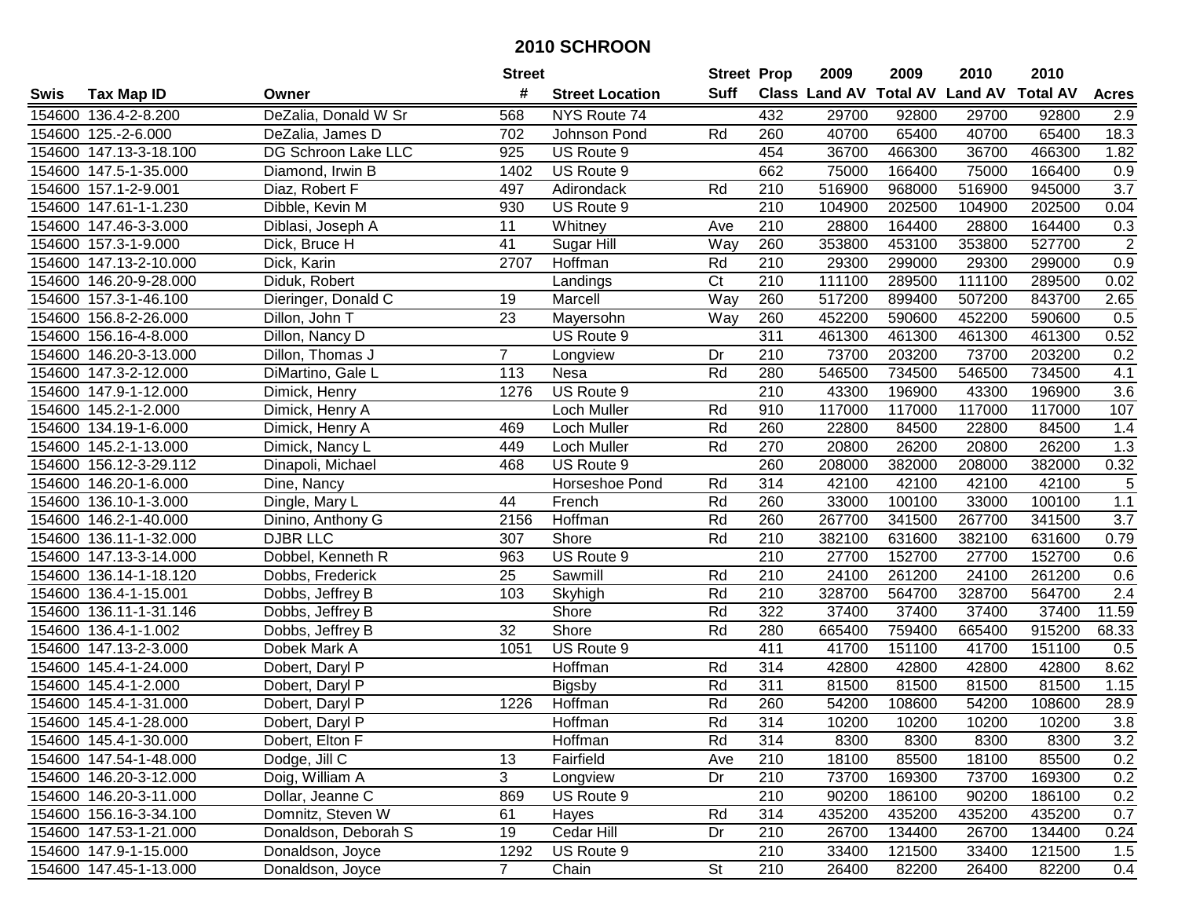# 2010 SCHROON

| Swis | Tax Map ID | Owner | Street # | Street Location | Street Suff | Prop Class | 2009 Land AV | 2009 Total AV | 2010 Land AV | 2010 Total AV | Acres |
|---|---|---|---|---|---|---|---|---|---|---|---|
| 154600 | 136.4-2-8.200 | DeZalia, Donald W Sr | 568 | NYS Route 74 | | 432 | 29700 | 92800 | 29700 | 92800 | 2.9 |
| 154600 | 125.-2-6.000 | DeZalia, James D | 702 | Johnson Pond | Rd | 260 | 40700 | 65400 | 40700 | 65400 | 18.3 |
| 154600 | 147.13-3-18.100 | DG Schroon Lake LLC | 925 | US Route 9 | | 454 | 36700 | 466300 | 36700 | 466300 | 1.82 |
| 154600 | 147.5-1-35.000 | Diamond, Irwin B | 1402 | US Route 9 | | 662 | 75000 | 166400 | 75000 | 166400 | 0.9 |
| 154600 | 157.1-2-9.001 | Diaz, Robert F | 497 | Adirondack | Rd | 210 | 516900 | 968000 | 516900 | 945000 | 3.7 |
| 154600 | 147.61-1-1.230 | Dibble, Kevin M | 930 | US Route 9 | | 210 | 104900 | 202500 | 104900 | 202500 | 0.04 |
| 154600 | 147.46-3-3.000 | Diblasi, Joseph A | 11 | Whitney | Ave | 210 | 28800 | 164400 | 28800 | 164400 | 0.3 |
| 154600 | 157.3-1-9.000 | Dick, Bruce H | 41 | Sugar Hill | Way | 260 | 353800 | 453100 | 353800 | 527700 | 2 |
| 154600 | 147.13-2-10.000 | Dick, Karin | 2707 | Hoffman | Rd | 210 | 29300 | 299000 | 29300 | 299000 | 0.9 |
| 154600 | 146.20-9-28.000 | Diduk, Robert | | Landings | Ct | 210 | 111100 | 289500 | 111100 | 289500 | 0.02 |
| 154600 | 157.3-1-46.100 | Dieringer, Donald C | 19 | Marcell | Way | 260 | 517200 | 899400 | 507200 | 843700 | 2.65 |
| 154600 | 156.8-2-26.000 | Dillon, John T | 23 | Mayersohn | Way | 260 | 452200 | 590600 | 452200 | 590600 | 0.5 |
| 154600 | 156.16-4-8.000 | Dillon, Nancy D | | US Route 9 | | 311 | 461300 | 461300 | 461300 | 461300 | 0.52 |
| 154600 | 146.20-3-13.000 | Dillon, Thomas J | 7 | Longview | Dr | 210 | 73700 | 203200 | 73700 | 203200 | 0.2 |
| 154600 | 147.3-2-12.000 | DiMartino, Gale L | 113 | Nesa | Rd | 280 | 546500 | 734500 | 546500 | 734500 | 4.1 |
| 154600 | 147.9-1-12.000 | Dimick, Henry | 1276 | US Route 9 | | 210 | 43300 | 196900 | 43300 | 196900 | 3.6 |
| 154600 | 145.2-1-2.000 | Dimick, Henry A | | Loch Muller | Rd | 910 | 117000 | 117000 | 117000 | 117000 | 107 |
| 154600 | 134.19-1-6.000 | Dimick, Henry A | 469 | Loch Muller | Rd | 260 | 22800 | 84500 | 22800 | 84500 | 1.4 |
| 154600 | 145.2-1-13.000 | Dimick, Nancy L | 449 | Loch Muller | Rd | 270 | 20800 | 26200 | 20800 | 26200 | 1.3 |
| 154600 | 156.12-3-29.112 | Dinapoli, Michael | 468 | US Route 9 | | 260 | 208000 | 382000 | 208000 | 382000 | 0.32 |
| 154600 | 146.20-1-6.000 | Dine, Nancy | | Horseshoe Pond | Rd | 314 | 42100 | 42100 | 42100 | 42100 | 5 |
| 154600 | 136.10-1-3.000 | Dingle, Mary L | 44 | French | Rd | 260 | 33000 | 100100 | 33000 | 100100 | 1.1 |
| 154600 | 146.2-1-40.000 | Dinino, Anthony G | 2156 | Hoffman | Rd | 260 | 267700 | 341500 | 267700 | 341500 | 3.7 |
| 154600 | 136.11-1-32.000 | DJBR LLC | 307 | Shore | Rd | 210 | 382100 | 631600 | 382100 | 631600 | 0.79 |
| 154600 | 147.13-3-14.000 | Dobbel, Kenneth R | 963 | US Route 9 | | 210 | 27700 | 152700 | 27700 | 152700 | 0.6 |
| 154600 | 136.14-1-18.120 | Dobbs, Frederick | 25 | Sawmill | Rd | 210 | 24100 | 261200 | 24100 | 261200 | 0.6 |
| 154600 | 136.4-1-15.001 | Dobbs, Jeffrey B | 103 | Skyhigh | Rd | 210 | 328700 | 564700 | 328700 | 564700 | 2.4 |
| 154600 | 136.11-1-31.146 | Dobbs, Jeffrey B | | Shore | Rd | 322 | 37400 | 37400 | 37400 | 37400 | 11.59 |
| 154600 | 136.4-1-1.002 | Dobbs, Jeffrey B | 32 | Shore | Rd | 280 | 665400 | 759400 | 665400 | 915200 | 68.33 |
| 154600 | 147.13-2-3.000 | Dobek Mark A | 1051 | US Route 9 | | 411 | 41700 | 151100 | 41700 | 151100 | 0.5 |
| 154600 | 145.4-1-24.000 | Dobert, Daryl P | | Hoffman | Rd | 314 | 42800 | 42800 | 42800 | 42800 | 8.62 |
| 154600 | 145.4-1-2.000 | Dobert, Daryl P | | Bigsby | Rd | 311 | 81500 | 81500 | 81500 | 81500 | 1.15 |
| 154600 | 145.4-1-31.000 | Dobert, Daryl P | 1226 | Hoffman | Rd | 260 | 54200 | 108600 | 54200 | 108600 | 28.9 |
| 154600 | 145.4-1-28.000 | Dobert, Daryl P | | Hoffman | Rd | 314 | 10200 | 10200 | 10200 | 10200 | 3.8 |
| 154600 | 145.4-1-30.000 | Dobert, Elton F | | Hoffman | Rd | 314 | 8300 | 8300 | 8300 | 8300 | 3.2 |
| 154600 | 147.54-1-48.000 | Dodge, Jill C | 13 | Fairfield | Ave | 210 | 18100 | 85500 | 18100 | 85500 | 0.2 |
| 154600 | 146.20-3-12.000 | Doig, William A | 3 | Longview | Dr | 210 | 73700 | 169300 | 73700 | 169300 | 0.2 |
| 154600 | 146.20-3-11.000 | Dollar, Jeanne C | 869 | US Route 9 | | 210 | 90200 | 186100 | 90200 | 186100 | 0.2 |
| 154600 | 156.16-3-34.100 | Domnitz, Steven W | 61 | Hayes | Rd | 314 | 435200 | 435200 | 435200 | 435200 | 0.7 |
| 154600 | 147.53-1-21.000 | Donaldson, Deborah S | 19 | Cedar Hill | Dr | 210 | 26700 | 134400 | 26700 | 134400 | 0.24 |
| 154600 | 147.9-1-15.000 | Donaldson, Joyce | 1292 | US Route 9 | | 210 | 33400 | 121500 | 33400 | 121500 | 1.5 |
| 154600 | 147.45-1-13.000 | Donaldson, Joyce | 7 | Chain | St | 210 | 26400 | 82200 | 26400 | 82200 | 0.4 |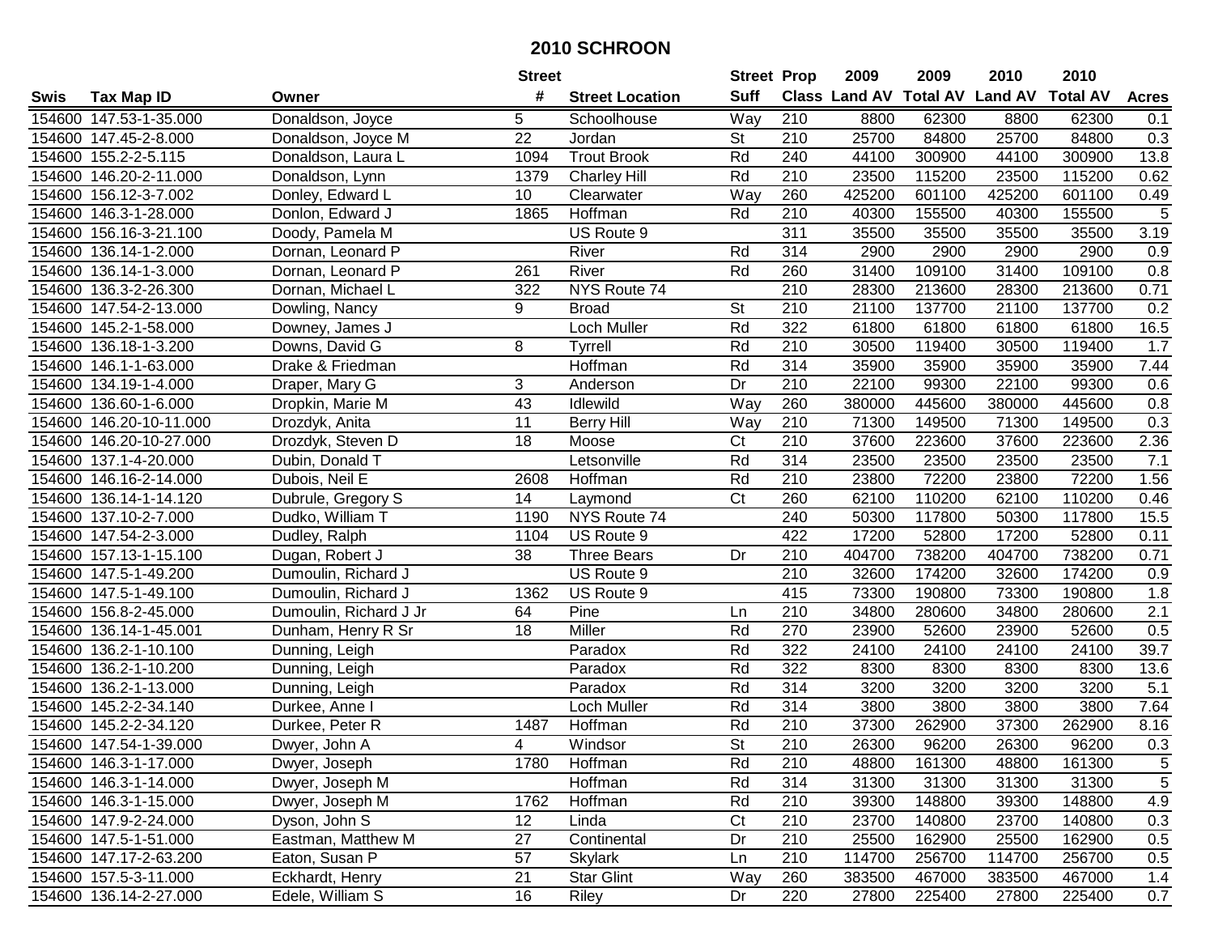# 2010 SCHROON

| Swis | Tax Map ID | Owner | Street # | Street Location | Street Suff | Prop Class | 2009 Land AV | 2009 Total AV | 2010 Land AV | 2010 Total AV | Acres |
|---|---|---|---|---|---|---|---|---|---|---|---|
| 154600 | 147.53-1-35.000 | Donaldson, Joyce | 5 | Schoolhouse | Way | 210 | 8800 | 62300 | 8800 | 62300 | 0.1 |
| 154600 | 147.45-2-8.000 | Donaldson, Joyce M | 22 | Jordan | St | 210 | 25700 | 84800 | 25700 | 84800 | 0.3 |
| 154600 | 155.2-2-5.115 | Donaldson, Laura L | 1094 | Trout Brook | Rd | 240 | 44100 | 300900 | 44100 | 300900 | 13.8 |
| 154600 | 146.20-2-11.000 | Donaldson, Lynn | 1379 | Charley Hill | Rd | 210 | 23500 | 115200 | 23500 | 115200 | 0.62 |
| 154600 | 156.12-3-7.002 | Donley, Edward L | 10 | Clearwater | Way | 260 | 425200 | 601100 | 425200 | 601100 | 0.49 |
| 154600 | 146.3-1-28.000 | Donlon, Edward J | 1865 | Hoffman | Rd | 210 | 40300 | 155500 | 40300 | 155500 | 5 |
| 154600 | 156.16-3-21.100 | Doody, Pamela M | | US Route 9 | | 311 | 35500 | 35500 | 35500 | 35500 | 3.19 |
| 154600 | 136.14-1-2.000 | Dornan, Leonard P | | River | Rd | 314 | 2900 | 2900 | 2900 | 2900 | 0.9 |
| 154600 | 136.14-1-3.000 | Dornan, Leonard P | 261 | River | Rd | 260 | 31400 | 109100 | 31400 | 109100 | 0.8 |
| 154600 | 136.3-2-26.300 | Dornan, Michael L | 322 | NYS Route 74 | | 210 | 28300 | 213600 | 28300 | 213600 | 0.71 |
| 154600 | 147.54-2-13.000 | Dowling, Nancy | 9 | Broad | St | 210 | 21100 | 137700 | 21100 | 137700 | 0.2 |
| 154600 | 145.2-1-58.000 | Downey, James J | | Loch Muller | Rd | 322 | 61800 | 61800 | 61800 | 61800 | 16.5 |
| 154600 | 136.18-1-3.200 | Downs, David G | 8 | Tyrrell | Rd | 210 | 30500 | 119400 | 30500 | 119400 | 1.7 |
| 154600 | 146.1-1-63.000 | Drake & Friedman | | Hoffman | Rd | 314 | 35900 | 35900 | 35900 | 35900 | 7.44 |
| 154600 | 134.19-1-4.000 | Draper, Mary G | 3 | Anderson | Dr | 210 | 22100 | 99300 | 22100 | 99300 | 0.6 |
| 154600 | 136.60-1-6.000 | Dropkin, Marie M | 43 | Idlewild | Way | 260 | 380000 | 445600 | 380000 | 445600 | 0.8 |
| 154600 | 146.20-10-11.000 | Drozdyk, Anita | 11 | Berry Hill | Way | 210 | 71300 | 149500 | 71300 | 149500 | 0.3 |
| 154600 | 146.20-10-27.000 | Drozdyk, Steven D | 18 | Moose | Ct | 210 | 37600 | 223600 | 37600 | 223600 | 2.36 |
| 154600 | 137.1-4-20.000 | Dubin, Donald T | | Letsonville | Rd | 314 | 23500 | 23500 | 23500 | 23500 | 7.1 |
| 154600 | 146.16-2-14.000 | Dubois, Neil E | 2608 | Hoffman | Rd | 210 | 23800 | 72200 | 23800 | 72200 | 1.56 |
| 154600 | 136.14-1-14.120 | Dubrule, Gregory S | 14 | Laymond | Ct | 260 | 62100 | 110200 | 62100 | 110200 | 0.46 |
| 154600 | 137.10-2-7.000 | Dudko, William T | 1190 | NYS Route 74 | | 240 | 50300 | 117800 | 50300 | 117800 | 15.5 |
| 154600 | 147.54-2-3.000 | Dudley, Ralph | 1104 | US Route 9 | | 422 | 17200 | 52800 | 17200 | 52800 | 0.11 |
| 154600 | 157.13-1-15.100 | Dugan, Robert J | 38 | Three Bears | Dr | 210 | 404700 | 738200 | 404700 | 738200 | 0.71 |
| 154600 | 147.5-1-49.200 | Dumoulin, Richard J | | US Route 9 | | 210 | 32600 | 174200 | 32600 | 174200 | 0.9 |
| 154600 | 147.5-1-49.100 | Dumoulin, Richard J | 1362 | US Route 9 | | 415 | 73300 | 190800 | 73300 | 190800 | 1.8 |
| 154600 | 156.8-2-45.000 | Dumoulin, Richard J Jr | 64 | Pine | Ln | 210 | 34800 | 280600 | 34800 | 280600 | 2.1 |
| 154600 | 136.14-1-45.001 | Dunham, Henry R Sr | 18 | Miller | Rd | 270 | 23900 | 52600 | 23900 | 52600 | 0.5 |
| 154600 | 136.2-1-10.100 | Dunning, Leigh | | Paradox | Rd | 322 | 24100 | 24100 | 24100 | 24100 | 39.7 |
| 154600 | 136.2-1-10.200 | Dunning, Leigh | | Paradox | Rd | 322 | 8300 | 8300 | 8300 | 8300 | 13.6 |
| 154600 | 136.2-1-13.000 | Dunning, Leigh | | Paradox | Rd | 314 | 3200 | 3200 | 3200 | 3200 | 5.1 |
| 154600 | 145.2-2-34.140 | Durkee, Anne I | | Loch Muller | Rd | 314 | 3800 | 3800 | 3800 | 3800 | 7.64 |
| 154600 | 145.2-2-34.120 | Durkee, Peter R | 1487 | Hoffman | Rd | 210 | 37300 | 262900 | 37300 | 262900 | 8.16 |
| 154600 | 147.54-1-39.000 | Dwyer, John A | 4 | Windsor | St | 210 | 26300 | 96200 | 26300 | 96200 | 0.3 |
| 154600 | 146.3-1-17.000 | Dwyer, Joseph | 1780 | Hoffman | Rd | 210 | 48800 | 161300 | 48800 | 161300 | 5 |
| 154600 | 146.3-1-14.000 | Dwyer, Joseph M | | Hoffman | Rd | 314 | 31300 | 31300 | 31300 | 31300 | 5 |
| 154600 | 146.3-1-15.000 | Dwyer, Joseph M | 1762 | Hoffman | Rd | 210 | 39300 | 148800 | 39300 | 148800 | 4.9 |
| 154600 | 147.9-2-24.000 | Dyson, John S | 12 | Linda | Ct | 210 | 23700 | 140800 | 23700 | 140800 | 0.3 |
| 154600 | 147.5-1-51.000 | Eastman, Matthew M | 27 | Continental | Dr | 210 | 25500 | 162900 | 25500 | 162900 | 0.5 |
| 154600 | 147.17-2-63.200 | Eaton, Susan P | 57 | Skylark | Ln | 210 | 114700 | 256700 | 114700 | 256700 | 0.5 |
| 154600 | 157.5-3-11.000 | Eckhardt, Henry | 21 | Star Glint | Way | 260 | 383500 | 467000 | 383500 | 467000 | 1.4 |
| 154600 | 136.14-2-27.000 | Edele, William S | 16 | Riley | Dr | 220 | 27800 | 225400 | 27800 | 225400 | 0.7 |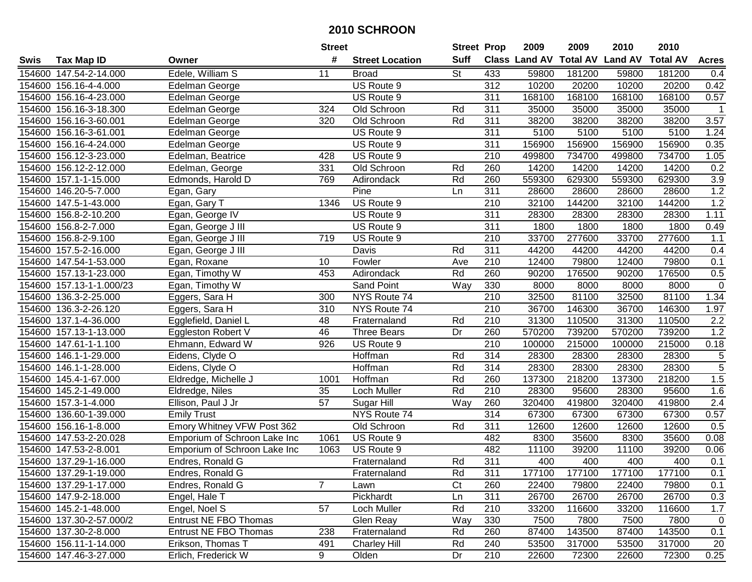# 2010 SCHROON

| Swis | Tax Map ID | Owner | Street # | Street Location | Street Suff | Prop Class | 2009 Land AV | 2009 Total AV | 2010 Land AV | 2010 Total AV | Acres |
|---|---|---|---|---|---|---|---|---|---|---|---|
| 154600 | 147.54-2-14.000 | Edele, William S | 11 | Broad | St | 433 | 59800 | 181200 | 59800 | 181200 | 0.4 |
| 154600 | 156.16-4-4.000 | Edelman George | | US Route 9 | | 312 | 10200 | 20200 | 10200 | 20200 | 0.42 |
| 154600 | 156.16-4-23.000 | Edelman George | | US Route 9 | | 311 | 168100 | 168100 | 168100 | 168100 | 0.57 |
| 154600 | 156.16-3-18.300 | Edelman George | 324 | Old Schroon | Rd | 311 | 35000 | 35000 | 35000 | 35000 | 1 |
| 154600 | 156.16-3-60.001 | Edelman George | 320 | Old Schroon | Rd | 311 | 38200 | 38200 | 38200 | 38200 | 3.57 |
| 154600 | 156.16-3-61.001 | Edelman George | | US Route 9 | | 311 | 5100 | 5100 | 5100 | 5100 | 1.24 |
| 154600 | 156.16-4-24.000 | Edelman George | | US Route 9 | | 311 | 156900 | 156900 | 156900 | 156900 | 0.35 |
| 154600 | 156.12-3-23.000 | Edelman, Beatrice | 428 | US Route 9 | | 210 | 499800 | 734700 | 499800 | 734700 | 1.05 |
| 154600 | 156.12-2-12.000 | Edelman, George | 331 | Old Schroon | Rd | 260 | 14200 | 14200 | 14200 | 14200 | 0.2 |
| 154600 | 157.1-1-15.000 | Edmonds, Harold D | 769 | Adirondack | Rd | 260 | 559300 | 629300 | 559300 | 629300 | 3.9 |
| 154600 | 146.20-5-7.000 | Egan, Gary | | Pine | Ln | 311 | 28600 | 28600 | 28600 | 28600 | 1.2 |
| 154600 | 147.5-1-43.000 | Egan, Gary T | 1346 | US Route 9 | | 210 | 32100 | 144200 | 32100 | 144200 | 1.2 |
| 154600 | 156.8-2-10.200 | Egan, George IV | | US Route 9 | | 311 | 28300 | 28300 | 28300 | 28300 | 1.11 |
| 154600 | 156.8-2-7.000 | Egan, George J III | | US Route 9 | | 311 | 1800 | 1800 | 1800 | 1800 | 0.49 |
| 154600 | 156.8-2-9.100 | Egan, George J III | 719 | US Route 9 | | 210 | 33700 | 277600 | 33700 | 277600 | 1.1 |
| 154600 | 157.5-2-16.000 | Egan, George J III | | Davis | Rd | 311 | 44200 | 44200 | 44200 | 44200 | 0.4 |
| 154600 | 147.54-1-53.000 | Egan, Roxane | 10 | Fowler | Ave | 210 | 12400 | 79800 | 12400 | 79800 | 0.1 |
| 154600 | 157.13-1-23.000 | Egan, Timothy W | 453 | Adirondack | Rd | 260 | 90200 | 176500 | 90200 | 176500 | 0.5 |
| 154600 | 157.13-1-1.000/23 | Egan, Timothy W | | Sand Point | Way | 330 | 8000 | 8000 | 8000 | 8000 | 0 |
| 154600 | 136.3-2-25.000 | Eggers, Sara H | 300 | NYS Route 74 | | 210 | 32500 | 81100 | 32500 | 81100 | 1.34 |
| 154600 | 136.3-2-26.120 | Eggers, Sara H | 310 | NYS Route 74 | | 210 | 36700 | 146300 | 36700 | 146300 | 1.97 |
| 154600 | 137.1-4-36.000 | Egglefield, Daniel L | 48 | Fraternaland | Rd | 210 | 31300 | 110500 | 31300 | 110500 | 2.2 |
| 154600 | 157.13-1-13.000 | Eggleston Robert V | 46 | Three Bears | Dr | 260 | 570200 | 739200 | 570200 | 739200 | 1.2 |
| 154600 | 147.61-1-1.100 | Ehmann, Edward W | 926 | US Route 9 | | 210 | 100000 | 215000 | 100000 | 215000 | 0.18 |
| 154600 | 146.1-1-29.000 | Eidens, Clyde O | | Hoffman | Rd | 314 | 28300 | 28300 | 28300 | 28300 | 5 |
| 154600 | 146.1-1-28.000 | Eidens, Clyde O | | Hoffman | Rd | 314 | 28300 | 28300 | 28300 | 28300 | 5 |
| 154600 | 145.4-1-67.000 | Eldredge, Michelle J | 1001 | Hoffman | Rd | 260 | 137300 | 218200 | 137300 | 218200 | 1.5 |
| 154600 | 145.2-1-49.000 | Eldredge, Niles | 35 | Loch Muller | Rd | 210 | 28300 | 95600 | 28300 | 95600 | 1.6 |
| 154600 | 157.3-1-4.000 | Ellison, Paul J Jr | 57 | Sugar Hill | Way | 260 | 320400 | 419800 | 320400 | 419800 | 2.4 |
| 154600 | 136.60-1-39.000 | Emily Trust | | NYS Route 74 | | 314 | 67300 | 67300 | 67300 | 67300 | 0.57 |
| 154600 | 156.16-1-8.000 | Emory Whitney VFW Post 362 | | Old Schroon | Rd | 311 | 12600 | 12600 | 12600 | 12600 | 0.5 |
| 154600 | 147.53-2-20.028 | Emporium of Schroon Lake Inc | 1061 | US Route 9 | | 482 | 8300 | 35600 | 8300 | 35600 | 0.08 |
| 154600 | 147.53-2-8.001 | Emporium of Schroon Lake Inc | 1063 | US Route 9 | | 482 | 11100 | 39200 | 11100 | 39200 | 0.06 |
| 154600 | 137.29-1-16.000 | Endres, Ronald G | | Fraternaland | Rd | 311 | 400 | 400 | 400 | 400 | 0.1 |
| 154600 | 137.29-1-19.000 | Endres, Ronald G | | Fraternaland | Rd | 311 | 177100 | 177100 | 177100 | 177100 | 0.1 |
| 154600 | 137.29-1-17.000 | Endres, Ronald G | 7 | Lawn | Ct | 260 | 22400 | 79800 | 22400 | 79800 | 0.1 |
| 154600 | 147.9-2-18.000 | Engel, Hale T | | Pickhardt | Ln | 311 | 26700 | 26700 | 26700 | 26700 | 0.3 |
| 154600 | 145.2-1-48.000 | Engel, Noel S | 57 | Loch Muller | Rd | 210 | 33200 | 116600 | 33200 | 116600 | 1.7 |
| 154600 | 137.30-2-57.000/2 | Entrust NE FBO Thomas | | Glen Reay | Way | 330 | 7500 | 7800 | 7500 | 7800 | 0 |
| 154600 | 137.30-2-8.000 | Entrust NE FBO Thomas | 238 | Fraternaland | Rd | 260 | 87400 | 143500 | 87400 | 143500 | 0.1 |
| 154600 | 156.11-1-14.000 | Erikson, Thomas T | 491 | Charley Hill | Rd | 240 | 53500 | 317000 | 53500 | 317000 | 20 |
| 154600 | 147.46-3-27.000 | Erlich, Frederick W | 9 | Olden | Dr | 210 | 22600 | 72300 | 22600 | 72300 | 0.25 |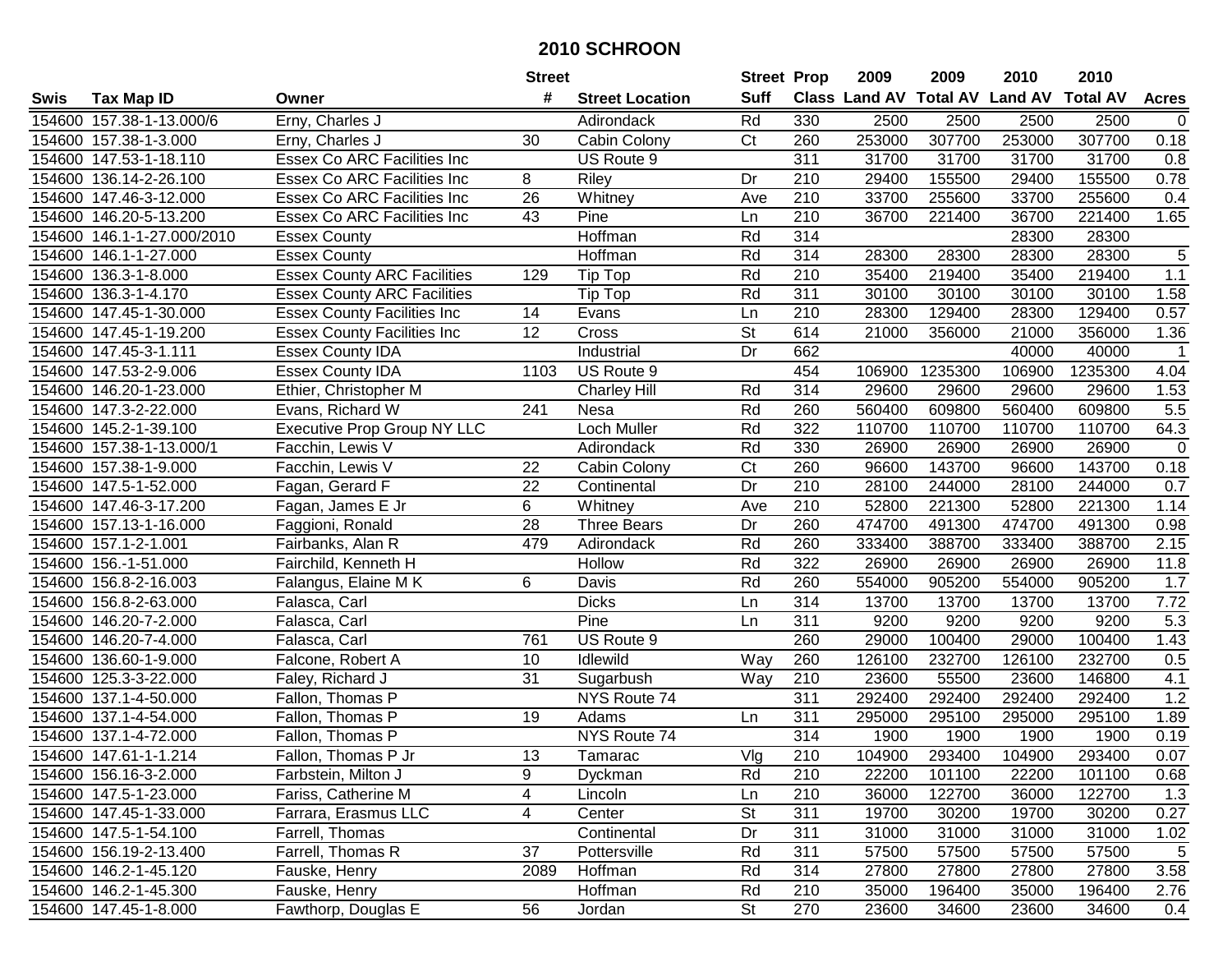# 2010 SCHROON

| Swis | Tax Map ID | Owner | Street # | Street Location | Street Suff | Prop Class | 2009 Land AV | 2009 Total AV | 2010 Land AV | 2010 Total AV | Acres |
|---|---|---|---|---|---|---|---|---|---|---|---|
| 154600 | 157.38-1-13.000/6 | Erny, Charles J | | Adirondack | Rd | 330 | 2500 | 2500 | 2500 | 2500 | 0 |
| 154600 | 157.38-1-3.000 | Erny, Charles J | 30 | Cabin Colony | Ct | 260 | 253000 | 307700 | 253000 | 307700 | 0.18 |
| 154600 | 147.53-1-18.110 | Essex Co ARC Facilities Inc | | US Route 9 | | 311 | 31700 | 31700 | 31700 | 31700 | 0.8 |
| 154600 | 136.14-2-26.100 | Essex Co ARC Facilities Inc | 8 | Riley | Dr | 210 | 29400 | 155500 | 29400 | 155500 | 0.78 |
| 154600 | 147.46-3-12.000 | Essex Co ARC Facilities Inc | 26 | Whitney | Ave | 210 | 33700 | 255600 | 33700 | 255600 | 0.4 |
| 154600 | 146.20-5-13.200 | Essex Co ARC Facilities Inc | 43 | Pine | Ln | 210 | 36700 | 221400 | 36700 | 221400 | 1.65 |
| 154600 | 146.1-1-27.000/2010 | Essex County | | Hoffman | Rd | 314 | | | 28300 | 28300 | |
| 154600 | 146.1-1-27.000 | Essex County | | Hoffman | Rd | 314 | 28300 | 28300 | 28300 | 28300 | 5 |
| 154600 | 136.3-1-8.000 | Essex County ARC Facilities | 129 | Tip Top | Rd | 210 | 35400 | 219400 | 35400 | 219400 | 1.1 |
| 154600 | 136.3-1-4.170 | Essex County ARC Facilities | | Tip Top | Rd | 311 | 30100 | 30100 | 30100 | 30100 | 1.58 |
| 154600 | 147.45-1-30.000 | Essex County Facilities Inc | 14 | Evans | Ln | 210 | 28300 | 129400 | 28300 | 129400 | 0.57 |
| 154600 | 147.45-1-19.200 | Essex County Facilities Inc | 12 | Cross | St | 614 | 21000 | 356000 | 21000 | 356000 | 1.36 |
| 154600 | 147.45-3-1.111 | Essex County IDA | | Industrial | Dr | 662 | | | 40000 | 40000 | 1 |
| 154600 | 147.53-2-9.006 | Essex County IDA | 1103 | US Route 9 | | 454 | 106900 | 1235300 | 106900 | 1235300 | 4.04 |
| 154600 | 146.20-1-23.000 | Ethier, Christopher M | | Charley Hill | Rd | 314 | 29600 | 29600 | 29600 | 29600 | 1.53 |
| 154600 | 147.3-2-22.000 | Evans, Richard W | 241 | Nesa | Rd | 260 | 560400 | 609800 | 560400 | 609800 | 5.5 |
| 154600 | 145.2-1-39.100 | Executive Prop Group NY LLC | | Loch Muller | Rd | 322 | 110700 | 110700 | 110700 | 110700 | 64.3 |
| 154600 | 157.38-1-13.000/1 | Facchin, Lewis V | | Adirondack | Rd | 330 | 26900 | 26900 | 26900 | 26900 | 0 |
| 154600 | 157.38-1-9.000 | Facchin, Lewis V | 22 | Cabin Colony | Ct | 260 | 96600 | 143700 | 96600 | 143700 | 0.18 |
| 154600 | 147.5-1-52.000 | Fagan, Gerard F | 22 | Continental | Dr | 210 | 28100 | 244000 | 28100 | 244000 | 0.7 |
| 154600 | 147.46-3-17.200 | Fagan, James E Jr | 6 | Whitney | Ave | 210 | 52800 | 221300 | 52800 | 221300 | 1.14 |
| 154600 | 157.13-1-16.000 | Faggioni, Ronald | 28 | Three Bears | Dr | 260 | 474700 | 491300 | 474700 | 491300 | 0.98 |
| 154600 | 157.1-2-1.001 | Fairbanks, Alan R | 479 | Adirondack | Rd | 260 | 333400 | 388700 | 333400 | 388700 | 2.15 |
| 154600 | 156.-1-51.000 | Fairchild, Kenneth H | | Hollow | Rd | 322 | 26900 | 26900 | 26900 | 26900 | 11.8 |
| 154600 | 156.8-2-16.003 | Falangus, Elaine M K | 6 | Davis | Rd | 260 | 554000 | 905200 | 554000 | 905200 | 1.7 |
| 154600 | 156.8-2-63.000 | Falasca, Carl | | Dicks | Ln | 314 | 13700 | 13700 | 13700 | 13700 | 7.72 |
| 154600 | 146.20-7-2.000 | Falasca, Carl | | Pine | Ln | 311 | 9200 | 9200 | 9200 | 9200 | 5.3 |
| 154600 | 146.20-7-4.000 | Falasca, Carl | 761 | US Route 9 | | 260 | 29000 | 100400 | 29000 | 100400 | 1.43 |
| 154600 | 136.60-1-9.000 | Falcone, Robert A | 10 | Idlewild | Way | 260 | 126100 | 232700 | 126100 | 232700 | 0.5 |
| 154600 | 125.3-3-22.000 | Faley, Richard J | 31 | Sugarbush | Way | 210 | 23600 | 55500 | 23600 | 146800 | 4.1 |
| 154600 | 137.1-4-50.000 | Fallon, Thomas P | | NYS Route 74 | | 311 | 292400 | 292400 | 292400 | 292400 | 1.2 |
| 154600 | 137.1-4-54.000 | Fallon, Thomas P | 19 | Adams | Ln | 311 | 295000 | 295100 | 295000 | 295100 | 1.89 |
| 154600 | 137.1-4-72.000 | Fallon, Thomas P | | NYS Route 74 | | 314 | 1900 | 1900 | 1900 | 1900 | 0.19 |
| 154600 | 147.61-1-1.214 | Fallon, Thomas P Jr | 13 | Tamarac | Vlg | 210 | 104900 | 293400 | 104900 | 293400 | 0.07 |
| 154600 | 156.16-3-2.000 | Farbstein, Milton J | 9 | Dyckman | Rd | 210 | 22200 | 101100 | 22200 | 101100 | 0.68 |
| 154600 | 147.5-1-23.000 | Fariss, Catherine M | 4 | Lincoln | Ln | 210 | 36000 | 122700 | 36000 | 122700 | 1.3 |
| 154600 | 147.45-1-33.000 | Farrara, Erasmus LLC | 4 | Center | St | 311 | 19700 | 30200 | 19700 | 30200 | 0.27 |
| 154600 | 147.5-1-54.100 | Farrell, Thomas | | Continental | Dr | 311 | 31000 | 31000 | 31000 | 31000 | 1.02 |
| 154600 | 156.19-2-13.400 | Farrell, Thomas R | 37 | Pottersville | Rd | 311 | 57500 | 57500 | 57500 | 57500 | 5 |
| 154600 | 146.2-1-45.120 | Fauske, Henry | 2089 | Hoffman | Rd | 314 | 27800 | 27800 | 27800 | 27800 | 3.58 |
| 154600 | 146.2-1-45.300 | Fauske, Henry | | Hoffman | Rd | 210 | 35000 | 196400 | 35000 | 196400 | 2.76 |
| 154600 | 147.45-1-8.000 | Fawthorp, Douglas E | 56 | Jordan | St | 270 | 23600 | 34600 | 23600 | 34600 | 0.4 |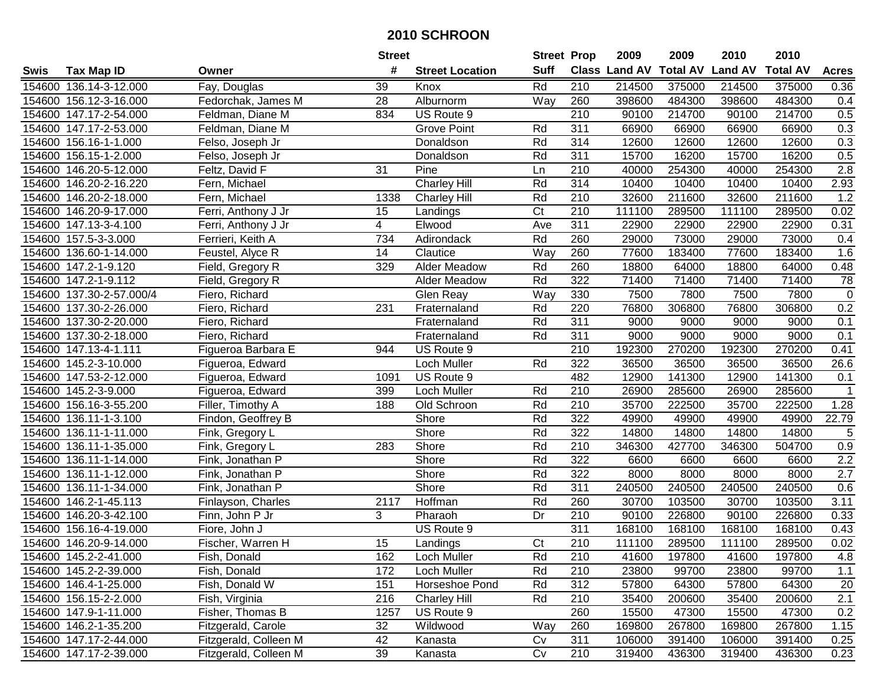# 2010 SCHROON

| Swis | Tax Map ID | Owner | Street # | Street Location | Street Suff | Prop Class | 2009 Land AV | 2009 Total AV | 2010 Land AV | 2010 Total AV | Acres |
|---|---|---|---|---|---|---|---|---|---|---|---|
| 154600 | 136.14-3-12.000 | Fay, Douglas | 39 | Knox | Rd | 210 | 214500 | 375000 | 214500 | 375000 | 0.36 |
| 154600 | 156.12-3-16.000 | Fedorchak, James M | 28 | Alburnorm | Way | 260 | 398600 | 484300 | 398600 | 484300 | 0.4 |
| 154600 | 147.17-2-54.000 | Feldman, Diane M | 834 | US Route 9 | | 210 | 90100 | 214700 | 90100 | 214700 | 0.5 |
| 154600 | 147.17-2-53.000 | Feldman, Diane M | | Grove Point | Rd | 311 | 66900 | 66900 | 66900 | 66900 | 0.3 |
| 154600 | 156.16-1-1.000 | Felso, Joseph Jr | | Donaldson | Rd | 314 | 12600 | 12600 | 12600 | 12600 | 0.3 |
| 154600 | 156.15-1-2.000 | Felso, Joseph Jr | | Donaldson | Rd | 311 | 15700 | 16200 | 15700 | 16200 | 0.5 |
| 154600 | 146.20-5-12.000 | Feltz, David F | 31 | Pine | Ln | 210 | 40000 | 254300 | 40000 | 254300 | 2.8 |
| 154600 | 146.20-2-16.220 | Fern, Michael | | Charley Hill | Rd | 314 | 10400 | 10400 | 10400 | 10400 | 2.93 |
| 154600 | 146.20-2-18.000 | Fern, Michael | 1338 | Charley Hill | Rd | 210 | 32600 | 211600 | 32600 | 211600 | 1.2 |
| 154600 | 146.20-9-17.000 | Ferri, Anthony J Jr | 15 | Landings | Ct | 210 | 111100 | 289500 | 111100 | 289500 | 0.02 |
| 154600 | 147.13-3-4.100 | Ferri, Anthony J Jr | 4 | Elwood | Ave | 311 | 22900 | 22900 | 22900 | 22900 | 0.31 |
| 154600 | 157.5-3-3.000 | Ferrieri, Keith A | 734 | Adirondack | Rd | 260 | 29000 | 73000 | 29000 | 73000 | 0.4 |
| 154600 | 136.60-1-14.000 | Feustel, Alyce R | 14 | Clautice | Way | 260 | 77600 | 183400 | 77600 | 183400 | 1.6 |
| 154600 | 147.2-1-9.120 | Field, Gregory R | 329 | Alder Meadow | Rd | 260 | 18800 | 64000 | 18800 | 64000 | 0.48 |
| 154600 | 147.2-1-9.112 | Field, Gregory R | | Alder Meadow | Rd | 322 | 71400 | 71400 | 71400 | 71400 | 78 |
| 154600 | 137.30-2-57.000/4 | Fiero, Richard | | Glen Reay | Way | 330 | 7500 | 7800 | 7500 | 7800 | 0 |
| 154600 | 137.30-2-26.000 | Fiero, Richard | 231 | Fraternaland | Rd | 220 | 76800 | 306800 | 76800 | 306800 | 0.2 |
| 154600 | 137.30-2-20.000 | Fiero, Richard | | Fraternaland | Rd | 311 | 9000 | 9000 | 9000 | 9000 | 0.1 |
| 154600 | 137.30-2-18.000 | Fiero, Richard | | Fraternaland | Rd | 311 | 9000 | 9000 | 9000 | 9000 | 0.1 |
| 154600 | 147.13-4-1.111 | Figueroa Barbara E | 944 | US Route 9 | | 210 | 192300 | 270200 | 192300 | 270200 | 0.41 |
| 154600 | 145.2-3-10.000 | Figueroa, Edward | | Loch Muller | Rd | 322 | 36500 | 36500 | 36500 | 36500 | 26.6 |
| 154600 | 147.53-2-12.000 | Figueroa, Edward | 1091 | US Route 9 | | 482 | 12900 | 141300 | 12900 | 141300 | 0.1 |
| 154600 | 145.2-3-9.000 | Figueroa, Edward | 399 | Loch Muller | Rd | 210 | 26900 | 285600 | 26900 | 285600 | 1 |
| 154600 | 156.16-3-55.200 | Filler, Timothy A | 188 | Old Schroon | Rd | 210 | 35700 | 222500 | 35700 | 222500 | 1.28 |
| 154600 | 136.11-1-3.100 | Findon, Geoffrey B | | Shore | Rd | 322 | 49900 | 49900 | 49900 | 49900 | 22.79 |
| 154600 | 136.11-1-11.000 | Fink, Gregory L | | Shore | Rd | 322 | 14800 | 14800 | 14800 | 14800 | 5 |
| 154600 | 136.11-1-35.000 | Fink, Gregory L | 283 | Shore | Rd | 210 | 346300 | 427700 | 346300 | 504700 | 0.9 |
| 154600 | 136.11-1-14.000 | Fink, Jonathan P | | Shore | Rd | 322 | 6600 | 6600 | 6600 | 6600 | 2.2 |
| 154600 | 136.11-1-12.000 | Fink, Jonathan P | | Shore | Rd | 322 | 8000 | 8000 | 8000 | 8000 | 2.7 |
| 154600 | 136.11-1-34.000 | Fink, Jonathan P | | Shore | Rd | 311 | 240500 | 240500 | 240500 | 240500 | 0.6 |
| 154600 | 146.2-1-45.113 | Finlayson, Charles | 2117 | Hoffman | Rd | 260 | 30700 | 103500 | 30700 | 103500 | 3.11 |
| 154600 | 146.20-3-42.100 | Finn, John P Jr | 3 | Pharaoh | Dr | 210 | 90100 | 226800 | 90100 | 226800 | 0.33 |
| 154600 | 156.16-4-19.000 | Fiore, John J | | US Route 9 | | 311 | 168100 | 168100 | 168100 | 168100 | 0.43 |
| 154600 | 146.20-9-14.000 | Fischer, Warren H | 15 | Landings | Ct | 210 | 111100 | 289500 | 111100 | 289500 | 0.02 |
| 154600 | 145.2-2-41.000 | Fish, Donald | 162 | Loch Muller | Rd | 210 | 41600 | 197800 | 41600 | 197800 | 4.8 |
| 154600 | 145.2-2-39.000 | Fish, Donald | 172 | Loch Muller | Rd | 210 | 23800 | 99700 | 23800 | 99700 | 1.1 |
| 154600 | 146.4-1-25.000 | Fish, Donald W | 151 | Horseshoe Pond | Rd | 312 | 57800 | 64300 | 57800 | 64300 | 20 |
| 154600 | 156.15-2-2.000 | Fish, Virginia | 216 | Charley Hill | Rd | 210 | 35400 | 200600 | 35400 | 200600 | 2.1 |
| 154600 | 147.9-1-11.000 | Fisher, Thomas B | 1257 | US Route 9 | | 260 | 15500 | 47300 | 15500 | 47300 | 0.2 |
| 154600 | 146.2-1-35.200 | Fitzgerald, Carole | 32 | Wildwood | Way | 260 | 169800 | 267800 | 169800 | 267800 | 1.15 |
| 154600 | 147.17-2-44.000 | Fitzgerald, Colleen M | 42 | Kanasta | Cv | 311 | 106000 | 391400 | 106000 | 391400 | 0.25 |
| 154600 | 147.17-2-39.000 | Fitzgerald, Colleen M | 39 | Kanasta | Cv | 210 | 319400 | 436300 | 319400 | 436300 | 0.23 |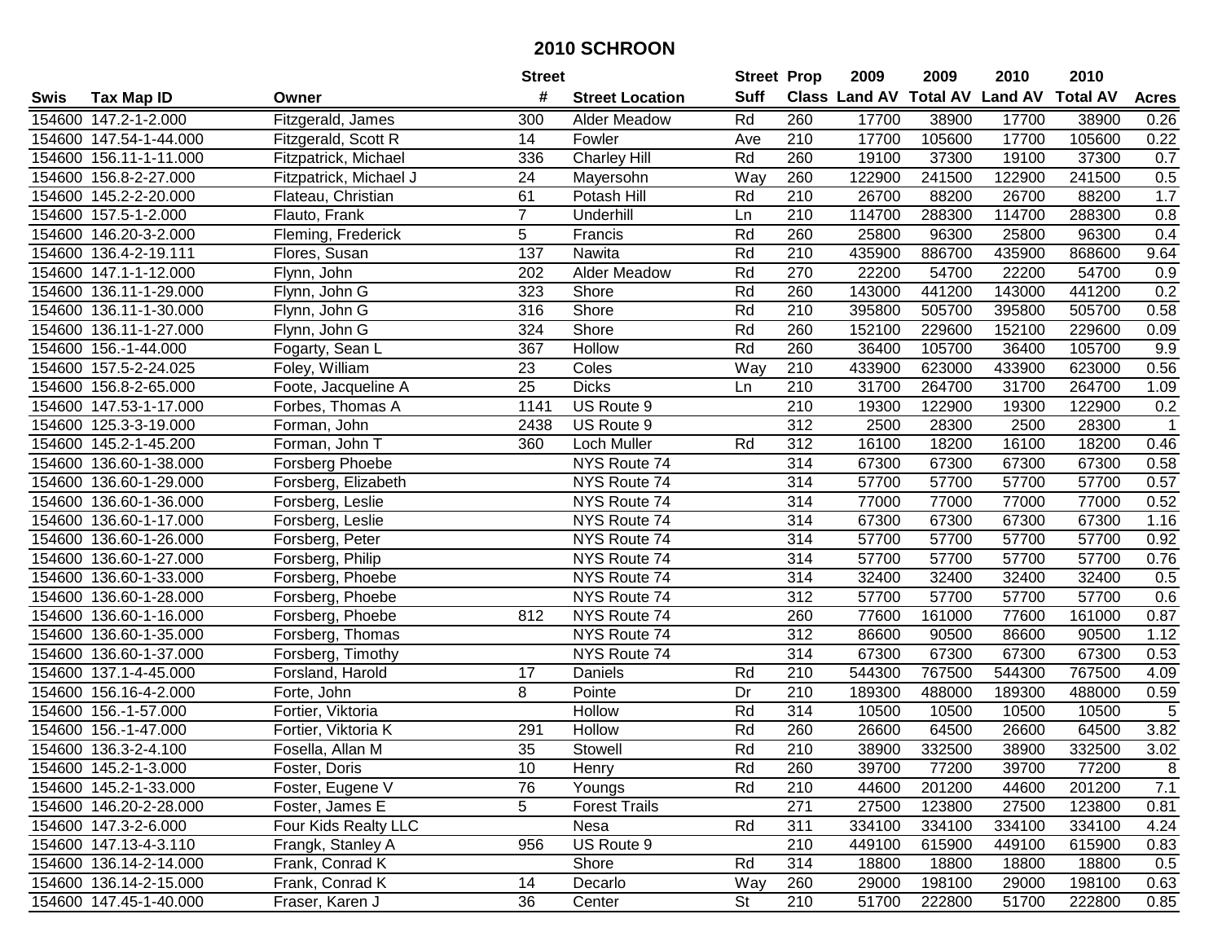# 2010 SCHROON

| Swis | Tax Map ID | Owner | Street # | Street Location | Street Suff | Prop Class | 2009 Land AV | 2009 Total AV | 2010 Land AV | 2010 Total AV | Acres |
|---|---|---|---|---|---|---|---|---|---|---|---|
| 154600 | 147.2-1-2.000 | Fitzgerald, James | 300 | Alder Meadow | Rd | 260 | 17700 | 38900 | 17700 | 38900 | 0.26 |
| 154600 | 147.54-1-44.000 | Fitzgerald, Scott R | 14 | Fowler | Ave | 210 | 17700 | 105600 | 17700 | 105600 | 0.22 |
| 154600 | 156.11-1-11.000 | Fitzpatrick, Michael | 336 | Charley Hill | Rd | 260 | 19100 | 37300 | 19100 | 37300 | 0.7 |
| 154600 | 156.8-2-27.000 | Fitzpatrick, Michael J | 24 | Mayersohn | Way | 260 | 122900 | 241500 | 122900 | 241500 | 0.5 |
| 154600 | 145.2-2-20.000 | Flateau, Christian | 61 | Potash Hill | Rd | 210 | 26700 | 88200 | 26700 | 88200 | 1.7 |
| 154600 | 157.5-1-2.000 | Flauto, Frank | 7 | Underhill | Ln | 210 | 114700 | 288300 | 114700 | 288300 | 0.8 |
| 154600 | 146.20-3-2.000 | Fleming, Frederick | 5 | Francis | Rd | 260 | 25800 | 96300 | 25800 | 96300 | 0.4 |
| 154600 | 136.4-2-19.111 | Flores, Susan | 137 | Nawita | Rd | 210 | 435900 | 886700 | 435900 | 868600 | 9.64 |
| 154600 | 147.1-1-12.000 | Flynn, John | 202 | Alder Meadow | Rd | 270 | 22200 | 54700 | 22200 | 54700 | 0.9 |
| 154600 | 136.11-1-29.000 | Flynn, John G | 323 | Shore | Rd | 260 | 143000 | 441200 | 143000 | 441200 | 0.2 |
| 154600 | 136.11-1-30.000 | Flynn, John G | 316 | Shore | Rd | 210 | 395800 | 505700 | 395800 | 505700 | 0.58 |
| 154600 | 136.11-1-27.000 | Flynn, John G | 324 | Shore | Rd | 260 | 152100 | 229600 | 152100 | 229600 | 0.09 |
| 154600 | 156.-1-44.000 | Fogarty, Sean L | 367 | Hollow | Rd | 260 | 36400 | 105700 | 36400 | 105700 | 9.9 |
| 154600 | 157.5-2-24.025 | Foley, William | 23 | Coles | Way | 210 | 433900 | 623000 | 433900 | 623000 | 0.56 |
| 154600 | 156.8-2-65.000 | Foote, Jacqueline A | 25 | Dicks | Ln | 210 | 31700 | 264700 | 31700 | 264700 | 1.09 |
| 154600 | 147.53-1-17.000 | Forbes, Thomas A | 1141 | US Route 9 | | 210 | 19300 | 122900 | 19300 | 122900 | 0.2 |
| 154600 | 125.3-3-19.000 | Forman, John | 2438 | US Route 9 | | 312 | 2500 | 28300 | 2500 | 28300 | 1 |
| 154600 | 145.2-1-45.200 | Forman, John T | 360 | Loch Muller | Rd | 312 | 16100 | 18200 | 16100 | 18200 | 0.46 |
| 154600 | 136.60-1-38.000 | Forsberg Phoebe | | NYS Route 74 | | 314 | 67300 | 67300 | 67300 | 67300 | 0.58 |
| 154600 | 136.60-1-29.000 | Forsberg, Elizabeth | | NYS Route 74 | | 314 | 57700 | 57700 | 57700 | 57700 | 0.57 |
| 154600 | 136.60-1-36.000 | Forsberg, Leslie | | NYS Route 74 | | 314 | 77000 | 77000 | 77000 | 77000 | 0.52 |
| 154600 | 136.60-1-17.000 | Forsberg, Leslie | | NYS Route 74 | | 314 | 67300 | 67300 | 67300 | 67300 | 1.16 |
| 154600 | 136.60-1-26.000 | Forsberg, Peter | | NYS Route 74 | | 314 | 57700 | 57700 | 57700 | 57700 | 0.92 |
| 154600 | 136.60-1-27.000 | Forsberg, Philip | | NYS Route 74 | | 314 | 57700 | 57700 | 57700 | 57700 | 0.76 |
| 154600 | 136.60-1-33.000 | Forsberg, Phoebe | | NYS Route 74 | | 314 | 32400 | 32400 | 32400 | 32400 | 0.5 |
| 154600 | 136.60-1-28.000 | Forsberg, Phoebe | | NYS Route 74 | | 312 | 57700 | 57700 | 57700 | 57700 | 0.6 |
| 154600 | 136.60-1-16.000 | Forsberg, Phoebe | 812 | NYS Route 74 | | 260 | 77600 | 161000 | 77600 | 161000 | 0.87 |
| 154600 | 136.60-1-35.000 | Forsberg, Thomas | | NYS Route 74 | | 312 | 86600 | 90500 | 86600 | 90500 | 1.12 |
| 154600 | 136.60-1-37.000 | Forsberg, Timothy | | NYS Route 74 | | 314 | 67300 | 67300 | 67300 | 67300 | 0.53 |
| 154600 | 137.1-4-45.000 | Forsland, Harold | 17 | Daniels | Rd | 210 | 544300 | 767500 | 544300 | 767500 | 4.09 |
| 154600 | 156.16-4-2.000 | Forte, John | 8 | Pointe | Dr | 210 | 189300 | 488000 | 189300 | 488000 | 0.59 |
| 154600 | 156.-1-57.000 | Fortier, Viktoria | | Hollow | Rd | 314 | 10500 | 10500 | 10500 | 10500 | 5 |
| 154600 | 156.-1-47.000 | Fortier, Viktoria K | 291 | Hollow | Rd | 260 | 26600 | 64500 | 26600 | 64500 | 3.82 |
| 154600 | 136.3-2-4.100 | Fosella, Allan M | 35 | Stowell | Rd | 210 | 38900 | 332500 | 38900 | 332500 | 3.02 |
| 154600 | 145.2-1-3.000 | Foster, Doris | 10 | Henry | Rd | 260 | 39700 | 77200 | 39700 | 77200 | 8 |
| 154600 | 145.2-1-33.000 | Foster, Eugene V | 76 | Youngs | Rd | 210 | 44600 | 201200 | 44600 | 201200 | 7.1 |
| 154600 | 146.20-2-28.000 | Foster, James E | 5 | Forest Trails | | 271 | 27500 | 123800 | 27500 | 123800 | 0.81 |
| 154600 | 147.3-2-6.000 | Four Kids Realty LLC | | Nesa | Rd | 311 | 334100 | 334100 | 334100 | 334100 | 4.24 |
| 154600 | 147.13-4-3.110 | Frangk, Stanley A | 956 | US Route 9 | | 210 | 449100 | 615900 | 449100 | 615900 | 0.83 |
| 154600 | 136.14-2-14.000 | Frank, Conrad K | | Shore | Rd | 314 | 18800 | 18800 | 18800 | 18800 | 0.5 |
| 154600 | 136.14-2-15.000 | Frank, Conrad K | 14 | Decarlo | Way | 260 | 29000 | 198100 | 29000 | 198100 | 0.63 |
| 154600 | 147.45-1-40.000 | Fraser, Karen J | 36 | Center | St | 210 | 51700 | 222800 | 51700 | 222800 | 0.85 |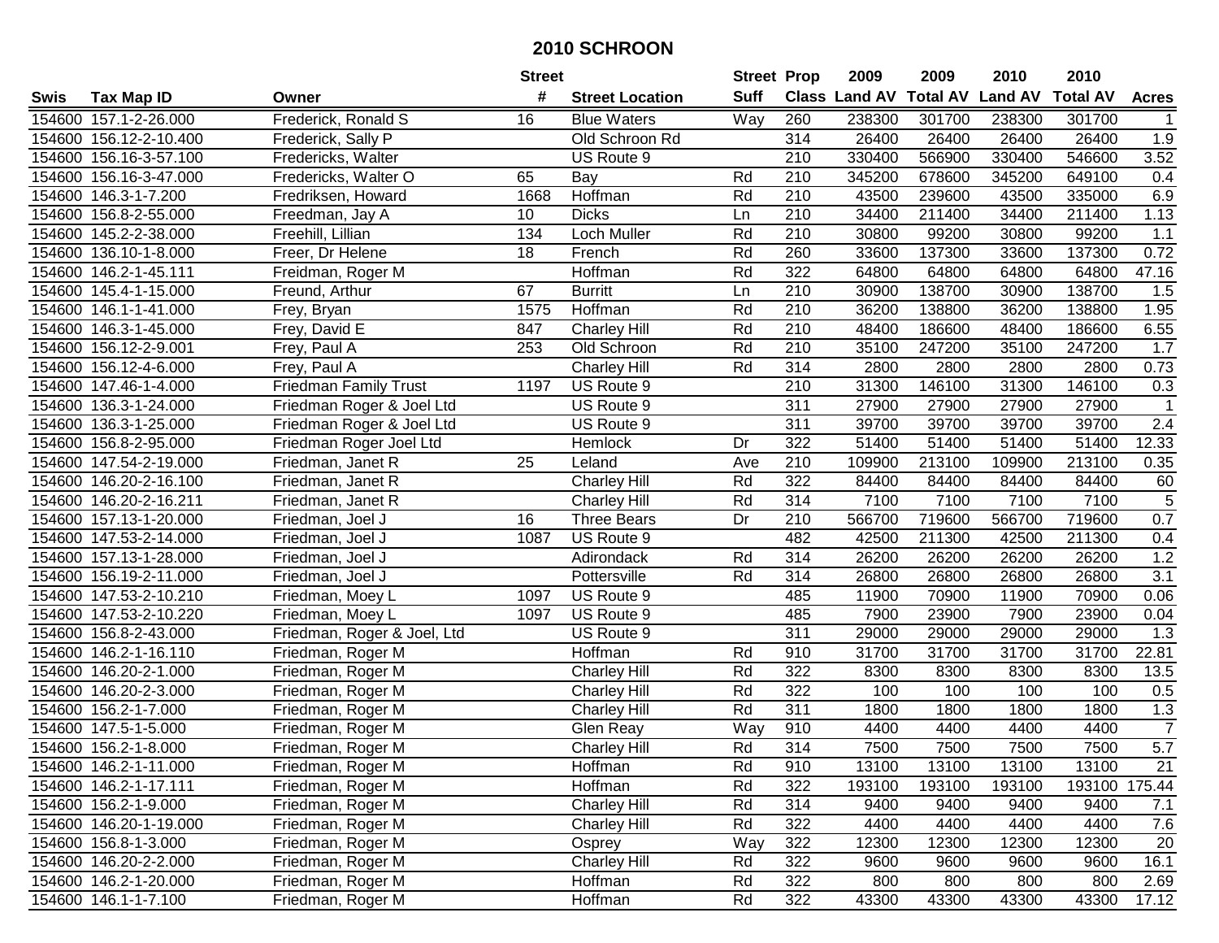# 2010 SCHROON

| Swis | Tax Map ID | Owner | Street # | Street Location | Street Suff | Prop Class | 2009 Land AV | 2009 Total AV | 2010 Land AV | 2010 Total AV | Acres |
|---|---|---|---|---|---|---|---|---|---|---|---|
| 154600 | 157.1-2-26.000 | Frederick, Ronald S | 16 | Blue Waters | Way | 260 | 238300 | 301700 | 238300 | 301700 | 1 |
| 154600 | 156.12-2-10.400 | Frederick, Sally P | | Old Schroon Rd | | 314 | 26400 | 26400 | 26400 | 26400 | 1.9 |
| 154600 | 156.16-3-57.100 | Fredericks, Walter | | US Route 9 | | 210 | 330400 | 566900 | 330400 | 546600 | 3.52 |
| 154600 | 156.16-3-47.000 | Fredericks, Walter O | 65 | Bay | Rd | 210 | 345200 | 678600 | 345200 | 649100 | 0.4 |
| 154600 | 146.3-1-7.200 | Fredriksen, Howard | 1668 | Hoffman | Rd | 210 | 43500 | 239600 | 43500 | 335000 | 6.9 |
| 154600 | 156.8-2-55.000 | Freedman, Jay A | 10 | Dicks | Ln | 210 | 34400 | 211400 | 34400 | 211400 | 1.13 |
| 154600 | 145.2-2-38.000 | Freehill, Lillian | 134 | Loch Muller | Rd | 210 | 30800 | 99200 | 30800 | 99200 | 1.1 |
| 154600 | 136.10-1-8.000 | Freer, Dr Helene | 18 | French | Rd | 260 | 33600 | 137300 | 33600 | 137300 | 0.72 |
| 154600 | 146.2-1-45.111 | Freidman, Roger M | | Hoffman | Rd | 322 | 64800 | 64800 | 64800 | 64800 | 47.16 |
| 154600 | 145.4-1-15.000 | Freund, Arthur | 67 | Burritt | Ln | 210 | 30900 | 138700 | 30900 | 138700 | 1.5 |
| 154600 | 146.1-1-41.000 | Frey, Bryan | 1575 | Hoffman | Rd | 210 | 36200 | 138800 | 36200 | 138800 | 1.95 |
| 154600 | 146.3-1-45.000 | Frey, David E | 847 | Charley Hill | Rd | 210 | 48400 | 186600 | 48400 | 186600 | 6.55 |
| 154600 | 156.12-2-9.001 | Frey, Paul A | 253 | Old Schroon | Rd | 210 | 35100 | 247200 | 35100 | 247200 | 1.7 |
| 154600 | 156.12-4-6.000 | Frey, Paul A | | Charley Hill | Rd | 314 | 2800 | 2800 | 2800 | 2800 | 0.73 |
| 154600 | 147.46-1-4.000 | Friedman Family Trust | 1197 | US Route 9 | | 210 | 31300 | 146100 | 31300 | 146100 | 0.3 |
| 154600 | 136.3-1-24.000 | Friedman Roger & Joel Ltd | | US Route 9 | | 311 | 27900 | 27900 | 27900 | 27900 | 1 |
| 154600 | 136.3-1-25.000 | Friedman Roger & Joel Ltd | | US Route 9 | | 311 | 39700 | 39700 | 39700 | 39700 | 2.4 |
| 154600 | 156.8-2-95.000 | Friedman Roger Joel Ltd | | Hemlock | Dr | 322 | 51400 | 51400 | 51400 | 51400 | 12.33 |
| 154600 | 147.54-2-19.000 | Friedman, Janet R | 25 | Leland | Ave | 210 | 109900 | 213100 | 109900 | 213100 | 0.35 |
| 154600 | 146.20-2-16.100 | Friedman, Janet R | | Charley Hill | Rd | 322 | 84400 | 84400 | 84400 | 84400 | 60 |
| 154600 | 146.20-2-16.211 | Friedman, Janet R | | Charley Hill | Rd | 314 | 7100 | 7100 | 7100 | 7100 | 5 |
| 154600 | 157.13-1-20.000 | Friedman, Joel J | 16 | Three Bears | Dr | 210 | 566700 | 719600 | 566700 | 719600 | 0.7 |
| 154600 | 147.53-2-14.000 | Friedman, Joel J | 1087 | US Route 9 | | 482 | 42500 | 211300 | 42500 | 211300 | 0.4 |
| 154600 | 157.13-1-28.000 | Friedman, Joel J | | Adirondack | Rd | 314 | 26200 | 26200 | 26200 | 26200 | 1.2 |
| 154600 | 156.19-2-11.000 | Friedman, Joel J | | Pottersville | Rd | 314 | 26800 | 26800 | 26800 | 26800 | 3.1 |
| 154600 | 147.53-2-10.210 | Friedman, Moey L | 1097 | US Route 9 | | 485 | 11900 | 70900 | 11900 | 70900 | 0.06 |
| 154600 | 147.53-2-10.220 | Friedman, Moey L | 1097 | US Route 9 | | 485 | 7900 | 23900 | 7900 | 23900 | 0.04 |
| 154600 | 156.8-2-43.000 | Friedman, Roger & Joel, Ltd | | US Route 9 | | 311 | 29000 | 29000 | 29000 | 29000 | 1.3 |
| 154600 | 146.2-1-16.110 | Friedman, Roger M | | Hoffman | Rd | 910 | 31700 | 31700 | 31700 | 31700 | 22.81 |
| 154600 | 146.20-2-1.000 | Friedman, Roger M | | Charley Hill | Rd | 322 | 8300 | 8300 | 8300 | 8300 | 13.5 |
| 154600 | 146.20-2-3.000 | Friedman, Roger M | | Charley Hill | Rd | 322 | 100 | 100 | 100 | 100 | 0.5 |
| 154600 | 156.2-1-7.000 | Friedman, Roger M | | Charley Hill | Rd | 311 | 1800 | 1800 | 1800 | 1800 | 1.3 |
| 154600 | 147.5-1-5.000 | Friedman, Roger M | | Glen Reay | Way | 910 | 4400 | 4400 | 4400 | 4400 | 7 |
| 154600 | 156.2-1-8.000 | Friedman, Roger M | | Charley Hill | Rd | 314 | 7500 | 7500 | 7500 | 7500 | 5.7 |
| 154600 | 146.2-1-11.000 | Friedman, Roger M | | Hoffman | Rd | 910 | 13100 | 13100 | 13100 | 13100 | 21 |
| 154600 | 146.2-1-17.111 | Friedman, Roger M | | Hoffman | Rd | 322 | 193100 | 193100 | 193100 | 193100 | 175.44 |
| 154600 | 156.2-1-9.000 | Friedman, Roger M | | Charley Hill | Rd | 314 | 9400 | 9400 | 9400 | 9400 | 7.1 |
| 154600 | 146.20-1-19.000 | Friedman, Roger M | | Charley Hill | Rd | 322 | 4400 | 4400 | 4400 | 4400 | 7.6 |
| 154600 | 156.8-1-3.000 | Friedman, Roger M | | Osprey | Way | 322 | 12300 | 12300 | 12300 | 12300 | 20 |
| 154600 | 146.20-2-2.000 | Friedman, Roger M | | Charley Hill | Rd | 322 | 9600 | 9600 | 9600 | 9600 | 16.1 |
| 154600 | 146.2-1-20.000 | Friedman, Roger M | | Hoffman | Rd | 322 | 800 | 800 | 800 | 800 | 2.69 |
| 154600 | 146.1-1-7.100 | Friedman, Roger M | | Hoffman | Rd | 322 | 43300 | 43300 | 43300 | 43300 | 17.12 |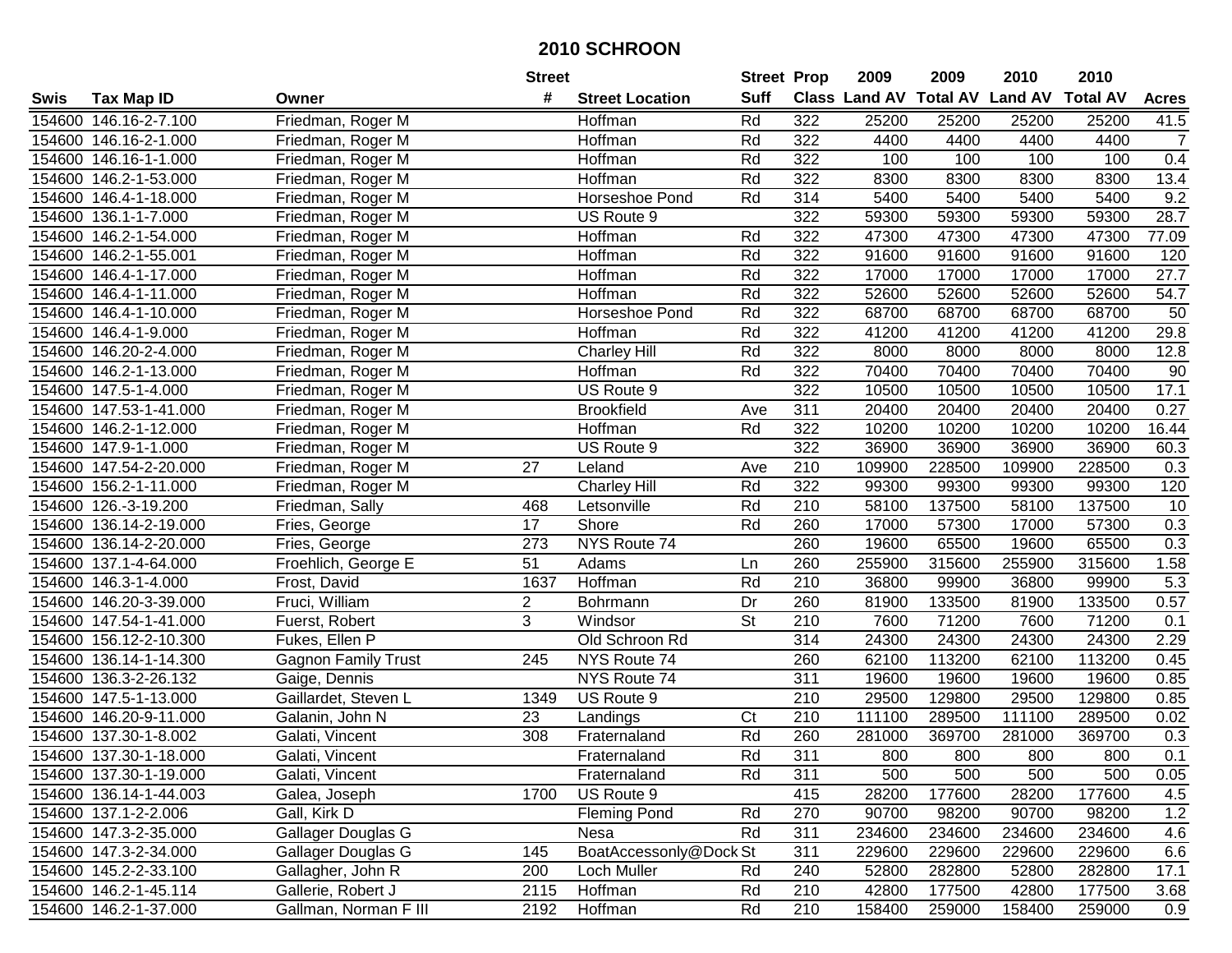# 2010 SCHROON

| Swis | Tax Map ID | Owner | Street # | Street Location | Street Suff | Prop Class | 2009 Land AV | 2009 Total AV | 2010 Land AV | 2010 Total AV | Acres |
|---|---|---|---|---|---|---|---|---|---|---|---|
| 154600 | 146.16-2-7.100 | Friedman, Roger M | | Hoffman | Rd | 322 | 25200 | 25200 | 25200 | 25200 | 41.5 |
| 154600 | 146.16-2-1.000 | Friedman, Roger M | | Hoffman | Rd | 322 | 4400 | 4400 | 4400 | 4400 | 7 |
| 154600 | 146.16-1-1.000 | Friedman, Roger M | | Hoffman | Rd | 322 | 100 | 100 | 100 | 100 | 0.4 |
| 154600 | 146.2-1-53.000 | Friedman, Roger M | | Hoffman | Rd | 322 | 8300 | 8300 | 8300 | 8300 | 13.4 |
| 154600 | 146.4-1-18.000 | Friedman, Roger M | | Horseshoe Pond | Rd | 314 | 5400 | 5400 | 5400 | 5400 | 9.2 |
| 154600 | 136.1-1-7.000 | Friedman, Roger M | | US Route 9 | | 322 | 59300 | 59300 | 59300 | 59300 | 28.7 |
| 154600 | 146.2-1-54.000 | Friedman, Roger M | | Hoffman | Rd | 322 | 47300 | 47300 | 47300 | 47300 | 77.09 |
| 154600 | 146.2-1-55.001 | Friedman, Roger M | | Hoffman | Rd | 322 | 91600 | 91600 | 91600 | 91600 | 120 |
| 154600 | 146.4-1-17.000 | Friedman, Roger M | | Hoffman | Rd | 322 | 17000 | 17000 | 17000 | 17000 | 27.7 |
| 154600 | 146.4-1-11.000 | Friedman, Roger M | | Hoffman | Rd | 322 | 52600 | 52600 | 52600 | 52600 | 54.7 |
| 154600 | 146.4-1-10.000 | Friedman, Roger M | | Horseshoe Pond | Rd | 322 | 68700 | 68700 | 68700 | 68700 | 50 |
| 154600 | 146.4-1-9.000 | Friedman, Roger M | | Hoffman | Rd | 322 | 41200 | 41200 | 41200 | 41200 | 29.8 |
| 154600 | 146.20-2-4.000 | Friedman, Roger M | | Charley Hill | Rd | 322 | 8000 | 8000 | 8000 | 8000 | 12.8 |
| 154600 | 146.2-1-13.000 | Friedman, Roger M | | Hoffman | Rd | 322 | 70400 | 70400 | 70400 | 70400 | 90 |
| 154600 | 147.5-1-4.000 | Friedman, Roger M | | US Route 9 | | 322 | 10500 | 10500 | 10500 | 10500 | 17.1 |
| 154600 | 147.53-1-41.000 | Friedman, Roger M | | Brookfield | Ave | 311 | 20400 | 20400 | 20400 | 20400 | 0.27 |
| 154600 | 146.2-1-12.000 | Friedman, Roger M | | Hoffman | Rd | 322 | 10200 | 10200 | 10200 | 10200 | 16.44 |
| 154600 | 147.9-1-1.000 | Friedman, Roger M | | US Route 9 | | 322 | 36900 | 36900 | 36900 | 36900 | 60.3 |
| 154600 | 147.54-2-20.000 | Friedman, Roger M | 27 | Leland | Ave | 210 | 109900 | 228500 | 109900 | 228500 | 0.3 |
| 154600 | 156.2-1-11.000 | Friedman, Roger M | | Charley Hill | Rd | 322 | 99300 | 99300 | 99300 | 99300 | 120 |
| 154600 | 126.-3-19.200 | Friedman, Sally | 468 | Letsonville | Rd | 210 | 58100 | 137500 | 58100 | 137500 | 10 |
| 154600 | 136.14-2-19.000 | Fries, George | 17 | Shore | Rd | 260 | 17000 | 57300 | 17000 | 57300 | 0.3 |
| 154600 | 136.14-2-20.000 | Fries, George | 273 | NYS Route 74 | | 260 | 19600 | 65500 | 19600 | 65500 | 0.3 |
| 154600 | 137.1-4-64.000 | Froehlich, George E | 51 | Adams | Ln | 260 | 255900 | 315600 | 255900 | 315600 | 1.58 |
| 154600 | 146.3-1-4.000 | Frost, David | 1637 | Hoffman | Rd | 210 | 36800 | 99900 | 36800 | 99900 | 5.3 |
| 154600 | 146.20-3-39.000 | Fruci, William | 2 | Bohrmann | Dr | 260 | 81900 | 133500 | 81900 | 133500 | 0.57 |
| 154600 | 147.54-1-41.000 | Fuerst, Robert | 3 | Windsor | St | 210 | 7600 | 71200 | 7600 | 71200 | 0.1 |
| 154600 | 156.12-2-10.300 | Fukes, Ellen P | | Old Schroon Rd | | 314 | 24300 | 24300 | 24300 | 24300 | 2.29 |
| 154600 | 136.14-1-14.300 | Gagnon Family Trust | 245 | NYS Route 74 | | 260 | 62100 | 113200 | 62100 | 113200 | 0.45 |
| 154600 | 136.3-2-26.132 | Gaige, Dennis | | NYS Route 74 | | 311 | 19600 | 19600 | 19600 | 19600 | 0.85 |
| 154600 | 147.5-1-13.000 | Gaillardet, Steven L | 1349 | US Route 9 | | 210 | 29500 | 129800 | 29500 | 129800 | 0.85 |
| 154600 | 146.20-9-11.000 | Galanin, John N | 23 | Landings | Ct | 210 | 111100 | 289500 | 111100 | 289500 | 0.02 |
| 154600 | 137.30-1-8.002 | Galati, Vincent | 308 | Fraternaland | Rd | 260 | 281000 | 369700 | 281000 | 369700 | 0.3 |
| 154600 | 137.30-1-18.000 | Galati, Vincent | | Fraternaland | Rd | 311 | 800 | 800 | 800 | 800 | 0.1 |
| 154600 | 137.30-1-19.000 | Galati, Vincent | | Fraternaland | Rd | 311 | 500 | 500 | 500 | 500 | 0.05 |
| 154600 | 136.14-1-44.003 | Galea, Joseph | 1700 | US Route 9 | | 415 | 28200 | 177600 | 28200 | 177600 | 4.5 |
| 154600 | 137.1-2-2.006 | Gall, Kirk D | | Fleming Pond | Rd | 270 | 90700 | 98200 | 90700 | 98200 | 1.2 |
| 154600 | 147.3-2-35.000 | Gallager Douglas G | | Nesa | Rd | 311 | 234600 | 234600 | 234600 | 234600 | 4.6 |
| 154600 | 147.3-2-34.000 | Gallager Douglas G | 145 | BoatAccessonly@Dock | St | 311 | 229600 | 229600 | 229600 | 229600 | 6.6 |
| 154600 | 145.2-2-33.100 | Gallagher, John R | 200 | Loch Muller | Rd | 240 | 52800 | 282800 | 52800 | 282800 | 17.1 |
| 154600 | 146.2-1-45.114 | Gallerie, Robert J | 2115 | Hoffman | Rd | 210 | 42800 | 177500 | 42800 | 177500 | 3.68 |
| 154600 | 146.2-1-37.000 | Gallman, Norman F III | 2192 | Hoffman | Rd | 210 | 158400 | 259000 | 158400 | 259000 | 0.9 |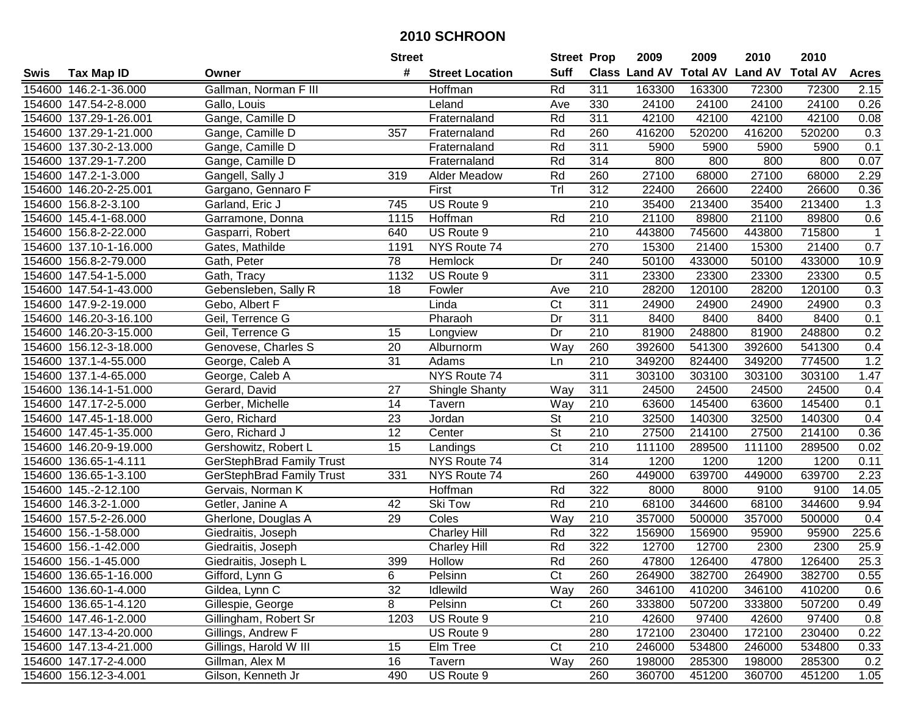# 2010 SCHROON

| Swis | Tax Map ID | Owner | Street # | Street Location | Street Suff | Prop Class | 2009 Land AV | 2009 Total AV | 2010 Land AV | 2010 Total AV | Acres |
|---|---|---|---|---|---|---|---|---|---|---|---|
| 154600 | 146.2-1-36.000 | Gallman, Norman F III | | Hoffman | Rd | 311 | 163300 | 163300 | 72300 | 72300 | 2.15 |
| 154600 | 147.54-2-8.000 | Gallo, Louis | | Leland | Ave | 330 | 24100 | 24100 | 24100 | 24100 | 0.26 |
| 154600 | 137.29-1-26.001 | Gange, Camille D | | Fraternaland | Rd | 311 | 42100 | 42100 | 42100 | 42100 | 0.08 |
| 154600 | 137.29-1-21.000 | Gange, Camille D | 357 | Fraternaland | Rd | 260 | 416200 | 520200 | 416200 | 520200 | 0.3 |
| 154600 | 137.30-2-13.000 | Gange, Camille D | | Fraternaland | Rd | 311 | 5900 | 5900 | 5900 | 5900 | 0.1 |
| 154600 | 137.29-1-7.200 | Gange, Camille D | | Fraternaland | Rd | 314 | 800 | 800 | 800 | 800 | 0.07 |
| 154600 | 147.2-1-3.000 | Gangell, Sally J | 319 | Alder Meadow | Rd | 260 | 27100 | 68000 | 27100 | 68000 | 2.29 |
| 154600 | 146.20-2-25.001 | Gargano, Gennaro F | | First | Trl | 312 | 22400 | 26600 | 22400 | 26600 | 0.36 |
| 154600 | 156.8-2-3.100 | Garland, Eric J | 745 | US Route 9 | | 210 | 35400 | 213400 | 35400 | 213400 | 1.3 |
| 154600 | 145.4-1-68.000 | Garramone, Donna | 1115 | Hoffman | Rd | 210 | 21100 | 89800 | 21100 | 89800 | 0.6 |
| 154600 | 156.8-2-22.000 | Gasparri, Robert | 640 | US Route 9 | | 210 | 443800 | 745600 | 443800 | 715800 | 1 |
| 154600 | 137.10-1-16.000 | Gates, Mathilde | 1191 | NYS Route 74 | | 270 | 15300 | 21400 | 15300 | 21400 | 0.7 |
| 154600 | 156.8-2-79.000 | Gath, Peter | 78 | Hemlock | Dr | 240 | 50100 | 433000 | 50100 | 433000 | 10.9 |
| 154600 | 147.54-1-5.000 | Gath, Tracy | 1132 | US Route 9 | | 311 | 23300 | 23300 | 23300 | 23300 | 0.5 |
| 154600 | 147.54-1-43.000 | Gebensleben, Sally R | 18 | Fowler | Ave | 210 | 28200 | 120100 | 28200 | 120100 | 0.3 |
| 154600 | 147.9-2-19.000 | Gebo, Albert F | | Linda | Ct | 311 | 24900 | 24900 | 24900 | 24900 | 0.3 |
| 154600 | 146.20-3-16.100 | Geil, Terrence G | | Pharaoh | Dr | 311 | 8400 | 8400 | 8400 | 8400 | 0.1 |
| 154600 | 146.20-3-15.000 | Geil, Terrence G | 15 | Longview | Dr | 210 | 81900 | 248800 | 81900 | 248800 | 0.2 |
| 154600 | 156.12-3-18.000 | Genovese, Charles S | 20 | Alburnorm | Way | 260 | 392600 | 541300 | 392600 | 541300 | 0.4 |
| 154600 | 137.1-4-55.000 | George, Caleb A | 31 | Adams | Ln | 210 | 349200 | 824400 | 349200 | 774500 | 1.2 |
| 154600 | 137.1-4-65.000 | George, Caleb A | | NYS Route 74 | | 311 | 303100 | 303100 | 303100 | 303100 | 1.47 |
| 154600 | 136.14-1-51.000 | Gerard, David | 27 | Shingle Shanty | Way | 311 | 24500 | 24500 | 24500 | 24500 | 0.4 |
| 154600 | 147.17-2-5.000 | Gerber, Michelle | 14 | Tavern | Way | 210 | 63600 | 145400 | 63600 | 145400 | 0.1 |
| 154600 | 147.45-1-18.000 | Gero, Richard | 23 | Jordan | St | 210 | 32500 | 140300 | 32500 | 140300 | 0.4 |
| 154600 | 147.45-1-35.000 | Gero, Richard J | 12 | Center | St | 210 | 27500 | 214100 | 27500 | 214100 | 0.36 |
| 154600 | 146.20-9-19.000 | Gershowitz, Robert L | 15 | Landings | Ct | 210 | 111100 | 289500 | 111100 | 289500 | 0.02 |
| 154600 | 136.65-1-4.111 | GerStephBrad Family Trust | | NYS Route 74 | | 314 | 1200 | 1200 | 1200 | 1200 | 0.11 |
| 154600 | 136.65-1-3.100 | GerStephBrad Family Trust | 331 | NYS Route 74 | | 260 | 449000 | 639700 | 449000 | 639700 | 2.23 |
| 154600 | 145.-2-12.100 | Gervais, Norman K | | Hoffman | Rd | 322 | 8000 | 8000 | 9100 | 9100 | 14.05 |
| 154600 | 146.3-2-1.000 | Getler, Janine A | 42 | Ski Tow | Rd | 210 | 68100 | 344600 | 68100 | 344600 | 9.94 |
| 154600 | 157.5-2-26.000 | Gherlone, Douglas A | 29 | Coles | Way | 210 | 357000 | 500000 | 357000 | 500000 | 0.4 |
| 154600 | 156.-1-58.000 | Giedraitis, Joseph | | Charley Hill | Rd | 322 | 156900 | 156900 | 95900 | 95900 | 225.6 |
| 154600 | 156.-1-42.000 | Giedraitis, Joseph | | Charley Hill | Rd | 322 | 12700 | 12700 | 2300 | 2300 | 25.9 |
| 154600 | 156.-1-45.000 | Giedraitis, Joseph L | 399 | Hollow | Rd | 260 | 47800 | 126400 | 47800 | 126400 | 25.3 |
| 154600 | 136.65-1-16.000 | Gifford, Lynn G | 6 | Pelsinn | Ct | 260 | 264900 | 382700 | 264900 | 382700 | 0.55 |
| 154600 | 136.60-1-4.000 | Gildea, Lynn C | 32 | Idlewild | Way | 260 | 346100 | 410200 | 346100 | 410200 | 0.6 |
| 154600 | 136.65-1-4.120 | Gillespie, George | 8 | Pelsinn | Ct | 260 | 333800 | 507200 | 333800 | 507200 | 0.49 |
| 154600 | 147.46-1-2.000 | Gillingham, Robert Sr | 1203 | US Route 9 | | 210 | 42600 | 97400 | 42600 | 97400 | 0.8 |
| 154600 | 147.13-4-20.000 | Gillings, Andrew F | | US Route 9 | | 280 | 172100 | 230400 | 172100 | 230400 | 0.22 |
| 154600 | 147.13-4-21.000 | Gillings, Harold W III | 15 | Elm Tree | Ct | 210 | 246000 | 534800 | 246000 | 534800 | 0.33 |
| 154600 | 147.17-2-4.000 | Gillman, Alex M | 16 | Tavern | Way | 260 | 198000 | 285300 | 198000 | 285300 | 0.2 |
| 154600 | 156.12-3-4.001 | Gilson, Kenneth Jr | 490 | US Route 9 | | 260 | 360700 | 451200 | 360700 | 451200 | 1.05 |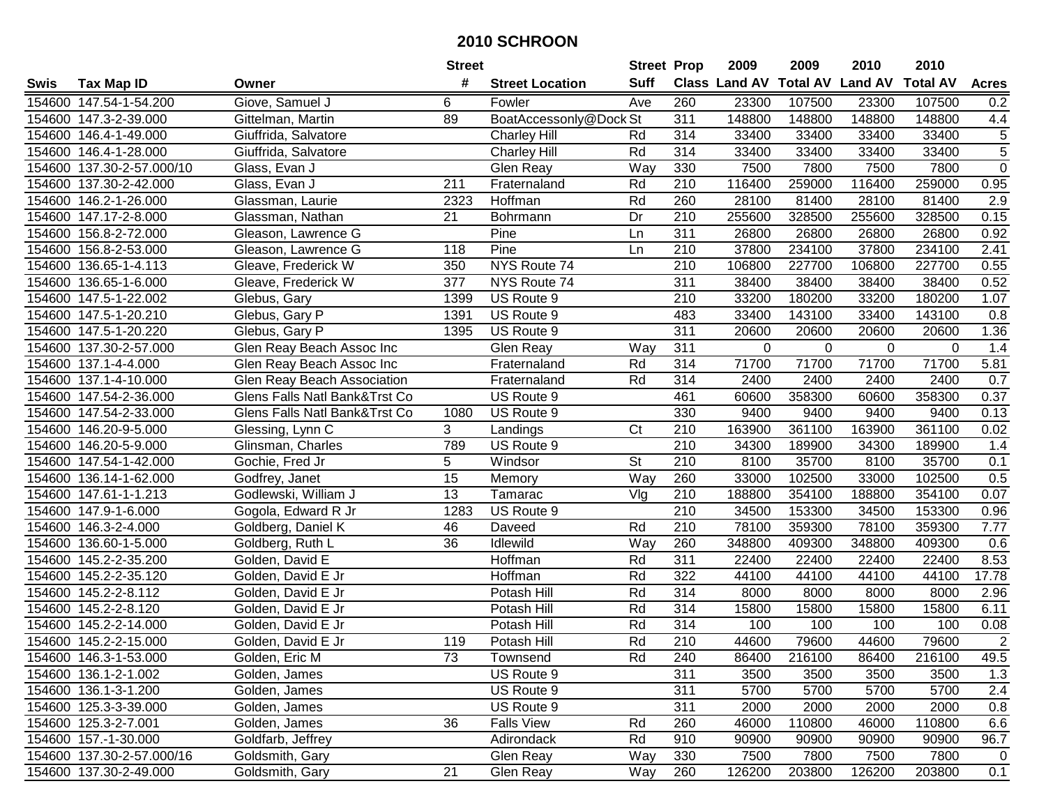# 2010 SCHROON

| Swis | Tax Map ID | Owner | Street # | Street Location | Street Suff | Prop Class | 2009 Land AV | 2009 Total AV | 2010 Land AV | 2010 Total AV | Acres |
|---|---|---|---|---|---|---|---|---|---|---|---|
| 154600 | 147.54-1-54.200 | Giove, Samuel J | 6 | Fowler | Ave | 260 | 23300 | 107500 | 23300 | 107500 | 0.2 |
| 154600 | 147.3-2-39.000 | Gittelman, Martin | 89 | BoatAccessonly@Dock | St | 311 | 148800 | 148800 | 148800 | 148800 | 4.4 |
| 154600 | 146.4-1-49.000 | Giuffrida, Salvatore | | Charley Hill | Rd | 314 | 33400 | 33400 | 33400 | 33400 | 5 |
| 154600 | 146.4-1-28.000 | Giuffrida, Salvatore | | Charley Hill | Rd | 314 | 33400 | 33400 | 33400 | 33400 | 5 |
| 154600 | 137.30-2-57.000/10 | Glass, Evan J | | Glen Reay | Way | 330 | 7500 | 7800 | 7500 | 7800 | 0 |
| 154600 | 137.30-2-42.000 | Glass, Evan J | 211 | Fraternaland | Rd | 210 | 116400 | 259000 | 116400 | 259000 | 0.95 |
| 154600 | 146.2-1-26.000 | Glassman, Laurie | 2323 | Hoffman | Rd | 260 | 28100 | 81400 | 28100 | 81400 | 2.9 |
| 154600 | 147.17-2-8.000 | Glassman, Nathan | 21 | Bohrmann | Dr | 210 | 255600 | 328500 | 255600 | 328500 | 0.15 |
| 154600 | 156.8-2-72.000 | Gleason, Lawrence G | | Pine | Ln | 311 | 26800 | 26800 | 26800 | 26800 | 0.92 |
| 154600 | 156.8-2-53.000 | Gleason, Lawrence G | 118 | Pine | Ln | 210 | 37800 | 234100 | 37800 | 234100 | 2.41 |
| 154600 | 136.65-1-4.113 | Gleave, Frederick W | 350 | NYS Route 74 | | 210 | 106800 | 227700 | 106800 | 227700 | 0.55 |
| 154600 | 136.65-1-6.000 | Gleave, Frederick W | 377 | NYS Route 74 | | 311 | 38400 | 38400 | 38400 | 38400 | 0.52 |
| 154600 | 147.5-1-22.002 | Glebus, Gary | 1399 | US Route 9 | | 210 | 33200 | 180200 | 33200 | 180200 | 1.07 |
| 154600 | 147.5-1-20.210 | Glebus, Gary P | 1391 | US Route 9 | | 483 | 33400 | 143100 | 33400 | 143100 | 0.8 |
| 154600 | 147.5-1-20.220 | Glebus, Gary P | 1395 | US Route 9 | | 311 | 20600 | 20600 | 20600 | 20600 | 1.36 |
| 154600 | 137.30-2-57.000 | Glen Reay Beach Assoc Inc | | Glen Reay | Way | 311 | 0 | 0 | 0 | 0 | 1.4 |
| 154600 | 137.1-4-4.000 | Glen Reay Beach Assoc Inc | | Fraternaland | Rd | 314 | 71700 | 71700 | 71700 | 71700 | 5.81 |
| 154600 | 137.1-4-10.000 | Glen Reay Beach Association | | Fraternaland | Rd | 314 | 2400 | 2400 | 2400 | 2400 | 0.7 |
| 154600 | 147.54-2-36.000 | Glens Falls Natl Bank&Trst Co | | US Route 9 | | 461 | 60600 | 358300 | 60600 | 358300 | 0.37 |
| 154600 | 147.54-2-33.000 | Glens Falls Natl Bank&Trst Co | 1080 | US Route 9 | | 330 | 9400 | 9400 | 9400 | 9400 | 0.13 |
| 154600 | 146.20-9-5.000 | Glessing, Lynn C | 3 | Landings | Ct | 210 | 163900 | 361100 | 163900 | 361100 | 0.02 |
| 154600 | 146.20-5-9.000 | Glinsman, Charles | 789 | US Route 9 | | 210 | 34300 | 189900 | 34300 | 189900 | 1.4 |
| 154600 | 147.54-1-42.000 | Gochie, Fred Jr | 5 | Windsor | St | 210 | 8100 | 35700 | 8100 | 35700 | 0.1 |
| 154600 | 136.14-1-62.000 | Godfrey, Janet | 15 | Memory | Way | 260 | 33000 | 102500 | 33000 | 102500 | 0.5 |
| 154600 | 147.61-1-1.213 | Godlewski, William J | 13 | Tamarac | Vlg | 210 | 188800 | 354100 | 188800 | 354100 | 0.07 |
| 154600 | 147.9-1-6.000 | Gogola, Edward R Jr | 1283 | US Route 9 | | 210 | 34500 | 153300 | 34500 | 153300 | 0.96 |
| 154600 | 146.3-2-4.000 | Goldberg, Daniel K | 46 | Daveed | Rd | 210 | 78100 | 359300 | 78100 | 359300 | 7.77 |
| 154600 | 136.60-1-5.000 | Goldberg, Ruth L | 36 | Idlewild | Way | 260 | 348800 | 409300 | 348800 | 409300 | 0.6 |
| 154600 | 145.2-2-35.200 | Golden, David E | | Hoffman | Rd | 311 | 22400 | 22400 | 22400 | 22400 | 8.53 |
| 154600 | 145.2-2-35.120 | Golden, David E Jr | | Hoffman | Rd | 322 | 44100 | 44100 | 44100 | 44100 | 17.78 |
| 154600 | 145.2-2-8.112 | Golden, David E Jr | | Potash Hill | Rd | 314 | 8000 | 8000 | 8000 | 8000 | 2.96 |
| 154600 | 145.2-2-8.120 | Golden, David E Jr | | Potash Hill | Rd | 314 | 15800 | 15800 | 15800 | 15800 | 6.11 |
| 154600 | 145.2-2-14.000 | Golden, David E Jr | | Potash Hill | Rd | 314 | 100 | 100 | 100 | 100 | 0.08 |
| 154600 | 145.2-2-15.000 | Golden, David E Jr | 119 | Potash Hill | Rd | 210 | 44600 | 79600 | 44600 | 79600 | 2 |
| 154600 | 146.3-1-53.000 | Golden, Eric M | 73 | Townsend | Rd | 240 | 86400 | 216100 | 86400 | 216100 | 49.5 |
| 154600 | 136.1-2-1.002 | Golden, James | | US Route 9 | | 311 | 3500 | 3500 | 3500 | 3500 | 1.3 |
| 154600 | 136.1-3-1.200 | Golden, James | | US Route 9 | | 311 | 5700 | 5700 | 5700 | 5700 | 2.4 |
| 154600 | 125.3-3-39.000 | Golden, James | | US Route 9 | | 311 | 2000 | 2000 | 2000 | 2000 | 0.8 |
| 154600 | 125.3-2-7.001 | Golden, James | 36 | Falls View | Rd | 260 | 46000 | 110800 | 46000 | 110800 | 6.6 |
| 154600 | 157.-1-30.000 | Goldfarb, Jeffrey | | Adirondack | Rd | 910 | 90900 | 90900 | 90900 | 90900 | 96.7 |
| 154600 | 137.30-2-57.000/16 | Goldsmith, Gary | | Glen Reay | Way | 330 | 7500 | 7800 | 7500 | 7800 | 0 |
| 154600 | 137.30-2-49.000 | Goldsmith, Gary | 21 | Glen Reay | Way | 260 | 126200 | 203800 | 126200 | 203800 | 0.1 |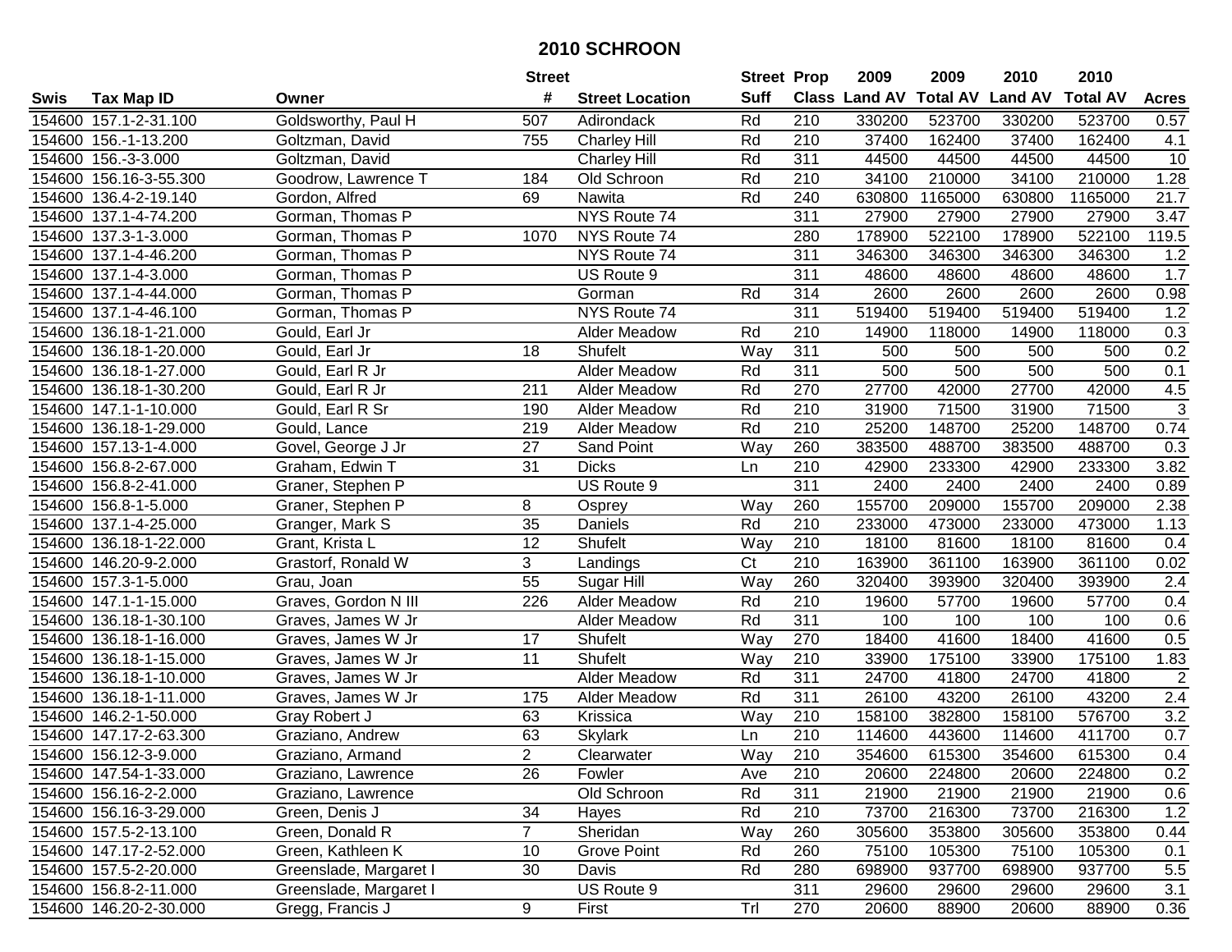# 2010 SCHROON

| Swis | Tax Map ID | Owner | Street # | Street Location | Street Suff | Prop Class | 2009 Land AV | 2009 Total AV | 2010 Land AV | 2010 Total AV | Acres |
|---|---|---|---|---|---|---|---|---|---|---|---|
| 154600 | 157.1-2-31.100 | Goldsworthy, Paul H | 507 | Adirondack | Rd | 210 | 330200 | 523700 | 330200 | 523700 | 0.57 |
| 154600 | 156.-1-13.200 | Goltzman, David | 755 | Charley Hill | Rd | 210 | 37400 | 162400 | 37400 | 162400 | 4.1 |
| 154600 | 156.-3-3.000 | Goltzman, David | | Charley Hill | Rd | 311 | 44500 | 44500 | 44500 | 44500 | 10 |
| 154600 | 156.16-3-55.300 | Goodrow, Lawrence T | 184 | Old Schroon | Rd | 210 | 34100 | 210000 | 34100 | 210000 | 1.28 |
| 154600 | 136.4-2-19.140 | Gordon, Alfred | 69 | Nawita | Rd | 240 | 630800 | 1165000 | 630800 | 1165000 | 21.7 |
| 154600 | 137.1-4-74.200 | Gorman, Thomas P | | NYS Route 74 | | 311 | 27900 | 27900 | 27900 | 27900 | 3.47 |
| 154600 | 137.3-1-3.000 | Gorman, Thomas P | 1070 | NYS Route 74 | | 280 | 178900 | 522100 | 178900 | 522100 | 119.5 |
| 154600 | 137.1-4-46.200 | Gorman, Thomas P | | NYS Route 74 | | 311 | 346300 | 346300 | 346300 | 346300 | 1.2 |
| 154600 | 137.1-4-3.000 | Gorman, Thomas P | | US Route 9 | | 311 | 48600 | 48600 | 48600 | 48600 | 1.7 |
| 154600 | 137.1-4-44.000 | Gorman, Thomas P | | Gorman | Rd | 314 | 2600 | 2600 | 2600 | 2600 | 0.98 |
| 154600 | 137.1-4-46.100 | Gorman, Thomas P | | NYS Route 74 | | 311 | 519400 | 519400 | 519400 | 519400 | 1.2 |
| 154600 | 136.18-1-21.000 | Gould, Earl Jr | | Alder Meadow | Rd | 210 | 14900 | 118000 | 14900 | 118000 | 0.3 |
| 154600 | 136.18-1-20.000 | Gould, Earl Jr | 18 | Shufelt | Way | 311 | 500 | 500 | 500 | 500 | 0.2 |
| 154600 | 136.18-1-27.000 | Gould, Earl R Jr | | Alder Meadow | Rd | 311 | 500 | 500 | 500 | 500 | 0.1 |
| 154600 | 136.18-1-30.200 | Gould, Earl R Jr | 211 | Alder Meadow | Rd | 270 | 27700 | 42000 | 27700 | 42000 | 4.5 |
| 154600 | 147.1-1-10.000 | Gould, Earl R Sr | 190 | Alder Meadow | Rd | 210 | 31900 | 71500 | 31900 | 71500 | 3 |
| 154600 | 136.18-1-29.000 | Gould, Lance | 219 | Alder Meadow | Rd | 210 | 25200 | 148700 | 25200 | 148700 | 0.74 |
| 154600 | 157.13-1-4.000 | Govel, George J Jr | 27 | Sand Point | Way | 260 | 383500 | 488700 | 383500 | 488700 | 0.3 |
| 154600 | 156.8-2-67.000 | Graham, Edwin T | 31 | Dicks | Ln | 210 | 42900 | 233300 | 42900 | 233300 | 3.82 |
| 154600 | 156.8-2-41.000 | Graner, Stephen P | | US Route 9 | | 311 | 2400 | 2400 | 2400 | 2400 | 0.89 |
| 154600 | 156.8-1-5.000 | Graner, Stephen P | 8 | Osprey | Way | 260 | 155700 | 209000 | 155700 | 209000 | 2.38 |
| 154600 | 137.1-4-25.000 | Granger, Mark S | 35 | Daniels | Rd | 210 | 233000 | 473000 | 233000 | 473000 | 1.13 |
| 154600 | 136.18-1-22.000 | Grant, Krista L | 12 | Shufelt | Way | 210 | 18100 | 81600 | 18100 | 81600 | 0.4 |
| 154600 | 146.20-9-2.000 | Grastorf, Ronald W | 3 | Landings | Ct | 210 | 163900 | 361100 | 163900 | 361100 | 0.02 |
| 154600 | 157.3-1-5.000 | Grau, Joan | 55 | Sugar Hill | Way | 260 | 320400 | 393900 | 320400 | 393900 | 2.4 |
| 154600 | 147.1-1-15.000 | Graves, Gordon N III | 226 | Alder Meadow | Rd | 210 | 19600 | 57700 | 19600 | 57700 | 0.4 |
| 154600 | 136.18-1-30.100 | Graves, James W Jr | | Alder Meadow | Rd | 311 | 100 | 100 | 100 | 100 | 0.6 |
| 154600 | 136.18-1-16.000 | Graves, James W Jr | 17 | Shufelt | Way | 270 | 18400 | 41600 | 18400 | 41600 | 0.5 |
| 154600 | 136.18-1-15.000 | Graves, James W Jr | 11 | Shufelt | Way | 210 | 33900 | 175100 | 33900 | 175100 | 1.83 |
| 154600 | 136.18-1-10.000 | Graves, James W Jr | | Alder Meadow | Rd | 311 | 24700 | 41800 | 24700 | 41800 | 2 |
| 154600 | 136.18-1-11.000 | Graves, James W Jr | 175 | Alder Meadow | Rd | 311 | 26100 | 43200 | 26100 | 43200 | 2.4 |
| 154600 | 146.2-1-50.000 | Gray Robert J | 63 | Krissica | Way | 210 | 158100 | 382800 | 158100 | 576700 | 3.2 |
| 154600 | 147.17-2-63.300 | Graziano, Andrew | 63 | Skylark | Ln | 210 | 114600 | 443600 | 114600 | 411700 | 0.7 |
| 154600 | 156.12-3-9.000 | Graziano, Armand | 2 | Clearwater | Way | 210 | 354600 | 615300 | 354600 | 615300 | 0.4 |
| 154600 | 147.54-1-33.000 | Graziano, Lawrence | 26 | Fowler | Ave | 210 | 20600 | 224800 | 20600 | 224800 | 0.2 |
| 154600 | 156.16-2-2.000 | Graziano, Lawrence | | Old Schroon | Rd | 311 | 21900 | 21900 | 21900 | 21900 | 0.6 |
| 154600 | 156.16-3-29.000 | Green, Denis J | 34 | Hayes | Rd | 210 | 73700 | 216300 | 73700 | 216300 | 1.2 |
| 154600 | 157.5-2-13.100 | Green, Donald R | 7 | Sheridan | Way | 260 | 305600 | 353800 | 305600 | 353800 | 0.44 |
| 154600 | 147.17-2-52.000 | Green, Kathleen K | 10 | Grove Point | Rd | 260 | 75100 | 105300 | 75100 | 105300 | 0.1 |
| 154600 | 157.5-2-20.000 | Greenslade, Margaret I | 30 | Davis | Rd | 280 | 698900 | 937700 | 698900 | 937700 | 5.5 |
| 154600 | 156.8-2-11.000 | Greenslade, Margaret I | | US Route 9 | | 311 | 29600 | 29600 | 29600 | 29600 | 3.1 |
| 154600 | 146.20-2-30.000 | Gregg, Francis J | 9 | First | Trl | 270 | 20600 | 88900 | 20600 | 88900 | 0.36 |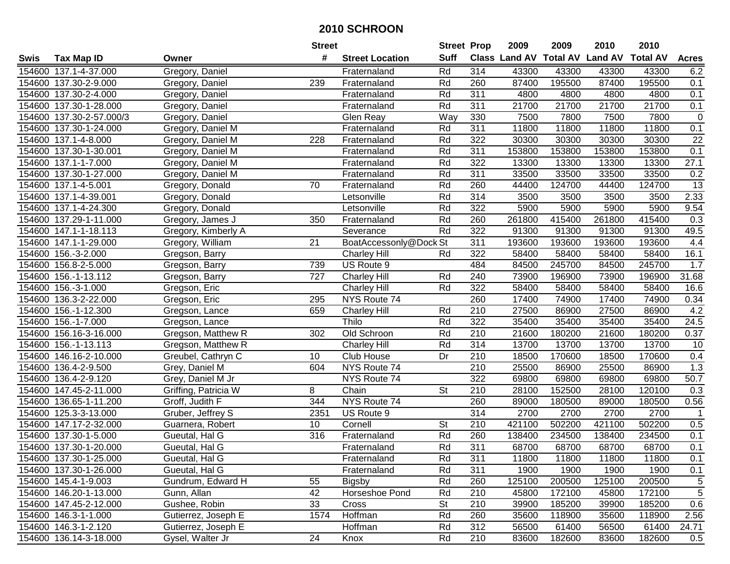# 2010 SCHROON

| Swis | Tax Map ID | Owner | Street # | Street Location | Street Suff | Prop Class | 2009 Land AV | 2009 Total AV | 2010 Land AV | 2010 Total AV | Acres |
|---|---|---|---|---|---|---|---|---|---|---|---|
| 154600 | 137.1-4-37.000 | Gregory, Daniel | | Fraternaland | Rd | 314 | 43300 | 43300 | 43300 | 43300 | 6.2 |
| 154600 | 137.30-2-9.000 | Gregory, Daniel | 239 | Fraternaland | Rd | 260 | 87400 | 195500 | 87400 | 195500 | 0.1 |
| 154600 | 137.30-2-4.000 | Gregory, Daniel | | Fraternaland | Rd | 311 | 4800 | 4800 | 4800 | 4800 | 0.1 |
| 154600 | 137.30-1-28.000 | Gregory, Daniel | | Fraternaland | Rd | 311 | 21700 | 21700 | 21700 | 21700 | 0.1 |
| 154600 | 137.30-2-57.000/3 | Gregory, Daniel | | Glen Reay | Way | 330 | 7500 | 7800 | 7500 | 7800 | 0 |
| 154600 | 137.30-1-24.000 | Gregory, Daniel M | | Fraternaland | Rd | 311 | 11800 | 11800 | 11800 | 11800 | 0.1 |
| 154600 | 137.1-4-8.000 | Gregory, Daniel M | 228 | Fraternaland | Rd | 322 | 30300 | 30300 | 30300 | 30300 | 22 |
| 154600 | 137.30-1-30.001 | Gregory, Daniel M | | Fraternaland | Rd | 311 | 153800 | 153800 | 153800 | 153800 | 0.1 |
| 154600 | 137.1-1-7.000 | Gregory, Daniel M | | Fraternaland | Rd | 322 | 13300 | 13300 | 13300 | 13300 | 27.1 |
| 154600 | 137.30-1-27.000 | Gregory, Daniel M | | Fraternaland | Rd | 311 | 33500 | 33500 | 33500 | 33500 | 0.2 |
| 154600 | 137.1-4-5.001 | Gregory, Donald | 70 | Fraternaland | Rd | 260 | 44400 | 124700 | 44400 | 124700 | 13 |
| 154600 | 137.1-4-39.001 | Gregory, Donald | | Letsonville | Rd | 314 | 3500 | 3500 | 3500 | 3500 | 2.33 |
| 154600 | 137.1-4-24.300 | Gregory, Donald | | Letsonville | Rd | 322 | 5900 | 5900 | 5900 | 5900 | 9.54 |
| 154600 | 137.29-1-11.000 | Gregory, James J | 350 | Fraternaland | Rd | 260 | 261800 | 415400 | 261800 | 415400 | 0.3 |
| 154600 | 147.1-1-18.113 | Gregory, Kimberly A | | Severance | Rd | 322 | 91300 | 91300 | 91300 | 91300 | 49.5 |
| 154600 | 147.1-1-29.000 | Gregory, William | 21 | BoatAccessonly@Dock | St | 311 | 193600 | 193600 | 193600 | 193600 | 4.4 |
| 154600 | 156.-3-2.000 | Gregson, Barry | | Charley Hill | Rd | 322 | 58400 | 58400 | 58400 | 58400 | 16.1 |
| 154600 | 156.8-2-5.000 | Gregson, Barry | 739 | US Route 9 | | 484 | 84500 | 245700 | 84500 | 245700 | 1.7 |
| 154600 | 156.-1-13.112 | Gregson, Barry | 727 | Charley Hill | Rd | 240 | 73900 | 196900 | 73900 | 196900 | 31.68 |
| 154600 | 156.-3-1.000 | Gregson, Eric | | Charley Hill | Rd | 322 | 58400 | 58400 | 58400 | 58400 | 16.6 |
| 154600 | 136.3-2-22.000 | Gregson, Eric | 295 | NYS Route 74 | | 260 | 17400 | 74900 | 17400 | 74900 | 0.34 |
| 154600 | 156.-1-12.300 | Gregson, Lance | 659 | Charley Hill | Rd | 210 | 27500 | 86900 | 27500 | 86900 | 4.2 |
| 154600 | 156.-1-7.000 | Gregson, Lance | | Thilo | Rd | 322 | 35400 | 35400 | 35400 | 35400 | 24.5 |
| 154600 | 156.16-3-16.000 | Gregson, Matthew R | 302 | Old Schroon | Rd | 210 | 21600 | 180200 | 21600 | 180200 | 0.37 |
| 154600 | 156.-1-13.113 | Gregson, Matthew R | | Charley Hill | Rd | 314 | 13700 | 13700 | 13700 | 13700 | 10 |
| 154600 | 146.16-2-10.000 | Greubel, Cathryn C | 10 | Club House | Dr | 210 | 18500 | 170600 | 18500 | 170600 | 0.4 |
| 154600 | 136.4-2-9.500 | Grey, Daniel M | 604 | NYS Route 74 | | 210 | 25500 | 86900 | 25500 | 86900 | 1.3 |
| 154600 | 136.4-2-9.120 | Grey, Daniel M Jr | | NYS Route 74 | | 322 | 69800 | 69800 | 69800 | 69800 | 50.7 |
| 154600 | 147.45-2-11.000 | Griffing, Patricia W | 8 | Chain | St | 210 | 28100 | 152500 | 28100 | 120100 | 0.3 |
| 154600 | 136.65-1-11.200 | Groff, Judith F | 344 | NYS Route 74 | | 260 | 89000 | 180500 | 89000 | 180500 | 0.56 |
| 154600 | 125.3-3-13.000 | Gruber, Jeffrey S | 2351 | US Route 9 | | 314 | 2700 | 2700 | 2700 | 2700 | 1 |
| 154600 | 147.17-2-32.000 | Guarnera, Robert | 10 | Cornell | St | 210 | 421100 | 502200 | 421100 | 502200 | 0.5 |
| 154600 | 137.30-1-5.000 | Gueutal, Hal G | 316 | Fraternaland | Rd | 260 | 138400 | 234500 | 138400 | 234500 | 0.1 |
| 154600 | 137.30-1-20.000 | Gueutal, Hal G | | Fraternaland | Rd | 311 | 68700 | 68700 | 68700 | 68700 | 0.1 |
| 154600 | 137.30-1-25.000 | Gueutal, Hal G | | Fraternaland | Rd | 311 | 11800 | 11800 | 11800 | 11800 | 0.1 |
| 154600 | 137.30-1-26.000 | Gueutal, Hal G | | Fraternaland | Rd | 311 | 1900 | 1900 | 1900 | 1900 | 0.1 |
| 154600 | 145.4-1-9.003 | Gundrum, Edward H | 55 | Bigsby | Rd | 260 | 125100 | 200500 | 125100 | 200500 | 5 |
| 154600 | 146.20-1-13.000 | Gunn, Allan | 42 | Horseshoe Pond | Rd | 210 | 45800 | 172100 | 45800 | 172100 | 5 |
| 154600 | 147.45-2-12.000 | Gushee, Robin | 33 | Cross | St | 210 | 39900 | 185200 | 39900 | 185200 | 0.6 |
| 154600 | 146.3-1-1.000 | Gutierrez, Joseph E | 1574 | Hoffman | Rd | 260 | 35600 | 118900 | 35600 | 118900 | 2.56 |
| 154600 | 146.3-1-2.120 | Gutierrez, Joseph E | | Hoffman | Rd | 312 | 56500 | 61400 | 56500 | 61400 | 24.71 |
| 154600 | 136.14-3-18.000 | Gysel, Walter Jr | 24 | Knox | Rd | 210 | 83600 | 182600 | 83600 | 182600 | 0.5 |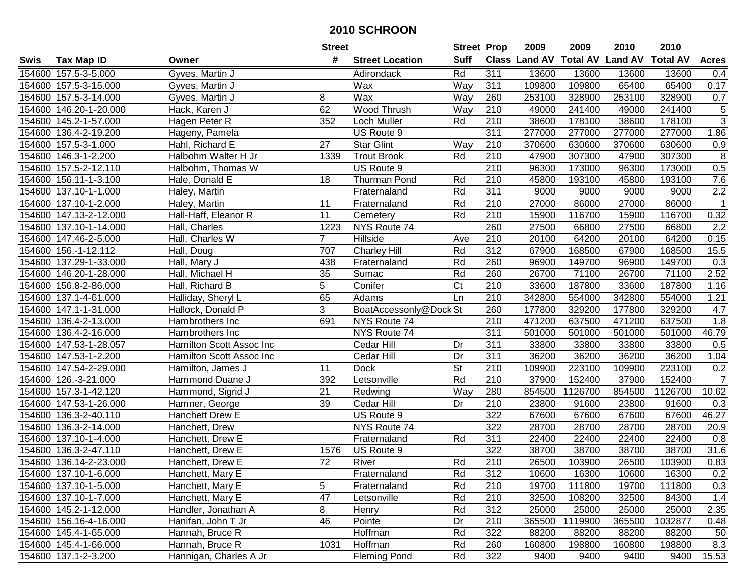# 2010 SCHROON

| Swis | Tax Map ID | Owner | Street # | Street Location | Street Suff | Prop Class | 2009 Land AV | 2009 Total AV | 2010 Land AV | 2010 Total AV | Acres |
|---|---|---|---|---|---|---|---|---|---|---|---|
| 154600 | 157.5-3-5.000 | Gyves, Martin J | | Adirondack | Rd | 311 | 13600 | 13600 | 13600 | 13600 | 0.4 |
| 154600 | 157.5-3-15.000 | Gyves, Martin J | | Wax | Way | 311 | 109800 | 109800 | 65400 | 65400 | 0.17 |
| 154600 | 157.5-3-14.000 | Gyves, Martin J | 8 | Wax | Way | 260 | 253100 | 328900 | 253100 | 328900 | 0.7 |
| 154600 | 146.20-1-20.000 | Hack, Karen J | 62 | Wood Thrush | Way | 210 | 49000 | 241400 | 49000 | 241400 | 5 |
| 154600 | 145.2-1-57.000 | Hagen Peter R | 352 | Loch Muller | Rd | 210 | 38600 | 178100 | 38600 | 178100 | 3 |
| 154600 | 136.4-2-19.200 | Hageny, Pamela | | US Route 9 | | 311 | 277000 | 277000 | 277000 | 277000 | 1.86 |
| 154600 | 157.5-3-1.000 | Hahl, Richard E | 27 | Star Glint | Way | 210 | 370600 | 630600 | 370600 | 630600 | 0.9 |
| 154600 | 146.3-1-2.200 | Halbohm Walter H Jr | 1339 | Trout Brook | Rd | 210 | 47900 | 307300 | 47900 | 307300 | 8 |
| 154600 | 157.5-2-12.110 | Halbohm, Thomas W | | US Route 9 | | 210 | 96300 | 173000 | 96300 | 173000 | 0.5 |
| 154600 | 156.11-1-3.100 | Hale, Donald E | 18 | Thurman Pond | Rd | 210 | 45800 | 193100 | 45800 | 193100 | 7.6 |
| 154600 | 137.10-1-1.000 | Haley, Martin | | Fraternaland | Rd | 311 | 9000 | 9000 | 9000 | 9000 | 2.2 |
| 154600 | 137.10-1-2.000 | Haley, Martin | 11 | Fraternaland | Rd | 210 | 27000 | 86000 | 27000 | 86000 | 1 |
| 154600 | 147.13-2-12.000 | Hall-Haff, Eleanor R | 11 | Cemetery | Rd | 210 | 15900 | 116700 | 15900 | 116700 | 0.32 |
| 154600 | 137.10-1-14.000 | Hall, Charles | 1223 | NYS Route 74 | | 260 | 27500 | 66800 | 27500 | 66800 | 2.2 |
| 154600 | 147.46-2-5.000 | Hall, Charles W | 7 | Hillside | Ave | 210 | 20100 | 64200 | 20100 | 64200 | 0.15 |
| 154600 | 156.-1-12.112 | Hall, Doug | 707 | Charley Hill | Rd | 312 | 67900 | 168500 | 67900 | 168500 | 15.5 |
| 154600 | 137.29-1-33.000 | Hall, Mary J | 438 | Fraternaland | Rd | 260 | 96900 | 149700 | 96900 | 149700 | 0.3 |
| 154600 | 146.20-1-28.000 | Hall, Michael H | 35 | Sumac | Rd | 260 | 26700 | 71100 | 26700 | 71100 | 2.52 |
| 154600 | 156.8-2-86.000 | Hall, Richard B | 5 | Conifer | Ct | 210 | 33600 | 187800 | 33600 | 187800 | 1.16 |
| 154600 | 137.1-4-61.000 | Halliday, Sheryl L | 65 | Adams | Ln | 210 | 342800 | 554000 | 342800 | 554000 | 1.21 |
| 154600 | 147.1-1-31.000 | Hallock, Donald P | 3 | BoatAccessonly@Dock | St | 260 | 177800 | 329200 | 177800 | 329200 | 4.7 |
| 154600 | 136.4-2-13.000 | Hambrothers Inc | 691 | NYS Route 74 | | 210 | 471200 | 637500 | 471200 | 637500 | 1.8 |
| 154600 | 136.4-2-16.000 | Hambrothers Inc | | NYS Route 74 | | 311 | 501000 | 501000 | 501000 | 501000 | 46.79 |
| 154600 | 147.53-1-28.057 | Hamilton Scott Assoc Inc | | Cedar Hill | Dr | 311 | 33800 | 33800 | 33800 | 33800 | 0.5 |
| 154600 | 147.53-1-2.200 | Hamilton Scott Assoc Inc | | Cedar Hill | Dr | 311 | 36200 | 36200 | 36200 | 36200 | 1.04 |
| 154600 | 147.54-2-29.000 | Hamilton, James J | 11 | Dock | St | 210 | 109900 | 223100 | 109900 | 223100 | 0.2 |
| 154600 | 126.-3-21.000 | Hammond Duane J | 392 | Letsonville | Rd | 210 | 37900 | 152400 | 37900 | 152400 | 7 |
| 154600 | 157.3-1-42.120 | Hammond, Sigrid J | 21 | Redwing | Way | 280 | 854500 | 1126700 | 854500 | 1126700 | 10.62 |
| 154600 | 147.53-1-26.000 | Hamner, George | 39 | Cedar Hill | Dr | 210 | 23800 | 91600 | 23800 | 91600 | 0.3 |
| 154600 | 136.3-2-40.110 | Hanchett Drew E | | US Route 9 | | 322 | 67600 | 67600 | 67600 | 67600 | 46.27 |
| 154600 | 136.3-2-14.000 | Hanchett, Drew | | NYS Route 74 | | 322 | 28700 | 28700 | 28700 | 28700 | 20.9 |
| 154600 | 137.10-1-4.000 | Hanchett, Drew E | | Fraternaland | Rd | 311 | 22400 | 22400 | 22400 | 22400 | 0.8 |
| 154600 | 136.3-2-47.110 | Hanchett, Drew E | 1576 | US Route 9 | | 322 | 38700 | 38700 | 38700 | 38700 | 31.6 |
| 154600 | 136.14-2-23.000 | Hanchett, Drew E | 72 | River | Rd | 210 | 26500 | 103900 | 26500 | 103900 | 0.83 |
| 154600 | 137.10-1-6.000 | Hanchett, Mary E | | Fraternaland | Rd | 312 | 10600 | 16300 | 10600 | 16300 | 0.2 |
| 154600 | 137.10-1-5.000 | Hanchett, Mary E | 5 | Fraternaland | Rd | 210 | 19700 | 111800 | 19700 | 111800 | 0.3 |
| 154600 | 137.10-1-7.000 | Hanchett, Mary E | 47 | Letsonville | Rd | 210 | 32500 | 108200 | 32500 | 84300 | 1.4 |
| 154600 | 145.2-1-12.000 | Handler, Jonathan A | 8 | Henry | Rd | 312 | 25000 | 25000 | 25000 | 25000 | 2.35 |
| 154600 | 156.16-4-16.000 | Hanifan, John T Jr | 46 | Pointe | Dr | 210 | 365500 | 1119900 | 365500 | 1032877 | 0.48 |
| 154600 | 145.4-1-65.000 | Hannah, Bruce R | | Hoffman | Rd | 322 | 88200 | 88200 | 88200 | 88200 | 50 |
| 154600 | 145.4-1-66.000 | Hannah, Bruce R | 1031 | Hoffman | Rd | 260 | 160800 | 198800 | 160800 | 198800 | 8.3 |
| 154600 | 137.1-2-3.200 | Hannigan, Charles A Jr | | Fleming Pond | Rd | 322 | 9400 | 9400 | 9400 | 9400 | 15.53 |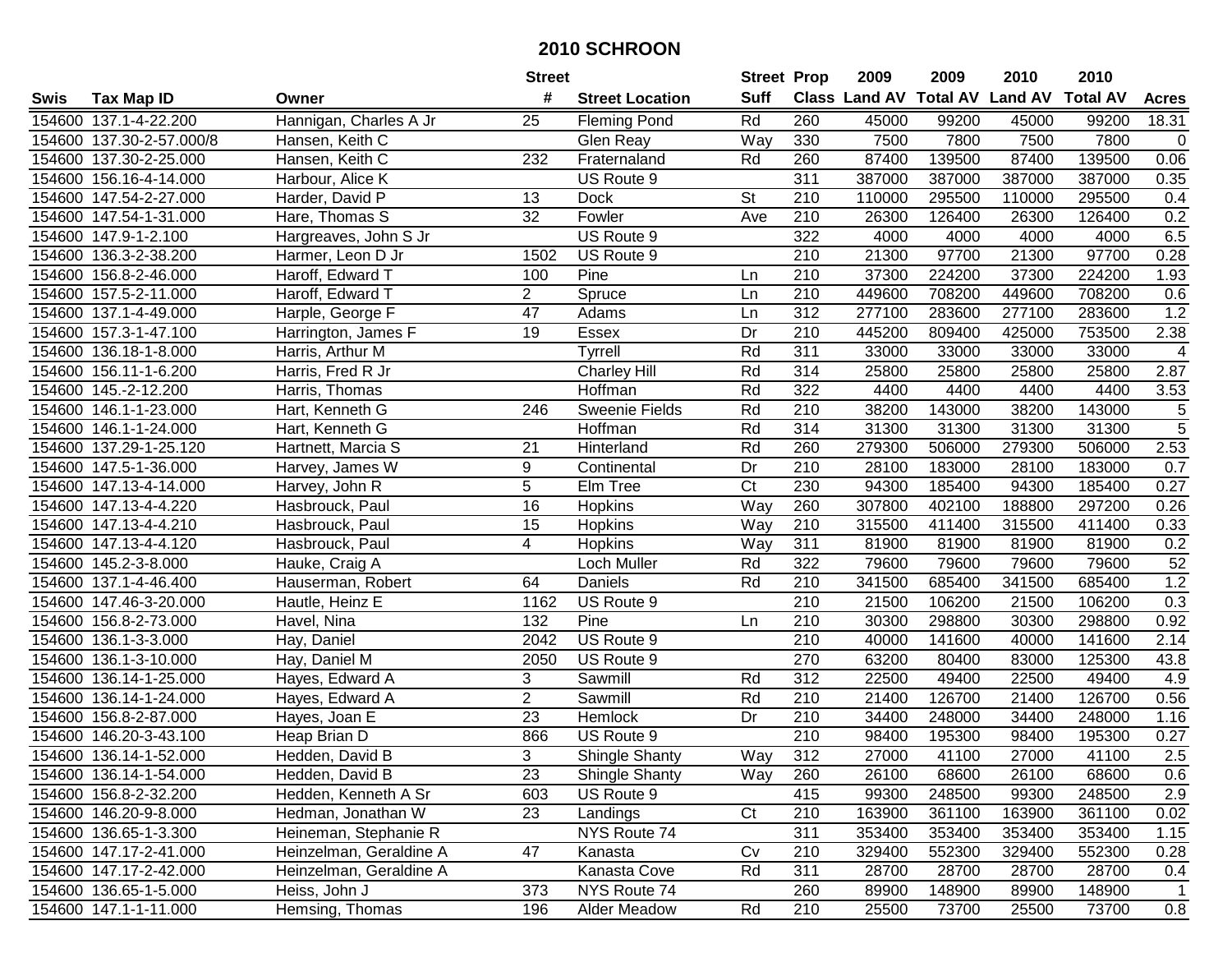# 2010 SCHROON

| Swis | Tax Map ID | Owner | Street # | Street Location | Street Suff | Prop Class | 2009 Land AV | 2009 Total AV | 2010 Land AV | 2010 Total AV | Acres |
|---|---|---|---|---|---|---|---|---|---|---|---|
| 154600 | 137.1-4-22.200 | Hannigan, Charles A Jr | 25 | Fleming Pond | Rd | 260 | 45000 | 99200 | 45000 | 99200 | 18.31 |
| 154600 | 137.30-2-57.000/8 | Hansen, Keith C | | Glen Reay | Way | 330 | 7500 | 7800 | 7500 | 7800 | 0 |
| 154600 | 137.30-2-25.000 | Hansen, Keith C | 232 | Fraternaland | Rd | 260 | 87400 | 139500 | 87400 | 139500 | 0.06 |
| 154600 | 156.16-4-14.000 | Harbour, Alice K | | US Route 9 | | 311 | 387000 | 387000 | 387000 | 387000 | 0.35 |
| 154600 | 147.54-2-27.000 | Harder, David P | 13 | Dock | St | 210 | 110000 | 295500 | 110000 | 295500 | 0.4 |
| 154600 | 147.54-1-31.000 | Hare, Thomas S | 32 | Fowler | Ave | 210 | 26300 | 126400 | 26300 | 126400 | 0.2 |
| 154600 | 147.9-1-2.100 | Hargreaves, John S Jr | | US Route 9 | | 322 | 4000 | 4000 | 4000 | 4000 | 6.5 |
| 154600 | 136.3-2-38.200 | Harmer, Leon D Jr | 1502 | US Route 9 | | 210 | 21300 | 97700 | 21300 | 97700 | 0.28 |
| 154600 | 156.8-2-46.000 | Haroff, Edward T | 100 | Pine | Ln | 210 | 37300 | 224200 | 37300 | 224200 | 1.93 |
| 154600 | 157.5-2-11.000 | Haroff, Edward T | 2 | Spruce | Ln | 210 | 449600 | 708200 | 449600 | 708200 | 0.6 |
| 154600 | 137.1-4-49.000 | Harple, George F | 47 | Adams | Ln | 312 | 277100 | 283600 | 277100 | 283600 | 1.2 |
| 154600 | 157.3-1-47.100 | Harrington, James F | 19 | Essex | Dr | 210 | 445200 | 809400 | 425000 | 753500 | 2.38 |
| 154600 | 136.18-1-8.000 | Harris, Arthur M | | Tyrrell | Rd | 311 | 33000 | 33000 | 33000 | 33000 | 4 |
| 154600 | 156.11-1-6.200 | Harris, Fred R Jr | | Charley Hill | Rd | 314 | 25800 | 25800 | 25800 | 25800 | 2.87 |
| 154600 | 145.-2-12.200 | Harris, Thomas | | Hoffman | Rd | 322 | 4400 | 4400 | 4400 | 4400 | 3.53 |
| 154600 | 146.1-1-23.000 | Hart, Kenneth G | 246 | Sweenie Fields | Rd | 210 | 38200 | 143000 | 38200 | 143000 | 5 |
| 154600 | 146.1-1-24.000 | Hart, Kenneth G | | Hoffman | Rd | 314 | 31300 | 31300 | 31300 | 31300 | 5 |
| 154600 | 137.29-1-25.120 | Hartnett, Marcia S | 21 | Hinterland | Rd | 260 | 279300 | 506000 | 279300 | 506000 | 2.53 |
| 154600 | 147.5-1-36.000 | Harvey, James W | 9 | Continental | Dr | 210 | 28100 | 183000 | 28100 | 183000 | 0.7 |
| 154600 | 147.13-4-14.000 | Harvey, John R | 5 | Elm Tree | Ct | 230 | 94300 | 185400 | 94300 | 185400 | 0.27 |
| 154600 | 147.13-4-4.220 | Hasbrouck, Paul | 16 | Hopkins | Way | 260 | 307800 | 402100 | 188800 | 297200 | 0.26 |
| 154600 | 147.13-4-4.210 | Hasbrouck, Paul | 15 | Hopkins | Way | 210 | 315500 | 411400 | 315500 | 411400 | 0.33 |
| 154600 | 147.13-4-4.120 | Hasbrouck, Paul | 4 | Hopkins | Way | 311 | 81900 | 81900 | 81900 | 81900 | 0.2 |
| 154600 | 145.2-3-8.000 | Hauke, Craig A | | Loch Muller | Rd | 322 | 79600 | 79600 | 79600 | 79600 | 52 |
| 154600 | 137.1-4-46.400 | Hauserman, Robert | 64 | Daniels | Rd | 210 | 341500 | 685400 | 341500 | 685400 | 1.2 |
| 154600 | 147.46-3-20.000 | Hautle, Heinz E | 1162 | US Route 9 | | 210 | 21500 | 106200 | 21500 | 106200 | 0.3 |
| 154600 | 156.8-2-73.000 | Havel, Nina | 132 | Pine | Ln | 210 | 30300 | 298800 | 30300 | 298800 | 0.92 |
| 154600 | 136.1-3-3.000 | Hay, Daniel | 2042 | US Route 9 | | 210 | 40000 | 141600 | 40000 | 141600 | 2.14 |
| 154600 | 136.1-3-10.000 | Hay, Daniel M | 2050 | US Route 9 | | 270 | 63200 | 80400 | 83000 | 125300 | 43.8 |
| 154600 | 136.14-1-25.000 | Hayes, Edward A | 3 | Sawmill | Rd | 312 | 22500 | 49400 | 22500 | 49400 | 4.9 |
| 154600 | 136.14-1-24.000 | Hayes, Edward A | 2 | Sawmill | Rd | 210 | 21400 | 126700 | 21400 | 126700 | 0.56 |
| 154600 | 156.8-2-87.000 | Hayes, Joan E | 23 | Hemlock | Dr | 210 | 34400 | 248000 | 34400 | 248000 | 1.16 |
| 154600 | 146.20-3-43.100 | Heap Brian D | 866 | US Route 9 | | 210 | 98400 | 195300 | 98400 | 195300 | 0.27 |
| 154600 | 136.14-1-52.000 | Hedden, David B | 3 | Shingle Shanty | Way | 312 | 27000 | 41100 | 27000 | 41100 | 2.5 |
| 154600 | 136.14-1-54.000 | Hedden, David B | 23 | Shingle Shanty | Way | 260 | 26100 | 68600 | 26100 | 68600 | 0.6 |
| 154600 | 156.8-2-32.200 | Hedden, Kenneth A Sr | 603 | US Route 9 | | 415 | 99300 | 248500 | 99300 | 248500 | 2.9 |
| 154600 | 146.20-9-8.000 | Hedman, Jonathan W | 23 | Landings | Ct | 210 | 163900 | 361100 | 163900 | 361100 | 0.02 |
| 154600 | 136.65-1-3.300 | Heineman, Stephanie R | | NYS Route 74 | | 311 | 353400 | 353400 | 353400 | 353400 | 1.15 |
| 154600 | 147.17-2-41.000 | Heinzelman, Geraldine A | 47 | Kanasta | Cv | 210 | 329400 | 552300 | 329400 | 552300 | 0.28 |
| 154600 | 147.17-2-42.000 | Heinzelman, Geraldine A | | Kanasta Cove | Rd | 311 | 28700 | 28700 | 28700 | 28700 | 0.4 |
| 154600 | 136.65-1-5.000 | Heiss, John J | 373 | NYS Route 74 | | 260 | 89900 | 148900 | 89900 | 148900 | 1 |
| 154600 | 147.1-1-11.000 | Hemsing, Thomas | 196 | Alder Meadow | Rd | 210 | 25500 | 73700 | 25500 | 73700 | 0.8 |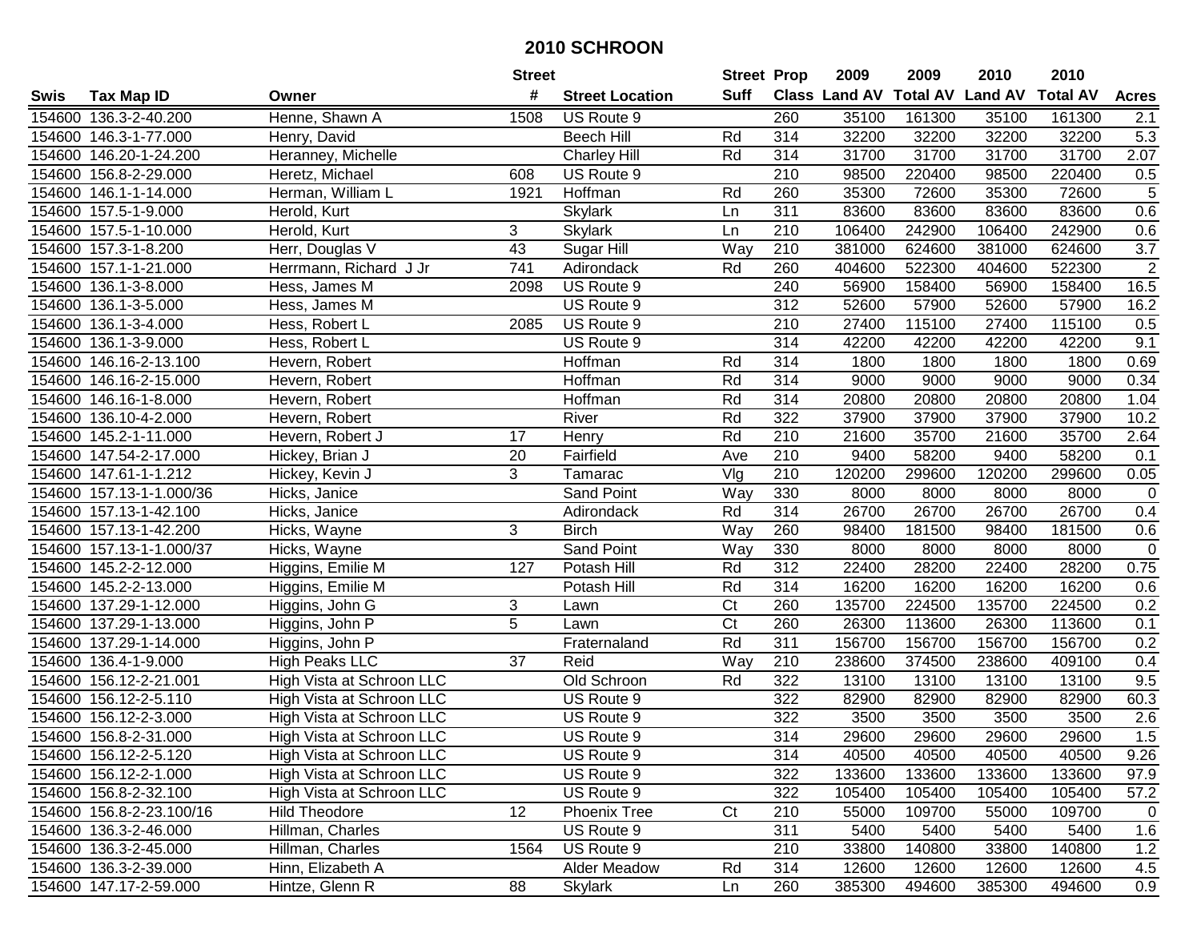# 2010 SCHROON

| Swis | Tax Map ID | Owner | Street # | Street Location | Street Suff | Prop Class | 2009 Land AV | 2009 Total AV | 2010 Land AV | 2010 Total AV | Acres |
|---|---|---|---|---|---|---|---|---|---|---|---|
| 154600 | 136.3-2-40.200 | Henne, Shawn A | 1508 | US Route 9 | | 260 | 35100 | 161300 | 35100 | 161300 | 2.1 |
| 154600 | 146.3-1-77.000 | Henry, David | | Beech Hill | Rd | 314 | 32200 | 32200 | 32200 | 32200 | 5.3 |
| 154600 | 146.20-1-24.200 | Heranney, Michelle | | Charley Hill | Rd | 314 | 31700 | 31700 | 31700 | 31700 | 2.07 |
| 154600 | 156.8-2-29.000 | Heretz, Michael | 608 | US Route 9 | | 210 | 98500 | 220400 | 98500 | 220400 | 0.5 |
| 154600 | 146.1-1-14.000 | Herman, William L | 1921 | Hoffman | Rd | 260 | 35300 | 72600 | 35300 | 72600 | 5 |
| 154600 | 157.5-1-9.000 | Herold, Kurt | | Skylark | Ln | 311 | 83600 | 83600 | 83600 | 83600 | 0.6 |
| 154600 | 157.5-1-10.000 | Herold, Kurt | 3 | Skylark | Ln | 210 | 106400 | 242900 | 106400 | 242900 | 0.6 |
| 154600 | 157.3-1-8.200 | Herr, Douglas V | 43 | Sugar Hill | Way | 210 | 381000 | 624600 | 381000 | 624600 | 3.7 |
| 154600 | 157.1-1-21.000 | Herrmann, Richard J Jr | 741 | Adirondack | Rd | 260 | 404600 | 522300 | 404600 | 522300 | 2 |
| 154600 | 136.1-3-8.000 | Hess, James M | 2098 | US Route 9 | | 240 | 56900 | 158400 | 56900 | 158400 | 16.5 |
| 154600 | 136.1-3-5.000 | Hess, James M | | US Route 9 | | 312 | 52600 | 57900 | 52600 | 57900 | 16.2 |
| 154600 | 136.1-3-4.000 | Hess, Robert L | 2085 | US Route 9 | | 210 | 27400 | 115100 | 27400 | 115100 | 0.5 |
| 154600 | 136.1-3-9.000 | Hess, Robert L | | US Route 9 | | 314 | 42200 | 42200 | 42200 | 42200 | 9.1 |
| 154600 | 146.16-2-13.100 | Hevern, Robert | | Hoffman | Rd | 314 | 1800 | 1800 | 1800 | 1800 | 0.69 |
| 154600 | 146.16-2-15.000 | Hevern, Robert | | Hoffman | Rd | 314 | 9000 | 9000 | 9000 | 9000 | 0.34 |
| 154600 | 146.16-1-8.000 | Hevern, Robert | | Hoffman | Rd | 314 | 20800 | 20800 | 20800 | 20800 | 1.04 |
| 154600 | 136.10-4-2.000 | Hevern, Robert | | River | Rd | 322 | 37900 | 37900 | 37900 | 37900 | 10.2 |
| 154600 | 145.2-1-11.000 | Hevern, Robert J | 17 | Henry | Rd | 210 | 21600 | 35700 | 21600 | 35700 | 2.64 |
| 154600 | 147.54-2-17.000 | Hickey, Brian J | 20 | Fairfield | Ave | 210 | 9400 | 58200 | 9400 | 58200 | 0.1 |
| 154600 | 147.61-1-1.212 | Hickey, Kevin J | 3 | Tamarac | Vlg | 210 | 120200 | 299600 | 120200 | 299600 | 0.05 |
| 154600 | 157.13-1-1.000/36 | Hicks, Janice | | Sand Point | Way | 330 | 8000 | 8000 | 8000 | 8000 | 0 |
| 154600 | 157.13-1-42.100 | Hicks, Janice | | Adirondack | Rd | 314 | 26700 | 26700 | 26700 | 26700 | 0.4 |
| 154600 | 157.13-1-42.200 | Hicks, Wayne | 3 | Birch | Way | 260 | 98400 | 181500 | 98400 | 181500 | 0.6 |
| 154600 | 157.13-1-1.000/37 | Hicks, Wayne | | Sand Point | Way | 330 | 8000 | 8000 | 8000 | 8000 | 0 |
| 154600 | 145.2-2-12.000 | Higgins, Emilie M | 127 | Potash Hill | Rd | 312 | 22400 | 28200 | 22400 | 28200 | 0.75 |
| 154600 | 145.2-2-13.000 | Higgins, Emilie M | | Potash Hill | Rd | 314 | 16200 | 16200 | 16200 | 16200 | 0.6 |
| 154600 | 137.29-1-12.000 | Higgins, John G | 3 | Lawn | Ct | 260 | 135700 | 224500 | 135700 | 224500 | 0.2 |
| 154600 | 137.29-1-13.000 | Higgins, John P | 5 | Lawn | Ct | 260 | 26300 | 113600 | 26300 | 113600 | 0.1 |
| 154600 | 137.29-1-14.000 | Higgins, John P | | Fraternaland | Rd | 311 | 156700 | 156700 | 156700 | 156700 | 0.2 |
| 154600 | 136.4-1-9.000 | High Peaks LLC | 37 | Reid | Way | 210 | 238600 | 374500 | 238600 | 409100 | 0.4 |
| 154600 | 156.12-2-21.001 | High Vista at Schroon LLC | | Old Schroon | Rd | 322 | 13100 | 13100 | 13100 | 13100 | 9.5 |
| 154600 | 156.12-2-5.110 | High Vista at Schroon LLC | | US Route 9 | | 322 | 82900 | 82900 | 82900 | 82900 | 60.3 |
| 154600 | 156.12-2-3.000 | High Vista at Schroon LLC | | US Route 9 | | 322 | 3500 | 3500 | 3500 | 3500 | 2.6 |
| 154600 | 156.8-2-31.000 | High Vista at Schroon LLC | | US Route 9 | | 314 | 29600 | 29600 | 29600 | 29600 | 1.5 |
| 154600 | 156.12-2-5.120 | High Vista at Schroon LLC | | US Route 9 | | 314 | 40500 | 40500 | 40500 | 40500 | 9.26 |
| 154600 | 156.12-2-1.000 | High Vista at Schroon LLC | | US Route 9 | | 322 | 133600 | 133600 | 133600 | 133600 | 97.9 |
| 154600 | 156.8-2-32.100 | High Vista at Schroon LLC | | US Route 9 | | 322 | 105400 | 105400 | 105400 | 105400 | 57.2 |
| 154600 | 156.8-2-23.100/16 | Hild Theodore | 12 | Phoenix Tree | Ct | 210 | 55000 | 109700 | 55000 | 109700 | 0 |
| 154600 | 136.3-2-46.000 | Hillman, Charles | | US Route 9 | | 311 | 5400 | 5400 | 5400 | 5400 | 1.6 |
| 154600 | 136.3-2-45.000 | Hillman, Charles | 1564 | US Route 9 | | 210 | 33800 | 140800 | 33800 | 140800 | 1.2 |
| 154600 | 136.3-2-39.000 | Hinn, Elizabeth A | | Alder Meadow | Rd | 314 | 12600 | 12600 | 12600 | 12600 | 4.5 |
| 154600 | 147.17-2-59.000 | Hintze, Glenn R | 88 | Skylark | Ln | 260 | 385300 | 494600 | 385300 | 494600 | 0.9 |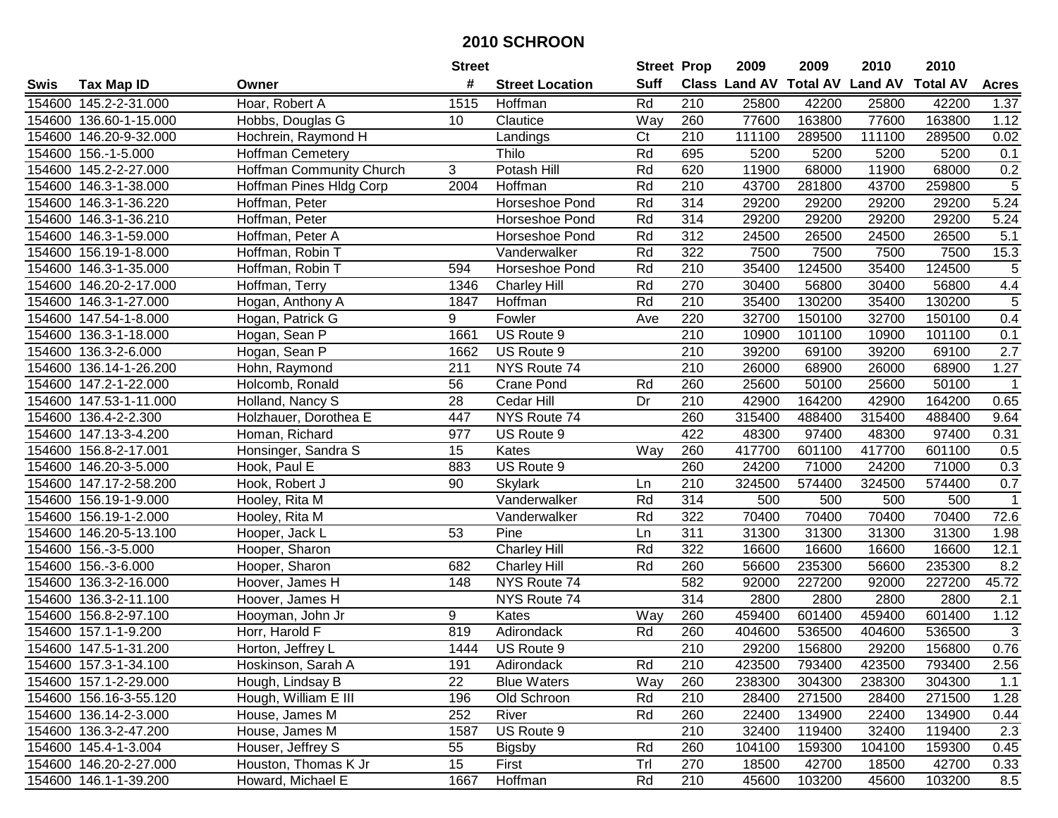# 2010 SCHROON

| Swis | Tax Map ID | Owner | Street # | Street Location | Street Suff | Prop Class | 2009 Land AV | 2009 Total AV | 2010 Land AV | 2010 Total AV | Acres |
|---|---|---|---|---|---|---|---|---|---|---|---|
| 154600 | 145.2-2-31.000 | Hoar, Robert A | 1515 | Hoffman | Rd | 210 | 25800 | 42200 | 25800 | 42200 | 1.37 |
| 154600 | 136.60-1-15.000 | Hobbs, Douglas G | 10 | Clautice | Way | 260 | 77600 | 163800 | 77600 | 163800 | 1.12 |
| 154600 | 146.20-9-32.000 | Hochrein, Raymond H | | Landings | Ct | 210 | 111100 | 289500 | 111100 | 289500 | 0.02 |
| 154600 | 156.-1-5.000 | Hoffman Cemetery | | Thilo | Rd | 695 | 5200 | 5200 | 5200 | 5200 | 0.1 |
| 154600 | 145.2-2-27.000 | Hoffman Community Church | 3 | Potash Hill | Rd | 620 | 11900 | 68000 | 11900 | 68000 | 0.2 |
| 154600 | 146.3-1-38.000 | Hoffman Pines Hldg Corp | 2004 | Hoffman | Rd | 210 | 43700 | 281800 | 43700 | 259800 | 5 |
| 154600 | 146.3-1-36.220 | Hoffman, Peter | | Horseshoe Pond | Rd | 314 | 29200 | 29200 | 29200 | 29200 | 5.24 |
| 154600 | 146.3-1-36.210 | Hoffman, Peter | | Horseshoe Pond | Rd | 314 | 29200 | 29200 | 29200 | 29200 | 5.24 |
| 154600 | 146.3-1-59.000 | Hoffman, Peter A | | Horseshoe Pond | Rd | 312 | 24500 | 26500 | 24500 | 26500 | 5.1 |
| 154600 | 156.19-1-8.000 | Hoffman, Robin T | | Vanderwalker | Rd | 322 | 7500 | 7500 | 7500 | 7500 | 15.3 |
| 154600 | 146.3-1-35.000 | Hoffman, Robin T | 594 | Horseshoe Pond | Rd | 210 | 35400 | 124500 | 35400 | 124500 | 5 |
| 154600 | 146.20-2-17.000 | Hoffman, Terry | 1346 | Charley Hill | Rd | 270 | 30400 | 56800 | 30400 | 56800 | 4.4 |
| 154600 | 146.3-1-27.000 | Hogan, Anthony A | 1847 | Hoffman | Rd | 210 | 35400 | 130200 | 35400 | 130200 | 5 |
| 154600 | 147.54-1-8.000 | Hogan, Patrick G | 9 | Fowler | Ave | 220 | 32700 | 150100 | 32700 | 150100 | 0.4 |
| 154600 | 136.3-1-18.000 | Hogan, Sean P | 1661 | US Route 9 | | 210 | 10900 | 101100 | 10900 | 101100 | 0.1 |
| 154600 | 136.3-2-6.000 | Hogan, Sean P | 1662 | US Route 9 | | 210 | 39200 | 69100 | 39200 | 69100 | 2.7 |
| 154600 | 136.14-1-26.200 | Hohn, Raymond | 211 | NYS Route 74 | | 210 | 26000 | 68900 | 26000 | 68900 | 1.27 |
| 154600 | 147.2-1-22.000 | Holcomb, Ronald | 56 | Crane Pond | Rd | 260 | 25600 | 50100 | 25600 | 50100 | 1 |
| 154600 | 147.53-1-11.000 | Holland, Nancy S | 28 | Cedar Hill | Dr | 210 | 42900 | 164200 | 42900 | 164200 | 0.65 |
| 154600 | 136.4-2-2.300 | Holzhauer, Dorothea E | 447 | NYS Route 74 | | 260 | 315400 | 488400 | 315400 | 488400 | 9.64 |
| 154600 | 147.13-3-4.200 | Homan, Richard | 977 | US Route 9 | | 422 | 48300 | 97400 | 48300 | 97400 | 0.31 |
| 154600 | 156.8-2-17.001 | Honsinger, Sandra S | 15 | Kates | Way | 260 | 417700 | 601100 | 417700 | 601100 | 0.5 |
| 154600 | 146.20-3-5.000 | Hook, Paul E | 883 | US Route 9 | | 260 | 24200 | 71000 | 24200 | 71000 | 0.3 |
| 154600 | 147.17-2-58.200 | Hook, Robert J | 90 | Skylark | Ln | 210 | 324500 | 574400 | 324500 | 574400 | 0.7 |
| 154600 | 156.19-1-9.000 | Hooley, Rita M | | Vanderwalker | Rd | 314 | 500 | 500 | 500 | 500 | 1 |
| 154600 | 156.19-1-2.000 | Hooley, Rita M | | Vanderwalker | Rd | 322 | 70400 | 70400 | 70400 | 70400 | 72.6 |
| 154600 | 146.20-5-13.100 | Hooper, Jack L | 53 | Pine | Ln | 311 | 31300 | 31300 | 31300 | 31300 | 1.98 |
| 154600 | 156.-3-5.000 | Hooper, Sharon | | Charley Hill | Rd | 322 | 16600 | 16600 | 16600 | 16600 | 12.1 |
| 154600 | 156.-3-6.000 | Hooper, Sharon | 682 | Charley Hill | Rd | 260 | 56600 | 235300 | 56600 | 235300 | 8.2 |
| 154600 | 136.3-2-16.000 | Hoover, James H | 148 | NYS Route 74 | | 582 | 92000 | 227200 | 92000 | 227200 | 45.72 |
| 154600 | 136.3-2-11.100 | Hoover, James H | | NYS Route 74 | | 314 | 2800 | 2800 | 2800 | 2800 | 2.1 |
| 154600 | 156.8-2-97.100 | Hooyman, John Jr | 9 | Kates | Way | 260 | 459400 | 601400 | 459400 | 601400 | 1.12 |
| 154600 | 157.1-1-9.200 | Horr, Harold F | 819 | Adirondack | Rd | 260 | 404600 | 536500 | 404600 | 536500 | 3 |
| 154600 | 147.5-1-31.200 | Horton, Jeffrey L | 1444 | US Route 9 | | 210 | 29200 | 156800 | 29200 | 156800 | 0.76 |
| 154600 | 157.3-1-34.100 | Hoskinson, Sarah A | 191 | Adirondack | Rd | 210 | 423500 | 793400 | 423500 | 793400 | 2.56 |
| 154600 | 157.1-2-29.000 | Hough, Lindsay B | 22 | Blue Waters | Way | 260 | 238300 | 304300 | 238300 | 304300 | 1.1 |
| 154600 | 156.16-3-55.120 | Hough, William E III | 196 | Old Schroon | Rd | 210 | 28400 | 271500 | 28400 | 271500 | 1.28 |
| 154600 | 136.14-2-3.000 | House, James M | 252 | River | Rd | 260 | 22400 | 134900 | 22400 | 134900 | 0.44 |
| 154600 | 136.3-2-47.200 | House, James M | 1587 | US Route 9 | | 210 | 32400 | 119400 | 32400 | 119400 | 2.3 |
| 154600 | 145.4-1-3.004 | Houser, Jeffrey S | 55 | Bigsby | Rd | 260 | 104100 | 159300 | 104100 | 159300 | 0.45 |
| 154600 | 146.20-2-27.000 | Houston, Thomas K Jr | 15 | First | Trl | 270 | 18500 | 42700 | 18500 | 42700 | 0.33 |
| 154600 | 146.1-1-39.200 | Howard, Michael E | 1667 | Hoffman | Rd | 210 | 45600 | 103200 | 45600 | 103200 | 8.5 |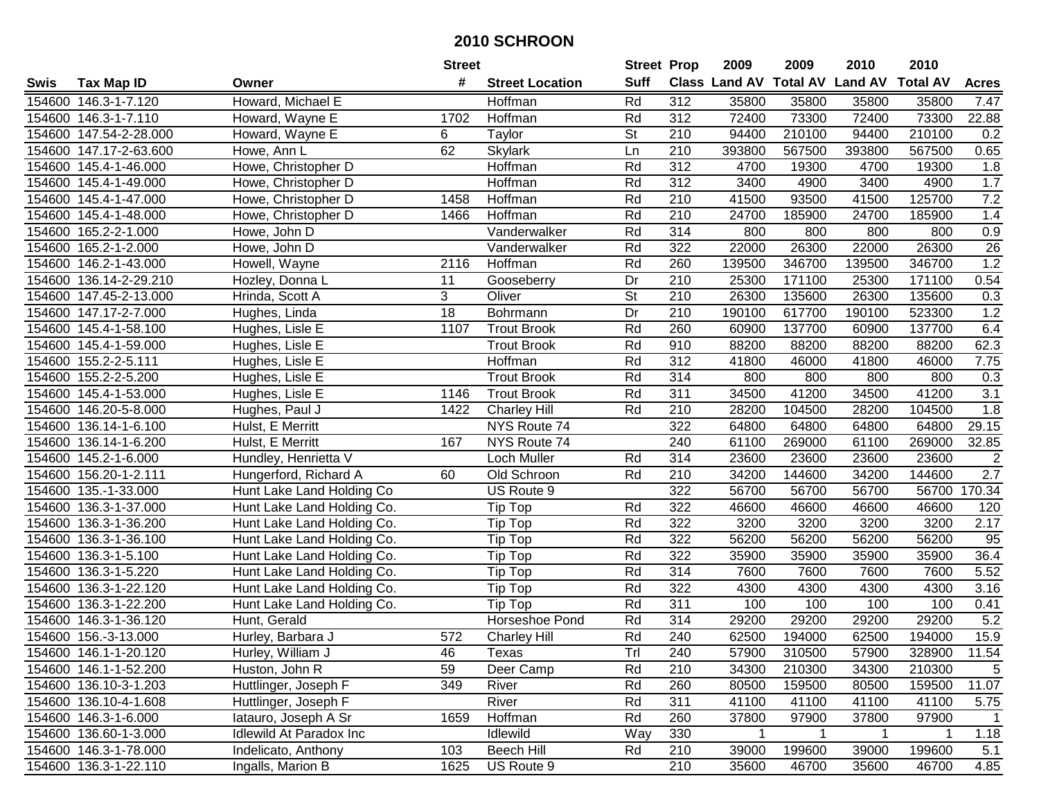# 2010 SCHROON

| Swis | Tax Map ID | Owner | Street # | Street Location | Street Suff | Prop Class | 2009 Land AV | 2009 Total AV | 2010 Land AV | 2010 Total AV | Acres |
|---|---|---|---|---|---|---|---|---|---|---|---|
| 154600 | 146.3-1-7.120 | Howard, Michael E | | Hoffman | Rd | 312 | 35800 | 35800 | 35800 | 35800 | 7.47 |
| 154600 | 146.3-1-7.110 | Howard, Wayne E | 1702 | Hoffman | Rd | 312 | 72400 | 73300 | 72400 | 73300 | 22.88 |
| 154600 | 147.54-2-28.000 | Howard, Wayne E | 6 | Taylor | St | 210 | 94400 | 210100 | 94400 | 210100 | 0.2 |
| 154600 | 147.17-2-63.600 | Howe, Ann L | 62 | Skylark | Ln | 210 | 393800 | 567500 | 393800 | 567500 | 0.65 |
| 154600 | 145.4-1-46.000 | Howe, Christopher D | | Hoffman | Rd | 312 | 4700 | 19300 | 4700 | 19300 | 1.8 |
| 154600 | 145.4-1-49.000 | Howe, Christopher D | | Hoffman | Rd | 312 | 3400 | 4900 | 3400 | 4900 | 1.7 |
| 154600 | 145.4-1-47.000 | Howe, Christopher D | 1458 | Hoffman | Rd | 210 | 41500 | 93500 | 41500 | 125700 | 7.2 |
| 154600 | 145.4-1-48.000 | Howe, Christopher D | 1466 | Hoffman | Rd | 210 | 24700 | 185900 | 24700 | 185900 | 1.4 |
| 154600 | 165.2-2-1.000 | Howe, John D | | Vanderwalker | Rd | 314 | 800 | 800 | 800 | 800 | 0.9 |
| 154600 | 165.2-1-2.000 | Howe, John D | | Vanderwalker | Rd | 322 | 22000 | 26300 | 22000 | 26300 | 26 |
| 154600 | 146.2-1-43.000 | Howell, Wayne | 2116 | Hoffman | Rd | 260 | 139500 | 346700 | 139500 | 346700 | 1.2 |
| 154600 | 136.14-2-29.210 | Hozley, Donna L | 11 | Gooseberry | Dr | 210 | 25300 | 171100 | 25300 | 171100 | 0.54 |
| 154600 | 147.45-2-13.000 | Hrinda, Scott A | 3 | Oliver | St | 210 | 26300 | 135600 | 26300 | 135600 | 0.3 |
| 154600 | 147.17-2-7.000 | Hughes, Linda | 18 | Bohrmann | Dr | 210 | 190100 | 617700 | 190100 | 523300 | 1.2 |
| 154600 | 145.4-1-58.100 | Hughes, Lisle E | 1107 | Trout Brook | Rd | 260 | 60900 | 137700 | 60900 | 137700 | 6.4 |
| 154600 | 145.4-1-59.000 | Hughes, Lisle E | | Trout Brook | Rd | 910 | 88200 | 88200 | 88200 | 88200 | 62.3 |
| 154600 | 155.2-2-5.111 | Hughes, Lisle E | | Hoffman | Rd | 312 | 41800 | 46000 | 41800 | 46000 | 7.75 |
| 154600 | 155.2-2-5.200 | Hughes, Lisle E | | Trout Brook | Rd | 314 | 800 | 800 | 800 | 800 | 0.3 |
| 154600 | 145.4-1-53.000 | Hughes, Lisle E | 1146 | Trout Brook | Rd | 311 | 34500 | 41200 | 34500 | 41200 | 3.1 |
| 154600 | 146.20-5-8.000 | Hughes, Paul J | 1422 | Charley Hill | Rd | 210 | 28200 | 104500 | 28200 | 104500 | 1.8 |
| 154600 | 136.14-1-6.100 | Hulst, E Merritt | | NYS Route 74 | | 322 | 64800 | 64800 | 64800 | 64800 | 29.15 |
| 154600 | 136.14-1-6.200 | Hulst, E Merritt | 167 | NYS Route 74 | | 240 | 61100 | 269000 | 61100 | 269000 | 32.85 |
| 154600 | 145.2-1-6.000 | Hundley, Henrietta V | | Loch Muller | Rd | 314 | 23600 | 23600 | 23600 | 23600 | 2 |
| 154600 | 156.20-1-2.111 | Hungerford, Richard A | 60 | Old Schroon | Rd | 210 | 34200 | 144600 | 34200 | 144600 | 2.7 |
| 154600 | 135.-1-33.000 | Hunt Lake Land Holding Co | | US Route 9 | | 322 | 56700 | 56700 | 56700 | 56700 | 170.34 |
| 154600 | 136.3-1-37.000 | Hunt Lake Land Holding Co. | | Tip Top | Rd | 322 | 46600 | 46600 | 46600 | 46600 | 120 |
| 154600 | 136.3-1-36.200 | Hunt Lake Land Holding Co. | | Tip Top | Rd | 322 | 3200 | 3200 | 3200 | 3200 | 2.17 |
| 154600 | 136.3-1-36.100 | Hunt Lake Land Holding Co. | | Tip Top | Rd | 322 | 56200 | 56200 | 56200 | 56200 | 95 |
| 154600 | 136.3-1-5.100 | Hunt Lake Land Holding Co. | | Tip Top | Rd | 322 | 35900 | 35900 | 35900 | 35900 | 36.4 |
| 154600 | 136.3-1-5.220 | Hunt Lake Land Holding Co. | | Tip Top | Rd | 314 | 7600 | 7600 | 7600 | 7600 | 5.52 |
| 154600 | 136.3-1-22.120 | Hunt Lake Land Holding Co. | | Tip Top | Rd | 322 | 4300 | 4300 | 4300 | 4300 | 3.16 |
| 154600 | 136.3-1-22.200 | Hunt Lake Land Holding Co. | | Tip Top | Rd | 311 | 100 | 100 | 100 | 100 | 0.41 |
| 154600 | 146.3-1-36.120 | Hunt, Gerald | | Horseshoe Pond | Rd | 314 | 29200 | 29200 | 29200 | 29200 | 5.2 |
| 154600 | 156.-3-13.000 | Hurley, Barbara J | 572 | Charley Hill | Rd | 240 | 62500 | 194000 | 62500 | 194000 | 15.9 |
| 154600 | 146.1-1-20.120 | Hurley, William J | 46 | Texas | Trl | 240 | 57900 | 310500 | 57900 | 328900 | 11.54 |
| 154600 | 146.1-1-52.200 | Huston, John R | 59 | Deer Camp | Rd | 210 | 34300 | 210300 | 34300 | 210300 | 5 |
| 154600 | 136.10-3-1.203 | Huttlinger, Joseph F | 349 | River | Rd | 260 | 80500 | 159500 | 80500 | 159500 | 11.07 |
| 154600 | 136.10-4-1.608 | Huttlinger, Joseph F | | River | Rd | 311 | 41100 | 41100 | 41100 | 41100 | 5.75 |
| 154600 | 146.3-1-6.000 | Iatauro, Joseph A Sr | 1659 | Hoffman | Rd | 260 | 37800 | 97900 | 37800 | 97900 | 1 |
| 154600 | 136.60-1-3.000 | Idlewild At Paradox Inc | | Idlewild | Way | 330 | 1 | 1 | 1 | 1 | 1.18 |
| 154600 | 146.3-1-78.000 | Indelicato, Anthony | 103 | Beech Hill | Rd | 210 | 39000 | 199600 | 39000 | 199600 | 5.1 |
| 154600 | 136.3-1-22.110 | Ingalls, Marion B | 1625 | US Route 9 | | 210 | 35600 | 46700 | 35600 | 46700 | 4.85 |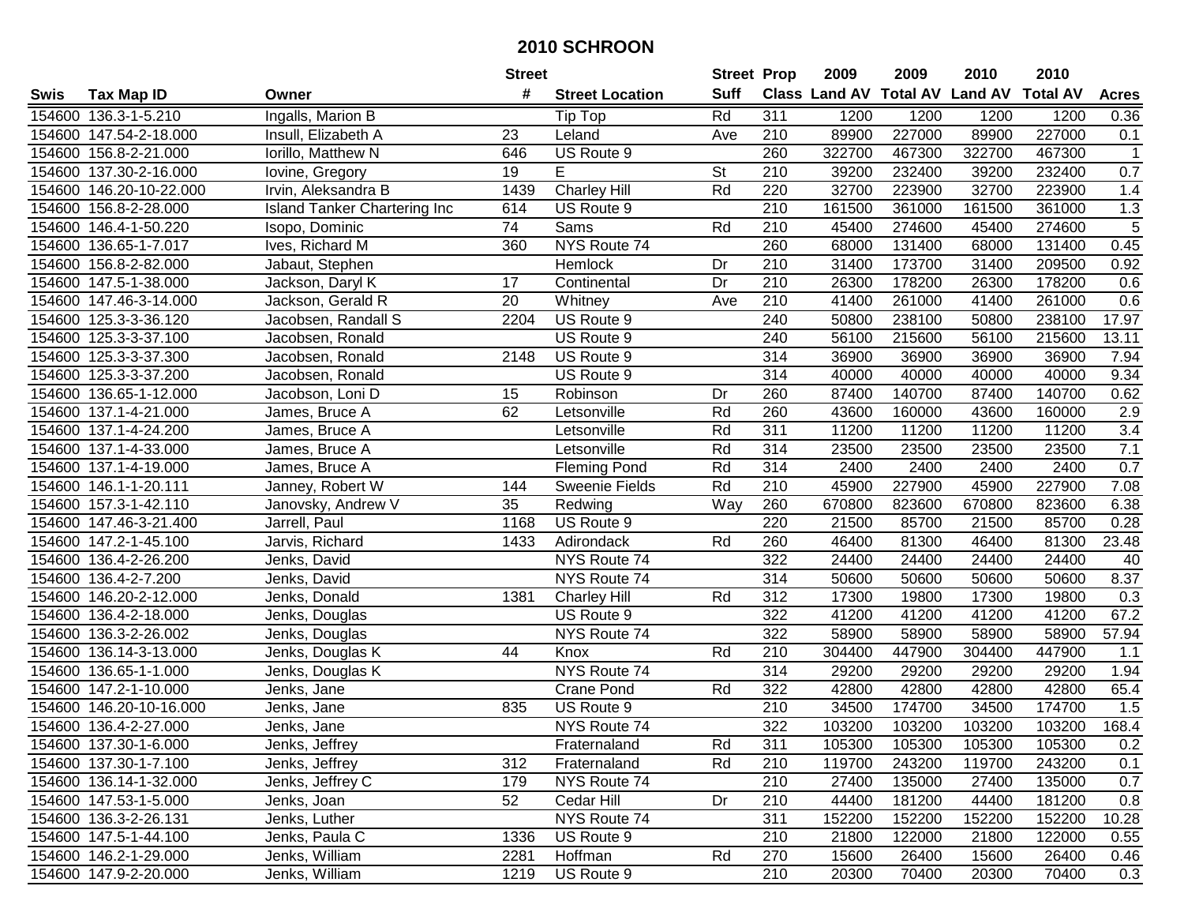# 2010 SCHROON

| Swis | Tax Map ID | Owner | Street # | Street Location | Street Suff | Prop Class | 2009 Land AV | 2009 Total AV | 2010 Land AV | 2010 Total AV | Acres |
|---|---|---|---|---|---|---|---|---|---|---|---|
| 154600 | 136.3-1-5.210 | Ingalls, Marion B | | Tip Top | Rd | 311 | 1200 | 1200 | 1200 | 1200 | 0.36 |
| 154600 | 147.54-2-18.000 | Insull, Elizabeth A | 23 | Leland | Ave | 210 | 89900 | 227000 | 89900 | 227000 | 0.1 |
| 154600 | 156.8-2-21.000 | Iorillo, Matthew N | 646 | US Route 9 | | 260 | 322700 | 467300 | 322700 | 467300 | 1 |
| 154600 | 137.30-2-16.000 | Iovine, Gregory | 19 | E | St | 210 | 39200 | 232400 | 39200 | 232400 | 0.7 |
| 154600 | 146.20-10-22.000 | Irvin, Aleksandra B | 1439 | Charley Hill | Rd | 220 | 32700 | 223900 | 32700 | 223900 | 1.4 |
| 154600 | 156.8-2-28.000 | Island Tanker Chartering Inc | 614 | US Route 9 | | 210 | 161500 | 361000 | 161500 | 361000 | 1.3 |
| 154600 | 146.4-1-50.220 | Isopo, Dominic | 74 | Sams | Rd | 210 | 45400 | 274600 | 45400 | 274600 | 5 |
| 154600 | 136.65-1-7.017 | Ives, Richard M | 360 | NYS Route 74 | | 260 | 68000 | 131400 | 68000 | 131400 | 0.45 |
| 154600 | 156.8-2-82.000 | Jabaut, Stephen | | Hemlock | Dr | 210 | 31400 | 173700 | 31400 | 209500 | 0.92 |
| 154600 | 147.5-1-38.000 | Jackson, Daryl K | 17 | Continental | Dr | 210 | 26300 | 178200 | 26300 | 178200 | 0.6 |
| 154600 | 147.46-3-14.000 | Jackson, Gerald R | 20 | Whitney | Ave | 210 | 41400 | 261000 | 41400 | 261000 | 0.6 |
| 154600 | 125.3-3-36.120 | Jacobsen, Randall S | 2204 | US Route 9 | | 240 | 50800 | 238100 | 50800 | 238100 | 17.97 |
| 154600 | 125.3-3-37.100 | Jacobsen, Ronald | | US Route 9 | | 240 | 56100 | 215600 | 56100 | 215600 | 13.11 |
| 154600 | 125.3-3-37.300 | Jacobsen, Ronald | 2148 | US Route 9 | | 314 | 36900 | 36900 | 36900 | 36900 | 7.94 |
| 154600 | 125.3-3-37.200 | Jacobsen, Ronald | | US Route 9 | | 314 | 40000 | 40000 | 40000 | 40000 | 9.34 |
| 154600 | 136.65-1-12.000 | Jacobson, Loni D | 15 | Robinson | Dr | 260 | 87400 | 140700 | 87400 | 140700 | 0.62 |
| 154600 | 137.1-4-21.000 | James, Bruce A | 62 | Letsonville | Rd | 260 | 43600 | 160000 | 43600 | 160000 | 2.9 |
| 154600 | 137.1-4-24.200 | James, Bruce A | | Letsonville | Rd | 311 | 11200 | 11200 | 11200 | 11200 | 3.4 |
| 154600 | 137.1-4-33.000 | James, Bruce A | | Letsonville | Rd | 314 | 23500 | 23500 | 23500 | 23500 | 7.1 |
| 154600 | 137.1-4-19.000 | James, Bruce A | | Fleming Pond | Rd | 314 | 2400 | 2400 | 2400 | 2400 | 0.7 |
| 154600 | 146.1-1-20.111 | Janney, Robert W | 144 | Sweenie Fields | Rd | 210 | 45900 | 227900 | 45900 | 227900 | 7.08 |
| 154600 | 157.3-1-42.110 | Janovsky, Andrew V | 35 | Redwing | Way | 260 | 670800 | 823600 | 670800 | 823600 | 6.38 |
| 154600 | 147.46-3-21.400 | Jarrell, Paul | 1168 | US Route 9 | | 220 | 21500 | 85700 | 21500 | 85700 | 0.28 |
| 154600 | 147.2-1-45.100 | Jarvis, Richard | 1433 | Adirondack | Rd | 260 | 46400 | 81300 | 46400 | 81300 | 23.48 |
| 154600 | 136.4-2-26.200 | Jenks, David | | NYS Route 74 | | 322 | 24400 | 24400 | 24400 | 24400 | 40 |
| 154600 | 136.4-2-7.200 | Jenks, David | | NYS Route 74 | | 314 | 50600 | 50600 | 50600 | 50600 | 8.37 |
| 154600 | 146.20-2-12.000 | Jenks, Donald | 1381 | Charley Hill | Rd | 312 | 17300 | 19800 | 17300 | 19800 | 0.3 |
| 154600 | 136.4-2-18.000 | Jenks, Douglas | | US Route 9 | | 322 | 41200 | 41200 | 41200 | 41200 | 67.2 |
| 154600 | 136.3-2-26.002 | Jenks, Douglas | | NYS Route 74 | | 322 | 58900 | 58900 | 58900 | 58900 | 57.94 |
| 154600 | 136.14-3-13.000 | Jenks, Douglas K | 44 | Knox | Rd | 210 | 304400 | 447900 | 304400 | 447900 | 1.1 |
| 154600 | 136.65-1-1.000 | Jenks, Douglas K | | NYS Route 74 | | 314 | 29200 | 29200 | 29200 | 29200 | 1.94 |
| 154600 | 147.2-1-10.000 | Jenks, Jane | | Crane Pond | Rd | 322 | 42800 | 42800 | 42800 | 42800 | 65.4 |
| 154600 | 146.20-10-16.000 | Jenks, Jane | 835 | US Route 9 | | 210 | 34500 | 174700 | 34500 | 174700 | 1.5 |
| 154600 | 136.4-2-27.000 | Jenks, Jane | | NYS Route 74 | | 322 | 103200 | 103200 | 103200 | 103200 | 168.4 |
| 154600 | 137.30-1-6.000 | Jenks, Jeffrey | | Fraternaland | Rd | 311 | 105300 | 105300 | 105300 | 105300 | 0.2 |
| 154600 | 137.30-1-7.100 | Jenks, Jeffrey | 312 | Fraternaland | Rd | 210 | 119700 | 243200 | 119700 | 243200 | 0.1 |
| 154600 | 136.14-1-32.000 | Jenks, Jeffrey C | 179 | NYS Route 74 | | 210 | 27400 | 135000 | 27400 | 135000 | 0.7 |
| 154600 | 147.53-1-5.000 | Jenks, Joan | 52 | Cedar Hill | Dr | 210 | 44400 | 181200 | 44400 | 181200 | 0.8 |
| 154600 | 136.3-2-26.131 | Jenks, Luther | | NYS Route 74 | | 311 | 152200 | 152200 | 152200 | 152200 | 10.28 |
| 154600 | 147.5-1-44.100 | Jenks, Paula C | 1336 | US Route 9 | | 210 | 21800 | 122000 | 21800 | 122000 | 0.55 |
| 154600 | 146.2-1-29.000 | Jenks, William | 2281 | Hoffman | Rd | 270 | 15600 | 26400 | 15600 | 26400 | 0.46 |
| 154600 | 147.9-2-20.000 | Jenks, William | 1219 | US Route 9 | | 210 | 20300 | 70400 | 20300 | 70400 | 0.3 |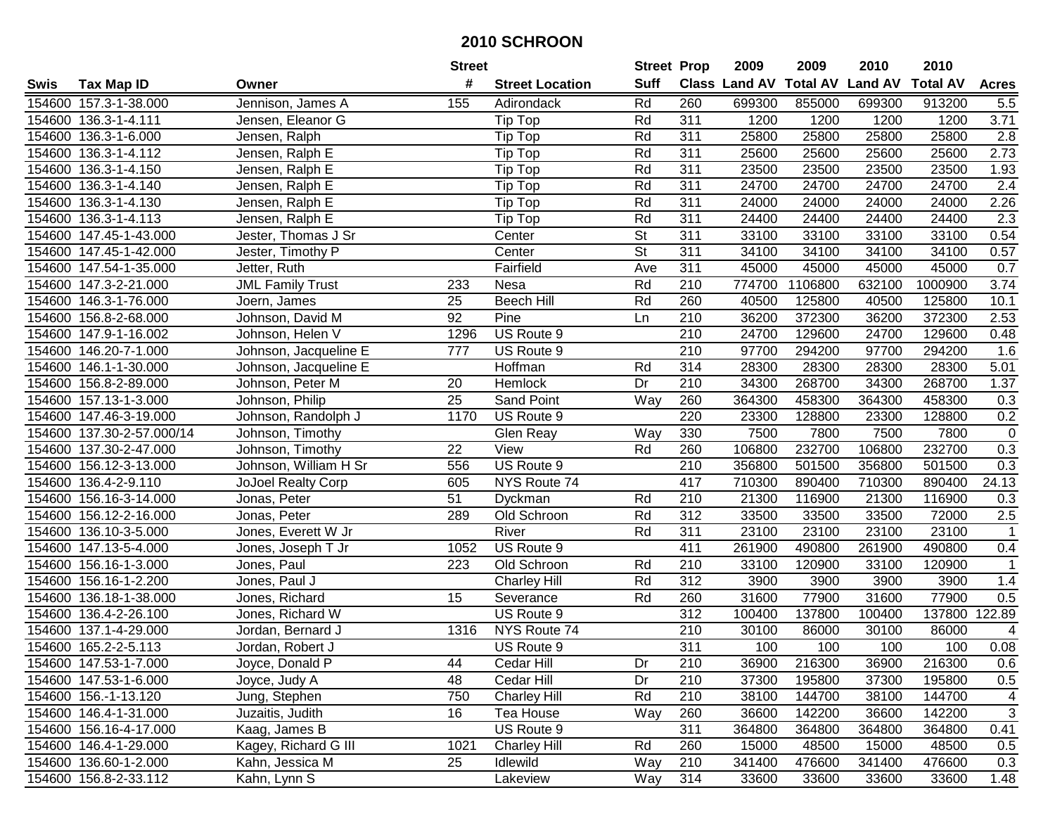# 2010 SCHROON

| Swis | Tax Map ID | Owner | Street # | Street Location | Street Suff | Prop Class | 2009 Land AV | 2009 Total AV | 2010 Land AV | 2010 Total AV | Acres |
|---|---|---|---|---|---|---|---|---|---|---|---|
| 154600 | 157.3-1-38.000 | Jennison, James A | 155 | Adirondack | Rd | 260 | 699300 | 855000 | 699300 | 913200 | 5.5 |
| 154600 | 136.3-1-4.111 | Jensen, Eleanor G | | Tip Top | Rd | 311 | 1200 | 1200 | 1200 | 1200 | 3.71 |
| 154600 | 136.3-1-6.000 | Jensen, Ralph | | Tip Top | Rd | 311 | 25800 | 25800 | 25800 | 25800 | 2.8 |
| 154600 | 136.3-1-4.112 | Jensen, Ralph E | | Tip Top | Rd | 311 | 25600 | 25600 | 25600 | 25600 | 2.73 |
| 154600 | 136.3-1-4.150 | Jensen, Ralph E | | Tip Top | Rd | 311 | 23500 | 23500 | 23500 | 23500 | 1.93 |
| 154600 | 136.3-1-4.140 | Jensen, Ralph E | | Tip Top | Rd | 311 | 24700 | 24700 | 24700 | 24700 | 2.4 |
| 154600 | 136.3-1-4.130 | Jensen, Ralph E | | Tip Top | Rd | 311 | 24000 | 24000 | 24000 | 24000 | 2.26 |
| 154600 | 136.3-1-4.113 | Jensen, Ralph E | | Tip Top | Rd | 311 | 24400 | 24400 | 24400 | 24400 | 2.3 |
| 154600 | 147.45-1-43.000 | Jester, Thomas J Sr | | Center | St | 311 | 33100 | 33100 | 33100 | 33100 | 0.54 |
| 154600 | 147.45-1-42.000 | Jester, Timothy P | | Center | St | 311 | 34100 | 34100 | 34100 | 34100 | 0.57 |
| 154600 | 147.54-1-35.000 | Jetter, Ruth | | Fairfield | Ave | 311 | 45000 | 45000 | 45000 | 45000 | 0.7 |
| 154600 | 147.3-2-21.000 | JML Family Trust | 233 | Nesa | Rd | 210 | 774700 | 1106800 | 632100 | 1000900 | 3.74 |
| 154600 | 146.3-1-76.000 | Joern, James | 25 | Beech Hill | Rd | 260 | 40500 | 125800 | 40500 | 125800 | 10.1 |
| 154600 | 156.8-2-68.000 | Johnson, David M | 92 | Pine | Ln | 210 | 36200 | 372300 | 36200 | 372300 | 2.53 |
| 154600 | 147.9-1-16.002 | Johnson, Helen V | 1296 | US Route 9 | | 210 | 24700 | 129600 | 24700 | 129600 | 0.48 |
| 154600 | 146.20-7-1.000 | Johnson, Jacqueline E | 777 | US Route 9 | | 210 | 97700 | 294200 | 97700 | 294200 | 1.6 |
| 154600 | 146.1-1-30.000 | Johnson, Jacqueline E | | Hoffman | Rd | 314 | 28300 | 28300 | 28300 | 28300 | 5.01 |
| 154600 | 156.8-2-89.000 | Johnson, Peter M | 20 | Hemlock | Dr | 210 | 34300 | 268700 | 34300 | 268700 | 1.37 |
| 154600 | 157.13-1-3.000 | Johnson, Philip | 25 | Sand Point | Way | 260 | 364300 | 458300 | 364300 | 458300 | 0.3 |
| 154600 | 147.46-3-19.000 | Johnson, Randolph J | 1170 | US Route 9 | | 220 | 23300 | 128800 | 23300 | 128800 | 0.2 |
| 154600 | 137.30-2-57.000/14 | Johnson, Timothy | | Glen Reay | Way | 330 | 7500 | 7800 | 7500 | 7800 | 0 |
| 154600 | 137.30-2-47.000 | Johnson, Timothy | 22 | View | Rd | 260 | 106800 | 232700 | 106800 | 232700 | 0.3 |
| 154600 | 156.12-3-13.000 | Johnson, William H Sr | 556 | US Route 9 | | 210 | 356800 | 501500 | 356800 | 501500 | 0.3 |
| 154600 | 136.4-2-9.110 | JoJoel Realty Corp | 605 | NYS Route 74 | | 417 | 710300 | 890400 | 710300 | 890400 | 24.13 |
| 154600 | 156.16-3-14.000 | Jonas, Peter | 51 | Dyckman | Rd | 210 | 21300 | 116900 | 21300 | 116900 | 0.3 |
| 154600 | 156.12-2-16.000 | Jonas, Peter | 289 | Old Schroon | Rd | 312 | 33500 | 33500 | 33500 | 72000 | 2.5 |
| 154600 | 136.10-3-5.000 | Jones, Everett W Jr | | River | Rd | 311 | 23100 | 23100 | 23100 | 23100 | 1 |
| 154600 | 147.13-5-4.000 | Jones, Joseph T Jr | 1052 | US Route 9 | | 411 | 261900 | 490800 | 261900 | 490800 | 0.4 |
| 154600 | 156.16-1-3.000 | Jones, Paul | 223 | Old Schroon | Rd | 210 | 33100 | 120900 | 33100 | 120900 | 1 |
| 154600 | 156.16-1-2.200 | Jones, Paul J | | Charley Hill | Rd | 312 | 3900 | 3900 | 3900 | 3900 | 1.4 |
| 154600 | 136.18-1-38.000 | Jones, Richard | 15 | Severance | Rd | 260 | 31600 | 77900 | 31600 | 77900 | 0.5 |
| 154600 | 136.4-2-26.100 | Jones, Richard W | | US Route 9 | | 312 | 100400 | 137800 | 100400 | 137800 | 122.89 |
| 154600 | 137.1-4-29.000 | Jordan, Bernard J | 1316 | NYS Route 74 | | 210 | 30100 | 86000 | 30100 | 86000 | 4 |
| 154600 | 165.2-2-5.113 | Jordan, Robert J | | US Route 9 | | 311 | 100 | 100 | 100 | 100 | 0.08 |
| 154600 | 147.53-1-7.000 | Joyce, Donald P | 44 | Cedar Hill | Dr | 210 | 36900 | 216300 | 36900 | 216300 | 0.6 |
| 154600 | 147.53-1-6.000 | Joyce, Judy A | 48 | Cedar Hill | Dr | 210 | 37300 | 195800 | 37300 | 195800 | 0.5 |
| 154600 | 156.-1-13.120 | Jung, Stephen | 750 | Charley Hill | Rd | 210 | 38100 | 144700 | 38100 | 144700 | 4 |
| 154600 | 146.4-1-31.000 | Juzaitis, Judith | 16 | Tea House | Way | 260 | 36600 | 142200 | 36600 | 142200 | 3 |
| 154600 | 156.16-4-17.000 | Kaag, James B | | US Route 9 | | 311 | 364800 | 364800 | 364800 | 364800 | 0.41 |
| 154600 | 146.4-1-29.000 | Kagey, Richard G III | 1021 | Charley Hill | Rd | 260 | 15000 | 48500 | 15000 | 48500 | 0.5 |
| 154600 | 136.60-1-2.000 | Kahn, Jessica M | 25 | Idlewild | Way | 210 | 341400 | 476600 | 341400 | 476600 | 0.3 |
| 154600 | 156.8-2-33.112 | Kahn, Lynn S | | Lakeview | Way | 314 | 33600 | 33600 | 33600 | 33600 | 1.48 |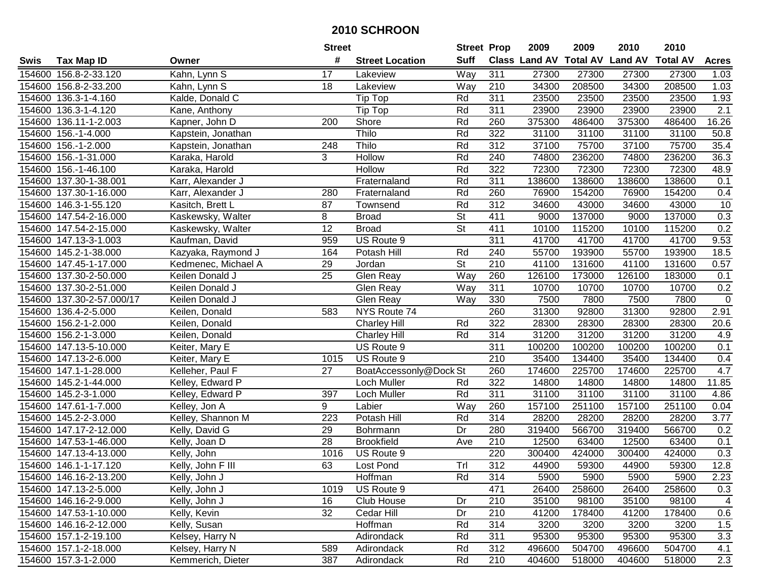# 2010 SCHROON

| Swis | Tax Map ID | Owner | Street # | Street Location | Street Suff | Prop Class | 2009 Land AV | 2009 Total AV | 2010 Land AV | 2010 Total AV | Acres |
|---|---|---|---|---|---|---|---|---|---|---|---|
| 154600 | 156.8-2-33.120 | Kahn, Lynn S | 17 | Lakeview | Way | 311 | 27300 | 27300 | 27300 | 27300 | 1.03 |
| 154600 | 156.8-2-33.200 | Kahn, Lynn S | 18 | Lakeview | Way | 210 | 34300 | 208500 | 34300 | 208500 | 1.03 |
| 154600 | 136.3-1-4.160 | Kalde, Donald C | | Tip Top | Rd | 311 | 23500 | 23500 | 23500 | 23500 | 1.93 |
| 154600 | 136.3-1-4.120 | Kane, Anthony | | Tip Top | Rd | 311 | 23900 | 23900 | 23900 | 23900 | 2.1 |
| 154600 | 136.11-1-2.003 | Kapner, John D | 200 | Shore | Rd | 260 | 375300 | 486400 | 375300 | 486400 | 16.26 |
| 154600 | 156.-1-4.000 | Kapstein, Jonathan | | Thilo | Rd | 322 | 31100 | 31100 | 31100 | 31100 | 50.8 |
| 154600 | 156.-1-2.000 | Kapstein, Jonathan | 248 | Thilo | Rd | 312 | 37100 | 75700 | 37100 | 75700 | 35.4 |
| 154600 | 156.-1-31.000 | Karaka, Harold | 3 | Hollow | Rd | 240 | 74800 | 236200 | 74800 | 236200 | 36.3 |
| 154600 | 156.-1-46.100 | Karaka, Harold | | Hollow | Rd | 322 | 72300 | 72300 | 72300 | 72300 | 48.9 |
| 154600 | 137.30-1-38.001 | Karr, Alexander J | | Fraternaland | Rd | 311 | 138600 | 138600 | 138600 | 138600 | 0.1 |
| 154600 | 137.30-1-16.000 | Karr, Alexander J | 280 | Fraternaland | Rd | 260 | 76900 | 154200 | 76900 | 154200 | 0.4 |
| 154600 | 146.3-1-55.120 | Kasitch, Brett L | 87 | Townsend | Rd | 312 | 34600 | 43000 | 34600 | 43000 | 10 |
| 154600 | 147.54-2-16.000 | Kaskewsky, Walter | 8 | Broad | St | 411 | 9000 | 137000 | 9000 | 137000 | 0.3 |
| 154600 | 147.54-2-15.000 | Kaskewsky, Walter | 12 | Broad | St | 411 | 10100 | 115200 | 10100 | 115200 | 0.2 |
| 154600 | 147.13-3-1.003 | Kaufman, David | 959 | US Route 9 | | 311 | 41700 | 41700 | 41700 | 41700 | 9.53 |
| 154600 | 145.2-1-38.000 | Kazyaka, Raymond J | 164 | Potash Hill | Rd | 240 | 55700 | 193900 | 55700 | 193900 | 18.5 |
| 154600 | 147.45-1-17.000 | Kedmenec, Michael A | 29 | Jordan | St | 210 | 41100 | 131600 | 41100 | 131600 | 0.57 |
| 154600 | 137.30-2-50.000 | Keilen Donald J | 25 | Glen Reay | Way | 260 | 126100 | 173000 | 126100 | 183000 | 0.1 |
| 154600 | 137.30-2-51.000 | Keilen Donald J | | Glen Reay | Way | 311 | 10700 | 10700 | 10700 | 10700 | 0.2 |
| 154600 | 137.30-2-57.000/17 | Keilen Donald J | | Glen Reay | Way | 330 | 7500 | 7800 | 7500 | 7800 | 0 |
| 154600 | 136.4-2-5.000 | Keilen, Donald | 583 | NYS Route 74 | | 260 | 31300 | 92800 | 31300 | 92800 | 2.91 |
| 154600 | 156.2-1-2.000 | Keilen, Donald | | Charley Hill | Rd | 322 | 28300 | 28300 | 28300 | 28300 | 20.6 |
| 154600 | 156.2-1-3.000 | Keilen, Donald | | Charley Hill | Rd | 314 | 31200 | 31200 | 31200 | 31200 | 4.9 |
| 154600 | 147.13-5-10.000 | Keiter, Mary E | | US Route 9 | | 311 | 100200 | 100200 | 100200 | 100200 | 0.1 |
| 154600 | 147.13-2-6.000 | Keiter, Mary E | 1015 | US Route 9 | | 210 | 35400 | 134400 | 35400 | 134400 | 0.4 |
| 154600 | 147.1-1-28.000 | Kelleher, Paul F | 27 | BoatAccessonly@Dock | St | 260 | 174600 | 225700 | 174600 | 225700 | 4.7 |
| 154600 | 145.2-1-44.000 | Kelley, Edward P | | Loch Muller | Rd | 322 | 14800 | 14800 | 14800 | 14800 | 11.85 |
| 154600 | 145.2-3-1.000 | Kelley, Edward P | 397 | Loch Muller | Rd | 311 | 31100 | 31100 | 31100 | 31100 | 4.86 |
| 154600 | 147.61-1-7.000 | Kelley, Jon A | 9 | Labier | Way | 260 | 157100 | 251100 | 157100 | 251100 | 0.04 |
| 154600 | 145.2-2-3.000 | Kelley, Shannon M | 223 | Potash Hill | Rd | 314 | 28200 | 28200 | 28200 | 28200 | 3.77 |
| 154600 | 147.17-2-12.000 | Kelly, David G | 29 | Bohrmann | Dr | 280 | 319400 | 566700 | 319400 | 566700 | 0.2 |
| 154600 | 147.53-1-46.000 | Kelly, Joan D | 28 | Brookfield | Ave | 210 | 12500 | 63400 | 12500 | 63400 | 0.1 |
| 154600 | 147.13-4-13.000 | Kelly, John | 1016 | US Route 9 | | 220 | 300400 | 424000 | 300400 | 424000 | 0.3 |
| 154600 | 146.1-1-17.120 | Kelly, John F III | 63 | Lost Pond | Trl | 312 | 44900 | 59300 | 44900 | 59300 | 12.8 |
| 154600 | 146.16-2-13.200 | Kelly, John J | | Hoffman | Rd | 314 | 5900 | 5900 | 5900 | 5900 | 2.23 |
| 154600 | 147.13-2-5.000 | Kelly, John J | 1019 | US Route 9 | | 471 | 26400 | 258600 | 26400 | 258600 | 0.3 |
| 154600 | 146.16-2-9.000 | Kelly, John J | 16 | Club House | Dr | 210 | 35100 | 98100 | 35100 | 98100 | 4 |
| 154600 | 147.53-1-10.000 | Kelly, Kevin | 32 | Cedar Hill | Dr | 210 | 41200 | 178400 | 41200 | 178400 | 0.6 |
| 154600 | 146.16-2-12.000 | Kelly, Susan | | Hoffman | Rd | 314 | 3200 | 3200 | 3200 | 3200 | 1.5 |
| 154600 | 157.1-2-19.100 | Kelsey, Harry N | | Adirondack | Rd | 311 | 95300 | 95300 | 95300 | 95300 | 3.3 |
| 154600 | 157.1-2-18.000 | Kelsey, Harry N | 589 | Adirondack | Rd | 312 | 496600 | 504700 | 496600 | 504700 | 4.1 |
| 154600 | 157.3-1-2.000 | Kemmerich, Dieter | 387 | Adirondack | Rd | 210 | 404600 | 518000 | 404600 | 518000 | 2.3 |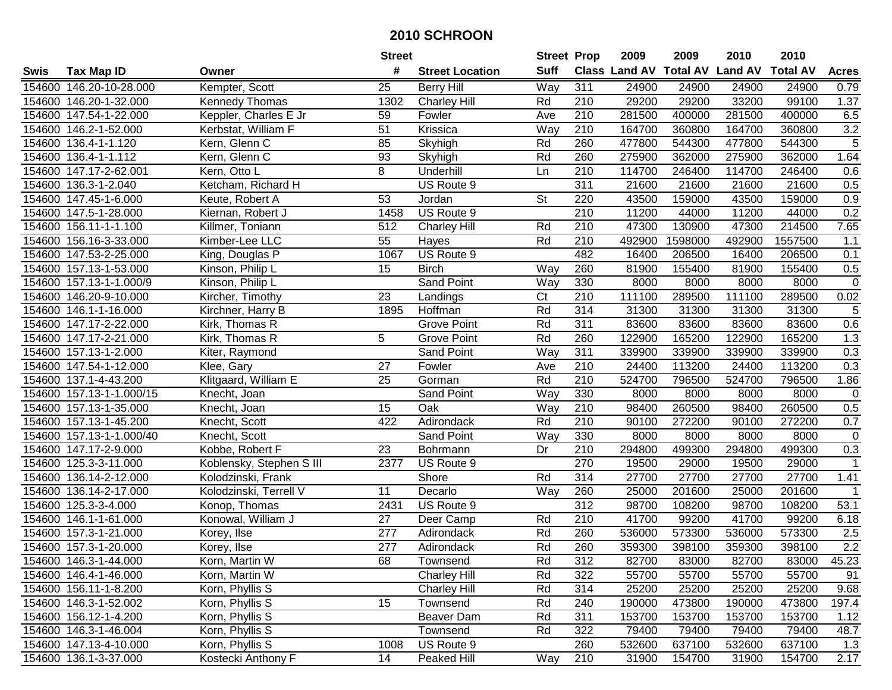# 2010 SCHROON

| Swis | Tax Map ID | Owner | Street # | Street Location | Street Suff | Prop Class | 2009 Land AV | 2009 Total AV | 2010 Land AV | 2010 Total AV | Acres |
|---|---|---|---|---|---|---|---|---|---|---|---|
| 154600 | 146.20-10-28.000 | Kempter, Scott | 25 | Berry Hill | Way | 311 | 24900 | 24900 | 24900 | 24900 | 0.79 |
| 154600 | 146.20-1-32.000 | Kennedy Thomas | 1302 | Charley Hill | Rd | 210 | 29200 | 29200 | 33200 | 99100 | 1.37 |
| 154600 | 147.54-1-22.000 | Keppler, Charles E Jr | 59 | Fowler | Ave | 210 | 281500 | 400000 | 281500 | 400000 | 6.5 |
| 154600 | 146.2-1-52.000 | Kerbstat, William F | 51 | Krissica | Way | 210 | 164700 | 360800 | 164700 | 360800 | 3.2 |
| 154600 | 136.4-1-1.120 | Kern, Glenn C | 85 | Skyhigh | Rd | 260 | 477800 | 544300 | 477800 | 544300 | 5 |
| 154600 | 136.4-1-1.112 | Kern, Glenn C | 93 | Skyhigh | Rd | 260 | 275900 | 362000 | 275900 | 362000 | 1.64 |
| 154600 | 147.17-2-62.001 | Kern, Otto L | 8 | Underhill | Ln | 210 | 114700 | 246400 | 114700 | 246400 | 0.6 |
| 154600 | 136.3-1-2.040 | Ketcham, Richard H | | US Route 9 | | 311 | 21600 | 21600 | 21600 | 21600 | 0.5 |
| 154600 | 147.45-1-6.000 | Keute, Robert A | 53 | Jordan | St | 220 | 43500 | 159000 | 43500 | 159000 | 0.9 |
| 154600 | 147.5-1-28.000 | Kiernan, Robert J | 1458 | US Route 9 | | 210 | 11200 | 44000 | 11200 | 44000 | 0.2 |
| 154600 | 156.11-1-1.100 | Killmer, Toniann | 512 | Charley Hill | Rd | 210 | 47300 | 130900 | 47300 | 214500 | 7.65 |
| 154600 | 156.16-3-33.000 | Kimber-Lee LLC | 55 | Hayes | Rd | 210 | 492900 | 1598000 | 492900 | 1557500 | 1.1 |
| 154600 | 147.53-2-25.000 | King, Douglas P | 1067 | US Route 9 | | 482 | 16400 | 206500 | 16400 | 206500 | 0.1 |
| 154600 | 157.13-1-53.000 | Kinson, Philip L | 15 | Birch | Way | 260 | 81900 | 155400 | 81900 | 155400 | 0.5 |
| 154600 | 157.13-1-1.000/9 | Kinson, Philip L | | Sand Point | Way | 330 | 8000 | 8000 | 8000 | 8000 | 0 |
| 154600 | 146.20-9-10.000 | Kircher, Timothy | 23 | Landings | Ct | 210 | 111100 | 289500 | 111100 | 289500 | 0.02 |
| 154600 | 146.1-1-16.000 | Kirchner, Harry B | 1895 | Hoffman | Rd | 314 | 31300 | 31300 | 31300 | 31300 | 5 |
| 154600 | 147.17-2-22.000 | Kirk, Thomas R | | Grove Point | Rd | 311 | 83600 | 83600 | 83600 | 83600 | 0.6 |
| 154600 | 147.17-2-21.000 | Kirk, Thomas R | 5 | Grove Point | Rd | 260 | 122900 | 165200 | 122900 | 165200 | 1.3 |
| 154600 | 157.13-1-2.000 | Kiter, Raymond | | Sand Point | Way | 311 | 339900 | 339900 | 339900 | 339900 | 0.3 |
| 154600 | 147.54-1-12.000 | Klee, Gary | 27 | Fowler | Ave | 210 | 24400 | 113200 | 24400 | 113200 | 0.3 |
| 154600 | 137.1-4-43.200 | Klitgaard, William E | 25 | Gorman | Rd | 210 | 524700 | 796500 | 524700 | 796500 | 1.86 |
| 154600 | 157.13-1-1.000/15 | Knecht, Joan | | Sand Point | Way | 330 | 8000 | 8000 | 8000 | 8000 | 0 |
| 154600 | 157.13-1-35.000 | Knecht, Joan | 15 | Oak | Way | 210 | 98400 | 260500 | 98400 | 260500 | 0.5 |
| 154600 | 157.13-1-45.200 | Knecht, Scott | 422 | Adirondack | Rd | 210 | 90100 | 272200 | 90100 | 272200 | 0.7 |
| 154600 | 157.13-1-1.000/40 | Knecht, Scott | | Sand Point | Way | 330 | 8000 | 8000 | 8000 | 8000 | 0 |
| 154600 | 147.17-2-9.000 | Kobbe, Robert F | 23 | Bohrmann | Dr | 210 | 294800 | 499300 | 294800 | 499300 | 0.3 |
| 154600 | 125.3-3-11.000 | Koblensky, Stephen S III | 2377 | US Route 9 | | 270 | 19500 | 29000 | 19500 | 29000 | 1 |
| 154600 | 136.14-2-12.000 | Kolodzinski, Frank | | Shore | Rd | 314 | 27700 | 27700 | 27700 | 27700 | 1.41 |
| 154600 | 136.14-2-17.000 | Kolodzinski, Terrell V | 11 | Decarlo | Way | 260 | 25000 | 201600 | 25000 | 201600 | 1 |
| 154600 | 125.3-3-4.000 | Konop, Thomas | 2431 | US Route 9 | | 312 | 98700 | 108200 | 98700 | 108200 | 53.1 |
| 154600 | 146.1-1-61.000 | Konowal, William J | 27 | Deer Camp | Rd | 210 | 41700 | 99200 | 41700 | 99200 | 6.18 |
| 154600 | 157.3-1-21.000 | Korey, Ilse | 277 | Adirondack | Rd | 260 | 536000 | 573300 | 536000 | 573300 | 2.5 |
| 154600 | 157.3-1-20.000 | Korey, Ilse | 277 | Adirondack | Rd | 260 | 359300 | 398100 | 359300 | 398100 | 2.2 |
| 154600 | 146.3-1-44.000 | Korn, Martin W | 68 | Townsend | Rd | 312 | 82700 | 83000 | 82700 | 83000 | 45.23 |
| 154600 | 146.4-1-46.000 | Korn, Martin W | | Charley Hill | Rd | 322 | 55700 | 55700 | 55700 | 55700 | 91 |
| 154600 | 156.11-1-8.200 | Korn, Phyllis S | | Charley Hill | Rd | 314 | 25200 | 25200 | 25200 | 25200 | 9.68 |
| 154600 | 146.3-1-52.002 | Korn, Phyllis S | 15 | Townsend | Rd | 240 | 190000 | 473800 | 190000 | 473800 | 197.4 |
| 154600 | 156.12-1-4.200 | Korn, Phyllis S | | Beaver Dam | Rd | 311 | 153700 | 153700 | 153700 | 153700 | 1.12 |
| 154600 | 146.3-1-46.004 | Korn, Phyllis S | | Townsend | Rd | 322 | 79400 | 79400 | 79400 | 79400 | 48.7 |
| 154600 | 147.13-4-10.000 | Korn, Phyllis S | 1008 | US Route 9 | | 260 | 532600 | 637100 | 532600 | 637100 | 1.3 |
| 154600 | 136.1-3-37.000 | Kostecki Anthony F | 14 | Peaked Hill | Way | 210 | 31900 | 154700 | 31900 | 154700 | 2.17 |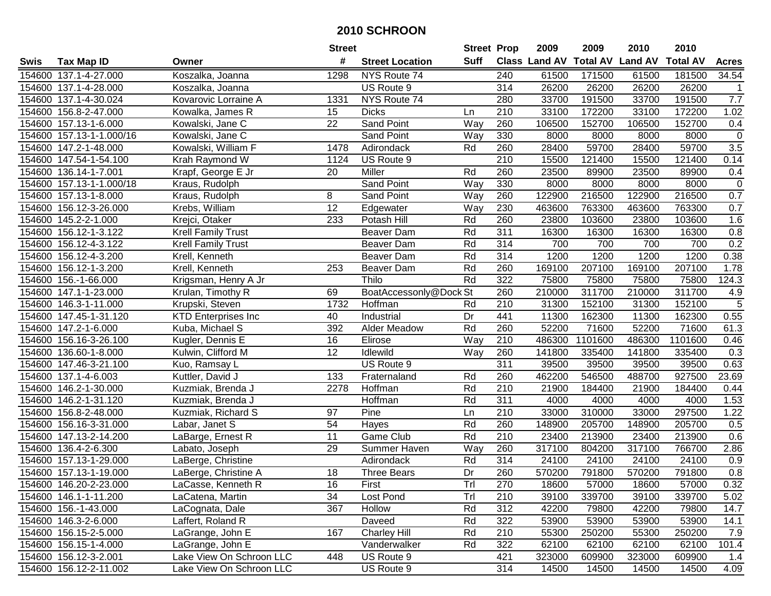# 2010 SCHROON

| Swis | Tax Map ID | Owner | Street # | Street Location | Street Suff | Prop Class | 2009 Land AV | 2009 Total AV | 2010 Land AV | 2010 Total AV | Acres |
|---|---|---|---|---|---|---|---|---|---|---|---|
| 154600 | 137.1-4-27.000 | Koszalka, Joanna | 1298 | NYS Route 74 | | 240 | 61500 | 171500 | 61500 | 181500 | 34.54 |
| 154600 | 137.1-4-28.000 | Koszalka, Joanna | | US Route 9 | | 314 | 26200 | 26200 | 26200 | 26200 | 1 |
| 154600 | 137.1-4-30.024 | Kovarovic Lorraine A | 1331 | NYS Route 74 | | 280 | 33700 | 191500 | 33700 | 191500 | 7.7 |
| 154600 | 156.8-2-47.000 | Kowalka, James R | 15 | Dicks | Ln | 210 | 33100 | 172200 | 33100 | 172200 | 1.02 |
| 154600 | 157.13-1-6.000 | Kowalski, Jane C | 22 | Sand Point | Way | 260 | 106500 | 152700 | 106500 | 152700 | 0.4 |
| 154600 | 157.13-1-1.000/16 | Kowalski, Jane C | | Sand Point | Way | 330 | 8000 | 8000 | 8000 | 8000 | 0 |
| 154600 | 147.2-1-48.000 | Kowalski, William F | 1478 | Adirondack | Rd | 260 | 28400 | 59700 | 28400 | 59700 | 3.5 |
| 154600 | 147.54-1-54.100 | Krah Raymond W | 1124 | US Route 9 | | 210 | 15500 | 121400 | 15500 | 121400 | 0.14 |
| 154600 | 136.14-1-7.001 | Krapf, George E Jr | 20 | Miller | Rd | 260 | 23500 | 89900 | 23500 | 89900 | 0.4 |
| 154600 | 157.13-1-1.000/18 | Kraus, Rudolph | | Sand Point | Way | 330 | 8000 | 8000 | 8000 | 8000 | 0 |
| 154600 | 157.13-1-8.000 | Kraus, Rudolph | 8 | Sand Point | Way | 260 | 122900 | 216500 | 122900 | 216500 | 0.7 |
| 154600 | 156.12-3-26.000 | Krebs, William | 12 | Edgewater | Way | 230 | 463600 | 763300 | 463600 | 763300 | 0.7 |
| 154600 | 145.2-2-1.000 | Krejci, Otaker | 233 | Potash Hill | Rd | 260 | 23800 | 103600 | 23800 | 103600 | 1.6 |
| 154600 | 156.12-1-3.122 | Krell Family Trust | | Beaver Dam | Rd | 311 | 16300 | 16300 | 16300 | 16300 | 0.8 |
| 154600 | 156.12-4-3.122 | Krell Family Trust | | Beaver Dam | Rd | 314 | 700 | 700 | 700 | 700 | 0.2 |
| 154600 | 156.12-4-3.200 | Krell, Kenneth | | Beaver Dam | Rd | 314 | 1200 | 1200 | 1200 | 1200 | 0.38 |
| 154600 | 156.12-1-3.200 | Krell, Kenneth | 253 | Beaver Dam | Rd | 260 | 169100 | 207100 | 169100 | 207100 | 1.78 |
| 154600 | 156.-1-66.000 | Krigsman, Henry A Jr | | Thilo | Rd | 322 | 75800 | 75800 | 75800 | 75800 | 124.3 |
| 154600 | 147.1-1-23.000 | Krulan, Timothy R | 69 | BoatAccessonly@Dock | St | 260 | 210000 | 311700 | 210000 | 311700 | 4.9 |
| 154600 | 146.3-1-11.000 | Krupski, Steven | 1732 | Hoffman | Rd | 210 | 31300 | 152100 | 31300 | 152100 | 5 |
| 154600 | 147.45-1-31.120 | KTD Enterprises Inc | 40 | Industrial | Dr | 441 | 11300 | 162300 | 11300 | 162300 | 0.55 |
| 154600 | 147.2-1-6.000 | Kuba, Michael S | 392 | Alder Meadow | Rd | 260 | 52200 | 71600 | 52200 | 71600 | 61.3 |
| 154600 | 156.16-3-26.100 | Kugler, Dennis E | 16 | Elirose | Way | 210 | 486300 | 1101600 | 486300 | 1101600 | 0.46 |
| 154600 | 136.60-1-8.000 | Kulwin, Clifford M | 12 | Idlewild | Way | 260 | 141800 | 335400 | 141800 | 335400 | 0.3 |
| 154600 | 147.46-3-21.100 | Kuo, Ramsay L | | US Route 9 | | 311 | 39500 | 39500 | 39500 | 39500 | 0.63 |
| 154600 | 137.1-4-6.003 | Kuttler, David J | 133 | Fraternaland | Rd | 260 | 462200 | 546500 | 488700 | 927500 | 23.69 |
| 154600 | 146.2-1-30.000 | Kuzmiak, Brenda J | 2278 | Hoffman | Rd | 210 | 21900 | 184400 | 21900 | 184400 | 0.44 |
| 154600 | 146.2-1-31.120 | Kuzmiak, Brenda J | | Hoffman | Rd | 311 | 4000 | 4000 | 4000 | 4000 | 1.53 |
| 154600 | 156.8-2-48.000 | Kuzmiak, Richard S | 97 | Pine | Ln | 210 | 33000 | 310000 | 33000 | 297500 | 1.22 |
| 154600 | 156.16-3-31.000 | Labar, Janet S | 54 | Hayes | Rd | 260 | 148900 | 205700 | 148900 | 205700 | 0.5 |
| 154600 | 147.13-2-14.200 | LaBarge, Ernest R | 11 | Game Club | Rd | 210 | 23400 | 213900 | 23400 | 213900 | 0.6 |
| 154600 | 136.4-2-6.300 | Labato, Joseph | 29 | Summer Haven | Way | 260 | 317100 | 804200 | 317100 | 766700 | 2.86 |
| 154600 | 157.13-1-29.000 | LaBerge, Christine | | Adirondack | Rd | 314 | 24100 | 24100 | 24100 | 24100 | 0.9 |
| 154600 | 157.13-1-19.000 | LaBerge, Christine A | 18 | Three Bears | Dr | 260 | 570200 | 791800 | 570200 | 791800 | 0.8 |
| 154600 | 146.20-2-23.000 | LaCasse, Kenneth R | 16 | First | Trl | 270 | 18600 | 57000 | 18600 | 57000 | 0.32 |
| 154600 | 146.1-1-11.200 | LaCatena, Martin | 34 | Lost Pond | Trl | 210 | 39100 | 339700 | 39100 | 339700 | 5.02 |
| 154600 | 156.-1-43.000 | LaCognata, Dale | 367 | Hollow | Rd | 312 | 42200 | 79800 | 42200 | 79800 | 14.7 |
| 154600 | 146.3-2-6.000 | Laffert, Roland R | | Daveed | Rd | 322 | 53900 | 53900 | 53900 | 53900 | 14.1 |
| 154600 | 156.15-2-5.000 | LaGrange, John E | 167 | Charley Hill | Rd | 210 | 55300 | 250200 | 55300 | 250200 | 7.9 |
| 154600 | 156.15-1-4.000 | LaGrange, John E | | Vanderwalker | Rd | 322 | 62100 | 62100 | 62100 | 62100 | 101.4 |
| 154600 | 156.12-3-2.001 | Lake View On Schroon LLC | 448 | US Route 9 | | 421 | 323000 | 609900 | 323000 | 609900 | 1.4 |
| 154600 | 156.12-2-11.002 | Lake View On Schroon LLC | | US Route 9 | | 314 | 14500 | 14500 | 14500 | 14500 | 4.09 |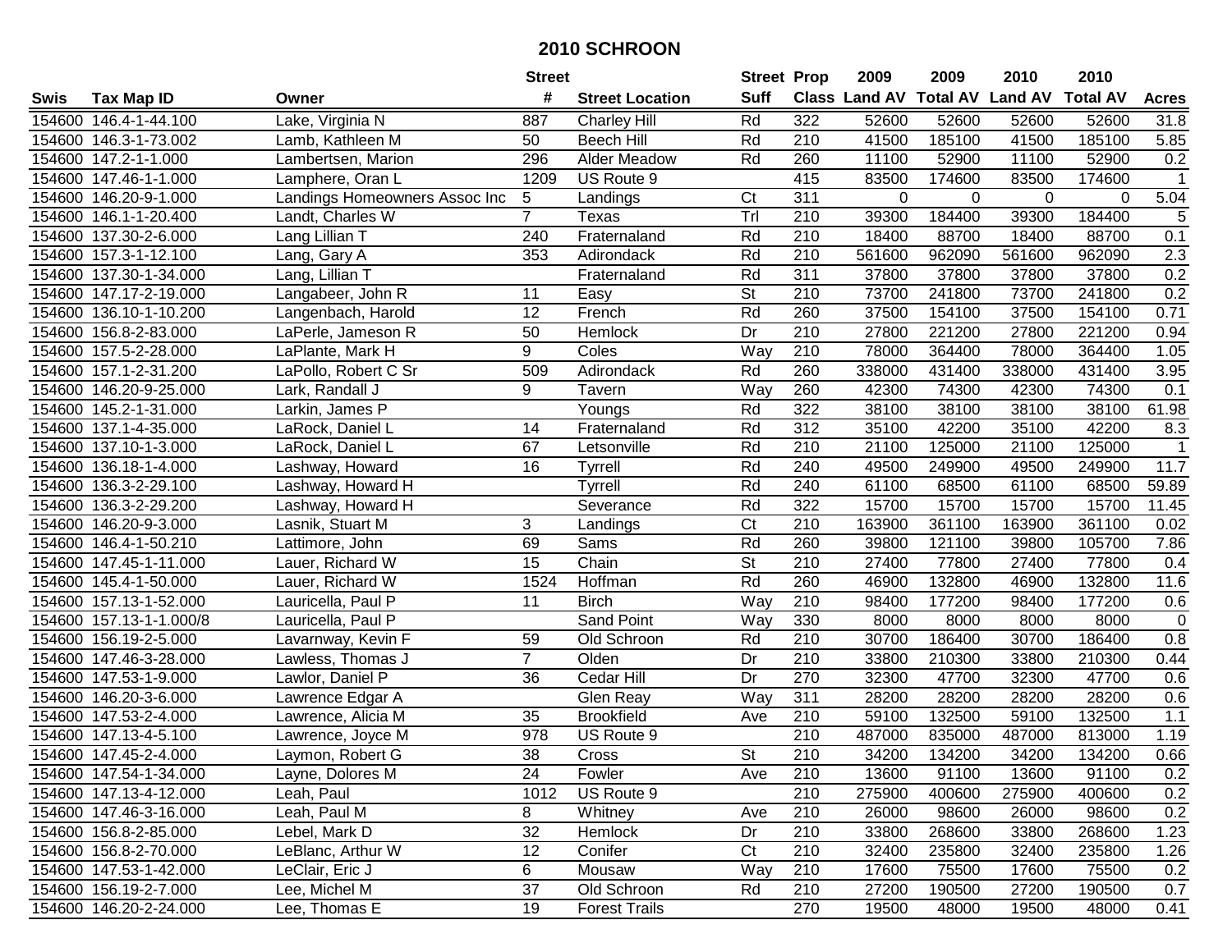# 2010 SCHROON

| Swis | Tax Map ID | Owner | Street # | Street Location | Street Suff | Prop Class | 2009 Land AV | 2009 Total AV | 2010 Land AV | 2010 Total AV | Acres |
|---|---|---|---|---|---|---|---|---|---|---|---|
| 154600 | 146.4-1-44.100 | Lake, Virginia N | 887 | Charley Hill | Rd | 322 | 52600 | 52600 | 52600 | 52600 | 31.8 |
| 154600 | 146.3-1-73.002 | Lamb, Kathleen M | 50 | Beech Hill | Rd | 210 | 41500 | 185100 | 41500 | 185100 | 5.85 |
| 154600 | 147.2-1-1.000 | Lambertsen, Marion | 296 | Alder Meadow | Rd | 260 | 11100 | 52900 | 11100 | 52900 | 0.2 |
| 154600 | 147.46-1-1.000 | Lamphere, Oran L | 1209 | US Route 9 | | 415 | 83500 | 174600 | 83500 | 174600 | 1 |
| 154600 | 146.20-9-1.000 | Landings Homeowners Assoc Inc | 5 | Landings | Ct | 311 | 0 | 0 | 0 | 0 | 5.04 |
| 154600 | 146.1-1-20.400 | Landt, Charles W | 7 | Texas | Trl | 210 | 39300 | 184400 | 39300 | 184400 | 5 |
| 154600 | 137.30-2-6.000 | Lang Lillian T | 240 | Fraternaland | Rd | 210 | 18400 | 88700 | 18400 | 88700 | 0.1 |
| 154600 | 157.3-1-12.100 | Lang, Gary A | 353 | Adirondack | Rd | 210 | 561600 | 962090 | 561600 | 962090 | 2.3 |
| 154600 | 137.30-1-34.000 | Lang, Lillian T | | Fraternaland | Rd | 311 | 37800 | 37800 | 37800 | 37800 | 0.2 |
| 154600 | 147.17-2-19.000 | Langabeer, John R | 11 | Easy | St | 210 | 73700 | 241800 | 73700 | 241800 | 0.2 |
| 154600 | 136.10-1-10.200 | Langenbach, Harold | 12 | French | Rd | 260 | 37500 | 154100 | 37500 | 154100 | 0.71 |
| 154600 | 156.8-2-83.000 | LaPerle, Jameson R | 50 | Hemlock | Dr | 210 | 27800 | 221200 | 27800 | 221200 | 0.94 |
| 154600 | 157.5-2-28.000 | LaPlante, Mark H | 9 | Coles | Way | 210 | 78000 | 364400 | 78000 | 364400 | 1.05 |
| 154600 | 157.1-2-31.200 | LaPollo, Robert C Sr | 509 | Adirondack | Rd | 260 | 338000 | 431400 | 338000 | 431400 | 3.95 |
| 154600 | 146.20-9-25.000 | Lark, Randall J | 9 | Tavern | Way | 260 | 42300 | 74300 | 42300 | 74300 | 0.1 |
| 154600 | 145.2-1-31.000 | Larkin, James P | | Youngs | Rd | 322 | 38100 | 38100 | 38100 | 38100 | 61.98 |
| 154600 | 137.1-4-35.000 | LaRock, Daniel L | 14 | Fraternaland | Rd | 312 | 35100 | 42200 | 35100 | 42200 | 8.3 |
| 154600 | 137.10-1-3.000 | LaRock, Daniel L | 67 | Letsonville | Rd | 210 | 21100 | 125000 | 21100 | 125000 | 1 |
| 154600 | 136.18-1-4.000 | Lashway, Howard | 16 | Tyrrell | Rd | 240 | 49500 | 249900 | 49500 | 249900 | 11.7 |
| 154600 | 136.3-2-29.100 | Lashway, Howard H | | Tyrrell | Rd | 240 | 61100 | 68500 | 61100 | 68500 | 59.89 |
| 154600 | 136.3-2-29.200 | Lashway, Howard H | | Severance | Rd | 322 | 15700 | 15700 | 15700 | 15700 | 11.45 |
| 154600 | 146.20-9-3.000 | Lasnik, Stuart M | 3 | Landings | Ct | 210 | 163900 | 361100 | 163900 | 361100 | 0.02 |
| 154600 | 146.4-1-50.210 | Lattimore, John | 69 | Sams | Rd | 260 | 39800 | 121100 | 39800 | 105700 | 7.86 |
| 154600 | 147.45-1-11.000 | Lauer, Richard W | 15 | Chain | St | 210 | 27400 | 77800 | 27400 | 77800 | 0.4 |
| 154600 | 145.4-1-50.000 | Lauer, Richard W | 1524 | Hoffman | Rd | 260 | 46900 | 132800 | 46900 | 132800 | 11.6 |
| 154600 | 157.13-1-52.000 | Lauricella, Paul P | 11 | Birch | Way | 210 | 98400 | 177200 | 98400 | 177200 | 0.6 |
| 154600 | 157.13-1-1.000/8 | Lauricella, Paul P | | Sand Point | Way | 330 | 8000 | 8000 | 8000 | 8000 | 0 |
| 154600 | 156.19-2-5.000 | Lavarnway, Kevin F | 59 | Old Schroon | Rd | 210 | 30700 | 186400 | 30700 | 186400 | 0.8 |
| 154600 | 147.46-3-28.000 | Lawless, Thomas J | 7 | Olden | Dr | 210 | 33800 | 210300 | 33800 | 210300 | 0.44 |
| 154600 | 147.53-1-9.000 | Lawlor, Daniel P | 36 | Cedar Hill | Dr | 270 | 32300 | 47700 | 32300 | 47700 | 0.6 |
| 154600 | 146.20-3-6.000 | Lawrence Edgar A | | Glen Reay | Way | 311 | 28200 | 28200 | 28200 | 28200 | 0.6 |
| 154600 | 147.53-2-4.000 | Lawrence, Alicia M | 35 | Brookfield | Ave | 210 | 59100 | 132500 | 59100 | 132500 | 1.1 |
| 154600 | 147.13-4-5.100 | Lawrence, Joyce M | 978 | US Route 9 | | 210 | 487000 | 835000 | 487000 | 813000 | 1.19 |
| 154600 | 147.45-2-4.000 | Laymon, Robert G | 38 | Cross | St | 210 | 34200 | 134200 | 34200 | 134200 | 0.66 |
| 154600 | 147.54-1-34.000 | Layne, Dolores M | 24 | Fowler | Ave | 210 | 13600 | 91100 | 13600 | 91100 | 0.2 |
| 154600 | 147.13-4-12.000 | Leah, Paul | 1012 | US Route 9 | | 210 | 275900 | 400600 | 275900 | 400600 | 0.2 |
| 154600 | 147.46-3-16.000 | Leah, Paul M | 8 | Whitney | Ave | 210 | 26000 | 98600 | 26000 | 98600 | 0.2 |
| 154600 | 156.8-2-85.000 | Lebel, Mark D | 32 | Hemlock | Dr | 210 | 33800 | 268600 | 33800 | 268600 | 1.23 |
| 154600 | 156.8-2-70.000 | LeBlanc, Arthur W | 12 | Conifer | Ct | 210 | 32400 | 235800 | 32400 | 235800 | 1.26 |
| 154600 | 147.53-1-42.000 | LeClair, Eric J | 6 | Mousaw | Way | 210 | 17600 | 75500 | 17600 | 75500 | 0.2 |
| 154600 | 156.19-2-7.000 | Lee, Michel M | 37 | Old Schroon | Rd | 210 | 27200 | 190500 | 27200 | 190500 | 0.7 |
| 154600 | 146.20-2-24.000 | Lee, Thomas E | 19 | Forest Trails | | 270 | 19500 | 48000 | 19500 | 48000 | 0.41 |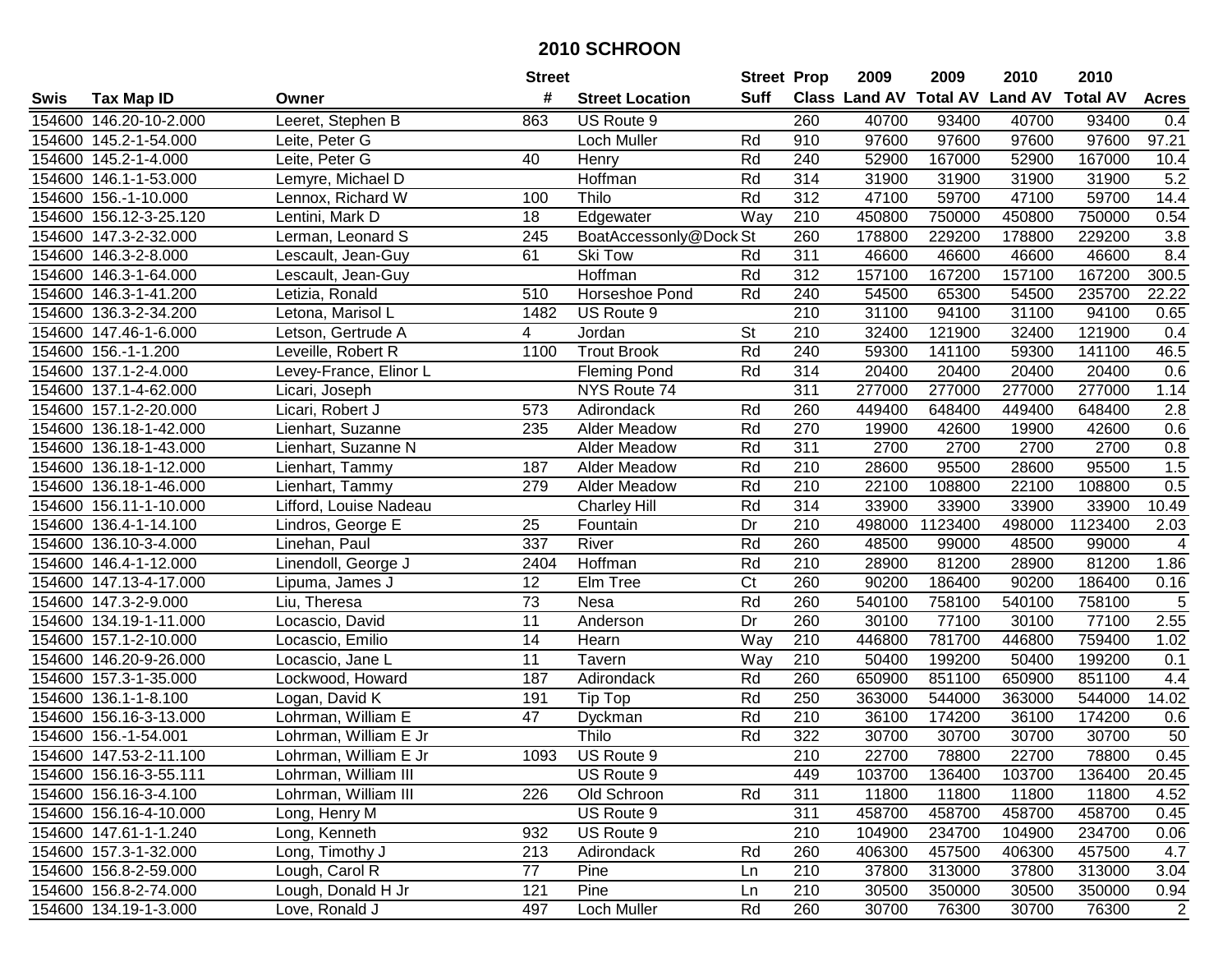# 2010 SCHROON

| Swis | Tax Map ID | Owner | Street # | Street Location | Street Suff | Prop Class | 2009 Land AV | 2009 Total AV | 2010 Land AV | 2010 Total AV | Acres |
|---|---|---|---|---|---|---|---|---|---|---|---|
| 154600 | 146.20-10-2.000 | Leeret, Stephen B | 863 | US Route 9 | | 260 | 40700 | 93400 | 40700 | 93400 | 0.4 |
| 154600 | 145.2-1-54.000 | Leite, Peter G | | Loch Muller | Rd | 910 | 97600 | 97600 | 97600 | 97600 | 97.21 |
| 154600 | 145.2-1-4.000 | Leite, Peter G | 40 | Henry | Rd | 240 | 52900 | 167000 | 52900 | 167000 | 10.4 |
| 154600 | 146.1-1-53.000 | Lemyre, Michael D | | Hoffman | Rd | 314 | 31900 | 31900 | 31900 | 31900 | 5.2 |
| 154600 | 156.-1-10.000 | Lennox, Richard W | 100 | Thilo | Rd | 312 | 47100 | 59700 | 47100 | 59700 | 14.4 |
| 154600 | 156.12-3-25.120 | Lentini, Mark D | 18 | Edgewater | Way | 210 | 450800 | 750000 | 450800 | 750000 | 0.54 |
| 154600 | 147.3-2-32.000 | Lerman, Leonard S | 245 | BoatAccessonly@Dock | St | 260 | 178800 | 229200 | 178800 | 229200 | 3.8 |
| 154600 | 146.3-2-8.000 | Lescault, Jean-Guy | 61 | Ski Tow | Rd | 311 | 46600 | 46600 | 46600 | 46600 | 8.4 |
| 154600 | 146.3-1-64.000 | Lescault, Jean-Guy | | Hoffman | Rd | 312 | 157100 | 167200 | 157100 | 167200 | 300.5 |
| 154600 | 146.3-1-41.200 | Letizia, Ronald | 510 | Horseshoe Pond | Rd | 240 | 54500 | 65300 | 54500 | 235700 | 22.22 |
| 154600 | 136.3-2-34.200 | Letona, Marisol L | 1482 | US Route 9 | | 210 | 31100 | 94100 | 31100 | 94100 | 0.65 |
| 154600 | 147.46-1-6.000 | Letson, Gertrude A | 4 | Jordan | St | 210 | 32400 | 121900 | 32400 | 121900 | 0.4 |
| 154600 | 156.-1-1.200 | Leveille, Robert R | 1100 | Trout Brook | Rd | 240 | 59300 | 141100 | 59300 | 141100 | 46.5 |
| 154600 | 137.1-2-4.000 | Levey-France, Elinor L | | Fleming Pond | Rd | 314 | 20400 | 20400 | 20400 | 20400 | 0.6 |
| 154600 | 137.1-4-62.000 | Licari, Joseph | | NYS Route 74 | | 311 | 277000 | 277000 | 277000 | 277000 | 1.14 |
| 154600 | 157.1-2-20.000 | Licari, Robert J | 573 | Adirondack | Rd | 260 | 449400 | 648400 | 449400 | 648400 | 2.8 |
| 154600 | 136.18-1-42.000 | Lienhart, Suzanne | 235 | Alder Meadow | Rd | 270 | 19900 | 42600 | 19900 | 42600 | 0.6 |
| 154600 | 136.18-1-43.000 | Lienhart, Suzanne N | | Alder Meadow | Rd | 311 | 2700 | 2700 | 2700 | 2700 | 0.8 |
| 154600 | 136.18-1-12.000 | Lienhart, Tammy | 187 | Alder Meadow | Rd | 210 | 28600 | 95500 | 28600 | 95500 | 1.5 |
| 154600 | 136.18-1-46.000 | Lienhart, Tammy | 279 | Alder Meadow | Rd | 210 | 22100 | 108800 | 22100 | 108800 | 0.5 |
| 154600 | 156.11-1-10.000 | Lifford, Louise Nadeau | | Charley Hill | Rd | 314 | 33900 | 33900 | 33900 | 33900 | 10.49 |
| 154600 | 136.4-1-14.100 | Lindros, George E | 25 | Fountain | Dr | 210 | 498000 | 1123400 | 498000 | 1123400 | 2.03 |
| 154600 | 136.10-3-4.000 | Linehan, Paul | 337 | River | Rd | 260 | 48500 | 99000 | 48500 | 99000 | 4 |
| 154600 | 146.4-1-12.000 | Linendoll, George J | 2404 | Hoffman | Rd | 210 | 28900 | 81200 | 28900 | 81200 | 1.86 |
| 154600 | 147.13-4-17.000 | Lipuma, James J | 12 | Elm Tree | Ct | 260 | 90200 | 186400 | 90200 | 186400 | 0.16 |
| 154600 | 147.3-2-9.000 | Liu, Theresa | 73 | Nesa | Rd | 260 | 540100 | 758100 | 540100 | 758100 | 5 |
| 154600 | 134.19-1-11.000 | Locascio, David | 11 | Anderson | Dr | 260 | 30100 | 77100 | 30100 | 77100 | 2.55 |
| 154600 | 157.1-2-10.000 | Locascio, Emilio | 14 | Hearn | Way | 210 | 446800 | 781700 | 446800 | 759400 | 1.02 |
| 154600 | 146.20-9-26.000 | Locascio, Jane L | 11 | Tavern | Way | 210 | 50400 | 199200 | 50400 | 199200 | 0.1 |
| 154600 | 157.3-1-35.000 | Lockwood, Howard | 187 | Adirondack | Rd | 260 | 650900 | 851100 | 650900 | 851100 | 4.4 |
| 154600 | 136.1-1-8.100 | Logan, David K | 191 | Tip Top | Rd | 250 | 363000 | 544000 | 363000 | 544000 | 14.02 |
| 154600 | 156.16-3-13.000 | Lohrman, William E | 47 | Dyckman | Rd | 210 | 36100 | 174200 | 36100 | 174200 | 0.6 |
| 154600 | 156.-1-54.001 | Lohrman, William E Jr | | Thilo | Rd | 322 | 30700 | 30700 | 30700 | 30700 | 50 |
| 154600 | 147.53-2-11.100 | Lohrman, William E Jr | 1093 | US Route 9 | | 210 | 22700 | 78800 | 22700 | 78800 | 0.45 |
| 154600 | 156.16-3-55.111 | Lohrman, William III | | US Route 9 | | 449 | 103700 | 136400 | 103700 | 136400 | 20.45 |
| 154600 | 156.16-3-4.100 | Lohrman, William III | 226 | Old Schroon | Rd | 311 | 11800 | 11800 | 11800 | 11800 | 4.52 |
| 154600 | 156.16-4-10.000 | Long, Henry M | | US Route 9 | | 311 | 458700 | 458700 | 458700 | 458700 | 0.45 |
| 154600 | 147.61-1-1.240 | Long, Kenneth | 932 | US Route 9 | | 210 | 104900 | 234700 | 104900 | 234700 | 0.06 |
| 154600 | 157.3-1-32.000 | Long, Timothy J | 213 | Adirondack | Rd | 260 | 406300 | 457500 | 406300 | 457500 | 4.7 |
| 154600 | 156.8-2-59.000 | Lough, Carol R | 77 | Pine | Ln | 210 | 37800 | 313000 | 37800 | 313000 | 3.04 |
| 154600 | 156.8-2-74.000 | Lough, Donald H Jr | 121 | Pine | Ln | 210 | 30500 | 350000 | 30500 | 350000 | 0.94 |
| 154600 | 134.19-1-3.000 | Love, Ronald J | 497 | Loch Muller | Rd | 260 | 30700 | 76300 | 30700 | 76300 | 2 |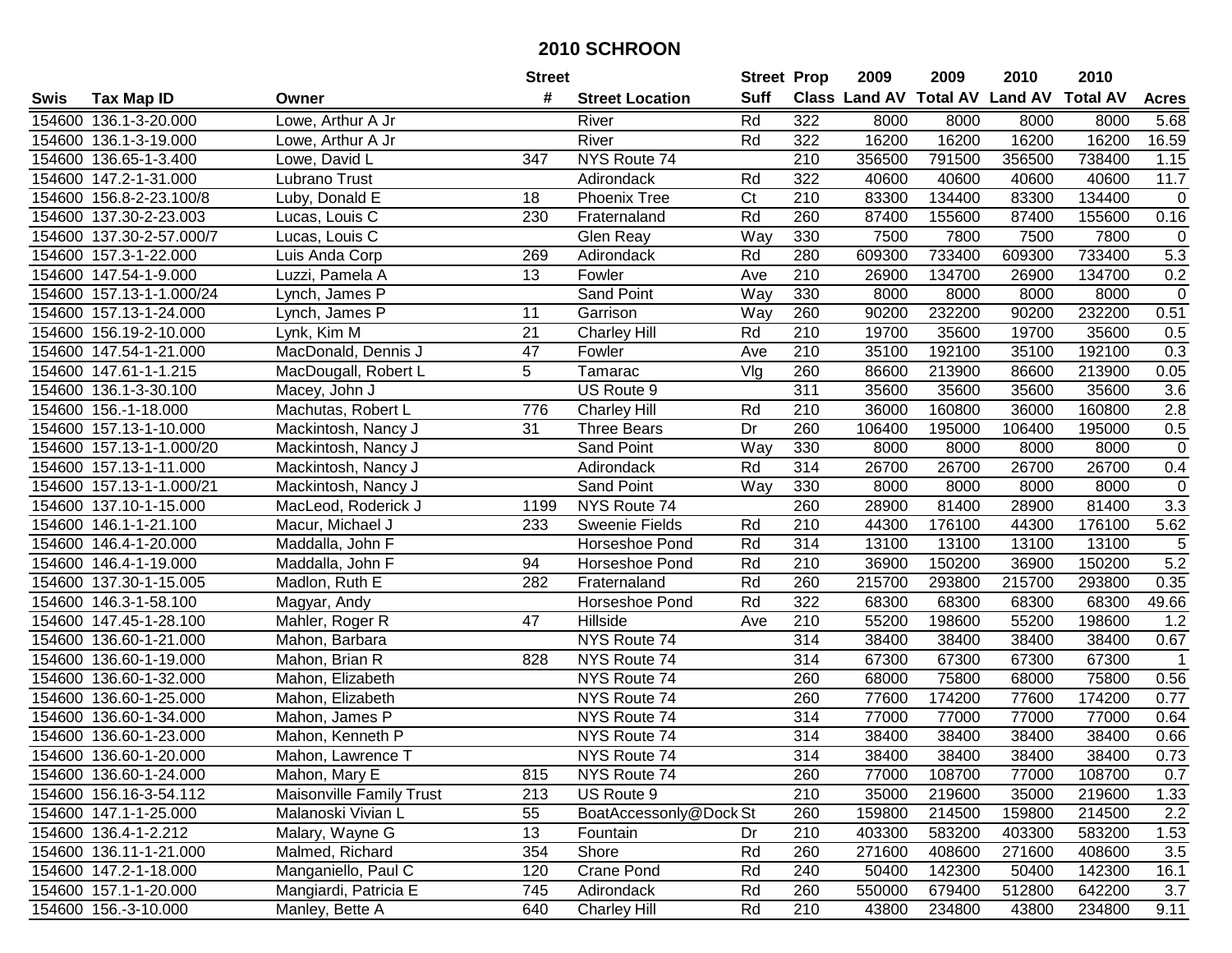# 2010 SCHROON

| Swis | Tax Map ID | Owner | Street # | Street Location | Street Suff | Prop Class | 2009 Land AV | 2009 Total AV | 2010 Land AV | 2010 Total AV | Acres |
|---|---|---|---|---|---|---|---|---|---|---|---|
| 154600 | 136.1-3-20.000 | Lowe, Arthur A Jr | | River | Rd | 322 | 8000 | 8000 | 8000 | 8000 | 5.68 |
| 154600 | 136.1-3-19.000 | Lowe, Arthur A Jr | | River | Rd | 322 | 16200 | 16200 | 16200 | 16200 | 16.59 |
| 154600 | 136.65-1-3.400 | Lowe, David L | 347 | NYS Route 74 | | 210 | 356500 | 791500 | 356500 | 738400 | 1.15 |
| 154600 | 147.2-1-31.000 | Lubrano Trust | | Adirondack | Rd | 322 | 40600 | 40600 | 40600 | 40600 | 11.7 |
| 154600 | 156.8-2-23.100/8 | Luby, Donald E | 18 | Phoenix Tree | Ct | 210 | 83300 | 134400 | 83300 | 134400 | 0 |
| 154600 | 137.30-2-23.003 | Lucas, Louis C | 230 | Fraternaland | Rd | 260 | 87400 | 155600 | 87400 | 155600 | 0.16 |
| 154600 | 137.30-2-57.000/7 | Lucas, Louis C | | Glen Reay | Way | 330 | 7500 | 7800 | 7500 | 7800 | 0 |
| 154600 | 157.3-1-22.000 | Luis Anda Corp | 269 | Adirondack | Rd | 280 | 609300 | 733400 | 609300 | 733400 | 5.3 |
| 154600 | 147.54-1-9.000 | Luzzi, Pamela A | 13 | Fowler | Ave | 210 | 26900 | 134700 | 26900 | 134700 | 0.2 |
| 154600 | 157.13-1-1.000/24 | Lynch, James P | | Sand Point | Way | 330 | 8000 | 8000 | 8000 | 8000 | 0 |
| 154600 | 157.13-1-24.000 | Lynch, James P | 11 | Garrison | Way | 260 | 90200 | 232200 | 90200 | 232200 | 0.51 |
| 154600 | 156.19-2-10.000 | Lynk, Kim M | 21 | Charley Hill | Rd | 210 | 19700 | 35600 | 19700 | 35600 | 0.5 |
| 154600 | 147.54-1-21.000 | MacDonald, Dennis J | 47 | Fowler | Ave | 210 | 35100 | 192100 | 35100 | 192100 | 0.3 |
| 154600 | 147.61-1-1.215 | MacDougall, Robert L | 5 | Tamarac | Vlg | 260 | 86600 | 213900 | 86600 | 213900 | 0.05 |
| 154600 | 136.1-3-30.100 | Macey, John J | | US Route 9 | | 311 | 35600 | 35600 | 35600 | 35600 | 3.6 |
| 154600 | 156.-1-18.000 | Machutas, Robert L | 776 | Charley Hill | Rd | 210 | 36000 | 160800 | 36000 | 160800 | 2.8 |
| 154600 | 157.13-1-10.000 | Mackintosh, Nancy J | 31 | Three Bears | Dr | 260 | 106400 | 195000 | 106400 | 195000 | 0.5 |
| 154600 | 157.13-1-1.000/20 | Mackintosh, Nancy J | | Sand Point | Way | 330 | 8000 | 8000 | 8000 | 8000 | 0 |
| 154600 | 157.13-1-11.000 | Mackintosh, Nancy J | | Adirondack | Rd | 314 | 26700 | 26700 | 26700 | 26700 | 0.4 |
| 154600 | 157.13-1-1.000/21 | Mackintosh, Nancy J | | Sand Point | Way | 330 | 8000 | 8000 | 8000 | 8000 | 0 |
| 154600 | 137.10-1-15.000 | MacLeod, Roderick J | 1199 | NYS Route 74 | | 260 | 28900 | 81400 | 28900 | 81400 | 3.3 |
| 154600 | 146.1-1-21.100 | Macur, Michael J | 233 | Sweenie Fields | Rd | 210 | 44300 | 176100 | 44300 | 176100 | 5.62 |
| 154600 | 146.4-1-20.000 | Maddalla, John F | | Horseshoe Pond | Rd | 314 | 13100 | 13100 | 13100 | 13100 | 5 |
| 154600 | 146.4-1-19.000 | Maddalla, John F | 94 | Horseshoe Pond | Rd | 210 | 36900 | 150200 | 36900 | 150200 | 5.2 |
| 154600 | 137.30-1-15.005 | Madlon, Ruth E | 282 | Fraternaland | Rd | 260 | 215700 | 293800 | 215700 | 293800 | 0.35 |
| 154600 | 146.3-1-58.100 | Magyar, Andy | | Horseshoe Pond | Rd | 322 | 68300 | 68300 | 68300 | 68300 | 49.66 |
| 154600 | 147.45-1-28.100 | Mahler, Roger R | 47 | Hillside | Ave | 210 | 55200 | 198600 | 55200 | 198600 | 1.2 |
| 154600 | 136.60-1-21.000 | Mahon, Barbara | | NYS Route 74 | | 314 | 38400 | 38400 | 38400 | 38400 | 0.67 |
| 154600 | 136.60-1-19.000 | Mahon, Brian R | 828 | NYS Route 74 | | 314 | 67300 | 67300 | 67300 | 67300 | 1 |
| 154600 | 136.60-1-32.000 | Mahon, Elizabeth | | NYS Route 74 | | 260 | 68000 | 75800 | 68000 | 75800 | 0.56 |
| 154600 | 136.60-1-25.000 | Mahon, Elizabeth | | NYS Route 74 | | 260 | 77600 | 174200 | 77600 | 174200 | 0.77 |
| 154600 | 136.60-1-34.000 | Mahon, James P | | NYS Route 74 | | 314 | 77000 | 77000 | 77000 | 77000 | 0.64 |
| 154600 | 136.60-1-23.000 | Mahon, Kenneth P | | NYS Route 74 | | 314 | 38400 | 38400 | 38400 | 38400 | 0.66 |
| 154600 | 136.60-1-20.000 | Mahon, Lawrence T | | NYS Route 74 | | 314 | 38400 | 38400 | 38400 | 38400 | 0.73 |
| 154600 | 136.60-1-24.000 | Mahon, Mary E | 815 | NYS Route 74 | | 260 | 77000 | 108700 | 77000 | 108700 | 0.7 |
| 154600 | 156.16-3-54.112 | Maisonville Family Trust | 213 | US Route 9 | | 210 | 35000 | 219600 | 35000 | 219600 | 1.33 |
| 154600 | 147.1-1-25.000 | Malanoski Vivian L | 55 | BoatAccessonly@Dock | St | 260 | 159800 | 214500 | 159800 | 214500 | 2.2 |
| 154600 | 136.4-1-2.212 | Malary, Wayne G | 13 | Fountain | Dr | 210 | 403300 | 583200 | 403300 | 583200 | 1.53 |
| 154600 | 136.11-1-21.000 | Malmed, Richard | 354 | Shore | Rd | 260 | 271600 | 408600 | 271600 | 408600 | 3.5 |
| 154600 | 147.2-1-18.000 | Manganiello, Paul C | 120 | Crane Pond | Rd | 240 | 50400 | 142300 | 50400 | 142300 | 16.1 |
| 154600 | 157.1-1-20.000 | Mangiardi, Patricia E | 745 | Adirondack | Rd | 260 | 550000 | 679400 | 512800 | 642200 | 3.7 |
| 154600 | 156.-3-10.000 | Manley, Bette A | 640 | Charley Hill | Rd | 210 | 43800 | 234800 | 43800 | 234800 | 9.11 |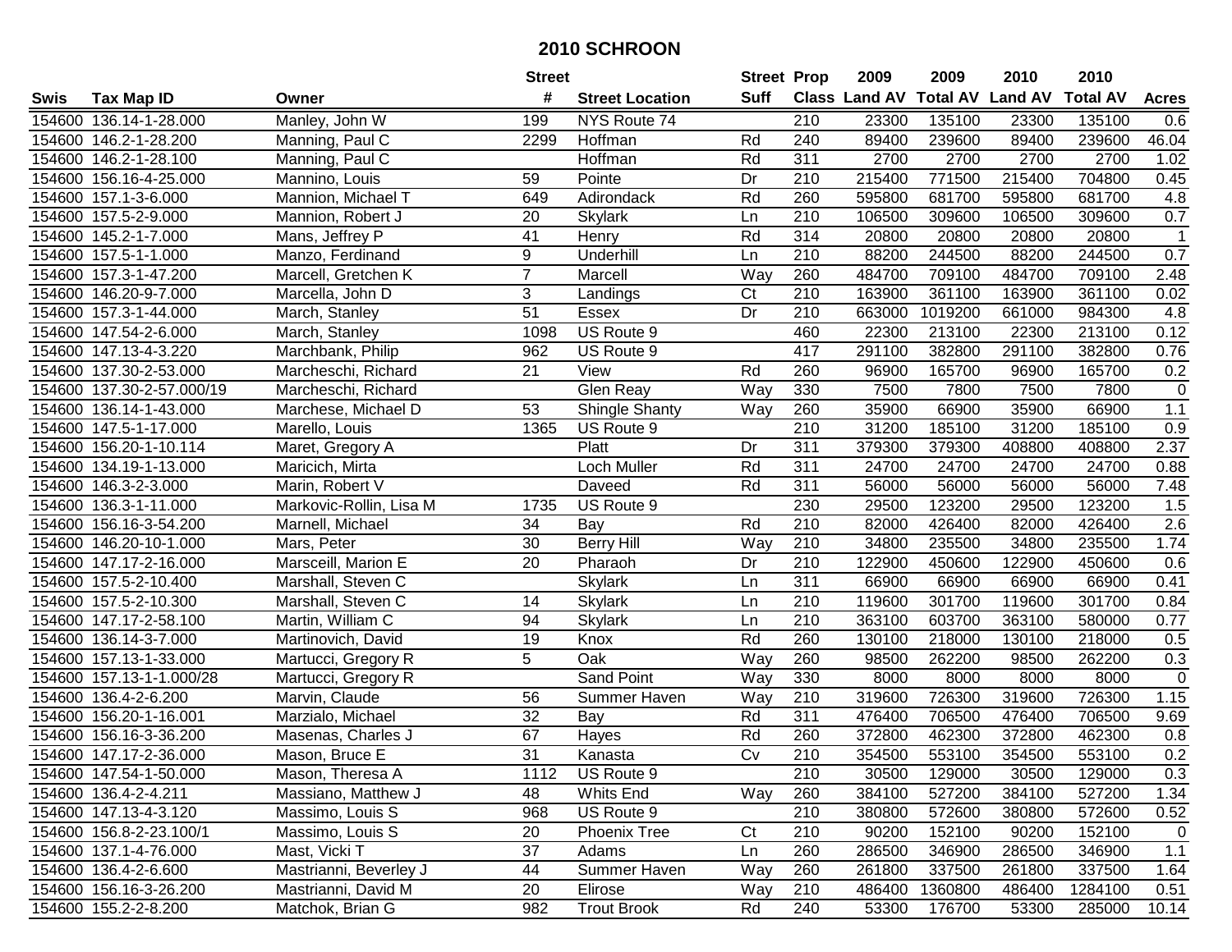# 2010 SCHROON

| Swis | Tax Map ID | Owner | Street # | Street Location | Street Suff | Prop Class | 2009 Land AV | 2009 Total AV | 2010 Land AV | 2010 Total AV | Acres |
|---|---|---|---|---|---|---|---|---|---|---|---|
| 154600 | 136.14-1-28.000 | Manley, John W | 199 | NYS Route 74 | | 210 | 23300 | 135100 | 23300 | 135100 | 0.6 |
| 154600 | 146.2-1-28.200 | Manning, Paul C | 2299 | Hoffman | Rd | 240 | 89400 | 239600 | 89400 | 239600 | 46.04 |
| 154600 | 146.2-1-28.100 | Manning, Paul C | | Hoffman | Rd | 311 | 2700 | 2700 | 2700 | 2700 | 1.02 |
| 154600 | 156.16-4-25.000 | Mannino, Louis | 59 | Pointe | Dr | 210 | 215400 | 771500 | 215400 | 704800 | 0.45 |
| 154600 | 157.1-3-6.000 | Mannion, Michael T | 649 | Adirondack | Rd | 260 | 595800 | 681700 | 595800 | 681700 | 4.8 |
| 154600 | 157.5-2-9.000 | Mannion, Robert J | 20 | Skylark | Ln | 210 | 106500 | 309600 | 106500 | 309600 | 0.7 |
| 154600 | 145.2-1-7.000 | Mans, Jeffrey P | 41 | Henry | Rd | 314 | 20800 | 20800 | 20800 | 20800 | 1 |
| 154600 | 157.5-1-1.000 | Manzo, Ferdinand | 9 | Underhill | Ln | 210 | 88200 | 244500 | 88200 | 244500 | 0.7 |
| 154600 | 157.3-1-47.200 | Marcell, Gretchen K | 7 | Marcell | Way | 260 | 484700 | 709100 | 484700 | 709100 | 2.48 |
| 154600 | 146.20-9-7.000 | Marcella, John D | 3 | Landings | Ct | 210 | 163900 | 361100 | 163900 | 361100 | 0.02 |
| 154600 | 157.3-1-44.000 | March, Stanley | 51 | Essex | Dr | 210 | 663000 | 1019200 | 661000 | 984300 | 4.8 |
| 154600 | 147.54-2-6.000 | March, Stanley | 1098 | US Route 9 | | 460 | 22300 | 213100 | 22300 | 213100 | 0.12 |
| 154600 | 147.13-4-3.220 | Marchbank, Philip | 962 | US Route 9 | | 417 | 291100 | 382800 | 291100 | 382800 | 0.76 |
| 154600 | 137.30-2-53.000 | Marcheschi, Richard | 21 | View | Rd | 260 | 96900 | 165700 | 96900 | 165700 | 0.2 |
| 154600 | 137.30-2-57.000/19 | Marcheschi, Richard | | Glen Reay | Way | 330 | 7500 | 7800 | 7500 | 7800 | 0 |
| 154600 | 136.14-1-43.000 | Marchese, Michael D | 53 | Shingle Shanty | Way | 260 | 35900 | 66900 | 35900 | 66900 | 1.1 |
| 154600 | 147.5-1-17.000 | Marello, Louis | 1365 | US Route 9 | | 210 | 31200 | 185100 | 31200 | 185100 | 0.9 |
| 154600 | 156.20-1-10.114 | Maret, Gregory A | | Platt | Dr | 311 | 379300 | 379300 | 408800 | 408800 | 2.37 |
| 154600 | 134.19-1-13.000 | Maricich, Mirta | | Loch Muller | Rd | 311 | 24700 | 24700 | 24700 | 24700 | 0.88 |
| 154600 | 146.3-2-3.000 | Marin, Robert V | | Daveed | Rd | 311 | 56000 | 56000 | 56000 | 56000 | 7.48 |
| 154600 | 136.3-1-11.000 | Markovic-Rollin, Lisa M | 1735 | US Route 9 | | 230 | 29500 | 123200 | 29500 | 123200 | 1.5 |
| 154600 | 156.16-3-54.200 | Marnell, Michael | 34 | Bay | Rd | 210 | 82000 | 426400 | 82000 | 426400 | 2.6 |
| 154600 | 146.20-10-1.000 | Mars, Peter | 30 | Berry Hill | Way | 210 | 34800 | 235500 | 34800 | 235500 | 1.74 |
| 154600 | 147.17-2-16.000 | Marsceill, Marion E | 20 | Pharaoh | Dr | 210 | 122900 | 450600 | 122900 | 450600 | 0.6 |
| 154600 | 157.5-2-10.400 | Marshall, Steven C | | Skylark | Ln | 311 | 66900 | 66900 | 66900 | 66900 | 0.41 |
| 154600 | 157.5-2-10.300 | Marshall, Steven C | 14 | Skylark | Ln | 210 | 119600 | 301700 | 119600 | 301700 | 0.84 |
| 154600 | 147.17-2-58.100 | Martin, William C | 94 | Skylark | Ln | 210 | 363100 | 603700 | 363100 | 580000 | 0.77 |
| 154600 | 136.14-3-7.000 | Martinovich, David | 19 | Knox | Rd | 260 | 130100 | 218000 | 130100 | 218000 | 0.5 |
| 154600 | 157.13-1-33.000 | Martucci, Gregory R | 5 | Oak | Way | 260 | 98500 | 262200 | 98500 | 262200 | 0.3 |
| 154600 | 157.13-1-1.000/28 | Martucci, Gregory R | | Sand Point | Way | 330 | 8000 | 8000 | 8000 | 8000 | 0 |
| 154600 | 136.4-2-6.200 | Marvin, Claude | 56 | Summer Haven | Way | 210 | 319600 | 726300 | 319600 | 726300 | 1.15 |
| 154600 | 156.20-1-16.001 | Marzialo, Michael | 32 | Bay | Rd | 311 | 476400 | 706500 | 476400 | 706500 | 9.69 |
| 154600 | 156.16-3-36.200 | Masenas, Charles J | 67 | Hayes | Rd | 260 | 372800 | 462300 | 372800 | 462300 | 0.8 |
| 154600 | 147.17-2-36.000 | Mason, Bruce E | 31 | Kanasta | Cv | 210 | 354500 | 553100 | 354500 | 553100 | 0.2 |
| 154600 | 147.54-1-50.000 | Mason, Theresa A | 1112 | US Route 9 | | 210 | 30500 | 129000 | 30500 | 129000 | 0.3 |
| 154600 | 136.4-2-4.211 | Massiano, Matthew J | 48 | Whits End | Way | 260 | 384100 | 527200 | 384100 | 527200 | 1.34 |
| 154600 | 147.13-4-3.120 | Massimo, Louis S | 968 | US Route 9 | | 210 | 380800 | 572600 | 380800 | 572600 | 0.52 |
| 154600 | 156.8-2-23.100/1 | Massimo, Louis S | 20 | Phoenix Tree | Ct | 210 | 90200 | 152100 | 90200 | 152100 | 0 |
| 154600 | 137.1-4-76.000 | Mast, Vicki T | 37 | Adams | Ln | 260 | 286500 | 346900 | 286500 | 346900 | 1.1 |
| 154600 | 136.4-2-6.600 | Mastrianni, Beverley J | 44 | Summer Haven | Way | 260 | 261800 | 337500 | 261800 | 337500 | 1.64 |
| 154600 | 156.16-3-26.200 | Mastrianni, David M | 20 | Elirose | Way | 210 | 486400 | 1360800 | 486400 | 1284100 | 0.51 |
| 154600 | 155.2-2-8.200 | Matchok, Brian G | 982 | Trout Brook | Rd | 240 | 53300 | 176700 | 53300 | 285000 | 10.14 |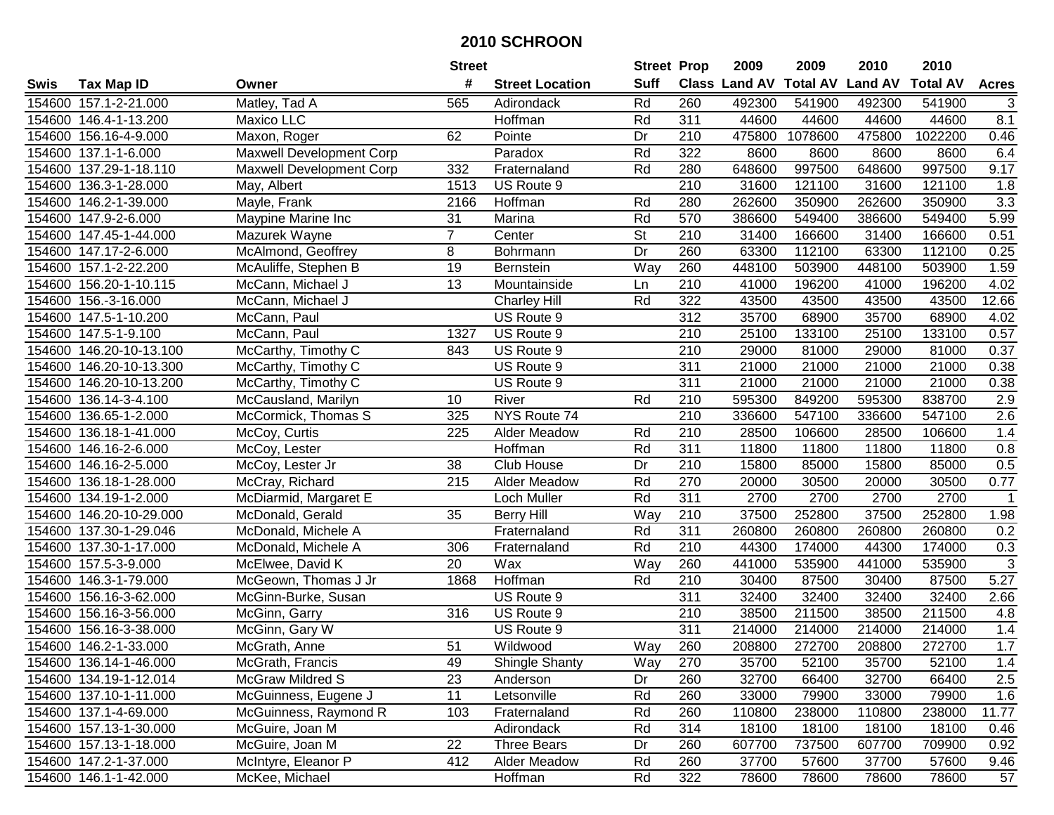# 2010 SCHROON

| Swis | Tax Map ID | Owner | Street # | Street Location | Street Suff | Prop Class | 2009 Land AV | 2009 Total AV | 2010 Land AV | 2010 Total AV | Acres |
|---|---|---|---|---|---|---|---|---|---|---|---|
| 154600 | 157.1-2-21.000 | Matley, Tad A | 565 | Adirondack | Rd | 260 | 492300 | 541900 | 492300 | 541900 | 3 |
| 154600 | 146.4-1-13.200 | Maxico LLC | | Hoffman | Rd | 311 | 44600 | 44600 | 44600 | 44600 | 8.1 |
| 154600 | 156.16-4-9.000 | Maxon, Roger | 62 | Pointe | Dr | 210 | 475800 | 1078600 | 475800 | 1022200 | 0.46 |
| 154600 | 137.1-1-6.000 | Maxwell Development Corp | | Paradox | Rd | 322 | 8600 | 8600 | 8600 | 8600 | 6.4 |
| 154600 | 137.29-1-18.110 | Maxwell Development Corp | 332 | Fraternaland | Rd | 280 | 648600 | 997500 | 648600 | 997500 | 9.17 |
| 154600 | 136.3-1-28.000 | May, Albert | 1513 | US Route 9 | | 210 | 31600 | 121100 | 31600 | 121100 | 1.8 |
| 154600 | 146.2-1-39.000 | Mayle, Frank | 2166 | Hoffman | Rd | 280 | 262600 | 350900 | 262600 | 350900 | 3.3 |
| 154600 | 147.9-2-6.000 | Maypine Marine Inc | 31 | Marina | Rd | 570 | 386600 | 549400 | 386600 | 549400 | 5.99 |
| 154600 | 147.45-1-44.000 | Mazurek Wayne | 7 | Center | St | 210 | 31400 | 166600 | 31400 | 166600 | 0.51 |
| 154600 | 147.17-2-6.000 | McAlmond, Geoffrey | 8 | Bohrmann | Dr | 260 | 63300 | 112100 | 63300 | 112100 | 0.25 |
| 154600 | 157.1-2-22.200 | McAuliffe, Stephen B | 19 | Bernstein | Way | 260 | 448100 | 503900 | 448100 | 503900 | 1.59 |
| 154600 | 156.20-1-10.115 | McCann, Michael J | 13 | Mountainside | Ln | 210 | 41000 | 196200 | 41000 | 196200 | 4.02 |
| 154600 | 156.-3-16.000 | McCann, Michael J | | Charley Hill | Rd | 322 | 43500 | 43500 | 43500 | 43500 | 12.66 |
| 154600 | 147.5-1-10.200 | McCann, Paul | | US Route 9 | | 312 | 35700 | 68900 | 35700 | 68900 | 4.02 |
| 154600 | 147.5-1-9.100 | McCann, Paul | 1327 | US Route 9 | | 210 | 25100 | 133100 | 25100 | 133100 | 0.57 |
| 154600 | 146.20-10-13.100 | McCarthy, Timothy C | 843 | US Route 9 | | 210 | 29000 | 81000 | 29000 | 81000 | 0.37 |
| 154600 | 146.20-10-13.300 | McCarthy, Timothy C | | US Route 9 | | 311 | 21000 | 21000 | 21000 | 21000 | 0.38 |
| 154600 | 146.20-10-13.200 | McCarthy, Timothy C | | US Route 9 | | 311 | 21000 | 21000 | 21000 | 21000 | 0.38 |
| 154600 | 136.14-3-4.100 | McCausland, Marilyn | 10 | River | Rd | 210 | 595300 | 849200 | 595300 | 838700 | 2.9 |
| 154600 | 136.65-1-2.000 | McCormick, Thomas S | 325 | NYS Route 74 | | 210 | 336600 | 547100 | 336600 | 547100 | 2.6 |
| 154600 | 136.18-1-41.000 | McCoy, Curtis | 225 | Alder Meadow | Rd | 210 | 28500 | 106600 | 28500 | 106600 | 1.4 |
| 154600 | 146.16-2-6.000 | McCoy, Lester | | Hoffman | Rd | 311 | 11800 | 11800 | 11800 | 11800 | 0.8 |
| 154600 | 146.16-2-5.000 | McCoy, Lester Jr | 38 | Club House | Dr | 210 | 15800 | 85000 | 15800 | 85000 | 0.5 |
| 154600 | 136.18-1-28.000 | McCray, Richard | 215 | Alder Meadow | Rd | 270 | 20000 | 30500 | 20000 | 30500 | 0.77 |
| 154600 | 134.19-1-2.000 | McDiarmid, Margaret E | | Loch Muller | Rd | 311 | 2700 | 2700 | 2700 | 2700 | 1 |
| 154600 | 146.20-10-29.000 | McDonald, Gerald | 35 | Berry Hill | Way | 210 | 37500 | 252800 | 37500 | 252800 | 1.98 |
| 154600 | 137.30-1-29.046 | McDonald, Michele A | | Fraternaland | Rd | 311 | 260800 | 260800 | 260800 | 260800 | 0.2 |
| 154600 | 137.30-1-17.000 | McDonald, Michele A | 306 | Fraternaland | Rd | 210 | 44300 | 174000 | 44300 | 174000 | 0.3 |
| 154600 | 157.5-3-9.000 | McElwee, David K | 20 | Wax | Way | 260 | 441000 | 535900 | 441000 | 535900 | 3 |
| 154600 | 146.3-1-79.000 | McGeown, Thomas J Jr | 1868 | Hoffman | Rd | 210 | 30400 | 87500 | 30400 | 87500 | 5.27 |
| 154600 | 156.16-3-62.000 | McGinn-Burke, Susan | | US Route 9 | | 311 | 32400 | 32400 | 32400 | 32400 | 2.66 |
| 154600 | 156.16-3-56.000 | McGinn, Garry | 316 | US Route 9 | | 210 | 38500 | 211500 | 38500 | 211500 | 4.8 |
| 154600 | 156.16-3-38.000 | McGinn, Gary W | | US Route 9 | | 311 | 214000 | 214000 | 214000 | 214000 | 1.4 |
| 154600 | 146.2-1-33.000 | McGrath, Anne | 51 | Wildwood | Way | 260 | 208800 | 272700 | 208800 | 272700 | 1.7 |
| 154600 | 136.14-1-46.000 | McGrath, Francis | 49 | Shingle Shanty | Way | 270 | 35700 | 52100 | 35700 | 52100 | 1.4 |
| 154600 | 134.19-1-12.014 | McGraw Mildred S | 23 | Anderson | Dr | 260 | 32700 | 66400 | 32700 | 66400 | 2.5 |
| 154600 | 137.10-1-11.000 | McGuinness, Eugene J | 11 | Letsonville | Rd | 260 | 33000 | 79900 | 33000 | 79900 | 1.6 |
| 154600 | 137.1-4-69.000 | McGuinness, Raymond R | 103 | Fraternaland | Rd | 260 | 110800 | 238000 | 110800 | 238000 | 11.77 |
| 154600 | 157.13-1-30.000 | McGuire, Joan M | | Adirondack | Rd | 314 | 18100 | 18100 | 18100 | 18100 | 0.46 |
| 154600 | 157.13-1-18.000 | McGuire, Joan M | 22 | Three Bears | Dr | 260 | 607700 | 737500 | 607700 | 709900 | 0.92 |
| 154600 | 147.2-1-37.000 | McIntyre, Eleanor P | 412 | Alder Meadow | Rd | 260 | 37700 | 57600 | 37700 | 57600 | 9.46 |
| 154600 | 146.1-1-42.000 | McKee, Michael | | Hoffman | Rd | 322 | 78600 | 78600 | 78600 | 78600 | 57 |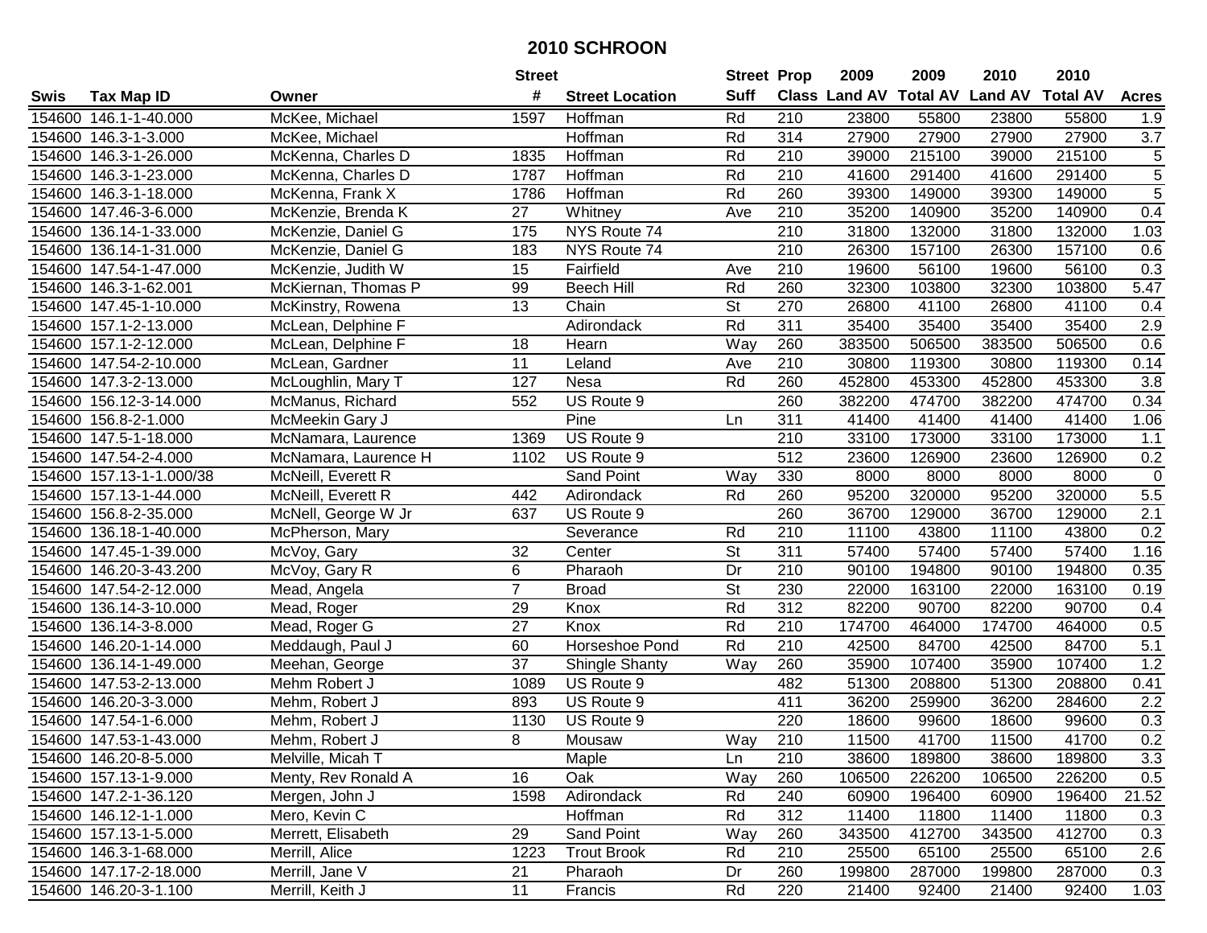# 2010 SCHROON

| Swis | Tax Map ID | Owner | Street # | Street Location | Street Suff | Prop Class | 2009 Land AV | 2009 Total AV | 2010 Land AV | 2010 Total AV | Acres |
|---|---|---|---|---|---|---|---|---|---|---|---|
| 154600 | 146.1-1-40.000 | McKee, Michael | 1597 | Hoffman | Rd | 210 | 23800 | 55800 | 23800 | 55800 | 1.9 |
| 154600 | 146.3-1-3.000 | McKee, Michael | | Hoffman | Rd | 314 | 27900 | 27900 | 27900 | 27900 | 3.7 |
| 154600 | 146.3-1-26.000 | McKenna, Charles D | 1835 | Hoffman | Rd | 210 | 39000 | 215100 | 39000 | 215100 | 5 |
| 154600 | 146.3-1-23.000 | McKenna, Charles D | 1787 | Hoffman | Rd | 210 | 41600 | 291400 | 41600 | 291400 | 5 |
| 154600 | 146.3-1-18.000 | McKenna, Frank X | 1786 | Hoffman | Rd | 260 | 39300 | 149000 | 39300 | 149000 | 5 |
| 154600 | 147.46-3-6.000 | McKenzie, Brenda K | 27 | Whitney | Ave | 210 | 35200 | 140900 | 35200 | 140900 | 0.4 |
| 154600 | 136.14-1-33.000 | McKenzie, Daniel G | 175 | NYS Route 74 | | 210 | 31800 | 132000 | 31800 | 132000 | 1.03 |
| 154600 | 136.14-1-31.000 | McKenzie, Daniel G | 183 | NYS Route 74 | | 210 | 26300 | 157100 | 26300 | 157100 | 0.6 |
| 154600 | 147.54-1-47.000 | McKenzie, Judith W | 15 | Fairfield | Ave | 210 | 19600 | 56100 | 19600 | 56100 | 0.3 |
| 154600 | 146.3-1-62.001 | McKiernan, Thomas P | 99 | Beech Hill | Rd | 260 | 32300 | 103800 | 32300 | 103800 | 5.47 |
| 154600 | 147.45-1-10.000 | McKinstry, Rowena | 13 | Chain | St | 270 | 26800 | 41100 | 26800 | 41100 | 0.4 |
| 154600 | 157.1-2-13.000 | McLean, Delphine F | | Adirondack | Rd | 311 | 35400 | 35400 | 35400 | 35400 | 2.9 |
| 154600 | 157.1-2-12.000 | McLean, Delphine F | 18 | Hearn | Way | 260 | 383500 | 506500 | 383500 | 506500 | 0.6 |
| 154600 | 147.54-2-10.000 | McLean, Gardner | 11 | Leland | Ave | 210 | 30800 | 119300 | 30800 | 119300 | 0.14 |
| 154600 | 147.3-2-13.000 | McLoughlin, Mary T | 127 | Nesa | Rd | 260 | 452800 | 453300 | 452800 | 453300 | 3.8 |
| 154600 | 156.12-3-14.000 | McManus, Richard | 552 | US Route 9 | | 260 | 382200 | 474700 | 382200 | 474700 | 0.34 |
| 154600 | 156.8-2-1.000 | McMeekin Gary J | | Pine | Ln | 311 | 41400 | 41400 | 41400 | 41400 | 1.06 |
| 154600 | 147.5-1-18.000 | McNamara, Laurence | 1369 | US Route 9 | | 210 | 33100 | 173000 | 33100 | 173000 | 1.1 |
| 154600 | 147.54-2-4.000 | McNamara, Laurence H | 1102 | US Route 9 | | 512 | 23600 | 126900 | 23600 | 126900 | 0.2 |
| 154600 | 157.13-1-1.000/38 | McNeill, Everett R | | Sand Point | Way | 330 | 8000 | 8000 | 8000 | 8000 | 0 |
| 154600 | 157.13-1-44.000 | McNeill, Everett R | 442 | Adirondack | Rd | 260 | 95200 | 320000 | 95200 | 320000 | 5.5 |
| 154600 | 156.8-2-35.000 | McNell, George W Jr | 637 | US Route 9 | | 260 | 36700 | 129000 | 36700 | 129000 | 2.1 |
| 154600 | 136.18-1-40.000 | McPherson, Mary | | Severance | Rd | 210 | 11100 | 43800 | 11100 | 43800 | 0.2 |
| 154600 | 147.45-1-39.000 | McVoy, Gary | 32 | Center | St | 311 | 57400 | 57400 | 57400 | 57400 | 1.16 |
| 154600 | 146.20-3-43.200 | McVoy, Gary R | 6 | Pharaoh | Dr | 210 | 90100 | 194800 | 90100 | 194800 | 0.35 |
| 154600 | 147.54-2-12.000 | Mead, Angela | 7 | Broad | St | 230 | 22000 | 163100 | 22000 | 163100 | 0.19 |
| 154600 | 136.14-3-10.000 | Mead, Roger | 29 | Knox | Rd | 312 | 82200 | 90700 | 82200 | 90700 | 0.4 |
| 154600 | 136.14-3-8.000 | Mead, Roger G | 27 | Knox | Rd | 210 | 174700 | 464000 | 174700 | 464000 | 0.5 |
| 154600 | 146.20-1-14.000 | Meddaugh, Paul J | 60 | Horseshoe Pond | Rd | 210 | 42500 | 84700 | 42500 | 84700 | 5.1 |
| 154600 | 136.14-1-49.000 | Meehan, George | 37 | Shingle Shanty | Way | 260 | 35900 | 107400 | 35900 | 107400 | 1.2 |
| 154600 | 147.53-2-13.000 | Mehm Robert J | 1089 | US Route 9 | | 482 | 51300 | 208800 | 51300 | 208800 | 0.41 |
| 154600 | 146.20-3-3.000 | Mehm, Robert J | 893 | US Route 9 | | 411 | 36200 | 259900 | 36200 | 284600 | 2.2 |
| 154600 | 147.54-1-6.000 | Mehm, Robert J | 1130 | US Route 9 | | 220 | 18600 | 99600 | 18600 | 99600 | 0.3 |
| 154600 | 147.53-1-43.000 | Mehm, Robert J | 8 | Mousaw | Way | 210 | 11500 | 41700 | 11500 | 41700 | 0.2 |
| 154600 | 146.20-8-5.000 | Melville, Micah T | | Maple | Ln | 210 | 38600 | 189800 | 38600 | 189800 | 3.3 |
| 154600 | 157.13-1-9.000 | Menty, Rev Ronald A | 16 | Oak | Way | 260 | 106500 | 226200 | 106500 | 226200 | 0.5 |
| 154600 | 147.2-1-36.120 | Mergen, John J | 1598 | Adirondack | Rd | 240 | 60900 | 196400 | 60900 | 196400 | 21.52 |
| 154600 | 146.12-1-1.000 | Mero, Kevin C | | Hoffman | Rd | 312 | 11400 | 11800 | 11400 | 11800 | 0.3 |
| 154600 | 157.13-1-5.000 | Merrett, Elisabeth | 29 | Sand Point | Way | 260 | 343500 | 412700 | 343500 | 412700 | 0.3 |
| 154600 | 146.3-1-68.000 | Merrill, Alice | 1223 | Trout Brook | Rd | 210 | 25500 | 65100 | 25500 | 65100 | 2.6 |
| 154600 | 147.17-2-18.000 | Merrill, Jane V | 21 | Pharaoh | Dr | 260 | 199800 | 287000 | 199800 | 287000 | 0.3 |
| 154600 | 146.20-3-1.100 | Merrill, Keith J | 11 | Francis | Rd | 220 | 21400 | 92400 | 21400 | 92400 | 1.03 |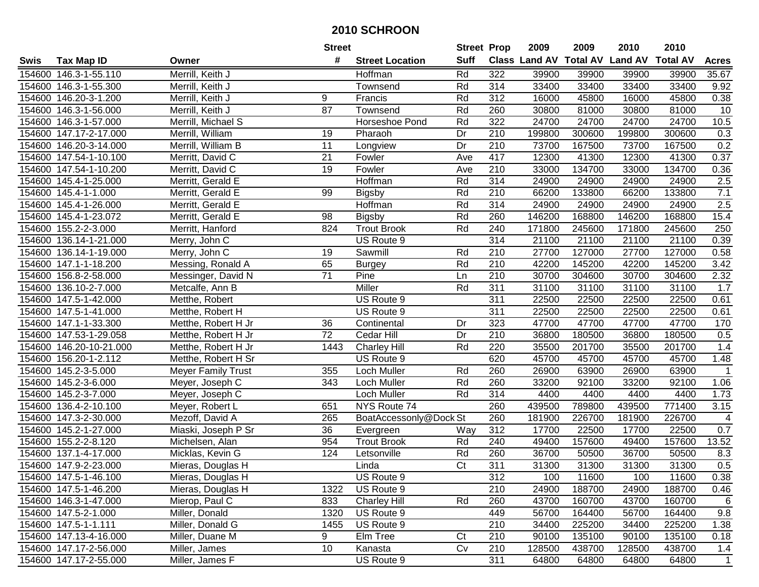# 2010 SCHROON

| Swis | Tax Map ID | Owner | Street # | Street Location | Street Suff | Prop Class | 2009 Land AV | 2009 Total AV | 2010 Land AV | 2010 Total AV | Acres |
|---|---|---|---|---|---|---|---|---|---|---|---|
| 154600 | 146.3-1-55.110 | Merrill, Keith J | | Hoffman | Rd | 322 | 39900 | 39900 | 39900 | 39900 | 35.67 |
| 154600 | 146.3-1-55.300 | Merrill, Keith J | | Townsend | Rd | 314 | 33400 | 33400 | 33400 | 33400 | 9.92 |
| 154600 | 146.20-3-1.200 | Merrill, Keith J | 9 | Francis | Rd | 312 | 16000 | 45800 | 16000 | 45800 | 0.38 |
| 154600 | 146.3-1-56.000 | Merrill, Keith J | 87 | Townsend | Rd | 260 | 30800 | 81000 | 30800 | 81000 | 10 |
| 154600 | 146.3-1-57.000 | Merrill, Michael S | | Horseshoe Pond | Rd | 322 | 24700 | 24700 | 24700 | 24700 | 10.5 |
| 154600 | 147.17-2-17.000 | Merrill, William | 19 | Pharaoh | Dr | 210 | 199800 | 300600 | 199800 | 300600 | 0.3 |
| 154600 | 146.20-3-14.000 | Merrill, William B | 11 | Longview | Dr | 210 | 73700 | 167500 | 73700 | 167500 | 0.2 |
| 154600 | 147.54-1-10.100 | Merritt, David C | 21 | Fowler | Ave | 417 | 12300 | 41300 | 12300 | 41300 | 0.37 |
| 154600 | 147.54-1-10.200 | Merritt, David C | 19 | Fowler | Ave | 210 | 33000 | 134700 | 33000 | 134700 | 0.36 |
| 154600 | 145.4-1-25.000 | Merritt, Gerald E | | Hoffman | Rd | 314 | 24900 | 24900 | 24900 | 24900 | 2.5 |
| 154600 | 145.4-1-1.000 | Merritt, Gerald E | 99 | Bigsby | Rd | 210 | 66200 | 133800 | 66200 | 133800 | 7.1 |
| 154600 | 145.4-1-26.000 | Merritt, Gerald E | | Hoffman | Rd | 314 | 24900 | 24900 | 24900 | 24900 | 2.5 |
| 154600 | 145.4-1-23.072 | Merritt, Gerald E | 98 | Bigsby | Rd | 260 | 146200 | 168800 | 146200 | 168800 | 15.4 |
| 154600 | 155.2-2-3.000 | Merritt, Hanford | 824 | Trout Brook | Rd | 240 | 171800 | 245600 | 171800 | 245600 | 250 |
| 154600 | 136.14-1-21.000 | Merry, John C | | US Route 9 | | 314 | 21100 | 21100 | 21100 | 21100 | 0.39 |
| 154600 | 136.14-1-19.000 | Merry, John C | 19 | Sawmill | Rd | 210 | 27700 | 127000 | 27700 | 127000 | 0.58 |
| 154600 | 147.1-1-18.200 | Messing, Ronald A | 65 | Burgey | Rd | 210 | 42200 | 145200 | 42200 | 145200 | 3.42 |
| 154600 | 156.8-2-58.000 | Messinger, David N | 71 | Pine | Ln | 210 | 30700 | 304600 | 30700 | 304600 | 2.32 |
| 154600 | 136.10-2-7.000 | Metcalfe, Ann B | | Miller | Rd | 311 | 31100 | 31100 | 31100 | 31100 | 1.7 |
| 154600 | 147.5-1-42.000 | Metthe, Robert | | US Route 9 | | 311 | 22500 | 22500 | 22500 | 22500 | 0.61 |
| 154600 | 147.5-1-41.000 | Metthe, Robert H | | US Route 9 | | 311 | 22500 | 22500 | 22500 | 22500 | 0.61 |
| 154600 | 147.1-1-33.300 | Metthe, Robert H Jr | 36 | Continental | Dr | 323 | 47700 | 47700 | 47700 | 47700 | 170 |
| 154600 | 147.53-1-29.058 | Metthe, Robert H Jr | 72 | Cedar Hill | Dr | 210 | 36800 | 180500 | 36800 | 180500 | 0.5 |
| 154600 | 146.20-10-21.000 | Metthe, Robert H Jr | 1443 | Charley Hill | Rd | 220 | 35500 | 201700 | 35500 | 201700 | 1.4 |
| 154600 | 156.20-1-2.112 | Metthe, Robert H Sr | | US Route 9 | | 620 | 45700 | 45700 | 45700 | 45700 | 1.48 |
| 154600 | 145.2-3-5.000 | Meyer Family Trust | 355 | Loch Muller | Rd | 260 | 26900 | 63900 | 26900 | 63900 | 1 |
| 154600 | 145.2-3-6.000 | Meyer, Joseph C | 343 | Loch Muller | Rd | 260 | 33200 | 92100 | 33200 | 92100 | 1.06 |
| 154600 | 145.2-3-7.000 | Meyer, Joseph C | | Loch Muller | Rd | 314 | 4400 | 4400 | 4400 | 4400 | 1.73 |
| 154600 | 136.4-2-10.100 | Meyer, Robert L | 651 | NYS Route 74 | | 260 | 439500 | 789800 | 439500 | 771400 | 3.15 |
| 154600 | 147.3-2-30.000 | Mezoff, David A | 265 | BoatAccessonly@Dock | St | 260 | 181900 | 226700 | 181900 | 226700 | 4 |
| 154600 | 145.2-1-27.000 | Miaski, Joseph P Sr | 36 | Evergreen | Way | 312 | 17700 | 22500 | 17700 | 22500 | 0.7 |
| 154600 | 155.2-2-8.120 | Michelsen, Alan | 954 | Trout Brook | Rd | 240 | 49400 | 157600 | 49400 | 157600 | 13.52 |
| 154600 | 137.1-4-17.000 | Micklas, Kevin G | 124 | Letsonville | Rd | 260 | 36700 | 50500 | 36700 | 50500 | 8.3 |
| 154600 | 147.9-2-23.000 | Mieras, Douglas H | | Linda | Ct | 311 | 31300 | 31300 | 31300 | 31300 | 0.5 |
| 154600 | 147.5-1-46.100 | Mieras, Douglas H | | US Route 9 | | 312 | 100 | 11600 | 100 | 11600 | 0.38 |
| 154600 | 147.5-1-46.200 | Mieras, Douglas H | 1322 | US Route 9 | | 210 | 24900 | 188700 | 24900 | 188700 | 0.46 |
| 154600 | 146.3-1-47.000 | Mierop, Paul C | 833 | Charley Hill | Rd | 260 | 43700 | 160700 | 43700 | 160700 | 6 |
| 154600 | 147.5-2-1.000 | Miller, Donald | 1320 | US Route 9 | | 449 | 56700 | 164400 | 56700 | 164400 | 9.8 |
| 154600 | 147.5-1-1.111 | Miller, Donald G | 1455 | US Route 9 | | 210 | 34400 | 225200 | 34400 | 225200 | 1.38 |
| 154600 | 147.13-4-16.000 | Miller, Duane M | 9 | Elm Tree | Ct | 210 | 90100 | 135100 | 90100 | 135100 | 0.18 |
| 154600 | 147.17-2-56.000 | Miller, James | 10 | Kanasta | Cv | 210 | 128500 | 438700 | 128500 | 438700 | 1.4 |
| 154600 | 147.17-2-55.000 | Miller, James F | | US Route 9 | | 311 | 64800 | 64800 | 64800 | 64800 | 1 |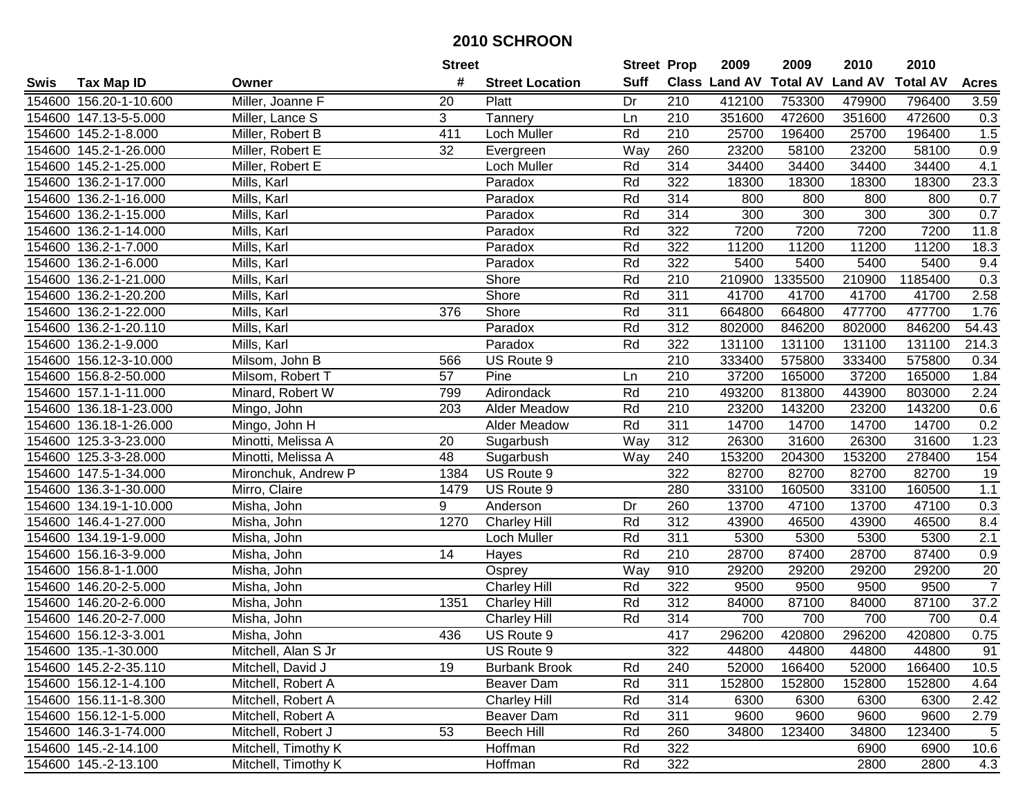# 2010 SCHROON

| Swis | Tax Map ID | Owner | Street # | Street Location | Street Suff | Prop Class | 2009 Land AV | 2009 Total AV | 2010 Land AV | 2010 Total AV | Acres |
|---|---|---|---|---|---|---|---|---|---|---|---|
| 154600 | 156.20-1-10.600 | Miller, Joanne F | 20 | Platt | Dr | 210 | 412100 | 753300 | 479900 | 796400 | 3.59 |
| 154600 | 147.13-5-5.000 | Miller, Lance S | 3 | Tannery | Ln | 210 | 351600 | 472600 | 351600 | 472600 | 0.3 |
| 154600 | 145.2-1-8.000 | Miller, Robert B | 411 | Loch Muller | Rd | 210 | 25700 | 196400 | 25700 | 196400 | 1.5 |
| 154600 | 145.2-1-26.000 | Miller, Robert E | 32 | Evergreen | Way | 260 | 23200 | 58100 | 23200 | 58100 | 0.9 |
| 154600 | 145.2-1-25.000 | Miller, Robert E | | Loch Muller | Rd | 314 | 34400 | 34400 | 34400 | 34400 | 4.1 |
| 154600 | 136.2-1-17.000 | Mills, Karl | | Paradox | Rd | 322 | 18300 | 18300 | 18300 | 18300 | 23.3 |
| 154600 | 136.2-1-16.000 | Mills, Karl | | Paradox | Rd | 314 | 800 | 800 | 800 | 800 | 0.7 |
| 154600 | 136.2-1-15.000 | Mills, Karl | | Paradox | Rd | 314 | 300 | 300 | 300 | 300 | 0.7 |
| 154600 | 136.2-1-14.000 | Mills, Karl | | Paradox | Rd | 322 | 7200 | 7200 | 7200 | 7200 | 11.8 |
| 154600 | 136.2-1-7.000 | Mills, Karl | | Paradox | Rd | 322 | 11200 | 11200 | 11200 | 11200 | 18.3 |
| 154600 | 136.2-1-6.000 | Mills, Karl | | Paradox | Rd | 322 | 5400 | 5400 | 5400 | 5400 | 9.4 |
| 154600 | 136.2-1-21.000 | Mills, Karl | | Shore | Rd | 210 | 210900 | 1335500 | 210900 | 1185400 | 0.3 |
| 154600 | 136.2-1-20.200 | Mills, Karl | | Shore | Rd | 311 | 41700 | 41700 | 41700 | 41700 | 2.58 |
| 154600 | 136.2-1-22.000 | Mills, Karl | 376 | Shore | Rd | 311 | 664800 | 664800 | 477700 | 477700 | 1.76 |
| 154600 | 136.2-1-20.110 | Mills, Karl | | Paradox | Rd | 312 | 802000 | 846200 | 802000 | 846200 | 54.43 |
| 154600 | 136.2-1-9.000 | Mills, Karl | | Paradox | Rd | 322 | 131100 | 131100 | 131100 | 131100 | 214.3 |
| 154600 | 156.12-3-10.000 | Milsom, John B | 566 | US Route 9 | | 210 | 333400 | 575800 | 333400 | 575800 | 0.34 |
| 154600 | 156.8-2-50.000 | Milsom, Robert T | 57 | Pine | Ln | 210 | 37200 | 165000 | 37200 | 165000 | 1.84 |
| 154600 | 157.1-1-11.000 | Minard, Robert W | 799 | Adirondack | Rd | 210 | 493200 | 813800 | 443900 | 803000 | 2.24 |
| 154600 | 136.18-1-23.000 | Mingo, John | 203 | Alder Meadow | Rd | 210 | 23200 | 143200 | 23200 | 143200 | 0.6 |
| 154600 | 136.18-1-26.000 | Mingo, John H | | Alder Meadow | Rd | 311 | 14700 | 14700 | 14700 | 14700 | 0.2 |
| 154600 | 125.3-3-23.000 | Minotti, Melissa A | 20 | Sugarbush | Way | 312 | 26300 | 31600 | 26300 | 31600 | 1.23 |
| 154600 | 125.3-3-28.000 | Minotti, Melissa A | 48 | Sugarbush | Way | 240 | 153200 | 204300 | 153200 | 278400 | 154 |
| 154600 | 147.5-1-34.000 | Mironchuk, Andrew P | 1384 | US Route 9 | | 322 | 82700 | 82700 | 82700 | 82700 | 19 |
| 154600 | 136.3-1-30.000 | Mirro, Claire | 1479 | US Route 9 | | 280 | 33100 | 160500 | 33100 | 160500 | 1.1 |
| 154600 | 134.19-1-10.000 | Misha, John | 9 | Anderson | Dr | 260 | 13700 | 47100 | 13700 | 47100 | 0.3 |
| 154600 | 146.4-1-27.000 | Misha, John | 1270 | Charley Hill | Rd | 312 | 43900 | 46500 | 43900 | 46500 | 8.4 |
| 154600 | 134.19-1-9.000 | Misha, John | | Loch Muller | Rd | 311 | 5300 | 5300 | 5300 | 5300 | 2.1 |
| 154600 | 156.16-3-9.000 | Misha, John | 14 | Hayes | Rd | 210 | 28700 | 87400 | 28700 | 87400 | 0.9 |
| 154600 | 156.8-1-1.000 | Misha, John | | Osprey | Way | 910 | 29200 | 29200 | 29200 | 29200 | 20 |
| 154600 | 146.20-2-5.000 | Misha, John | | Charley Hill | Rd | 322 | 9500 | 9500 | 9500 | 9500 | 7 |
| 154600 | 146.20-2-6.000 | Misha, John | 1351 | Charley Hill | Rd | 312 | 84000 | 87100 | 84000 | 87100 | 37.2 |
| 154600 | 146.20-2-7.000 | Misha, John | | Charley Hill | Rd | 314 | 700 | 700 | 700 | 700 | 0.4 |
| 154600 | 156.12-3-3.001 | Misha, John | 436 | US Route 9 | | 417 | 296200 | 420800 | 296200 | 420800 | 0.75 |
| 154600 | 135.-1-30.000 | Mitchell, Alan S Jr | | US Route 9 | | 322 | 44800 | 44800 | 44800 | 44800 | 91 |
| 154600 | 145.2-2-35.110 | Mitchell, David J | 19 | Burbank Brook | Rd | 240 | 52000 | 166400 | 52000 | 166400 | 10.5 |
| 154600 | 156.12-1-4.100 | Mitchell, Robert A | | Beaver Dam | Rd | 311 | 152800 | 152800 | 152800 | 152800 | 4.64 |
| 154600 | 156.11-1-8.300 | Mitchell, Robert A | | Charley Hill | Rd | 314 | 6300 | 6300 | 6300 | 6300 | 2.42 |
| 154600 | 156.12-1-5.000 | Mitchell, Robert A | | Beaver Dam | Rd | 311 | 9600 | 9600 | 9600 | 9600 | 2.79 |
| 154600 | 146.3-1-74.000 | Mitchell, Robert J | 53 | Beech Hill | Rd | 260 | 34800 | 123400 | 34800 | 123400 | 5 |
| 154600 | 145.-2-14.100 | Mitchell, Timothy K | | Hoffman | Rd | 322 | | | 6900 | 6900 | 10.6 |
| 154600 | 145.-2-13.100 | Mitchell, Timothy K | | Hoffman | Rd | 322 | | | 2800 | 2800 | 4.3 |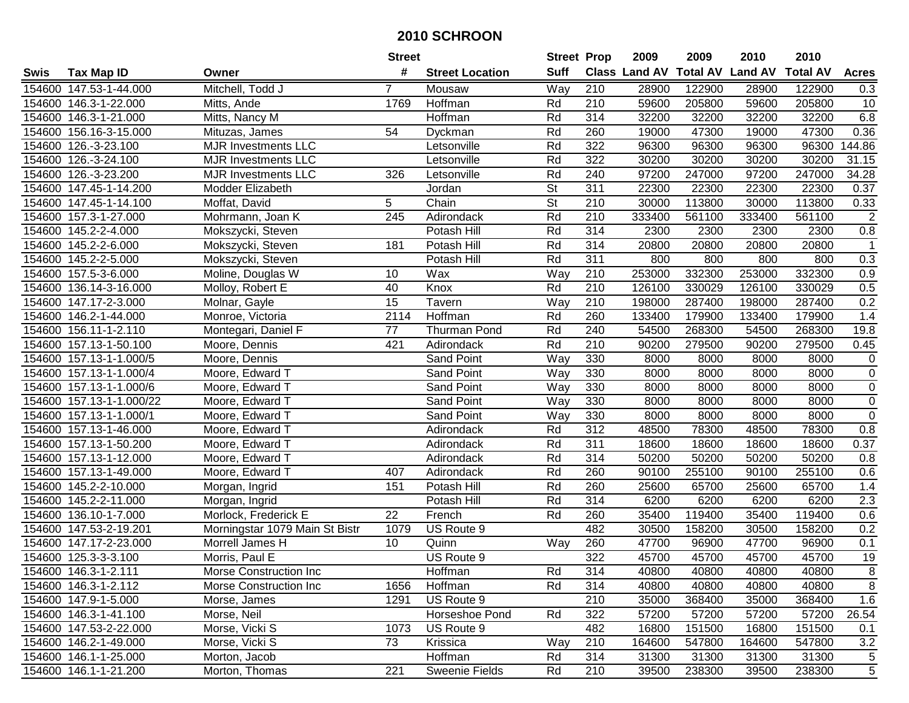# 2010 SCHROON

| Swis | Tax Map ID | Owner | Street # | Street Location | Street Suff | Prop Class | 2009 Land AV | 2009 Total AV | 2010 Land AV | 2010 Total AV | Acres |
|---|---|---|---|---|---|---|---|---|---|---|---|
| 154600 | 147.53-1-44.000 | Mitchell, Todd J | 7 | Mousaw | Way | 210 | 28900 | 122900 | 28900 | 122900 | 0.3 |
| 154600 | 146.3-1-22.000 | Mitts, Ande | 1769 | Hoffman | Rd | 210 | 59600 | 205800 | 59600 | 205800 | 10 |
| 154600 | 146.3-1-21.000 | Mitts, Nancy M | | Hoffman | Rd | 314 | 32200 | 32200 | 32200 | 32200 | 6.8 |
| 154600 | 156.16-3-15.000 | Mituzas, James | 54 | Dyckman | Rd | 260 | 19000 | 47300 | 19000 | 47300 | 0.36 |
| 154600 | 126.-3-23.100 | MJR Investments LLC | | Letsonville | Rd | 322 | 96300 | 96300 | 96300 | 96300 | 144.86 |
| 154600 | 126.-3-24.100 | MJR Investments LLC | | Letsonville | Rd | 322 | 30200 | 30200 | 30200 | 30200 | 31.15 |
| 154600 | 126.-3-23.200 | MJR Investments LLC | 326 | Letsonville | Rd | 240 | 97200 | 247000 | 97200 | 247000 | 34.28 |
| 154600 | 147.45-1-14.200 | Modder Elizabeth | | Jordan | St | 311 | 22300 | 22300 | 22300 | 22300 | 0.37 |
| 154600 | 147.45-1-14.100 | Moffat, David | 5 | Chain | St | 210 | 30000 | 113800 | 30000 | 113800 | 0.33 |
| 154600 | 157.3-1-27.000 | Mohrmann, Joan K | 245 | Adirondack | Rd | 210 | 333400 | 561100 | 333400 | 561100 | 2 |
| 154600 | 145.2-2-4.000 | Mokszycki, Steven | | Potash Hill | Rd | 314 | 2300 | 2300 | 2300 | 2300 | 0.8 |
| 154600 | 145.2-2-6.000 | Mokszycki, Steven | 181 | Potash Hill | Rd | 314 | 20800 | 20800 | 20800 | 20800 | 1 |
| 154600 | 145.2-2-5.000 | Mokszycki, Steven | | Potash Hill | Rd | 311 | 800 | 800 | 800 | 800 | 0.3 |
| 154600 | 157.5-3-6.000 | Moline, Douglas W | 10 | Wax | Way | 210 | 253000 | 332300 | 253000 | 332300 | 0.9 |
| 154600 | 136.14-3-16.000 | Molloy, Robert E | 40 | Knox | Rd | 210 | 126100 | 330029 | 126100 | 330029 | 0.5 |
| 154600 | 147.17-2-3.000 | Molnar, Gayle | 15 | Tavern | Way | 210 | 198000 | 287400 | 198000 | 287400 | 0.2 |
| 154600 | 146.2-1-44.000 | Monroe, Victoria | 2114 | Hoffman | Rd | 260 | 133400 | 179900 | 133400 | 179900 | 1.4 |
| 154600 | 156.11-1-2.110 | Montegari, Daniel F | 77 | Thurman Pond | Rd | 240 | 54500 | 268300 | 54500 | 268300 | 19.8 |
| 154600 | 157.13-1-50.100 | Moore, Dennis | 421 | Adirondack | Rd | 210 | 90200 | 279500 | 90200 | 279500 | 0.45 |
| 154600 | 157.13-1-1.000/5 | Moore, Dennis | | Sand Point | Way | 330 | 8000 | 8000 | 8000 | 8000 | 0 |
| 154600 | 157.13-1-1.000/4 | Moore, Edward T | | Sand Point | Way | 330 | 8000 | 8000 | 8000 | 8000 | 0 |
| 154600 | 157.13-1-1.000/6 | Moore, Edward T | | Sand Point | Way | 330 | 8000 | 8000 | 8000 | 8000 | 0 |
| 154600 | 157.13-1-1.000/22 | Moore, Edward T | | Sand Point | Way | 330 | 8000 | 8000 | 8000 | 8000 | 0 |
| 154600 | 157.13-1-1.000/1 | Moore, Edward T | | Sand Point | Way | 330 | 8000 | 8000 | 8000 | 8000 | 0 |
| 154600 | 157.13-1-46.000 | Moore, Edward T | | Adirondack | Rd | 312 | 48500 | 78300 | 48500 | 78300 | 0.8 |
| 154600 | 157.13-1-50.200 | Moore, Edward T | | Adirondack | Rd | 311 | 18600 | 18600 | 18600 | 18600 | 0.37 |
| 154600 | 157.13-1-12.000 | Moore, Edward T | | Adirondack | Rd | 314 | 50200 | 50200 | 50200 | 50200 | 0.8 |
| 154600 | 157.13-1-49.000 | Moore, Edward T | 407 | Adirondack | Rd | 260 | 90100 | 255100 | 90100 | 255100 | 0.6 |
| 154600 | 145.2-2-10.000 | Morgan, Ingrid | 151 | Potash Hill | Rd | 260 | 25600 | 65700 | 25600 | 65700 | 1.4 |
| 154600 | 145.2-2-11.000 | Morgan, Ingrid | | Potash Hill | Rd | 314 | 6200 | 6200 | 6200 | 6200 | 2.3 |
| 154600 | 136.10-1-7.000 | Morlock, Frederick E | 22 | French | Rd | 260 | 35400 | 119400 | 35400 | 119400 | 0.6 |
| 154600 | 147.53-2-19.201 | Morningstar 1079 Main St Bistr | 1079 | US Route 9 | | 482 | 30500 | 158200 | 30500 | 158200 | 0.2 |
| 154600 | 147.17-2-23.000 | Morrell James H | 10 | Quinn | Way | 260 | 47700 | 96900 | 47700 | 96900 | 0.1 |
| 154600 | 125.3-3-3.100 | Morris, Paul E | | US Route 9 | | 322 | 45700 | 45700 | 45700 | 45700 | 19 |
| 154600 | 146.3-1-2.111 | Morse Construction Inc | | Hoffman | Rd | 314 | 40800 | 40800 | 40800 | 40800 | 8 |
| 154600 | 146.3-1-2.112 | Morse Construction Inc | 1656 | Hoffman | Rd | 314 | 40800 | 40800 | 40800 | 40800 | 8 |
| 154600 | 147.9-1-5.000 | Morse, James | 1291 | US Route 9 | | 210 | 35000 | 368400 | 35000 | 368400 | 1.6 |
| 154600 | 146.3-1-41.100 | Morse, Neil | | Horseshoe Pond | Rd | 322 | 57200 | 57200 | 57200 | 57200 | 26.54 |
| 154600 | 147.53-2-22.000 | Morse, Vicki S | 1073 | US Route 9 | | 482 | 16800 | 151500 | 16800 | 151500 | 0.1 |
| 154600 | 146.2-1-49.000 | Morse, Vicki S | 73 | Krissica | Way | 210 | 164600 | 547800 | 164600 | 547800 | 3.2 |
| 154600 | 146.1-1-25.000 | Morton, Jacob | | Hoffman | Rd | 314 | 31300 | 31300 | 31300 | 31300 | 5 |
| 154600 | 146.1-1-21.200 | Morton, Thomas | 221 | Sweenie Fields | Rd | 210 | 39500 | 238300 | 39500 | 238300 | 5 |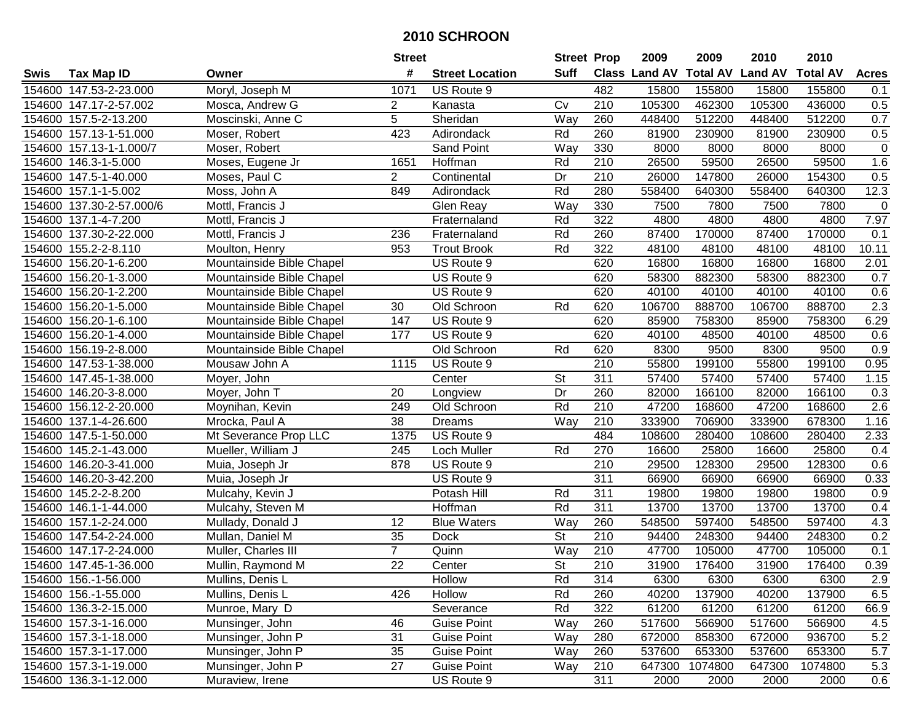# 2010 SCHROON

| Swis | Tax Map ID | Owner | Street # | Street Location | Street Suff | Prop Class | 2009 Land AV | 2009 Total AV | 2010 Land AV | 2010 Total AV | Acres |
|---|---|---|---|---|---|---|---|---|---|---|---|
| 154600 | 147.53-2-23.000 | Moryl, Joseph M | 1071 | US Route 9 | | 482 | 15800 | 155800 | 15800 | 155800 | 0.1 |
| 154600 | 147.17-2-57.002 | Mosca, Andrew G | 2 | Kanasta | Cv | 210 | 105300 | 462300 | 105300 | 436000 | 0.5 |
| 154600 | 157.5-2-13.200 | Moscinski, Anne C | 5 | Sheridan | Way | 260 | 448400 | 512200 | 448400 | 512200 | 0.7 |
| 154600 | 157.13-1-51.000 | Moser, Robert | 423 | Adirondack | Rd | 260 | 81900 | 230900 | 81900 | 230900 | 0.5 |
| 154600 | 157.13-1-1.000/7 | Moser, Robert | | Sand Point | Way | 330 | 8000 | 8000 | 8000 | 8000 | 0 |
| 154600 | 146.3-1-5.000 | Moses, Eugene Jr | 1651 | Hoffman | Rd | 210 | 26500 | 59500 | 26500 | 59500 | 1.6 |
| 154600 | 147.5-1-40.000 | Moses, Paul C | 2 | Continental | Dr | 210 | 26000 | 147800 | 26000 | 154300 | 0.5 |
| 154600 | 157.1-1-5.002 | Moss, John A | 849 | Adirondack | Rd | 280 | 558400 | 640300 | 558400 | 640300 | 12.3 |
| 154600 | 137.30-2-57.000/6 | Mottl, Francis J | | Glen Reay | Way | 330 | 7500 | 7800 | 7500 | 7800 | 0 |
| 154600 | 137.1-4-7.200 | Mottl, Francis J | | Fraternaland | Rd | 322 | 4800 | 4800 | 4800 | 4800 | 7.97 |
| 154600 | 137.30-2-22.000 | Mottl, Francis J | 236 | Fraternaland | Rd | 260 | 87400 | 170000 | 87400 | 170000 | 0.1 |
| 154600 | 155.2-2-8.110 | Moulton, Henry | 953 | Trout Brook | Rd | 322 | 48100 | 48100 | 48100 | 48100 | 10.11 |
| 154600 | 156.20-1-6.200 | Mountainside Bible Chapel | | US Route 9 | | 620 | 16800 | 16800 | 16800 | 16800 | 2.01 |
| 154600 | 156.20-1-3.000 | Mountainside Bible Chapel | | US Route 9 | | 620 | 58300 | 882300 | 58300 | 882300 | 0.7 |
| 154600 | 156.20-1-2.200 | Mountainside Bible Chapel | | US Route 9 | | 620 | 40100 | 40100 | 40100 | 40100 | 0.6 |
| 154600 | 156.20-1-5.000 | Mountainside Bible Chapel | 30 | Old Schroon | Rd | 620 | 106700 | 888700 | 106700 | 888700 | 2.3 |
| 154600 | 156.20-1-6.100 | Mountainside Bible Chapel | 147 | US Route 9 | | 620 | 85900 | 758300 | 85900 | 758300 | 6.29 |
| 154600 | 156.20-1-4.000 | Mountainside Bible Chapel | 177 | US Route 9 | | 620 | 40100 | 48500 | 40100 | 48500 | 0.6 |
| 154600 | 156.19-2-8.000 | Mountainside Bible Chapel | | Old Schroon | Rd | 620 | 8300 | 9500 | 8300 | 9500 | 0.9 |
| 154600 | 147.53-1-38.000 | Mousaw John A | 1115 | US Route 9 | | 210 | 55800 | 199100 | 55800 | 199100 | 0.95 |
| 154600 | 147.45-1-38.000 | Moyer, John | | Center | St | 311 | 57400 | 57400 | 57400 | 57400 | 1.15 |
| 154600 | 146.20-3-8.000 | Moyer, John T | 20 | Longview | Dr | 260 | 82000 | 166100 | 82000 | 166100 | 0.3 |
| 154600 | 156.12-2-20.000 | Moynihan, Kevin | 249 | Old Schroon | Rd | 210 | 47200 | 168600 | 47200 | 168600 | 2.6 |
| 154600 | 137.1-4-26.600 | Mrocka, Paul A | 38 | Dreams | Way | 210 | 333900 | 706900 | 333900 | 678300 | 1.16 |
| 154600 | 147.5-1-50.000 | Mt Severance Prop LLC | 1375 | US Route 9 | | 484 | 108600 | 280400 | 108600 | 280400 | 2.33 |
| 154600 | 145.2-1-43.000 | Mueller, William J | 245 | Loch Muller | Rd | 270 | 16600 | 25800 | 16600 | 25800 | 0.4 |
| 154600 | 146.20-3-41.000 | Muia, Joseph Jr | 878 | US Route 9 | | 210 | 29500 | 128300 | 29500 | 128300 | 0.6 |
| 154600 | 146.20-3-42.200 | Muia, Joseph Jr | | US Route 9 | | 311 | 66900 | 66900 | 66900 | 66900 | 0.33 |
| 154600 | 145.2-2-8.200 | Mulcahy, Kevin J | | Potash Hill | Rd | 311 | 19800 | 19800 | 19800 | 19800 | 0.9 |
| 154600 | 146.1-1-44.000 | Mulcahy, Steven M | | Hoffman | Rd | 311 | 13700 | 13700 | 13700 | 13700 | 0.4 |
| 154600 | 157.1-2-24.000 | Mullady, Donald J | 12 | Blue Waters | Way | 260 | 548500 | 597400 | 548500 | 597400 | 4.3 |
| 154600 | 147.54-2-24.000 | Mullan, Daniel M | 35 | Dock | St | 210 | 94400 | 248300 | 94400 | 248300 | 0.2 |
| 154600 | 147.17-2-24.000 | Muller, Charles III | 7 | Quinn | Way | 210 | 47700 | 105000 | 47700 | 105000 | 0.1 |
| 154600 | 147.45-1-36.000 | Mullin, Raymond M | 22 | Center | St | 210 | 31900 | 176400 | 31900 | 176400 | 0.39 |
| 154600 | 156.-1-56.000 | Mullins, Denis L | | Hollow | Rd | 314 | 6300 | 6300 | 6300 | 6300 | 2.9 |
| 154600 | 156.-1-55.000 | Mullins, Denis L | 426 | Hollow | Rd | 260 | 40200 | 137900 | 40200 | 137900 | 6.5 |
| 154600 | 136.3-2-15.000 | Munroe, Mary D | | Severance | Rd | 322 | 61200 | 61200 | 61200 | 61200 | 66.9 |
| 154600 | 157.3-1-16.000 | Munsinger, John | 46 | Guise Point | Way | 260 | 517600 | 566900 | 517600 | 566900 | 4.5 |
| 154600 | 157.3-1-18.000 | Munsinger, John P | 31 | Guise Point | Way | 280 | 672000 | 858300 | 672000 | 936700 | 5.2 |
| 154600 | 157.3-1-17.000 | Munsinger, John P | 35 | Guise Point | Way | 260 | 537600 | 653300 | 537600 | 653300 | 5.7 |
| 154600 | 157.3-1-19.000 | Munsinger, John P | 27 | Guise Point | Way | 210 | 647300 | 1074800 | 647300 | 1074800 | 5.3 |
| 154600 | 136.3-1-12.000 | Muraview, Irene | | US Route 9 | | 311 | 2000 | 2000 | 2000 | 2000 | 0.6 |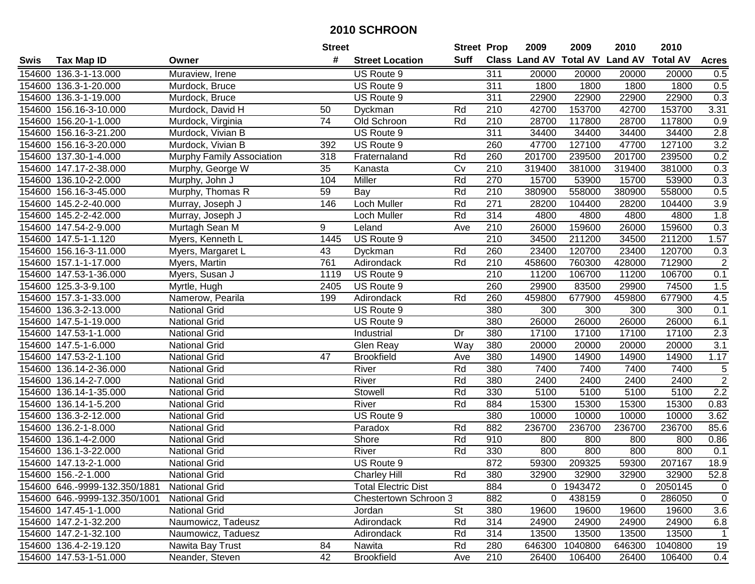# 2010 SCHROON

| Swis | Tax Map ID | Owner | Street # | Street Location | Street Suff | Prop Class | 2009 Land AV | 2009 Total AV | 2010 Land AV | 2010 Total AV | Acres |
|---|---|---|---|---|---|---|---|---|---|---|---|
| 154600 | 136.3-1-13.000 | Muraview, Irene | | US Route 9 | | 311 | 20000 | 20000 | 20000 | 20000 | 0.5 |
| 154600 | 136.3-1-20.000 | Murdock, Bruce | | US Route 9 | | 311 | 1800 | 1800 | 1800 | 1800 | 0.5 |
| 154600 | 136.3-1-19.000 | Murdock, Bruce | | US Route 9 | | 311 | 22900 | 22900 | 22900 | 22900 | 0.3 |
| 154600 | 156.16-3-10.000 | Murdock, David H | 50 | Dyckman | Rd | 210 | 42700 | 153700 | 42700 | 153700 | 3.31 |
| 154600 | 156.20-1-1.000 | Murdock, Virginia | 74 | Old Schroon | Rd | 210 | 28700 | 117800 | 28700 | 117800 | 0.9 |
| 154600 | 156.16-3-21.200 | Murdock, Vivian B | | US Route 9 | | 311 | 34400 | 34400 | 34400 | 34400 | 2.8 |
| 154600 | 156.16-3-20.000 | Murdock, Vivian B | 392 | US Route 9 | | 260 | 47700 | 127100 | 47700 | 127100 | 3.2 |
| 154600 | 137.30-1-4.000 | Murphy Family Association | 318 | Fraternaland | Rd | 260 | 201700 | 239500 | 201700 | 239500 | 0.2 |
| 154600 | 147.17-2-38.000 | Murphy, George W | 35 | Kanasta | Cv | 210 | 319400 | 381000 | 319400 | 381000 | 0.3 |
| 154600 | 136.10-2-2.000 | Murphy, John J | 104 | Miller | Rd | 270 | 15700 | 53900 | 15700 | 53900 | 0.3 |
| 154600 | 156.16-3-45.000 | Murphy, Thomas R | 59 | Bay | Rd | 210 | 380900 | 558000 | 380900 | 558000 | 0.5 |
| 154600 | 145.2-2-40.000 | Murray, Joseph J | 146 | Loch Muller | Rd | 271 | 28200 | 104400 | 28200 | 104400 | 3.9 |
| 154600 | 145.2-2-42.000 | Murray, Joseph J | | Loch Muller | Rd | 314 | 4800 | 4800 | 4800 | 4800 | 1.8 |
| 154600 | 147.54-2-9.000 | Murtagh Sean M | 9 | Leland | Ave | 210 | 26000 | 159600 | 26000 | 159600 | 0.3 |
| 154600 | 147.5-1-1.120 | Myers, Kenneth L | 1445 | US Route 9 | | 210 | 34500 | 211200 | 34500 | 211200 | 1.57 |
| 154600 | 156.16-3-11.000 | Myers, Margaret L | 43 | Dyckman | Rd | 260 | 23400 | 120700 | 23400 | 120700 | 0.3 |
| 154600 | 157.1-1-17.000 | Myers, Martin | 761 | Adirondack | Rd | 210 | 458600 | 760300 | 428000 | 712900 | 2 |
| 154600 | 147.53-1-36.000 | Myers, Susan J | 1119 | US Route 9 | | 210 | 11200 | 106700 | 11200 | 106700 | 0.1 |
| 154600 | 125.3-3-9.100 | Myrtle, Hugh | 2405 | US Route 9 | | 260 | 29900 | 83500 | 29900 | 74500 | 1.5 |
| 154600 | 157.3-1-33.000 | Namerow, Pearila | 199 | Adirondack | Rd | 260 | 459800 | 677900 | 459800 | 677900 | 4.5 |
| 154600 | 136.3-2-13.000 | National Grid | | US Route 9 | | 380 | 300 | 300 | 300 | 300 | 0.1 |
| 154600 | 147.5-1-19.000 | National Grid | | US Route 9 | | 380 | 26000 | 26000 | 26000 | 26000 | 6.1 |
| 154600 | 147.53-1-1.000 | National Grid | | Industrial | Dr | 380 | 17100 | 17100 | 17100 | 17100 | 2.3 |
| 154600 | 147.5-1-6.000 | National Grid | | Glen Reay | Way | 380 | 20000 | 20000 | 20000 | 20000 | 3.1 |
| 154600 | 147.53-2-1.100 | National Grid | 47 | Brookfield | Ave | 380 | 14900 | 14900 | 14900 | 14900 | 1.17 |
| 154600 | 136.14-2-36.000 | National Grid | | River | Rd | 380 | 7400 | 7400 | 7400 | 7400 | 5 |
| 154600 | 136.14-2-7.000 | National Grid | | River | Rd | 380 | 2400 | 2400 | 2400 | 2400 | 2 |
| 154600 | 136.14-1-35.000 | National Grid | | Stowell | Rd | 330 | 5100 | 5100 | 5100 | 5100 | 2.2 |
| 154600 | 136.14-1-5.200 | National Grid | | River | Rd | 884 | 15300 | 15300 | 15300 | 15300 | 0.83 |
| 154600 | 136.3-2-12.000 | National Grid | | US Route 9 | | 380 | 10000 | 10000 | 10000 | 10000 | 3.62 |
| 154600 | 136.2-1-8.000 | National Grid | | Paradox | Rd | 882 | 236700 | 236700 | 236700 | 236700 | 85.6 |
| 154600 | 136.1-4-2.000 | National Grid | | Shore | Rd | 910 | 800 | 800 | 800 | 800 | 0.86 |
| 154600 | 136.1-3-22.000 | National Grid | | River | Rd | 330 | 800 | 800 | 800 | 800 | 0.1 |
| 154600 | 147.13-2-1.000 | National Grid | | US Route 9 | | 872 | 59300 | 209325 | 59300 | 207167 | 18.9 |
| 154600 | 156.-2-1.000 | National Grid | | Charley Hill | Rd | 380 | 32900 | 32900 | 32900 | 32900 | 52.8 |
| 154600 | 646.-9999-132.350/1881 | National Grid | | Total Electric Dist | | 884 | 0 | 1943472 | 0 | 2050145 | 0 |
| 154600 | 646.-9999-132.350/1001 | National Grid | | Chestertown Schroon 3 | | 882 | 0 | 438159 | 0 | 286050 | 0 |
| 154600 | 147.45-1-1.000 | National Grid | | Jordan | St | 380 | 19600 | 19600 | 19600 | 19600 | 3.6 |
| 154600 | 147.2-1-32.200 | Naumowicz, Tadeusz | | Adirondack | Rd | 314 | 24900 | 24900 | 24900 | 24900 | 6.8 |
| 154600 | 147.2-1-32.100 | Naumowicz, Taduesz | | Adirondack | Rd | 314 | 13500 | 13500 | 13500 | 13500 | 1 |
| 154600 | 136.4-2-19.120 | Nawita Bay Trust | 84 | Nawita | Rd | 280 | 646300 | 1040800 | 646300 | 1040800 | 19 |
| 154600 | 147.53-1-51.000 | Neander, Steven | 42 | Brookfield | Ave | 210 | 26400 | 106400 | 26400 | 106400 | 0.4 |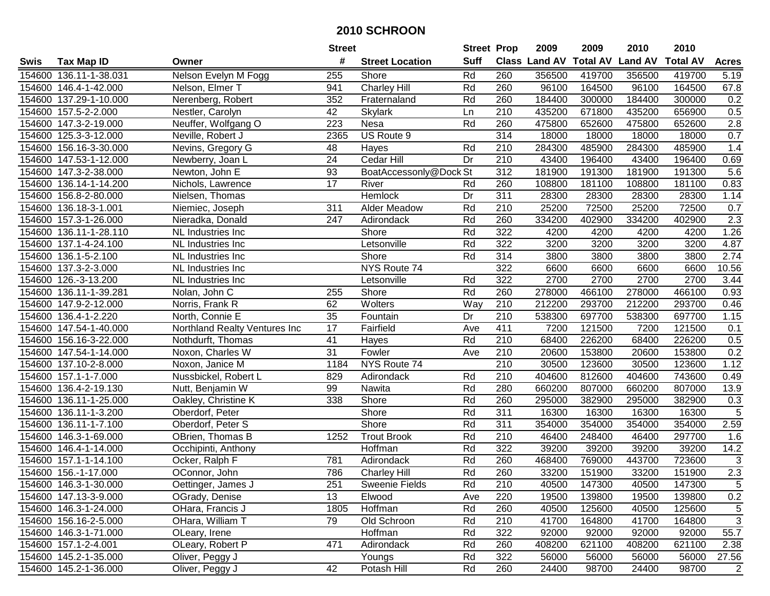# 2010 SCHROON

| Swis | Tax Map ID | Owner | Street # | Street Location | Street Suff | Prop Class | 2009 Land AV | 2009 Total AV | 2010 Land AV | 2010 Total AV | Acres |
|---|---|---|---|---|---|---|---|---|---|---|---|
| 154600 | 136.11-1-38.031 | Nelson Evelyn M Fogg | 255 | Shore | Rd | 260 | 356500 | 419700 | 356500 | 419700 | 5.19 |
| 154600 | 146.4-1-42.000 | Nelson, Elmer T | 941 | Charley Hill | Rd | 260 | 96100 | 164500 | 96100 | 164500 | 67.8 |
| 154600 | 137.29-1-10.000 | Nerenberg, Robert | 352 | Fraternaland | Rd | 260 | 184400 | 300000 | 184400 | 300000 | 0.2 |
| 154600 | 157.5-2-2.000 | Nestler, Carolyn | 42 | Skylark | Ln | 210 | 435200 | 671800 | 435200 | 656900 | 0.5 |
| 154600 | 147.3-2-19.000 | Neuffer, Wolfgang O | 223 | Nesa | Rd | 260 | 475800 | 652600 | 475800 | 652600 | 2.8 |
| 154600 | 125.3-3-12.000 | Neville, Robert J | 2365 | US Route 9 | | 314 | 18000 | 18000 | 18000 | 18000 | 0.7 |
| 154600 | 156.16-3-30.000 | Nevins, Gregory G | 48 | Hayes | Rd | 210 | 284300 | 485900 | 284300 | 485900 | 1.4 |
| 154600 | 147.53-1-12.000 | Newberry, Joan L | 24 | Cedar Hill | Dr | 210 | 43400 | 196400 | 43400 | 196400 | 0.69 |
| 154600 | 147.3-2-38.000 | Newton, John E | 93 | BoatAccessonly@Dock | St | 312 | 181900 | 191300 | 181900 | 191300 | 5.6 |
| 154600 | 136.14-1-14.200 | Nichols, Lawrence | 17 | River | Rd | 260 | 108800 | 181100 | 108800 | 181100 | 0.83 |
| 154600 | 156.8-2-80.000 | Nielsen, Thomas | | Hemlock | Dr | 311 | 28300 | 28300 | 28300 | 28300 | 1.14 |
| 154600 | 136.18-3-1.001 | Niemiec, Joseph | 311 | Alder Meadow | Rd | 210 | 25200 | 72500 | 25200 | 72500 | 0.7 |
| 154600 | 157.3-1-26.000 | Nieradka, Donald | 247 | Adirondack | Rd | 260 | 334200 | 402900 | 334200 | 402900 | 2.3 |
| 154600 | 136.11-1-28.110 | NL Industries Inc | | Shore | Rd | 322 | 4200 | 4200 | 4200 | 4200 | 1.26 |
| 154600 | 137.1-4-24.100 | NL Industries Inc | | Letsonville | Rd | 322 | 3200 | 3200 | 3200 | 3200 | 4.87 |
| 154600 | 136.1-5-2.100 | NL Industries Inc | | Shore | Rd | 314 | 3800 | 3800 | 3800 | 3800 | 2.74 |
| 154600 | 137.3-2-3.000 | NL Industries Inc | | NYS Route 74 | | 322 | 6600 | 6600 | 6600 | 6600 | 10.56 |
| 154600 | 126.-3-13.200 | NL Industries Inc | | Letsonville | Rd | 322 | 2700 | 2700 | 2700 | 2700 | 3.44 |
| 154600 | 136.11-1-39.281 | Nolan, John C | 255 | Shore | Rd | 260 | 278000 | 466100 | 278000 | 466100 | 0.93 |
| 154600 | 147.9-2-12.000 | Norris, Frank R | 62 | Wolters | Way | 210 | 212200 | 293700 | 212200 | 293700 | 0.46 |
| 154600 | 136.4-1-2.220 | North, Connie E | 35 | Fountain | Dr | 210 | 538300 | 697700 | 538300 | 697700 | 1.15 |
| 154600 | 147.54-1-40.000 | Northland Realty Ventures Inc | 17 | Fairfield | Ave | 411 | 7200 | 121500 | 7200 | 121500 | 0.1 |
| 154600 | 156.16-3-22.000 | Nothdurft, Thomas | 41 | Hayes | Rd | 210 | 68400 | 226200 | 68400 | 226200 | 0.5 |
| 154600 | 147.54-1-14.000 | Noxon, Charles W | 31 | Fowler | Ave | 210 | 20600 | 153800 | 20600 | 153800 | 0.2 |
| 154600 | 137.10-2-8.000 | Noxon, Janice M | 1184 | NYS Route 74 | | 210 | 30500 | 123600 | 30500 | 123600 | 1.12 |
| 154600 | 157.1-1-7.000 | Nussbickel, Robert L | 829 | Adirondack | Rd | 210 | 404600 | 812600 | 404600 | 743600 | 0.49 |
| 154600 | 136.4-2-19.130 | Nutt, Benjamin W | 99 | Nawita | Rd | 280 | 660200 | 807000 | 660200 | 807000 | 13.9 |
| 154600 | 136.11-1-25.000 | Oakley, Christine K | 338 | Shore | Rd | 260 | 295000 | 382900 | 295000 | 382900 | 0.3 |
| 154600 | 136.11-1-3.200 | Oberdorf, Peter | | Shore | Rd | 311 | 16300 | 16300 | 16300 | 16300 | 5 |
| 154600 | 136.11-1-7.100 | Oberdorf, Peter S | | Shore | Rd | 311 | 354000 | 354000 | 354000 | 354000 | 2.59 |
| 154600 | 146.3-1-69.000 | OBrien, Thomas B | 1252 | Trout Brook | Rd | 210 | 46400 | 248400 | 46400 | 297700 | 1.6 |
| 154600 | 146.4-1-14.000 | Occhipinti, Anthony | | Hoffman | Rd | 322 | 39200 | 39200 | 39200 | 39200 | 14.2 |
| 154600 | 157.1-1-14.100 | Ocker, Ralph F | 781 | Adirondack | Rd | 260 | 468400 | 769000 | 443700 | 723600 | 3 |
| 154600 | 156.-1-17.000 | OConnor, John | 786 | Charley Hill | Rd | 260 | 33200 | 151900 | 33200 | 151900 | 2.3 |
| 154600 | 146.3-1-30.000 | Oettinger, James J | 251 | Sweenie Fields | Rd | 210 | 40500 | 147300 | 40500 | 147300 | 5 |
| 154600 | 147.13-3-9.000 | OGrady, Denise | 13 | Elwood | Ave | 220 | 19500 | 139800 | 19500 | 139800 | 0.2 |
| 154600 | 146.3-1-24.000 | OHara, Francis J | 1805 | Hoffman | Rd | 260 | 40500 | 125600 | 40500 | 125600 | 5 |
| 154600 | 156.16-2-5.000 | OHara, William T | 79 | Old Schroon | Rd | 210 | 41700 | 164800 | 41700 | 164800 | 3 |
| 154600 | 146.3-1-71.000 | OLeary, Irene | | Hoffman | Rd | 322 | 92000 | 92000 | 92000 | 92000 | 55.7 |
| 154600 | 157.1-2-4.001 | OLeary, Robert P | 471 | Adirondack | Rd | 260 | 408200 | 621100 | 408200 | 621100 | 2.38 |
| 154600 | 145.2-1-35.000 | Oliver, Peggy J | | Youngs | Rd | 322 | 56000 | 56000 | 56000 | 56000 | 27.56 |
| 154600 | 145.2-1-36.000 | Oliver, Peggy J | 42 | Potash Hill | Rd | 260 | 24400 | 98700 | 24400 | 98700 | 2 |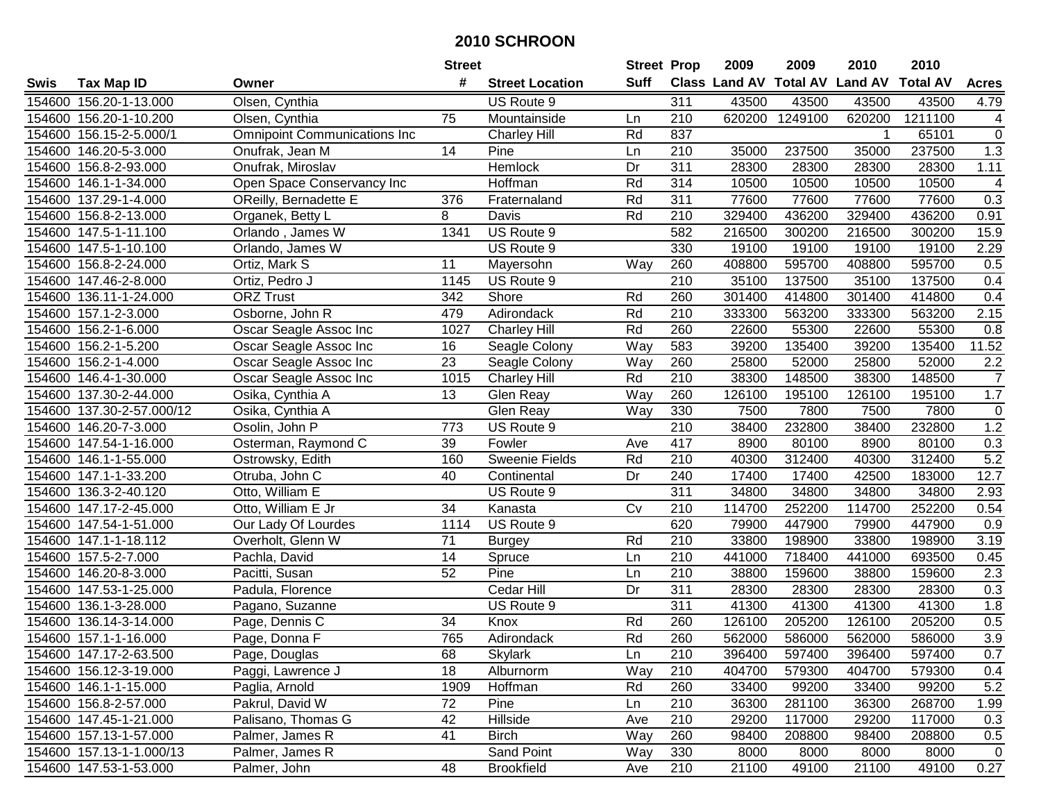# 2010 SCHROON

| Swis | Tax Map ID | Owner | Street # | Street Location | Street Suff | Prop Class | 2009 Land AV | 2009 Total AV | 2010 Land AV | 2010 Total AV | Acres |
|---|---|---|---|---|---|---|---|---|---|---|---|
| 154600 | 156.20-1-13.000 | Olsen, Cynthia | | US Route 9 | | 311 | 43500 | 43500 | 43500 | 43500 | 4.79 |
| 154600 | 156.20-1-10.200 | Olsen, Cynthia | 75 | Mountainside | Ln | 210 | 620200 | 1249100 | 620200 | 1211100 | 4 |
| 154600 | 156.15-2-5.000/1 | Omnipoint Communications Inc | | Charley Hill | Rd | 837 | | | 1 | 65101 | 0 |
| 154600 | 146.20-5-3.000 | Onufrak, Jean M | 14 | Pine | Ln | 210 | 35000 | 237500 | 35000 | 237500 | 1.3 |
| 154600 | 156.8-2-93.000 | Onufrak, Miroslav | | Hemlock | Dr | 311 | 28300 | 28300 | 28300 | 28300 | 1.11 |
| 154600 | 146.1-1-34.000 | Open Space Conservancy Inc | | Hoffman | Rd | 314 | 10500 | 10500 | 10500 | 10500 | 4 |
| 154600 | 137.29-1-4.000 | OReilly, Bernadette E | 376 | Fraternaland | Rd | 311 | 77600 | 77600 | 77600 | 77600 | 0.3 |
| 154600 | 156.8-2-13.000 | Organek, Betty L | 8 | Davis | Rd | 210 | 329400 | 436200 | 329400 | 436200 | 0.91 |
| 154600 | 147.5-1-11.100 | Orlando , James W | 1341 | US Route 9 | | 582 | 216500 | 300200 | 216500 | 300200 | 15.9 |
| 154600 | 147.5-1-10.100 | Orlando, James W | | US Route 9 | | 330 | 19100 | 19100 | 19100 | 19100 | 2.29 |
| 154600 | 156.8-2-24.000 | Ortiz, Mark S | 11 | Mayersohn | Way | 260 | 408800 | 595700 | 408800 | 595700 | 0.5 |
| 154600 | 147.46-2-8.000 | Ortiz, Pedro J | 1145 | US Route 9 | | 210 | 35100 | 137500 | 35100 | 137500 | 0.4 |
| 154600 | 136.11-1-24.000 | ORZ Trust | 342 | Shore | Rd | 260 | 301400 | 414800 | 301400 | 414800 | 0.4 |
| 154600 | 157.1-2-3.000 | Osborne, John R | 479 | Adirondack | Rd | 210 | 333300 | 563200 | 333300 | 563200 | 2.15 |
| 154600 | 156.2-1-6.000 | Oscar Seagle Assoc Inc | 1027 | Charley Hill | Rd | 260 | 22600 | 55300 | 22600 | 55300 | 0.8 |
| 154600 | 156.2-1-5.200 | Oscar Seagle Assoc Inc | 16 | Seagle Colony | Way | 583 | 39200 | 135400 | 39200 | 135400 | 11.52 |
| 154600 | 156.2-1-4.000 | Oscar Seagle Assoc Inc | 23 | Seagle Colony | Way | 260 | 25800 | 52000 | 25800 | 52000 | 2.2 |
| 154600 | 146.4-1-30.000 | Oscar Seagle Assoc Inc | 1015 | Charley Hill | Rd | 210 | 38300 | 148500 | 38300 | 148500 | 7 |
| 154600 | 137.30-2-44.000 | Osika, Cynthia A | 13 | Glen Reay | Way | 260 | 126100 | 195100 | 126100 | 195100 | 1.7 |
| 154600 | 137.30-2-57.000/12 | Osika, Cynthia A | | Glen Reay | Way | 330 | 7500 | 7800 | 7500 | 7800 | 0 |
| 154600 | 146.20-7-3.000 | Osolin, John P | 773 | US Route 9 | | 210 | 38400 | 232800 | 38400 | 232800 | 1.2 |
| 154600 | 147.54-1-16.000 | Osterman, Raymond C | 39 | Fowler | Ave | 417 | 8900 | 80100 | 8900 | 80100 | 0.3 |
| 154600 | 146.1-1-55.000 | Ostrowsky, Edith | 160 | Sweenie Fields | Rd | 210 | 40300 | 312400 | 40300 | 312400 | 5.2 |
| 154600 | 147.1-1-33.200 | Otruba, John C | 40 | Continental | Dr | 240 | 17400 | 17400 | 42500 | 183000 | 12.7 |
| 154600 | 136.3-2-40.120 | Otto, William E | | US Route 9 | | 311 | 34800 | 34800 | 34800 | 34800 | 2.93 |
| 154600 | 147.17-2-45.000 | Otto, William E Jr | 34 | Kanasta | Cv | 210 | 114700 | 252200 | 114700 | 252200 | 0.54 |
| 154600 | 147.54-1-51.000 | Our Lady Of Lourdes | 1114 | US Route 9 | | 620 | 79900 | 447900 | 79900 | 447900 | 0.9 |
| 154600 | 147.1-1-18.112 | Overholt, Glenn W | 71 | Burgey | Rd | 210 | 33800 | 198900 | 33800 | 198900 | 3.19 |
| 154600 | 157.5-2-7.000 | Pachla, David | 14 | Spruce | Ln | 210 | 441000 | 718400 | 441000 | 693500 | 0.45 |
| 154600 | 146.20-8-3.000 | Pacitti, Susan | 52 | Pine | Ln | 210 | 38800 | 159600 | 38800 | 159600 | 2.3 |
| 154600 | 147.53-1-25.000 | Padula, Florence | | Cedar Hill | Dr | 311 | 28300 | 28300 | 28300 | 28300 | 0.3 |
| 154600 | 136.1-3-28.000 | Pagano, Suzanne | | US Route 9 | | 311 | 41300 | 41300 | 41300 | 41300 | 1.8 |
| 154600 | 136.14-3-14.000 | Page, Dennis C | 34 | Knox | Rd | 260 | 126100 | 205200 | 126100 | 205200 | 0.5 |
| 154600 | 157.1-1-16.000 | Page, Donna F | 765 | Adirondack | Rd | 260 | 562000 | 586000 | 562000 | 586000 | 3.9 |
| 154600 | 147.17-2-63.500 | Page, Douglas | 68 | Skylark | Ln | 210 | 396400 | 597400 | 396400 | 597400 | 0.7 |
| 154600 | 156.12-3-19.000 | Paggi, Lawrence J | 18 | Alburnorm | Way | 210 | 404700 | 579300 | 404700 | 579300 | 0.4 |
| 154600 | 146.1-1-15.000 | Paglia, Arnold | 1909 | Hoffman | Rd | 260 | 33400 | 99200 | 33400 | 99200 | 5.2 |
| 154600 | 156.8-2-57.000 | Pakrul, David W | 72 | Pine | Ln | 210 | 36300 | 281100 | 36300 | 268700 | 1.99 |
| 154600 | 147.45-1-21.000 | Palisano, Thomas G | 42 | Hillside | Ave | 210 | 29200 | 117000 | 29200 | 117000 | 0.3 |
| 154600 | 157.13-1-57.000 | Palmer, James R | 41 | Birch | Way | 260 | 98400 | 208800 | 98400 | 208800 | 0.5 |
| 154600 | 157.13-1-1.000/13 | Palmer, James R | | Sand Point | Way | 330 | 8000 | 8000 | 8000 | 8000 | 0 |
| 154600 | 147.53-1-53.000 | Palmer, John | 48 | Brookfield | Ave | 210 | 21100 | 49100 | 21100 | 49100 | 0.27 |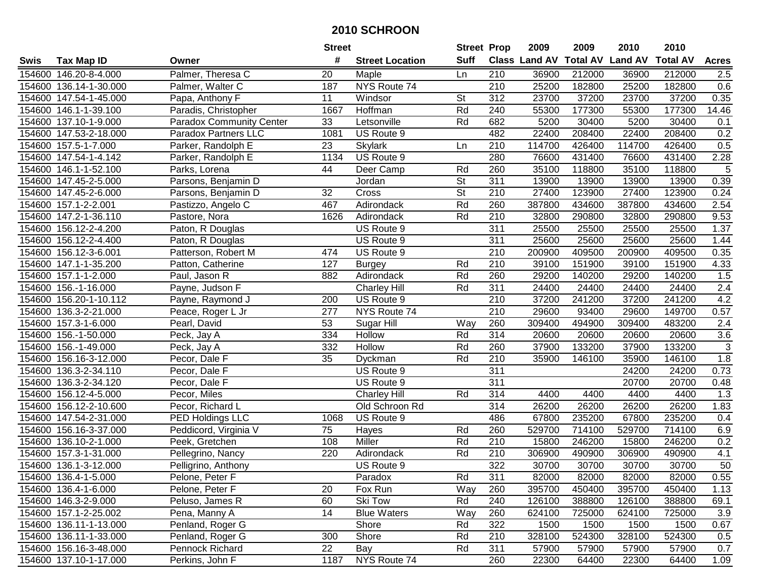# 2010 SCHROON

| Swis | Tax Map ID | Owner | Street # | Street Location | Street Suff | Prop Class | 2009 Land AV | 2009 Total AV | 2010 Land AV | 2010 Total AV | Acres |
|---|---|---|---|---|---|---|---|---|---|---|---|
| 154600 | 146.20-8-4.000 | Palmer, Theresa C | 20 | Maple | Ln | 210 | 36900 | 212000 | 36900 | 212000 | 2.5 |
| 154600 | 136.14-1-30.000 | Palmer, Walter C | 187 | NYS Route 74 | | 210 | 25200 | 182800 | 25200 | 182800 | 0.6 |
| 154600 | 147.54-1-45.000 | Papa, Anthony F | 11 | Windsor | St | 312 | 23700 | 37200 | 23700 | 37200 | 0.35 |
| 154600 | 146.1-1-39.100 | Paradis, Christopher | 1667 | Hoffman | Rd | 240 | 55300 | 177300 | 55300 | 177300 | 14.46 |
| 154600 | 137.10-1-9.000 | Paradox Community Center | 33 | Letsonville | Rd | 682 | 5200 | 30400 | 5200 | 30400 | 0.1 |
| 154600 | 147.53-2-18.000 | Paradox Partners LLC | 1081 | US Route 9 | | 482 | 22400 | 208400 | 22400 | 208400 | 0.2 |
| 154600 | 157.5-1-7.000 | Parker, Randolph E | 23 | Skylark | Ln | 210 | 114700 | 426400 | 114700 | 426400 | 0.5 |
| 154600 | 147.54-1-4.142 | Parker, Randolph E | 1134 | US Route 9 | | 280 | 76600 | 431400 | 76600 | 431400 | 2.28 |
| 154600 | 146.1-1-52.100 | Parks, Lorena | 44 | Deer Camp | Rd | 260 | 35100 | 118800 | 35100 | 118800 | 5 |
| 154600 | 147.45-2-5.000 | Parsons, Benjamin D | | Jordan | St | 311 | 13900 | 13900 | 13900 | 13900 | 0.39 |
| 154600 | 147.45-2-6.000 | Parsons, Benjamin D | 32 | Cross | St | 210 | 27400 | 123900 | 27400 | 123900 | 0.24 |
| 154600 | 157.1-2-2.001 | Pastizzo, Angelo C | 467 | Adirondack | Rd | 260 | 387800 | 434600 | 387800 | 434600 | 2.54 |
| 154600 | 147.2-1-36.110 | Pastore, Nora | 1626 | Adirondack | Rd | 210 | 32800 | 290800 | 32800 | 290800 | 9.53 |
| 154600 | 156.12-2-4.200 | Paton, R Douglas | | US Route 9 | | 311 | 25500 | 25500 | 25500 | 25500 | 1.37 |
| 154600 | 156.12-2-4.400 | Paton, R Douglas | | US Route 9 | | 311 | 25600 | 25600 | 25600 | 25600 | 1.44 |
| 154600 | 156.12-3-6.001 | Patterson, Robert M | 474 | US Route 9 | | 210 | 200900 | 409500 | 200900 | 409500 | 0.35 |
| 154600 | 147.1-1-35.200 | Patton, Catherine | 127 | Burgey | Rd | 210 | 39100 | 151900 | 39100 | 151900 | 4.33 |
| 154600 | 157.1-1-2.000 | Paul, Jason R | 882 | Adirondack | Rd | 260 | 29200 | 140200 | 29200 | 140200 | 1.5 |
| 154600 | 156.-1-16.000 | Payne, Judson F | | Charley Hill | Rd | 311 | 24400 | 24400 | 24400 | 24400 | 2.4 |
| 154600 | 156.20-1-10.112 | Payne, Raymond J | 200 | US Route 9 | | 210 | 37200 | 241200 | 37200 | 241200 | 4.2 |
| 154600 | 136.3-2-21.000 | Peace, Roger L Jr | 277 | NYS Route 74 | | 210 | 29600 | 93400 | 29600 | 149700 | 0.57 |
| 154600 | 157.3-1-6.000 | Pearl, David | 53 | Sugar Hill | Way | 260 | 309400 | 494900 | 309400 | 483200 | 2.4 |
| 154600 | 156.-1-50.000 | Peck, Jay A | 334 | Hollow | Rd | 314 | 20600 | 20600 | 20600 | 20600 | 3.6 |
| 154600 | 156.-1-49.000 | Peck, Jay A | 332 | Hollow | Rd | 260 | 37900 | 133200 | 37900 | 133200 | 3 |
| 154600 | 156.16-3-12.000 | Pecor, Dale F | 35 | Dyckman | Rd | 210 | 35900 | 146100 | 35900 | 146100 | 1.8 |
| 154600 | 136.3-2-34.110 | Pecor, Dale F | | US Route 9 | | 311 | | | 24200 | 24200 | 0.73 |
| 154600 | 136.3-2-34.120 | Pecor, Dale F | | US Route 9 | | 311 | | | 20700 | 20700 | 0.48 |
| 154600 | 156.12-4-5.000 | Pecor, Miles | | Charley Hill | Rd | 314 | 4400 | 4400 | 4400 | 4400 | 1.3 |
| 154600 | 156.12-2-10.600 | Pecor, Richard L | | Old Schroon Rd | | 314 | 26200 | 26200 | 26200 | 26200 | 1.83 |
| 154600 | 147.54-2-31.000 | PED Holdings LLC | 1068 | US Route 9 | | 486 | 67800 | 235200 | 67800 | 235200 | 0.4 |
| 154600 | 156.16-3-37.000 | Peddicord, Virginia V | 75 | Hayes | Rd | 260 | 529700 | 714100 | 529700 | 714100 | 6.9 |
| 154600 | 136.10-2-1.000 | Peek, Gretchen | 108 | Miller | Rd | 210 | 15800 | 246200 | 15800 | 246200 | 0.2 |
| 154600 | 157.3-1-31.000 | Pellegrino, Nancy | 220 | Adirondack | Rd | 210 | 306900 | 490900 | 306900 | 490900 | 4.1 |
| 154600 | 136.1-3-12.000 | Pelligrino, Anthony | | US Route 9 | | 322 | 30700 | 30700 | 30700 | 30700 | 50 |
| 154600 | 136.4-1-5.000 | Pelone, Peter F | | Paradox | Rd | 311 | 82000 | 82000 | 82000 | 82000 | 0.55 |
| 154600 | 136.4-1-6.000 | Pelone, Peter F | 20 | Fox Run | Way | 260 | 395700 | 450400 | 395700 | 450400 | 1.13 |
| 154600 | 146.3-2-9.000 | Peluso, James R | 60 | Ski Tow | Rd | 240 | 126100 | 388800 | 126100 | 388800 | 69.1 |
| 154600 | 157.1-2-25.002 | Pena, Manny A | 14 | Blue Waters | Way | 260 | 624100 | 725000 | 624100 | 725000 | 3.9 |
| 154600 | 136.11-1-13.000 | Penland, Roger G | | Shore | Rd | 322 | 1500 | 1500 | 1500 | 1500 | 0.67 |
| 154600 | 136.11-1-33.000 | Penland, Roger G | 300 | Shore | Rd | 210 | 328100 | 524300 | 328100 | 524300 | 0.5 |
| 154600 | 156.16-3-48.000 | Pennock Richard | 22 | Bay | Rd | 311 | 57900 | 57900 | 57900 | 57900 | 0.7 |
| 154600 | 137.10-1-17.000 | Perkins, John F | 1187 | NYS Route 74 | | 260 | 22300 | 64400 | 22300 | 64400 | 1.09 |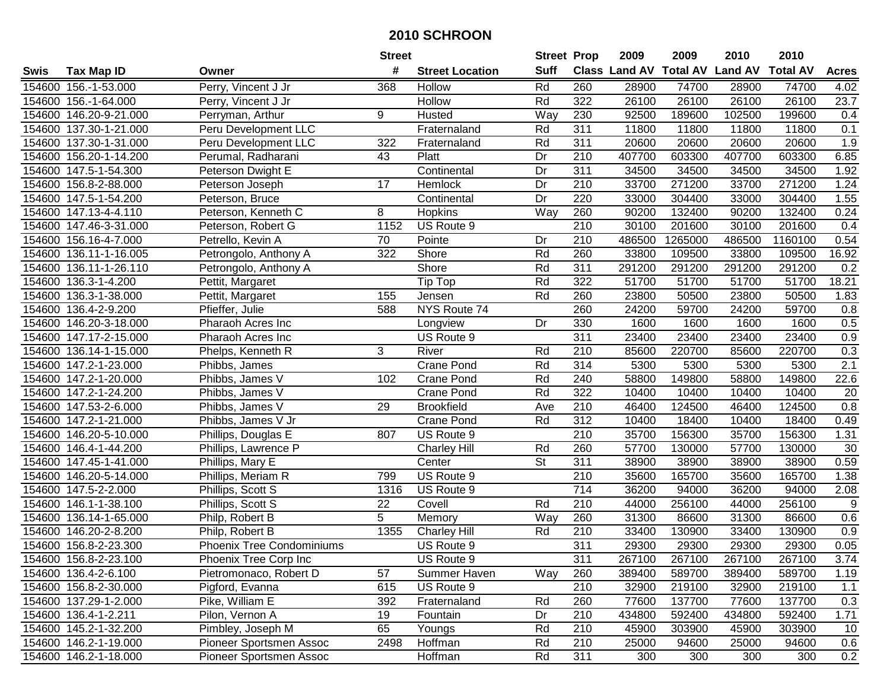# 2010 SCHROON

| Swis | Tax Map ID | Owner | Street # | Street Location | Street Suff | Prop Class | 2009 Land AV | 2009 Total AV | 2010 Land AV | 2010 Total AV | Acres |
|---|---|---|---|---|---|---|---|---|---|---|---|
| 154600 | 156.-1-53.000 | Perry, Vincent J Jr | 368 | Hollow | Rd | 260 | 28900 | 74700 | 28900 | 74700 | 4.02 |
| 154600 | 156.-1-64.000 | Perry, Vincent J Jr | | Hollow | Rd | 322 | 26100 | 26100 | 26100 | 26100 | 23.7 |
| 154600 | 146.20-9-21.000 | Perryman, Arthur | 9 | Husted | Way | 230 | 92500 | 189600 | 102500 | 199600 | 0.4 |
| 154600 | 137.30-1-21.000 | Peru Development LLC | | Fraternaland | Rd | 311 | 11800 | 11800 | 11800 | 11800 | 0.1 |
| 154600 | 137.30-1-31.000 | Peru Development LLC | 322 | Fraternaland | Rd | 311 | 20600 | 20600 | 20600 | 20600 | 1.9 |
| 154600 | 156.20-1-14.200 | Perumal, Radharani | 43 | Platt | Dr | 210 | 407700 | 603300 | 407700 | 603300 | 6.85 |
| 154600 | 147.5-1-54.300 | Peterson Dwight E | | Continental | Dr | 311 | 34500 | 34500 | 34500 | 34500 | 1.92 |
| 154600 | 156.8-2-88.000 | Peterson Joseph | 17 | Hemlock | Dr | 210 | 33700 | 271200 | 33700 | 271200 | 1.24 |
| 154600 | 147.5-1-54.200 | Peterson, Bruce | | Continental | Dr | 220 | 33000 | 304400 | 33000 | 304400 | 1.55 |
| 154600 | 147.13-4-4.110 | Peterson, Kenneth C | 8 | Hopkins | Way | 260 | 90200 | 132400 | 90200 | 132400 | 0.24 |
| 154600 | 147.46-3-31.000 | Peterson, Robert G | 1152 | US Route 9 | | 210 | 30100 | 201600 | 30100 | 201600 | 0.4 |
| 154600 | 156.16-4-7.000 | Petrello, Kevin A | 70 | Pointe | Dr | 210 | 486500 | 1265000 | 486500 | 1160100 | 0.54 |
| 154600 | 136.11-1-16.005 | Petrongolo, Anthony A | 322 | Shore | Rd | 260 | 33800 | 109500 | 33800 | 109500 | 16.92 |
| 154600 | 136.11-1-26.110 | Petrongolo, Anthony A | | Shore | Rd | 311 | 291200 | 291200 | 291200 | 291200 | 0.2 |
| 154600 | 136.3-1-4.200 | Pettit, Margaret | | Tip Top | Rd | 322 | 51700 | 51700 | 51700 | 51700 | 18.21 |
| 154600 | 136.3-1-38.000 | Pettit, Margaret | 155 | Jensen | Rd | 260 | 23800 | 50500 | 23800 | 50500 | 1.83 |
| 154600 | 136.4-2-9.200 | Pfieffer, Julie | 588 | NYS Route 74 | | 260 | 24200 | 59700 | 24200 | 59700 | 0.8 |
| 154600 | 146.20-3-18.000 | Pharaoh Acres Inc | | Longview | Dr | 330 | 1600 | 1600 | 1600 | 1600 | 0.5 |
| 154600 | 147.17-2-15.000 | Pharaoh Acres Inc | | US Route 9 | | 311 | 23400 | 23400 | 23400 | 23400 | 0.9 |
| 154600 | 136.14-1-15.000 | Phelps, Kenneth R | 3 | River | Rd | 210 | 85600 | 220700 | 85600 | 220700 | 0.3 |
| 154600 | 147.2-1-23.000 | Phibbs, James | | Crane Pond | Rd | 314 | 5300 | 5300 | 5300 | 5300 | 2.1 |
| 154600 | 147.2-1-20.000 | Phibbs, James V | 102 | Crane Pond | Rd | 240 | 58800 | 149800 | 58800 | 149800 | 22.6 |
| 154600 | 147.2-1-24.200 | Phibbs, James V | | Crane Pond | Rd | 322 | 10400 | 10400 | 10400 | 10400 | 20 |
| 154600 | 147.53-2-6.000 | Phibbs, James V | 29 | Brookfield | Ave | 210 | 46400 | 124500 | 46400 | 124500 | 0.8 |
| 154600 | 147.2-1-21.000 | Phibbs, James V Jr | | Crane Pond | Rd | 312 | 10400 | 18400 | 10400 | 18400 | 0.49 |
| 154600 | 146.20-5-10.000 | Phillips, Douglas E | 807 | US Route 9 | | 210 | 35700 | 156300 | 35700 | 156300 | 1.31 |
| 154600 | 146.4-1-44.200 | Phillips, Lawrence P | | Charley Hill | Rd | 260 | 57700 | 130000 | 57700 | 130000 | 30 |
| 154600 | 147.45-1-41.000 | Phillips, Mary E | | Center | St | 311 | 38900 | 38900 | 38900 | 38900 | 0.59 |
| 154600 | 146.20-5-14.000 | Phillips, Meriam R | 799 | US Route 9 | | 210 | 35600 | 165700 | 35600 | 165700 | 1.38 |
| 154600 | 147.5-2-2.000 | Phillips, Scott S | 1316 | US Route 9 | | 714 | 36200 | 94000 | 36200 | 94000 | 2.08 |
| 154600 | 146.1-1-38.100 | Phillips, Scott S | 22 | Covell | Rd | 210 | 44000 | 256100 | 44000 | 256100 | 9 |
| 154600 | 136.14-1-65.000 | Philp, Robert B | 5 | Memory | Way | 260 | 31300 | 86600 | 31300 | 86600 | 0.6 |
| 154600 | 146.20-2-8.200 | Philp, Robert B | 1355 | Charley Hill | Rd | 210 | 33400 | 130900 | 33400 | 130900 | 0.9 |
| 154600 | 156.8-2-23.300 | Phoenix Tree Condominiums | | US Route 9 | | 311 | 29300 | 29300 | 29300 | 29300 | 0.05 |
| 154600 | 156.8-2-23.100 | Phoenix Tree Corp Inc | | US Route 9 | | 311 | 267100 | 267100 | 267100 | 267100 | 3.74 |
| 154600 | 136.4-2-6.100 | Pietromonaco, Robert D | 57 | Summer Haven | Way | 260 | 389400 | 589700 | 389400 | 589700 | 1.19 |
| 154600 | 156.8-2-30.000 | Pigford, Evanna | 615 | US Route 9 | | 210 | 32900 | 219100 | 32900 | 219100 | 1.1 |
| 154600 | 137.29-1-2.000 | Pike, William E | 392 | Fraternaland | Rd | 260 | 77600 | 137700 | 77600 | 137700 | 0.3 |
| 154600 | 136.4-1-2.211 | Pilon, Vernon A | 19 | Fountain | Dr | 210 | 434800 | 592400 | 434800 | 592400 | 1.71 |
| 154600 | 145.2-1-32.200 | Pimbley, Joseph M | 65 | Youngs | Rd | 210 | 45900 | 303900 | 45900 | 303900 | 10 |
| 154600 | 146.2-1-19.000 | Pioneer Sportsmen Assoc | 2498 | Hoffman | Rd | 210 | 25000 | 94600 | 25000 | 94600 | 0.6 |
| 154600 | 146.2-1-18.000 | Pioneer Sportsmen Assoc | | Hoffman | Rd | 311 | 300 | 300 | 300 | 300 | 0.2 |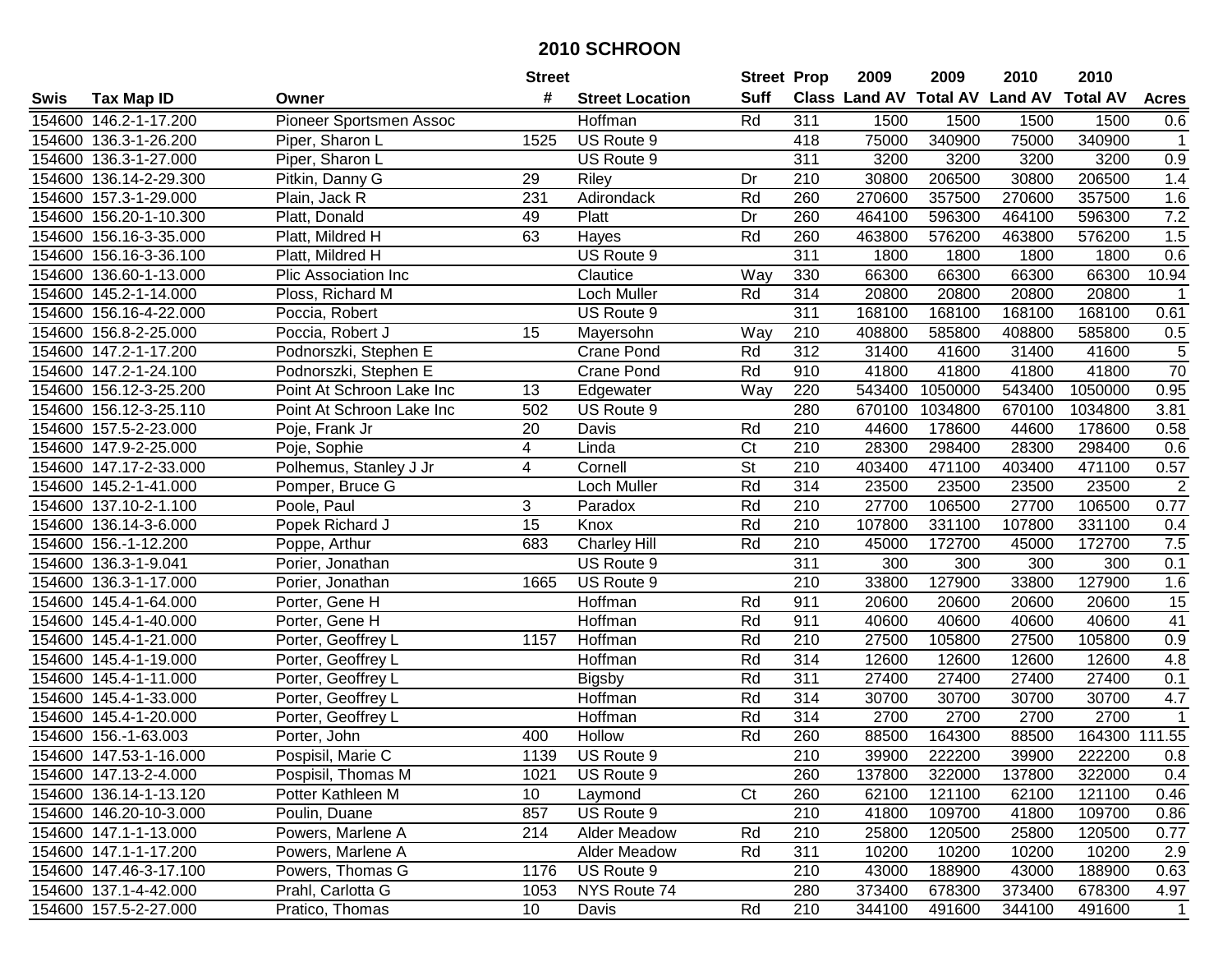# 2010 SCHROON

| Swis | Tax Map ID | Owner | Street # | Street Location | Street Suff | Prop Class | 2009 Land AV | 2009 Total AV | 2010 Land AV | 2010 Total AV | Acres |
|---|---|---|---|---|---|---|---|---|---|---|---|
| 154600 | 146.2-1-17.200 | Pioneer Sportsmen Assoc | | Hoffman | Rd | 311 | 1500 | 1500 | 1500 | 1500 | 0.6 |
| 154600 | 136.3-1-26.200 | Piper, Sharon L | 1525 | US Route 9 | | 418 | 75000 | 340900 | 75000 | 340900 | 1 |
| 154600 | 136.3-1-27.000 | Piper, Sharon L | | US Route 9 | | 311 | 3200 | 3200 | 3200 | 3200 | 0.9 |
| 154600 | 136.14-2-29.300 | Pitkin, Danny G | 29 | Riley | Dr | 210 | 30800 | 206500 | 30800 | 206500 | 1.4 |
| 154600 | 157.3-1-29.000 | Plain, Jack R | 231 | Adirondack | Rd | 260 | 270600 | 357500 | 270600 | 357500 | 1.6 |
| 154600 | 156.20-1-10.300 | Platt, Donald | 49 | Platt | Dr | 260 | 464100 | 596300 | 464100 | 596300 | 7.2 |
| 154600 | 156.16-3-35.000 | Platt, Mildred H | 63 | Hayes | Rd | 260 | 463800 | 576200 | 463800 | 576200 | 1.5 |
| 154600 | 156.16-3-36.100 | Platt, Mildred H | | US Route 9 | | 311 | 1800 | 1800 | 1800 | 1800 | 0.6 |
| 154600 | 136.60-1-13.000 | Plic Association Inc | | Clautice | Way | 330 | 66300 | 66300 | 66300 | 66300 | 10.94 |
| 154600 | 145.2-1-14.000 | Ploss, Richard M | | Loch Muller | Rd | 314 | 20800 | 20800 | 20800 | 20800 | 1 |
| 154600 | 156.16-4-22.000 | Poccia, Robert | | US Route 9 | | 311 | 168100 | 168100 | 168100 | 168100 | 0.61 |
| 154600 | 156.8-2-25.000 | Poccia, Robert J | 15 | Mayersohn | Way | 210 | 408800 | 585800 | 408800 | 585800 | 0.5 |
| 154600 | 147.2-1-17.200 | Podnorszki, Stephen E | | Crane Pond | Rd | 312 | 31400 | 41600 | 31400 | 41600 | 5 |
| 154600 | 147.2-1-24.100 | Podnorszki, Stephen E | | Crane Pond | Rd | 910 | 41800 | 41800 | 41800 | 41800 | 70 |
| 154600 | 156.12-3-25.200 | Point At Schroon Lake Inc | 13 | Edgewater | Way | 220 | 543400 | 1050000 | 543400 | 1050000 | 0.95 |
| 154600 | 156.12-3-25.110 | Point At Schroon Lake Inc | 502 | US Route 9 | | 280 | 670100 | 1034800 | 670100 | 1034800 | 3.81 |
| 154600 | 157.5-2-23.000 | Poje, Frank Jr | 20 | Davis | Rd | 210 | 44600 | 178600 | 44600 | 178600 | 0.58 |
| 154600 | 147.9-2-25.000 | Poje, Sophie | 4 | Linda | Ct | 210 | 28300 | 298400 | 28300 | 298400 | 0.6 |
| 154600 | 147.17-2-33.000 | Polhemus, Stanley J Jr | 4 | Cornell | St | 210 | 403400 | 471100 | 403400 | 471100 | 0.57 |
| 154600 | 145.2-1-41.000 | Pomper, Bruce G | | Loch Muller | Rd | 314 | 23500 | 23500 | 23500 | 23500 | 2 |
| 154600 | 137.10-2-1.100 | Poole, Paul | 3 | Paradox | Rd | 210 | 27700 | 106500 | 27700 | 106500 | 0.77 |
| 154600 | 136.14-3-6.000 | Popek Richard J | 15 | Knox | Rd | 210 | 107800 | 331100 | 107800 | 331100 | 0.4 |
| 154600 | 156.-1-12.200 | Poppe, Arthur | 683 | Charley Hill | Rd | 210 | 45000 | 172700 | 45000 | 172700 | 7.5 |
| 154600 | 136.3-1-9.041 | Porier, Jonathan | | US Route 9 | | 311 | 300 | 300 | 300 | 300 | 0.1 |
| 154600 | 136.3-1-17.000 | Porier, Jonathan | 1665 | US Route 9 | | 210 | 33800 | 127900 | 33800 | 127900 | 1.6 |
| 154600 | 145.4-1-64.000 | Porter, Gene H | | Hoffman | Rd | 911 | 20600 | 20600 | 20600 | 20600 | 15 |
| 154600 | 145.4-1-40.000 | Porter, Gene H | | Hoffman | Rd | 911 | 40600 | 40600 | 40600 | 40600 | 41 |
| 154600 | 145.4-1-21.000 | Porter, Geoffrey L | 1157 | Hoffman | Rd | 210 | 27500 | 105800 | 27500 | 105800 | 0.9 |
| 154600 | 145.4-1-19.000 | Porter, Geoffrey L | | Hoffman | Rd | 314 | 12600 | 12600 | 12600 | 12600 | 4.8 |
| 154600 | 145.4-1-11.000 | Porter, Geoffrey L | | Bigsby | Rd | 311 | 27400 | 27400 | 27400 | 27400 | 0.1 |
| 154600 | 145.4-1-33.000 | Porter, Geoffrey L | | Hoffman | Rd | 314 | 30700 | 30700 | 30700 | 30700 | 4.7 |
| 154600 | 145.4-1-20.000 | Porter, Geoffrey L | | Hoffman | Rd | 314 | 2700 | 2700 | 2700 | 2700 | 1 |
| 154600 | 156.-1-63.003 | Porter, John | 400 | Hollow | Rd | 260 | 88500 | 164300 | 88500 | 164300 | 111.55 |
| 154600 | 147.53-1-16.000 | Pospisil, Marie C | 1139 | US Route 9 | | 210 | 39900 | 222200 | 39900 | 222200 | 0.8 |
| 154600 | 147.13-2-4.000 | Pospisil, Thomas M | 1021 | US Route 9 | | 260 | 137800 | 322000 | 137800 | 322000 | 0.4 |
| 154600 | 136.14-1-13.120 | Potter Kathleen M | 10 | Laymond | Ct | 260 | 62100 | 121100 | 62100 | 121100 | 0.46 |
| 154600 | 146.20-10-3.000 | Poulin, Duane | 857 | US Route 9 | | 210 | 41800 | 109700 | 41800 | 109700 | 0.86 |
| 154600 | 147.1-1-13.000 | Powers, Marlene A | 214 | Alder Meadow | Rd | 210 | 25800 | 120500 | 25800 | 120500 | 0.77 |
| 154600 | 147.1-1-17.200 | Powers, Marlene A | | Alder Meadow | Rd | 311 | 10200 | 10200 | 10200 | 10200 | 2.9 |
| 154600 | 147.46-3-17.100 | Powers, Thomas G | 1176 | US Route 9 | | 210 | 43000 | 188900 | 43000 | 188900 | 0.63 |
| 154600 | 137.1-4-42.000 | Prahl, Carlotta G | 1053 | NYS Route 74 | | 280 | 373400 | 678300 | 373400 | 678300 | 4.97 |
| 154600 | 157.5-2-27.000 | Pratico, Thomas | 10 | Davis | Rd | 210 | 344100 | 491600 | 344100 | 491600 | 1 |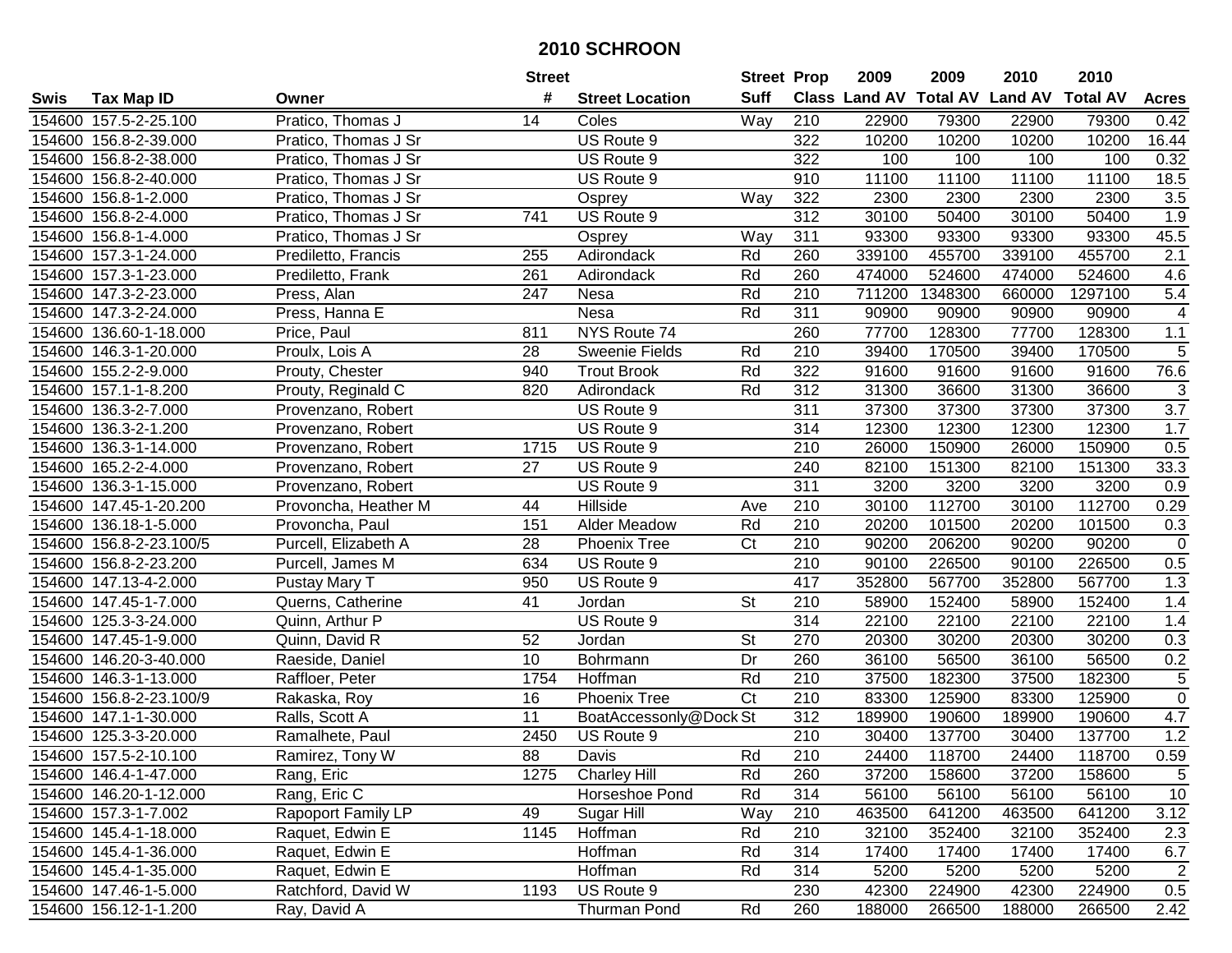# 2010 SCHROON

| Swis | Tax Map ID | Owner | Street # | Street Location | Street Suff | Prop Class | 2009 Land AV | 2009 Total AV | 2010 Land AV | 2010 Total AV | Acres |
|---|---|---|---|---|---|---|---|---|---|---|---|
| 154600 | 157.5-2-25.100 | Pratico, Thomas J | 14 | Coles | Way | 210 | 22900 | 79300 | 22900 | 79300 | 0.42 |
| 154600 | 156.8-2-39.000 | Pratico, Thomas J Sr | | US Route 9 | | 322 | 10200 | 10200 | 10200 | 10200 | 16.44 |
| 154600 | 156.8-2-38.000 | Pratico, Thomas J Sr | | US Route 9 | | 322 | 100 | 100 | 100 | 100 | 0.32 |
| 154600 | 156.8-2-40.000 | Pratico, Thomas J Sr | | US Route 9 | | 910 | 11100 | 11100 | 11100 | 11100 | 18.5 |
| 154600 | 156.8-1-2.000 | Pratico, Thomas J Sr | | Osprey | Way | 322 | 2300 | 2300 | 2300 | 2300 | 3.5 |
| 154600 | 156.8-2-4.000 | Pratico, Thomas J Sr | 741 | US Route 9 | | 312 | 30100 | 50400 | 30100 | 50400 | 1.9 |
| 154600 | 156.8-1-4.000 | Pratico, Thomas J Sr | | Osprey | Way | 311 | 93300 | 93300 | 93300 | 93300 | 45.5 |
| 154600 | 157.3-1-24.000 | Prediletto, Francis | 255 | Adirondack | Rd | 260 | 339100 | 455700 | 339100 | 455700 | 2.1 |
| 154600 | 157.3-1-23.000 | Prediletto, Frank | 261 | Adirondack | Rd | 260 | 474000 | 524600 | 474000 | 524600 | 4.6 |
| 154600 | 147.3-2-23.000 | Press, Alan | 247 | Nesa | Rd | 210 | 711200 | 1348300 | 660000 | 1297100 | 5.4 |
| 154600 | 147.3-2-24.000 | Press, Hanna E | | Nesa | Rd | 311 | 90900 | 90900 | 90900 | 90900 | 4 |
| 154600 | 136.60-1-18.000 | Price, Paul | 811 | NYS Route 74 | | 260 | 77700 | 128300 | 77700 | 128300 | 1.1 |
| 154600 | 146.3-1-20.000 | Proulx, Lois A | 28 | Sweenie Fields | Rd | 210 | 39400 | 170500 | 39400 | 170500 | 5 |
| 154600 | 155.2-2-9.000 | Prouty, Chester | 940 | Trout Brook | Rd | 322 | 91600 | 91600 | 91600 | 91600 | 76.6 |
| 154600 | 157.1-1-8.200 | Prouty, Reginald C | 820 | Adirondack | Rd | 312 | 31300 | 36600 | 31300 | 36600 | 3 |
| 154600 | 136.3-2-7.000 | Provenzano, Robert | | US Route 9 | | 311 | 37300 | 37300 | 37300 | 37300 | 3.7 |
| 154600 | 136.3-2-1.200 | Provenzano, Robert | | US Route 9 | | 314 | 12300 | 12300 | 12300 | 12300 | 1.7 |
| 154600 | 136.3-1-14.000 | Provenzano, Robert | 1715 | US Route 9 | | 210 | 26000 | 150900 | 26000 | 150900 | 0.5 |
| 154600 | 165.2-2-4.000 | Provenzano, Robert | 27 | US Route 9 | | 240 | 82100 | 151300 | 82100 | 151300 | 33.3 |
| 154600 | 136.3-1-15.000 | Provenzano, Robert | | US Route 9 | | 311 | 3200 | 3200 | 3200 | 3200 | 0.9 |
| 154600 | 147.45-1-20.200 | Provoncha, Heather M | 44 | Hillside | Ave | 210 | 30100 | 112700 | 30100 | 112700 | 0.29 |
| 154600 | 136.18-1-5.000 | Provoncha, Paul | 151 | Alder Meadow | Rd | 210 | 20200 | 101500 | 20200 | 101500 | 0.3 |
| 154600 | 156.8-2-23.100/5 | Purcell, Elizabeth A | 28 | Phoenix Tree | Ct | 210 | 90200 | 206200 | 90200 | 90200 | 0 |
| 154600 | 156.8-2-23.200 | Purcell, James M | 634 | US Route 9 | | 210 | 90100 | 226500 | 90100 | 226500 | 0.5 |
| 154600 | 147.13-4-2.000 | Pustay Mary T | 950 | US Route 9 | | 417 | 352800 | 567700 | 352800 | 567700 | 1.3 |
| 154600 | 147.45-1-7.000 | Querns, Catherine | 41 | Jordan | St | 210 | 58900 | 152400 | 58900 | 152400 | 1.4 |
| 154600 | 125.3-3-24.000 | Quinn, Arthur P | | US Route 9 | | 314 | 22100 | 22100 | 22100 | 22100 | 1.4 |
| 154600 | 147.45-1-9.000 | Quinn, David R | 52 | Jordan | St | 270 | 20300 | 30200 | 20300 | 30200 | 0.3 |
| 154600 | 146.20-3-40.000 | Raeside, Daniel | 10 | Bohrmann | Dr | 260 | 36100 | 56500 | 36100 | 56500 | 0.2 |
| 154600 | 146.3-1-13.000 | Raffloer, Peter | 1754 | Hoffman | Rd | 210 | 37500 | 182300 | 37500 | 182300 | 5 |
| 154600 | 156.8-2-23.100/9 | Rakaska, Roy | 16 | Phoenix Tree | Ct | 210 | 83300 | 125900 | 83300 | 125900 | 0 |
| 154600 | 147.1-1-30.000 | Ralls, Scott A | 11 | BoatAccessonly@Dock | St | 312 | 189900 | 190600 | 189900 | 190600 | 4.7 |
| 154600 | 125.3-3-20.000 | Ramalhete, Paul | 2450 | US Route 9 | | 210 | 30400 | 137700 | 30400 | 137700 | 1.2 |
| 154600 | 157.5-2-10.100 | Ramirez, Tony W | 88 | Davis | Rd | 210 | 24400 | 118700 | 24400 | 118700 | 0.59 |
| 154600 | 146.4-1-47.000 | Rang, Eric | 1275 | Charley Hill | Rd | 260 | 37200 | 158600 | 37200 | 158600 | 5 |
| 154600 | 146.20-1-12.000 | Rang, Eric C | | Horseshoe Pond | Rd | 314 | 56100 | 56100 | 56100 | 56100 | 10 |
| 154600 | 157.3-1-7.002 | Rapoport Family LP | 49 | Sugar Hill | Way | 210 | 463500 | 641200 | 463500 | 641200 | 3.12 |
| 154600 | 145.4-1-18.000 | Raquet, Edwin E | 1145 | Hoffman | Rd | 210 | 32100 | 352400 | 32100 | 352400 | 2.3 |
| 154600 | 145.4-1-36.000 | Raquet, Edwin E | | Hoffman | Rd | 314 | 17400 | 17400 | 17400 | 17400 | 6.7 |
| 154600 | 145.4-1-35.000 | Raquet, Edwin E | | Hoffman | Rd | 314 | 5200 | 5200 | 5200 | 5200 | 2 |
| 154600 | 147.46-1-5.000 | Ratchford, David W | 1193 | US Route 9 | | 230 | 42300 | 224900 | 42300 | 224900 | 0.5 |
| 154600 | 156.12-1-1.200 | Ray, David A | | Thurman Pond | Rd | 260 | 188000 | 266500 | 188000 | 266500 | 2.42 |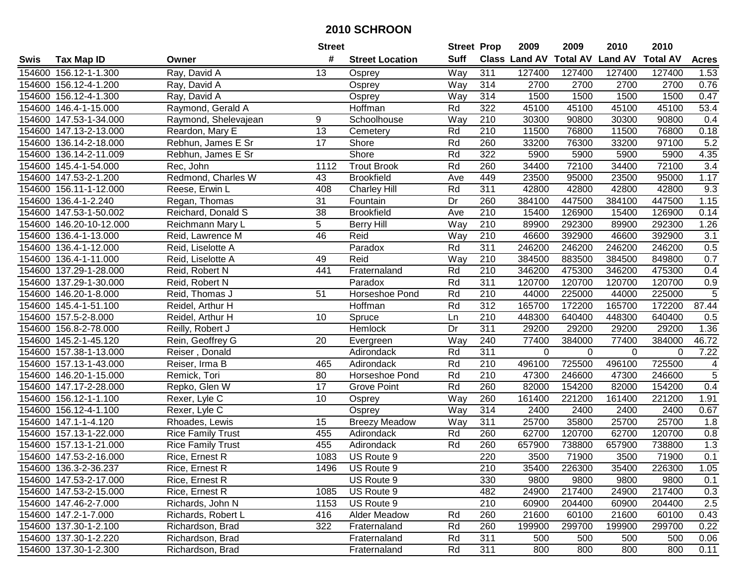# 2010 SCHROON

| Swis | Tax Map ID | Owner | Street # | Street Location | Street Suff | Prop Class | 2009 Land AV | 2009 Total AV | 2010 Land AV | 2010 Total AV | Acres |
|---|---|---|---|---|---|---|---|---|---|---|---|
| 154600 | 156.12-1-1.300 | Ray, David A | 13 | Osprey | Way | 311 | 127400 | 127400 | 127400 | 127400 | 1.53 |
| 154600 | 156.12-4-1.200 | Ray, David A | | Osprey | Way | 314 | 2700 | 2700 | 2700 | 2700 | 0.76 |
| 154600 | 156.12-4-1.300 | Ray, David A | | Osprey | Way | 314 | 1500 | 1500 | 1500 | 1500 | 0.47 |
| 154600 | 146.4-1-15.000 | Raymond, Gerald A | | Hoffman | Rd | 322 | 45100 | 45100 | 45100 | 45100 | 53.4 |
| 154600 | 147.53-1-34.000 | Raymond, Shelevajean | 9 | Schoolhouse | Way | 210 | 30300 | 90800 | 30300 | 90800 | 0.4 |
| 154600 | 147.13-2-13.000 | Reardon, Mary E | 13 | Cemetery | Rd | 210 | 11500 | 76800 | 11500 | 76800 | 0.18 |
| 154600 | 136.14-2-18.000 | Rebhun, James E Sr | 17 | Shore | Rd | 260 | 33200 | 76300 | 33200 | 97100 | 5.2 |
| 154600 | 136.14-2-11.009 | Rebhun, James E Sr | | Shore | Rd | 322 | 5900 | 5900 | 5900 | 5900 | 4.35 |
| 154600 | 145.4-1-54.000 | Rec, John | 1112 | Trout Brook | Rd | 260 | 34400 | 72100 | 34400 | 72100 | 3.4 |
| 154600 | 147.53-2-1.200 | Redmond, Charles W | 43 | Brookfield | Ave | 449 | 23500 | 95000 | 23500 | 95000 | 1.17 |
| 154600 | 156.11-1-12.000 | Reese, Erwin L | 408 | Charley Hill | Rd | 311 | 42800 | 42800 | 42800 | 42800 | 9.3 |
| 154600 | 136.4-1-2.240 | Regan, Thomas | 31 | Fountain | Dr | 260 | 384100 | 447500 | 384100 | 447500 | 1.15 |
| 154600 | 147.53-1-50.002 | Reichard, Donald S | 38 | Brookfield | Ave | 210 | 15400 | 126900 | 15400 | 126900 | 0.14 |
| 154600 | 146.20-10-12.000 | Reichmann Mary L | 5 | Berry Hill | Way | 210 | 89900 | 292300 | 89900 | 292300 | 1.26 |
| 154600 | 136.4-1-13.000 | Reid, Lawrence M | 46 | Reid | Way | 210 | 46600 | 392900 | 46600 | 392900 | 3.1 |
| 154600 | 136.4-1-12.000 | Reid, Liselotte A | | Paradox | Rd | 311 | 246200 | 246200 | 246200 | 246200 | 0.5 |
| 154600 | 136.4-1-11.000 | Reid, Liselotte A | 49 | Reid | Way | 210 | 384500 | 883500 | 384500 | 849800 | 0.7 |
| 154600 | 137.29-1-28.000 | Reid, Robert N | 441 | Fraternaland | Rd | 210 | 346200 | 475300 | 346200 | 475300 | 0.4 |
| 154600 | 137.29-1-30.000 | Reid, Robert N | | Paradox | Rd | 311 | 120700 | 120700 | 120700 | 120700 | 0.9 |
| 154600 | 146.20-1-8.000 | Reid, Thomas J | 51 | Horseshoe Pond | Rd | 210 | 44000 | 225000 | 44000 | 225000 | 5 |
| 154600 | 145.4-1-51.100 | Reidel, Arthur H | | Hoffman | Rd | 312 | 165700 | 172200 | 165700 | 172200 | 87.44 |
| 154600 | 157.5-2-8.000 | Reidel, Arthur H | 10 | Spruce | Ln | 210 | 448300 | 640400 | 448300 | 640400 | 0.5 |
| 154600 | 156.8-2-78.000 | Reilly, Robert J | | Hemlock | Dr | 311 | 29200 | 29200 | 29200 | 29200 | 1.36 |
| 154600 | 145.2-1-45.120 | Rein, Geoffrey G | 20 | Evergreen | Way | 240 | 77400 | 384000 | 77400 | 384000 | 46.72 |
| 154600 | 157.38-1-13.000 | Reiser , Donald | | Adirondack | Rd | 311 | 0 | 0 | 0 | 0 | 7.22 |
| 154600 | 157.13-1-43.000 | Reiser, Irma B | 465 | Adirondack | Rd | 210 | 496100 | 725500 | 496100 | 725500 | 4 |
| 154600 | 146.20-1-15.000 | Remick, Tori | 80 | Horseshoe Pond | Rd | 210 | 47300 | 246600 | 47300 | 246600 | 5 |
| 154600 | 147.17-2-28.000 | Repko, Glen W | 17 | Grove Point | Rd | 260 | 82000 | 154200 | 82000 | 154200 | 0.4 |
| 154600 | 156.12-1-1.100 | Rexer, Lyle C | 10 | Osprey | Way | 260 | 161400 | 221200 | 161400 | 221200 | 1.91 |
| 154600 | 156.12-4-1.100 | Rexer, Lyle C | | Osprey | Way | 314 | 2400 | 2400 | 2400 | 2400 | 0.67 |
| 154600 | 147.1-1-4.120 | Rhoades, Lewis | 15 | Breezy Meadow | Way | 311 | 25700 | 35800 | 25700 | 25700 | 1.8 |
| 154600 | 157.13-1-22.000 | Rice Family Trust | 455 | Adirondack | Rd | 260 | 62700 | 120700 | 62700 | 120700 | 0.8 |
| 154600 | 157.13-1-21.000 | Rice Family Trust | 455 | Adirondack | Rd | 260 | 657900 | 738800 | 657900 | 738800 | 1.3 |
| 154600 | 147.53-2-16.000 | Rice, Ernest R | 1083 | US Route 9 | | 220 | 3500 | 71900 | 3500 | 71900 | 0.1 |
| 154600 | 136.3-2-36.237 | Rice, Ernest R | 1496 | US Route 9 | | 210 | 35400 | 226300 | 35400 | 226300 | 1.05 |
| 154600 | 147.53-2-17.000 | Rice, Ernest R | | US Route 9 | | 330 | 9800 | 9800 | 9800 | 9800 | 0.1 |
| 154600 | 147.53-2-15.000 | Rice, Ernest R | 1085 | US Route 9 | | 482 | 24900 | 217400 | 24900 | 217400 | 0.3 |
| 154600 | 147.46-2-7.000 | Richards, John N | 1153 | US Route 9 | | 210 | 60900 | 204400 | 60900 | 204400 | 2.5 |
| 154600 | 147.2-1-7.000 | Richards, Robert L | 416 | Alder Meadow | Rd | 260 | 21600 | 60100 | 21600 | 60100 | 0.43 |
| 154600 | 137.30-1-2.100 | Richardson, Brad | 322 | Fraternaland | Rd | 260 | 199900 | 299700 | 199900 | 299700 | 0.22 |
| 154600 | 137.30-1-2.220 | Richardson, Brad | | Fraternaland | Rd | 311 | 500 | 500 | 500 | 500 | 0.06 |
| 154600 | 137.30-1-2.300 | Richardson, Brad | | Fraternaland | Rd | 311 | 800 | 800 | 800 | 800 | 0.11 |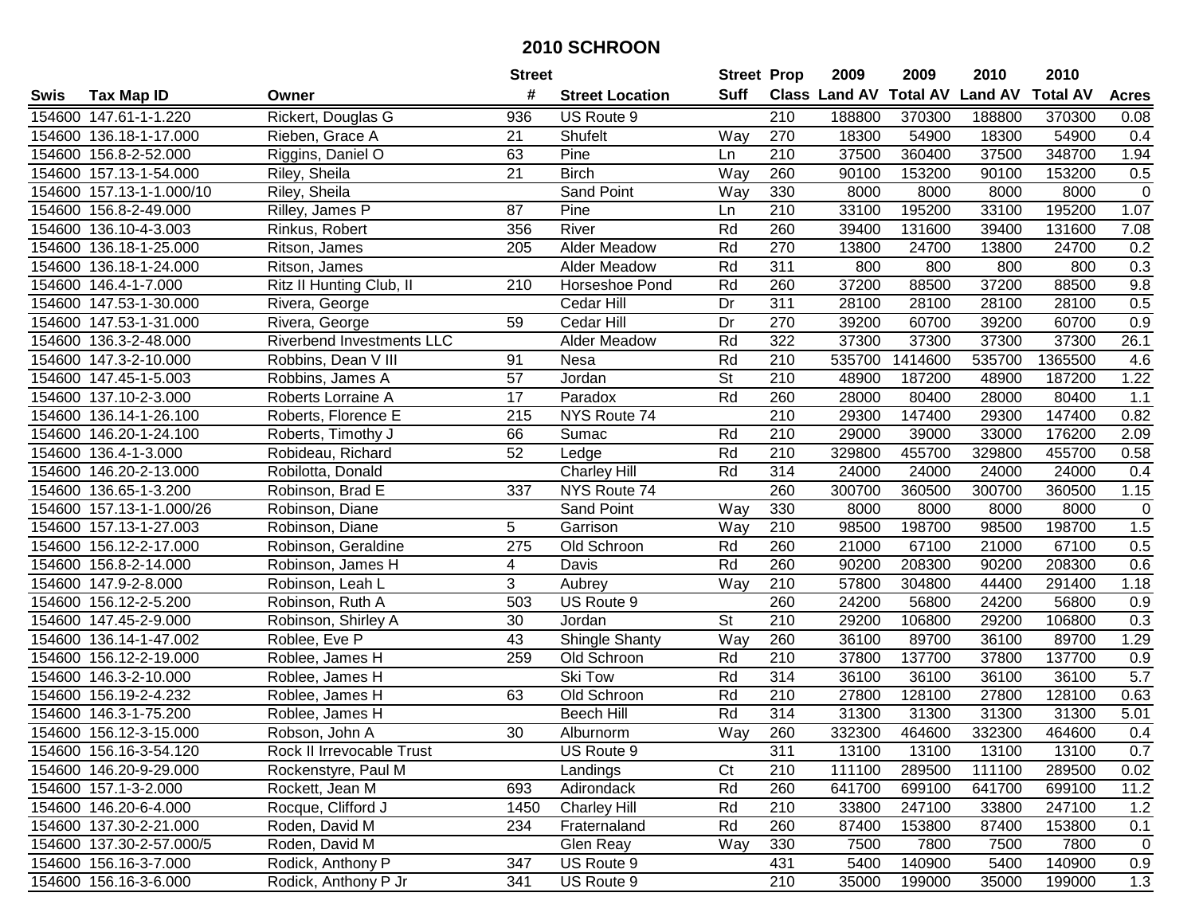# 2010 SCHROON

| Swis | Tax Map ID | Owner | Street # | Street Location | Street Suff | Prop Class | 2009 Land AV | 2009 Total AV | 2010 Land AV | 2010 Total AV | Acres |
|---|---|---|---|---|---|---|---|---|---|---|---|
| 154600 | 147.61-1-1.220 | Rickert, Douglas G | 936 | US Route 9 | | 210 | 188800 | 370300 | 188800 | 370300 | 0.08 |
| 154600 | 136.18-1-17.000 | Rieben, Grace A | 21 | Shufelt | Way | 270 | 18300 | 54900 | 18300 | 54900 | 0.4 |
| 154600 | 156.8-2-52.000 | Riggins, Daniel O | 63 | Pine | Ln | 210 | 37500 | 360400 | 37500 | 348700 | 1.94 |
| 154600 | 157.13-1-54.000 | Riley, Sheila | 21 | Birch | Way | 260 | 90100 | 153200 | 90100 | 153200 | 0.5 |
| 154600 | 157.13-1-1.000/10 | Riley, Sheila | | Sand Point | Way | 330 | 8000 | 8000 | 8000 | 8000 | 0 |
| 154600 | 156.8-2-49.000 | Rilley, James P | 87 | Pine | Ln | 210 | 33100 | 195200 | 33100 | 195200 | 1.07 |
| 154600 | 136.10-4-3.003 | Rinkus, Robert | 356 | River | Rd | 260 | 39400 | 131600 | 39400 | 131600 | 7.08 |
| 154600 | 136.18-1-25.000 | Ritson, James | 205 | Alder Meadow | Rd | 270 | 13800 | 24700 | 13800 | 24700 | 0.2 |
| 154600 | 136.18-1-24.000 | Ritson, James | | Alder Meadow | Rd | 311 | 800 | 800 | 800 | 800 | 0.3 |
| 154600 | 146.4-1-7.000 | Ritz II Hunting Club, II | 210 | Horseshoe Pond | Rd | 260 | 37200 | 88500 | 37200 | 88500 | 9.8 |
| 154600 | 147.53-1-30.000 | Rivera, George | | Cedar Hill | Dr | 311 | 28100 | 28100 | 28100 | 28100 | 0.5 |
| 154600 | 147.53-1-31.000 | Rivera, George | 59 | Cedar Hill | Dr | 270 | 39200 | 60700 | 39200 | 60700 | 0.9 |
| 154600 | 136.3-2-48.000 | Riverbend Investments LLC | | Alder Meadow | Rd | 322 | 37300 | 37300 | 37300 | 37300 | 26.1 |
| 154600 | 147.3-2-10.000 | Robbins, Dean V III | 91 | Nesa | Rd | 210 | 535700 | 1414600 | 535700 | 1365500 | 4.6 |
| 154600 | 147.45-1-5.003 | Robbins, James A | 57 | Jordan | St | 210 | 48900 | 187200 | 48900 | 187200 | 1.22 |
| 154600 | 137.10-2-3.000 | Roberts Lorraine A | 17 | Paradox | Rd | 260 | 28000 | 80400 | 28000 | 80400 | 1.1 |
| 154600 | 136.14-1-26.100 | Roberts, Florence E | 215 | NYS Route 74 | | 210 | 29300 | 147400 | 29300 | 147400 | 0.82 |
| 154600 | 146.20-1-24.100 | Roberts, Timothy J | 66 | Sumac | Rd | 210 | 29000 | 39000 | 33000 | 176200 | 2.09 |
| 154600 | 136.4-1-3.000 | Robideau, Richard | 52 | Ledge | Rd | 210 | 329800 | 455700 | 329800 | 455700 | 0.58 |
| 154600 | 146.20-2-13.000 | Robilotta, Donald | | Charley Hill | Rd | 314 | 24000 | 24000 | 24000 | 24000 | 0.4 |
| 154600 | 136.65-1-3.200 | Robinson, Brad E | 337 | NYS Route 74 | | 260 | 300700 | 360500 | 300700 | 360500 | 1.15 |
| 154600 | 157.13-1-1.000/26 | Robinson, Diane | | Sand Point | Way | 330 | 8000 | 8000 | 8000 | 8000 | 0 |
| 154600 | 157.13-1-27.003 | Robinson, Diane | 5 | Garrison | Way | 210 | 98500 | 198700 | 98500 | 198700 | 1.5 |
| 154600 | 156.12-2-17.000 | Robinson, Geraldine | 275 | Old Schroon | Rd | 260 | 21000 | 67100 | 21000 | 67100 | 0.5 |
| 154600 | 156.8-2-14.000 | Robinson, James H | 4 | Davis | Rd | 260 | 90200 | 208300 | 90200 | 208300 | 0.6 |
| 154600 | 147.9-2-8.000 | Robinson, Leah L | 3 | Aubrey | Way | 210 | 57800 | 304800 | 44400 | 291400 | 1.18 |
| 154600 | 156.12-2-5.200 | Robinson, Ruth A | 503 | US Route 9 | | 260 | 24200 | 56800 | 24200 | 56800 | 0.9 |
| 154600 | 147.45-2-9.000 | Robinson, Shirley A | 30 | Jordan | St | 210 | 29200 | 106800 | 29200 | 106800 | 0.3 |
| 154600 | 136.14-1-47.002 | Roblee, Eve P | 43 | Shingle Shanty | Way | 260 | 36100 | 89700 | 36100 | 89700 | 1.29 |
| 154600 | 156.12-2-19.000 | Roblee, James H | 259 | Old Schroon | Rd | 210 | 37800 | 137700 | 37800 | 137700 | 0.9 |
| 154600 | 146.3-2-10.000 | Roblee, James H | | Ski Tow | Rd | 314 | 36100 | 36100 | 36100 | 36100 | 5.7 |
| 154600 | 156.19-2-4.232 | Roblee, James H | 63 | Old Schroon | Rd | 210 | 27800 | 128100 | 27800 | 128100 | 0.63 |
| 154600 | 146.3-1-75.200 | Roblee, James H | | Beech Hill | Rd | 314 | 31300 | 31300 | 31300 | 31300 | 5.01 |
| 154600 | 156.12-3-15.000 | Robson, John A | 30 | Alburnorm | Way | 260 | 332300 | 464600 | 332300 | 464600 | 0.4 |
| 154600 | 156.16-3-54.120 | Rock II Irrevocable Trust | | US Route 9 | | 311 | 13100 | 13100 | 13100 | 13100 | 0.7 |
| 154600 | 146.20-9-29.000 | Rockenstyre, Paul M | | Landings | Ct | 210 | 111100 | 289500 | 111100 | 289500 | 0.02 |
| 154600 | 157.1-3-2.000 | Rockett, Jean M | 693 | Adirondack | Rd | 260 | 641700 | 699100 | 641700 | 699100 | 11.2 |
| 154600 | 146.20-6-4.000 | Rocque, Clifford J | 1450 | Charley Hill | Rd | 210 | 33800 | 247100 | 33800 | 247100 | 1.2 |
| 154600 | 137.30-2-21.000 | Roden, David M | 234 | Fraternaland | Rd | 260 | 87400 | 153800 | 87400 | 153800 | 0.1 |
| 154600 | 137.30-2-57.000/5 | Roden, David M | | Glen Reay | Way | 330 | 7500 | 7800 | 7500 | 7800 | 0 |
| 154600 | 156.16-3-7.000 | Rodick, Anthony P | 347 | US Route 9 | | 431 | 5400 | 140900 | 5400 | 140900 | 0.9 |
| 154600 | 156.16-3-6.000 | Rodick, Anthony P Jr | 341 | US Route 9 | | 210 | 35000 | 199000 | 35000 | 199000 | 1.3 |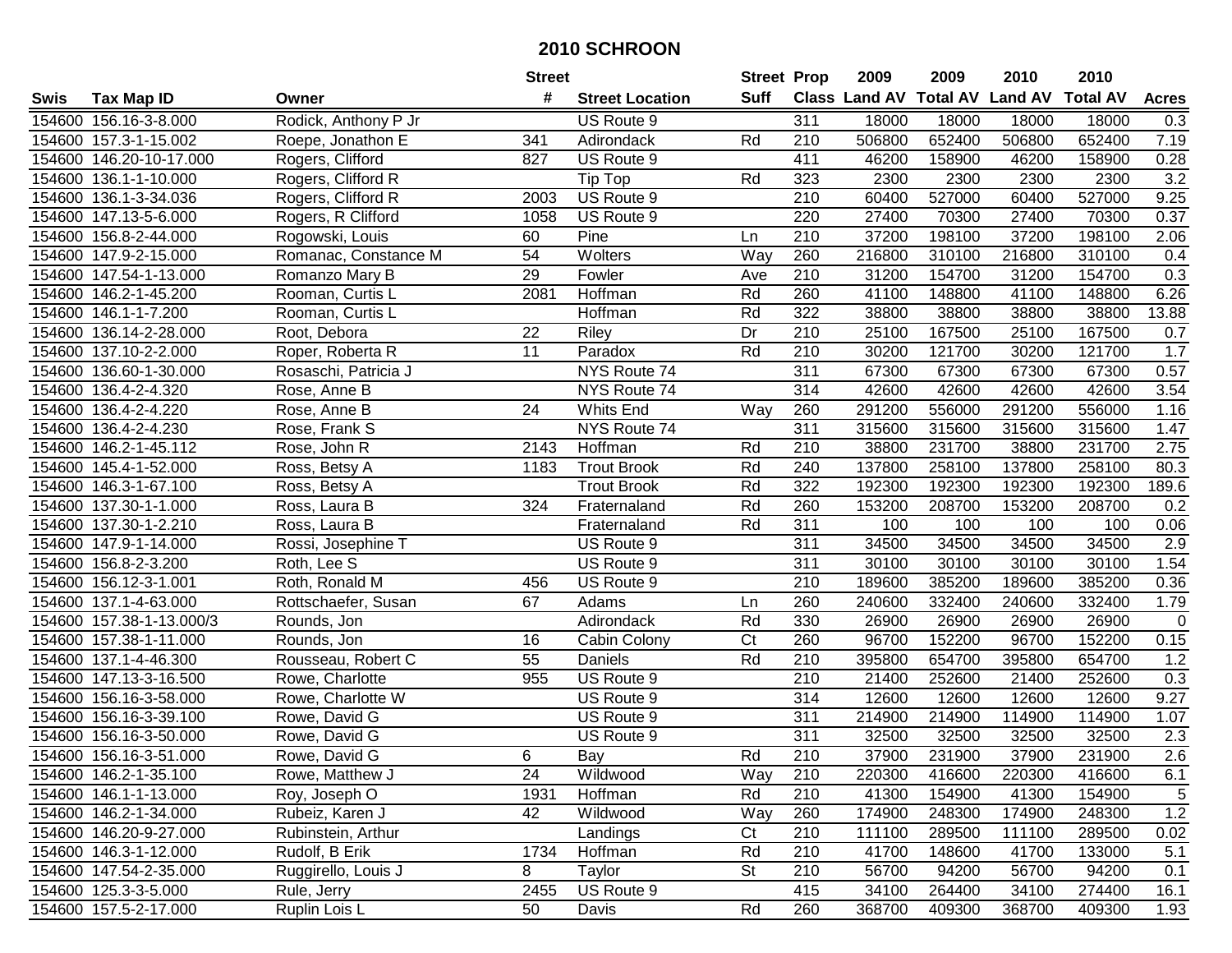# 2010 SCHROON

| Swis | Tax Map ID | Owner | Street # | Street Location | Street Suff | Prop Class | 2009 Land AV | 2009 Total AV | 2010 Land AV | 2010 Total AV | Acres |
|---|---|---|---|---|---|---|---|---|---|---|---|
| 154600 | 156.16-3-8.000 | Rodick, Anthony P Jr | | US Route 9 | | 311 | 18000 | 18000 | 18000 | 18000 | 0.3 |
| 154600 | 157.3-1-15.002 | Roepe, Jonathon E | 341 | Adirondack | Rd | 210 | 506800 | 652400 | 506800 | 652400 | 7.19 |
| 154600 | 146.20-10-17.000 | Rogers, Clifford | 827 | US Route 9 | | 411 | 46200 | 158900 | 46200 | 158900 | 0.28 |
| 154600 | 136.1-1-10.000 | Rogers, Clifford R | | Tip Top | Rd | 323 | 2300 | 2300 | 2300 | 2300 | 3.2 |
| 154600 | 136.1-3-34.036 | Rogers, Clifford R | 2003 | US Route 9 | | 210 | 60400 | 527000 | 60400 | 527000 | 9.25 |
| 154600 | 147.13-5-6.000 | Rogers, R Clifford | 1058 | US Route 9 | | 220 | 27400 | 70300 | 27400 | 70300 | 0.37 |
| 154600 | 156.8-2-44.000 | Rogowski, Louis | 60 | Pine | Ln | 210 | 37200 | 198100 | 37200 | 198100 | 2.06 |
| 154600 | 147.9-2-15.000 | Romanac, Constance M | 54 | Wolters | Way | 260 | 216800 | 310100 | 216800 | 310100 | 0.4 |
| 154600 | 147.54-1-13.000 | Romanzo Mary B | 29 | Fowler | Ave | 210 | 31200 | 154700 | 31200 | 154700 | 0.3 |
| 154600 | 146.2-1-45.200 | Rooman, Curtis L | 2081 | Hoffman | Rd | 260 | 41100 | 148800 | 41100 | 148800 | 6.26 |
| 154600 | 146.1-1-7.200 | Rooman, Curtis L | | Hoffman | Rd | 322 | 38800 | 38800 | 38800 | 38800 | 13.88 |
| 154600 | 136.14-2-28.000 | Root, Debora | 22 | Riley | Dr | 210 | 25100 | 167500 | 25100 | 167500 | 0.7 |
| 154600 | 137.10-2-2.000 | Roper, Roberta R | 11 | Paradox | Rd | 210 | 30200 | 121700 | 30200 | 121700 | 1.7 |
| 154600 | 136.60-1-30.000 | Rosaschi, Patricia J | | NYS Route 74 | | 311 | 67300 | 67300 | 67300 | 67300 | 0.57 |
| 154600 | 136.4-2-4.320 | Rose, Anne B | | NYS Route 74 | | 314 | 42600 | 42600 | 42600 | 42600 | 3.54 |
| 154600 | 136.4-2-4.220 | Rose, Anne B | 24 | Whits End | Way | 260 | 291200 | 556000 | 291200 | 556000 | 1.16 |
| 154600 | 136.4-2-4.230 | Rose, Frank S | | NYS Route 74 | | 311 | 315600 | 315600 | 315600 | 315600 | 1.47 |
| 154600 | 146.2-1-45.112 | Rose, John R | 2143 | Hoffman | Rd | 210 | 38800 | 231700 | 38800 | 231700 | 2.75 |
| 154600 | 145.4-1-52.000 | Ross, Betsy A | 1183 | Trout Brook | Rd | 240 | 137800 | 258100 | 137800 | 258100 | 80.3 |
| 154600 | 146.3-1-67.100 | Ross, Betsy A | | Trout Brook | Rd | 322 | 192300 | 192300 | 192300 | 192300 | 189.6 |
| 154600 | 137.30-1-1.000 | Ross, Laura B | 324 | Fraternaland | Rd | 260 | 153200 | 208700 | 153200 | 208700 | 0.2 |
| 154600 | 137.30-1-2.210 | Ross, Laura B | | Fraternaland | Rd | 311 | 100 | 100 | 100 | 100 | 0.06 |
| 154600 | 147.9-1-14.000 | Rossi, Josephine T | | US Route 9 | | 311 | 34500 | 34500 | 34500 | 34500 | 2.9 |
| 154600 | 156.8-2-3.200 | Roth, Lee S | | US Route 9 | | 311 | 30100 | 30100 | 30100 | 30100 | 1.54 |
| 154600 | 156.12-3-1.001 | Roth, Ronald M | 456 | US Route 9 | | 210 | 189600 | 385200 | 189600 | 385200 | 0.36 |
| 154600 | 137.1-4-63.000 | Rottschaefer, Susan | 67 | Adams | Ln | 260 | 240600 | 332400 | 240600 | 332400 | 1.79 |
| 154600 | 157.38-1-13.000/3 | Rounds, Jon | | Adirondack | Rd | 330 | 26900 | 26900 | 26900 | 26900 | 0 |
| 154600 | 157.38-1-11.000 | Rounds, Jon | 16 | Cabin Colony | Ct | 260 | 96700 | 152200 | 96700 | 152200 | 0.15 |
| 154600 | 137.1-4-46.300 | Rousseau, Robert C | 55 | Daniels | Rd | 210 | 395800 | 654700 | 395800 | 654700 | 1.2 |
| 154600 | 147.13-3-16.500 | Rowe, Charlotte | 955 | US Route 9 | | 210 | 21400 | 252600 | 21400 | 252600 | 0.3 |
| 154600 | 156.16-3-58.000 | Rowe, Charlotte W | | US Route 9 | | 314 | 12600 | 12600 | 12600 | 12600 | 9.27 |
| 154600 | 156.16-3-39.100 | Rowe, David G | | US Route 9 | | 311 | 214900 | 214900 | 114900 | 114900 | 1.07 |
| 154600 | 156.16-3-50.000 | Rowe, David G | | US Route 9 | | 311 | 32500 | 32500 | 32500 | 32500 | 2.3 |
| 154600 | 156.16-3-51.000 | Rowe, David G | 6 | Bay | Rd | 210 | 37900 | 231900 | 37900 | 231900 | 2.6 |
| 154600 | 146.2-1-35.100 | Rowe, Matthew J | 24 | Wildwood | Way | 210 | 220300 | 416600 | 220300 | 416600 | 6.1 |
| 154600 | 146.1-1-13.000 | Roy, Joseph O | 1931 | Hoffman | Rd | 210 | 41300 | 154900 | 41300 | 154900 | 5 |
| 154600 | 146.2-1-34.000 | Rubeiz, Karen J | 42 | Wildwood | Way | 260 | 174900 | 248300 | 174900 | 248300 | 1.2 |
| 154600 | 146.20-9-27.000 | Rubinstein, Arthur | | Landings | Ct | 210 | 111100 | 289500 | 111100 | 289500 | 0.02 |
| 154600 | 146.3-1-12.000 | Rudolf, B Erik | 1734 | Hoffman | Rd | 210 | 41700 | 148600 | 41700 | 133000 | 5.1 |
| 154600 | 147.54-2-35.000 | Ruggirello, Louis J | 8 | Taylor | St | 210 | 56700 | 94200 | 56700 | 94200 | 0.1 |
| 154600 | 125.3-3-5.000 | Rule, Jerry | 2455 | US Route 9 | | 415 | 34100 | 264400 | 34100 | 274400 | 16.1 |
| 154600 | 157.5-2-17.000 | Ruplin Lois L | 50 | Davis | Rd | 260 | 368700 | 409300 | 368700 | 409300 | 1.93 |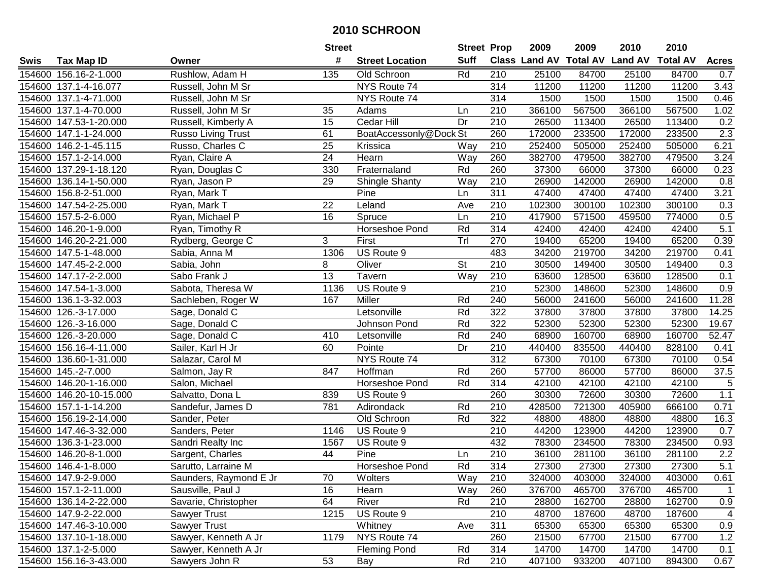# 2010 SCHROON

| Swis | Tax Map ID | Owner | Street # | Street Location | Street Suff | Prop Class | 2009 Land AV | 2009 Total AV | 2010 Land AV | 2010 Total AV | Acres |
|---|---|---|---|---|---|---|---|---|---|---|---|
| 154600 | 156.16-2-1.000 | Rushlow, Adam H | 135 | Old Schroon | Rd | 210 | 25100 | 84700 | 25100 | 84700 | 0.7 |
| 154600 | 137.1-4-16.077 | Russell, John M Sr | | NYS Route 74 | | 314 | 11200 | 11200 | 11200 | 11200 | 3.43 |
| 154600 | 137.1-4-71.000 | Russell, John M Sr | | NYS Route 74 | | 314 | 1500 | 1500 | 1500 | 1500 | 0.46 |
| 154600 | 137.1-4-70.000 | Russell, John M Sr | 35 | Adams | Ln | 210 | 366100 | 567500 | 366100 | 567500 | 1.02 |
| 154600 | 147.53-1-20.000 | Russell, Kimberly A | 15 | Cedar Hill | Dr | 210 | 26500 | 113400 | 26500 | 113400 | 0.2 |
| 154600 | 147.1-1-24.000 | Russo Living Trust | 61 | BoatAccessonly@Dock | St | 260 | 172000 | 233500 | 172000 | 233500 | 2.3 |
| 154600 | 146.2-1-45.115 | Russo, Charles C | 25 | Krissica | Way | 210 | 252400 | 505000 | 252400 | 505000 | 6.21 |
| 154600 | 157.1-2-14.000 | Ryan, Claire A | 24 | Hearn | Way | 260 | 382700 | 479500 | 382700 | 479500 | 3.24 |
| 154600 | 137.29-1-18.120 | Ryan, Douglas C | 330 | Fraternaland | Rd | 260 | 37300 | 66000 | 37300 | 66000 | 0.23 |
| 154600 | 136.14-1-50.000 | Ryan, Jason P | 29 | Shingle Shanty | Way | 210 | 26900 | 142000 | 26900 | 142000 | 0.8 |
| 154600 | 156.8-2-51.000 | Ryan, Mark T | | Pine | Ln | 311 | 47400 | 47400 | 47400 | 47400 | 3.21 |
| 154600 | 147.54-2-25.000 | Ryan, Mark T | 22 | Leland | Ave | 210 | 102300 | 300100 | 102300 | 300100 | 0.3 |
| 154600 | 157.5-2-6.000 | Ryan, Michael P | 16 | Spruce | Ln | 210 | 417900 | 571500 | 459500 | 774000 | 0.5 |
| 154600 | 146.20-1-9.000 | Ryan, Timothy R | | Horseshoe Pond | Rd | 314 | 42400 | 42400 | 42400 | 42400 | 5.1 |
| 154600 | 146.20-2-21.000 | Rydberg, George C | 3 | First | Trl | 270 | 19400 | 65200 | 19400 | 65200 | 0.39 |
| 154600 | 147.5-1-48.000 | Sabia, Anna M | 1306 | US Route 9 | | 483 | 34200 | 219700 | 34200 | 219700 | 0.41 |
| 154600 | 147.45-2-2.000 | Sabia, John | 8 | Oliver | St | 210 | 30500 | 149400 | 30500 | 149400 | 0.3 |
| 154600 | 147.17-2-2.000 | Sabo Frank J | 13 | Tavern | Way | 210 | 63600 | 128500 | 63600 | 128500 | 0.1 |
| 154600 | 147.54-1-3.000 | Sabota, Theresa W | 1136 | US Route 9 | | 210 | 52300 | 148600 | 52300 | 148600 | 0.9 |
| 154600 | 136.1-3-32.003 | Sachleben, Roger W | 167 | Miller | Rd | 240 | 56000 | 241600 | 56000 | 241600 | 11.28 |
| 154600 | 126.-3-17.000 | Sage, Donald C | | Letsonville | Rd | 322 | 37800 | 37800 | 37800 | 37800 | 14.25 |
| 154600 | 126.-3-16.000 | Sage, Donald C | | Johnson Pond | Rd | 322 | 52300 | 52300 | 52300 | 52300 | 19.67 |
| 154600 | 126.-3-20.000 | Sage, Donald C | 410 | Letsonville | Rd | 240 | 68900 | 160700 | 68900 | 160700 | 52.47 |
| 154600 | 156.16-4-11.000 | Sailer, Karl H Jr | 60 | Pointe | Dr | 210 | 440400 | 835500 | 440400 | 828100 | 0.41 |
| 154600 | 136.60-1-31.000 | Salazar, Carol M | | NYS Route 74 | | 312 | 67300 | 70100 | 67300 | 70100 | 0.54 |
| 154600 | 145.-2-7.000 | Salmon, Jay R | 847 | Hoffman | Rd | 260 | 57700 | 86000 | 57700 | 86000 | 37.5 |
| 154600 | 146.20-1-16.000 | Salon, Michael | | Horseshoe Pond | Rd | 314 | 42100 | 42100 | 42100 | 42100 | 5 |
| 154600 | 146.20-10-15.000 | Salvatto, Dona L | 839 | US Route 9 | | 260 | 30300 | 72600 | 30300 | 72600 | 1.1 |
| 154600 | 157.1-1-14.200 | Sandefur, James D | 781 | Adirondack | Rd | 210 | 428500 | 721300 | 405900 | 666100 | 0.71 |
| 154600 | 156.19-2-14.000 | Sander, Peter | | Old Schroon | Rd | 322 | 48800 | 48800 | 48800 | 48800 | 16.3 |
| 154600 | 147.46-3-32.000 | Sanders, Peter | 1146 | US Route 9 | | 210 | 44200 | 123900 | 44200 | 123900 | 0.7 |
| 154600 | 136.3-1-23.000 | Sandri Realty Inc | 1567 | US Route 9 | | 432 | 78300 | 234500 | 78300 | 234500 | 0.93 |
| 154600 | 146.20-8-1.000 | Sargent, Charles | 44 | Pine | Ln | 210 | 36100 | 281100 | 36100 | 281100 | 2.2 |
| 154600 | 146.4-1-8.000 | Sarutto, Larraine M | | Horseshoe Pond | Rd | 314 | 27300 | 27300 | 27300 | 27300 | 5.1 |
| 154600 | 147.9-2-9.000 | Saunders, Raymond E Jr | 70 | Wolters | Way | 210 | 324000 | 403000 | 324000 | 403000 | 0.61 |
| 154600 | 157.1-2-11.000 | Sausville, Paul J | 16 | Hearn | Way | 260 | 376700 | 465700 | 376700 | 465700 | 1 |
| 154600 | 136.14-2-22.000 | Savarie, Christopher | 64 | River | Rd | 210 | 28800 | 162700 | 28800 | 162700 | 0.9 |
| 154600 | 147.9-2-22.000 | Sawyer Trust | 1215 | US Route 9 | | 210 | 48700 | 187600 | 48700 | 187600 | 4 |
| 154600 | 147.46-3-10.000 | Sawyer Trust | | Whitney | Ave | 311 | 65300 | 65300 | 65300 | 65300 | 0.9 |
| 154600 | 137.10-1-18.000 | Sawyer, Kenneth A Jr | 1179 | NYS Route 74 | | 260 | 21500 | 67700 | 21500 | 67700 | 1.2 |
| 154600 | 137.1-2-5.000 | Sawyer, Kenneth A Jr | | Fleming Pond | Rd | 314 | 14700 | 14700 | 14700 | 14700 | 0.1 |
| 154600 | 156.16-3-43.000 | Sawyers John R | 53 | Bay | Rd | 210 | 407100 | 933200 | 407100 | 894300 | 0.67 |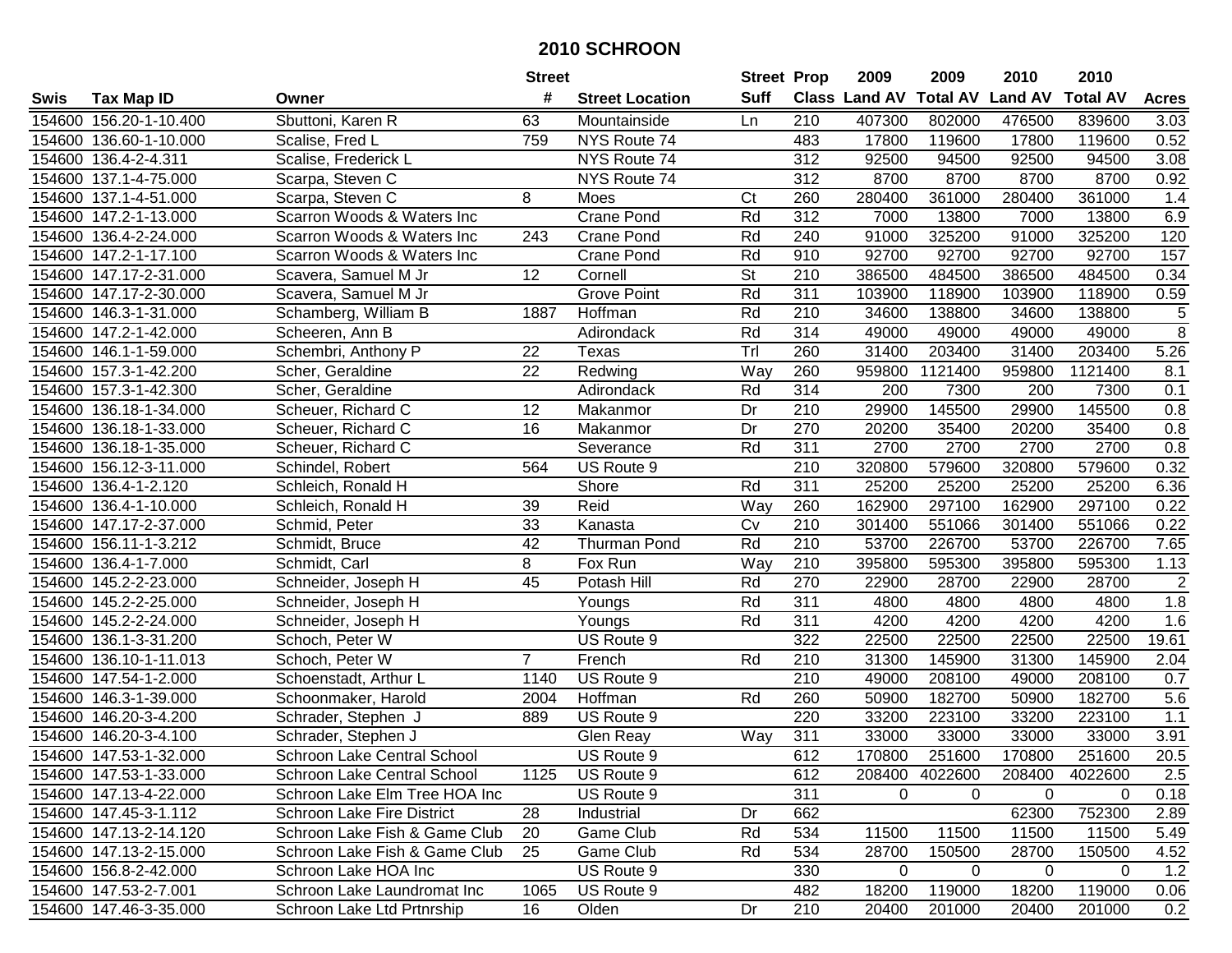# 2010 SCHROON

| Swis | Tax Map ID | Owner | Street # | Street Location | Street Suff | Prop Class | 2009 Land AV | 2009 Total AV | 2010 Land AV | 2010 Total AV | Acres |
|---|---|---|---|---|---|---|---|---|---|---|---|
| 154600 | 156.20-1-10.400 | Sbuttoni, Karen R | 63 | Mountainside | Ln | 210 | 407300 | 802000 | 476500 | 839600 | 3.03 |
| 154600 | 136.60-1-10.000 | Scalise, Fred L | 759 | NYS Route 74 | | 483 | 17800 | 119600 | 17800 | 119600 | 0.52 |
| 154600 | 136.4-2-4.311 | Scalise, Frederick L | | NYS Route 74 | | 312 | 92500 | 94500 | 92500 | 94500 | 3.08 |
| 154600 | 137.1-4-75.000 | Scarpa, Steven C | | NYS Route 74 | | 312 | 8700 | 8700 | 8700 | 8700 | 0.92 |
| 154600 | 137.1-4-51.000 | Scarpa, Steven C | 8 | Moes | Ct | 260 | 280400 | 361000 | 280400 | 361000 | 1.4 |
| 154600 | 147.2-1-13.000 | Scarron Woods & Waters Inc | | Crane Pond | Rd | 312 | 7000 | 13800 | 7000 | 13800 | 6.9 |
| 154600 | 136.4-2-24.000 | Scarron Woods & Waters Inc | 243 | Crane Pond | Rd | 240 | 91000 | 325200 | 91000 | 325200 | 120 |
| 154600 | 147.2-1-17.100 | Scarron Woods & Waters Inc | | Crane Pond | Rd | 910 | 92700 | 92700 | 92700 | 92700 | 157 |
| 154600 | 147.17-2-31.000 | Scavera, Samuel M Jr | 12 | Cornell | St | 210 | 386500 | 484500 | 386500 | 484500 | 0.34 |
| 154600 | 147.17-2-30.000 | Scavera, Samuel M Jr | | Grove Point | Rd | 311 | 103900 | 118900 | 103900 | 118900 | 0.59 |
| 154600 | 146.3-1-31.000 | Schamberg, William B | 1887 | Hoffman | Rd | 210 | 34600 | 138800 | 34600 | 138800 | 5 |
| 154600 | 147.2-1-42.000 | Scheeren, Ann B | | Adirondack | Rd | 314 | 49000 | 49000 | 49000 | 49000 | 8 |
| 154600 | 146.1-1-59.000 | Schembri, Anthony P | 22 | Texas | Trl | 260 | 31400 | 203400 | 31400 | 203400 | 5.26 |
| 154600 | 157.3-1-42.200 | Scher, Geraldine | 22 | Redwing | Way | 260 | 959800 | 1121400 | 959800 | 1121400 | 8.1 |
| 154600 | 157.3-1-42.300 | Scher, Geraldine | | Adirondack | Rd | 314 | 200 | 7300 | 200 | 7300 | 0.1 |
| 154600 | 136.18-1-34.000 | Scheuer, Richard C | 12 | Makanmor | Dr | 210 | 29900 | 145500 | 29900 | 145500 | 0.8 |
| 154600 | 136.18-1-33.000 | Scheuer, Richard C | 16 | Makanmor | Dr | 270 | 20200 | 35400 | 20200 | 35400 | 0.8 |
| 154600 | 136.18-1-35.000 | Scheuer, Richard C | | Severance | Rd | 311 | 2700 | 2700 | 2700 | 2700 | 0.8 |
| 154600 | 156.12-3-11.000 | Schindel, Robert | 564 | US Route 9 | | 210 | 320800 | 579600 | 320800 | 579600 | 0.32 |
| 154600 | 136.4-1-2.120 | Schleich, Ronald H | | Shore | Rd | 311 | 25200 | 25200 | 25200 | 25200 | 6.36 |
| 154600 | 136.4-1-10.000 | Schleich, Ronald H | 39 | Reid | Way | 260 | 162900 | 297100 | 162900 | 297100 | 0.22 |
| 154600 | 147.17-2-37.000 | Schmid, Peter | 33 | Kanasta | Cv | 210 | 301400 | 551066 | 301400 | 551066 | 0.22 |
| 154600 | 156.11-1-3.212 | Schmidt, Bruce | 42 | Thurman Pond | Rd | 210 | 53700 | 226700 | 53700 | 226700 | 7.65 |
| 154600 | 136.4-1-7.000 | Schmidt, Carl | 8 | Fox Run | Way | 210 | 395800 | 595300 | 395800 | 595300 | 1.13 |
| 154600 | 145.2-2-23.000 | Schneider, Joseph H | 45 | Potash Hill | Rd | 270 | 22900 | 28700 | 22900 | 28700 | 2 |
| 154600 | 145.2-2-25.000 | Schneider, Joseph H | | Youngs | Rd | 311 | 4800 | 4800 | 4800 | 4800 | 1.8 |
| 154600 | 145.2-2-24.000 | Schneider, Joseph H | | Youngs | Rd | 311 | 4200 | 4200 | 4200 | 4200 | 1.6 |
| 154600 | 136.1-3-31.200 | Schoch, Peter W | | US Route 9 | | 322 | 22500 | 22500 | 22500 | 22500 | 19.61 |
| 154600 | 136.10-1-11.013 | Schoch, Peter W | 7 | French | Rd | 210 | 31300 | 145900 | 31300 | 145900 | 2.04 |
| 154600 | 147.54-1-2.000 | Schoenstadt, Arthur L | 1140 | US Route 9 | | 210 | 49000 | 208100 | 49000 | 208100 | 0.7 |
| 154600 | 146.3-1-39.000 | Schoonmaker, Harold | 2004 | Hoffman | Rd | 260 | 50900 | 182700 | 50900 | 182700 | 5.6 |
| 154600 | 146.20-3-4.200 | Schrader, Stephen J | 889 | US Route 9 | | 220 | 33200 | 223100 | 33200 | 223100 | 1.1 |
| 154600 | 146.20-3-4.100 | Schrader, Stephen J | | Glen Reay | Way | 311 | 33000 | 33000 | 33000 | 33000 | 3.91 |
| 154600 | 147.53-1-32.000 | Schroon Lake Central School | | US Route 9 | | 612 | 170800 | 251600 | 170800 | 251600 | 20.5 |
| 154600 | 147.53-1-33.000 | Schroon Lake Central School | 1125 | US Route 9 | | 612 | 208400 | 4022600 | 208400 | 4022600 | 2.5 |
| 154600 | 147.13-4-22.000 | Schroon Lake Elm Tree HOA Inc | | US Route 9 | | 311 | 0 | 0 | 0 | 0 | 0.18 |
| 154600 | 147.45-3-1.112 | Schroon Lake Fire District | 28 | Industrial | Dr | 662 | | | 62300 | 752300 | 2.89 |
| 154600 | 147.13-2-14.120 | Schroon Lake Fish & Game Club | 20 | Game Club | Rd | 534 | 11500 | 11500 | 11500 | 11500 | 5.49 |
| 154600 | 147.13-2-15.000 | Schroon Lake Fish & Game Club | 25 | Game Club | Rd | 534 | 28700 | 150500 | 28700 | 150500 | 4.52 |
| 154600 | 156.8-2-42.000 | Schroon Lake HOA Inc | | US Route 9 | | 330 | 0 | 0 | 0 | 0 | 1.2 |
| 154600 | 147.53-2-7.001 | Schroon Lake Laundromat Inc | 1065 | US Route 9 | | 482 | 18200 | 119000 | 18200 | 119000 | 0.06 |
| 154600 | 147.46-3-35.000 | Schroon Lake Ltd Prtnrship | 16 | Olden | Dr | 210 | 20400 | 201000 | 20400 | 201000 | 0.2 |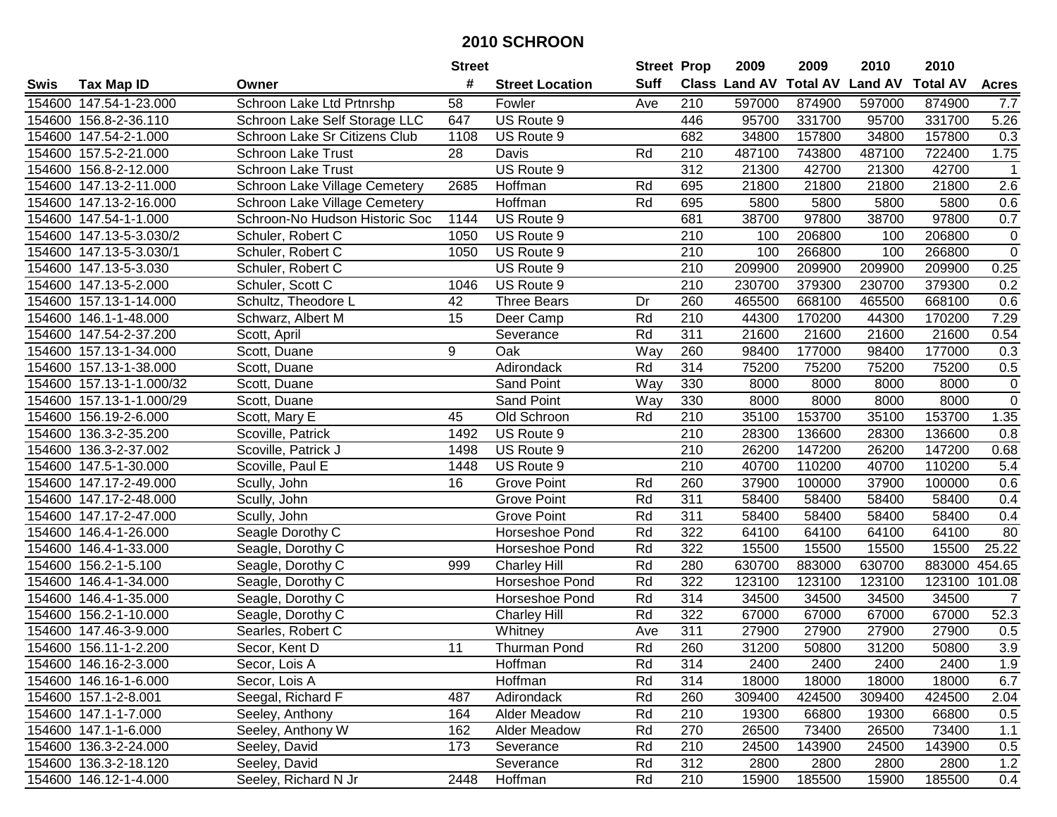# 2010 SCHROON

| Swis | Tax Map ID | Owner | Street # | Street Location | Street Suff | Prop Class | 2009 Land AV | 2009 Total AV | 2010 Land AV | 2010 Total AV | Acres |
|---|---|---|---|---|---|---|---|---|---|---|---|
| 154600 | 147.54-1-23.000 | Schroon Lake Ltd Prtnrshp | 58 | Fowler | Ave | 210 | 597000 | 874900 | 597000 | 874900 | 7.7 |
| 154600 | 156.8-2-36.110 | Schroon Lake Self Storage LLC | 647 | US Route 9 | | 446 | 95700 | 331700 | 95700 | 331700 | 5.26 |
| 154600 | 147.54-2-1.000 | Schroon Lake Sr Citizens Club | 1108 | US Route 9 | | 682 | 34800 | 157800 | 34800 | 157800 | 0.3 |
| 154600 | 157.5-2-21.000 | Schroon Lake Trust | 28 | Davis | Rd | 210 | 487100 | 743800 | 487100 | 722400 | 1.75 |
| 154600 | 156.8-2-12.000 | Schroon Lake Trust | | US Route 9 | | 312 | 21300 | 42700 | 21300 | 42700 | 1 |
| 154600 | 147.13-2-11.000 | Schroon Lake Village Cemetery | 2685 | Hoffman | Rd | 695 | 21800 | 21800 | 21800 | 21800 | 2.6 |
| 154600 | 147.13-2-16.000 | Schroon Lake Village Cemetery | | Hoffman | Rd | 695 | 5800 | 5800 | 5800 | 5800 | 0.6 |
| 154600 | 147.54-1-1.000 | Schroon-No Hudson Historic Soc | 1144 | US Route 9 | | 681 | 38700 | 97800 | 38700 | 97800 | 0.7 |
| 154600 | 147.13-5-3.030/2 | Schuler, Robert C | 1050 | US Route 9 | | 210 | 100 | 206800 | 100 | 206800 | 0 |
| 154600 | 147.13-5-3.030/1 | Schuler, Robert C | 1050 | US Route 9 | | 210 | 100 | 266800 | 100 | 266800 | 0 |
| 154600 | 147.13-5-3.030 | Schuler, Robert C | | US Route 9 | | 210 | 209900 | 209900 | 209900 | 209900 | 0.25 |
| 154600 | 147.13-5-2.000 | Schuler, Scott C | 1046 | US Route 9 | | 210 | 230700 | 379300 | 230700 | 379300 | 0.2 |
| 154600 | 157.13-1-14.000 | Schultz, Theodore L | 42 | Three Bears | Dr | 260 | 465500 | 668100 | 465500 | 668100 | 0.6 |
| 154600 | 146.1-1-48.000 | Schwarz, Albert M | 15 | Deer Camp | Rd | 210 | 44300 | 170200 | 44300 | 170200 | 7.29 |
| 154600 | 147.54-2-37.200 | Scott, April | | Severance | Rd | 311 | 21600 | 21600 | 21600 | 21600 | 0.54 |
| 154600 | 157.13-1-34.000 | Scott, Duane | 9 | Oak | Way | 260 | 98400 | 177000 | 98400 | 177000 | 0.3 |
| 154600 | 157.13-1-38.000 | Scott, Duane | | Adirondack | Rd | 314 | 75200 | 75200 | 75200 | 75200 | 0.5 |
| 154600 | 157.13-1-1.000/32 | Scott, Duane | | Sand Point | Way | 330 | 8000 | 8000 | 8000 | 8000 | 0 |
| 154600 | 157.13-1-1.000/29 | Scott, Duane | | Sand Point | Way | 330 | 8000 | 8000 | 8000 | 8000 | 0 |
| 154600 | 156.19-2-6.000 | Scott, Mary E | 45 | Old Schroon | Rd | 210 | 35100 | 153700 | 35100 | 153700 | 1.35 |
| 154600 | 136.3-2-35.200 | Scoville, Patrick | 1492 | US Route 9 | | 210 | 28300 | 136600 | 28300 | 136600 | 0.8 |
| 154600 | 136.3-2-37.002 | Scoville, Patrick J | 1498 | US Route 9 | | 210 | 26200 | 147200 | 26200 | 147200 | 0.68 |
| 154600 | 147.5-1-30.000 | Scoville, Paul E | 1448 | US Route 9 | | 210 | 40700 | 110200 | 40700 | 110200 | 5.4 |
| 154600 | 147.17-2-49.000 | Scully, John | 16 | Grove Point | Rd | 260 | 37900 | 100000 | 37900 | 100000 | 0.6 |
| 154600 | 147.17-2-48.000 | Scully, John | | Grove Point | Rd | 311 | 58400 | 58400 | 58400 | 58400 | 0.4 |
| 154600 | 147.17-2-47.000 | Scully, John | | Grove Point | Rd | 311 | 58400 | 58400 | 58400 | 58400 | 0.4 |
| 154600 | 146.4-1-26.000 | Seagle Dorothy C | | Horseshoe Pond | Rd | 322 | 64100 | 64100 | 64100 | 64100 | 80 |
| 154600 | 146.4-1-33.000 | Seagle, Dorothy C | | Horseshoe Pond | Rd | 322 | 15500 | 15500 | 15500 | 15500 | 25.22 |
| 154600 | 156.2-1-5.100 | Seagle, Dorothy C | 999 | Charley Hill | Rd | 280 | 630700 | 883000 | 630700 | 883000 | 454.65 |
| 154600 | 146.4-1-34.000 | Seagle, Dorothy C | | Horseshoe Pond | Rd | 322 | 123100 | 123100 | 123100 | 123100 | 101.08 |
| 154600 | 146.4-1-35.000 | Seagle, Dorothy C | | Horseshoe Pond | Rd | 314 | 34500 | 34500 | 34500 | 34500 | 7 |
| 154600 | 156.2-1-10.000 | Seagle, Dorothy C | | Charley Hill | Rd | 322 | 67000 | 67000 | 67000 | 67000 | 52.3 |
| 154600 | 147.46-3-9.000 | Searles, Robert C | | Whitney | Ave | 311 | 27900 | 27900 | 27900 | 27900 | 0.5 |
| 154600 | 156.11-1-2.200 | Secor, Kent D | 11 | Thurman Pond | Rd | 260 | 31200 | 50800 | 31200 | 50800 | 3.9 |
| 154600 | 146.16-2-3.000 | Secor, Lois A | | Hoffman | Rd | 314 | 2400 | 2400 | 2400 | 2400 | 1.9 |
| 154600 | 146.16-1-6.000 | Secor, Lois A | | Hoffman | Rd | 314 | 18000 | 18000 | 18000 | 18000 | 6.7 |
| 154600 | 157.1-2-8.001 | Seegal, Richard F | 487 | Adirondack | Rd | 260 | 309400 | 424500 | 309400 | 424500 | 2.04 |
| 154600 | 147.1-1-7.000 | Seeley, Anthony | 164 | Alder Meadow | Rd | 210 | 19300 | 66800 | 19300 | 66800 | 0.5 |
| 154600 | 147.1-1-6.000 | Seeley, Anthony W | 162 | Alder Meadow | Rd | 270 | 26500 | 73400 | 26500 | 73400 | 1.1 |
| 154600 | 136.3-2-24.000 | Seeley, David | 173 | Severance | Rd | 210 | 24500 | 143900 | 24500 | 143900 | 0.5 |
| 154600 | 136.3-2-18.120 | Seeley, David | | Severance | Rd | 312 | 2800 | 2800 | 2800 | 2800 | 1.2 |
| 154600 | 146.12-1-4.000 | Seeley, Richard N Jr | 2448 | Hoffman | Rd | 210 | 15900 | 185500 | 15900 | 185500 | 0.4 |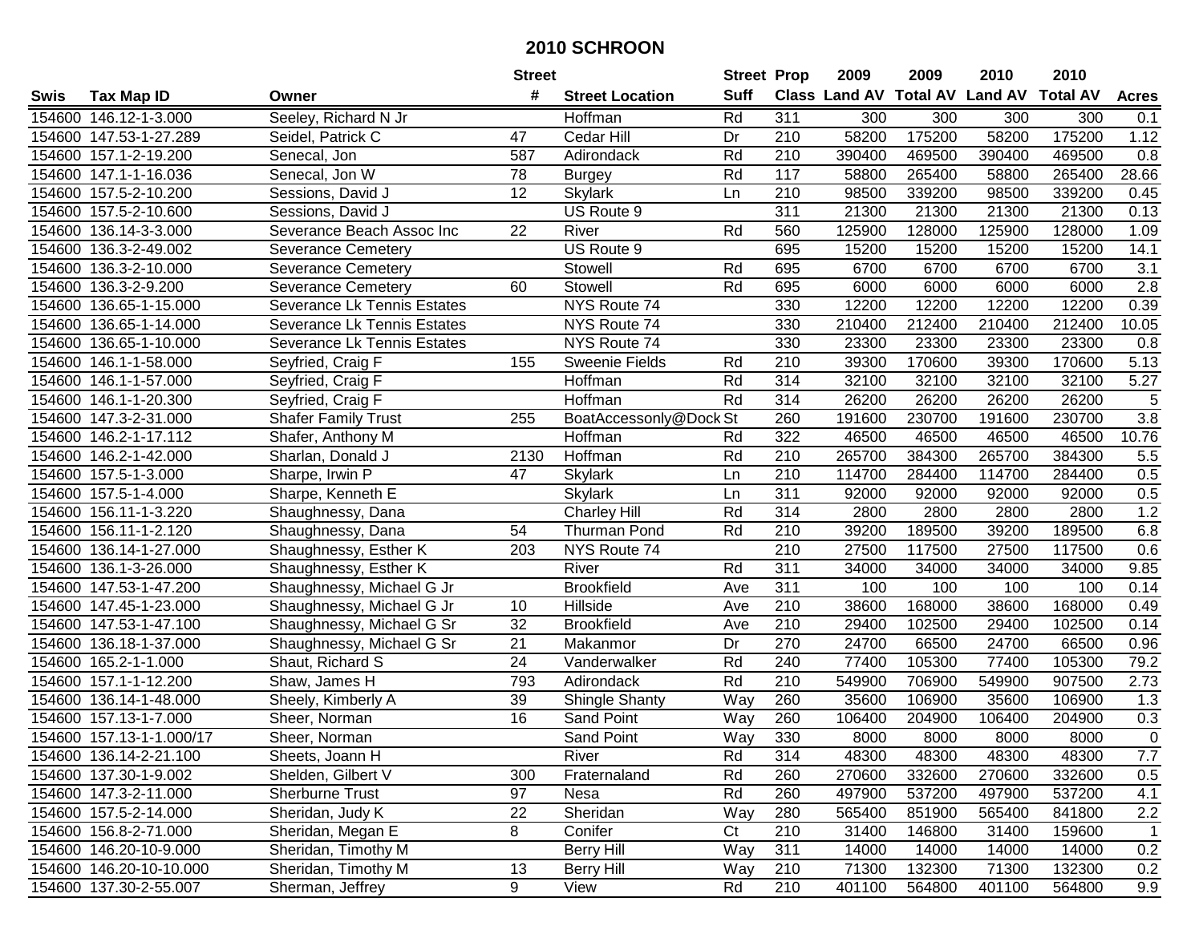# 2010 SCHROON

| Swis | Tax Map ID | Owner | Street # | Street Location | Street Suff | Prop Class | 2009 Land AV | 2009 Total AV | 2010 Land AV | 2010 Total AV | Acres |
|---|---|---|---|---|---|---|---|---|---|---|---|
| 154600 | 146.12-1-3.000 | Seeley, Richard N Jr | | Hoffman | Rd | 311 | 300 | 300 | 300 | 300 | 0.1 |
| 154600 | 147.53-1-27.289 | Seidel, Patrick C | 47 | Cedar Hill | Dr | 210 | 58200 | 175200 | 58200 | 175200 | 1.12 |
| 154600 | 157.1-2-19.200 | Senecal, Jon | 587 | Adirondack | Rd | 210 | 390400 | 469500 | 390400 | 469500 | 0.8 |
| 154600 | 147.1-1-16.036 | Senecal, Jon W | 78 | Burgey | Rd | 117 | 58800 | 265400 | 58800 | 265400 | 28.66 |
| 154600 | 157.5-2-10.200 | Sessions, David J | 12 | Skylark | Ln | 210 | 98500 | 339200 | 98500 | 339200 | 0.45 |
| 154600 | 157.5-2-10.600 | Sessions, David J | | US Route 9 | | 311 | 21300 | 21300 | 21300 | 21300 | 0.13 |
| 154600 | 136.14-3-3.000 | Severance Beach Assoc Inc | 22 | River | Rd | 560 | 125900 | 128000 | 125900 | 128000 | 1.09 |
| 154600 | 136.3-2-49.002 | Severance Cemetery | | US Route 9 | | 695 | 15200 | 15200 | 15200 | 15200 | 14.1 |
| 154600 | 136.3-2-10.000 | Severance Cemetery | | Stowell | Rd | 695 | 6700 | 6700 | 6700 | 6700 | 3.1 |
| 154600 | 136.3-2-9.200 | Severance Cemetery | 60 | Stowell | Rd | 695 | 6000 | 6000 | 6000 | 6000 | 2.8 |
| 154600 | 136.65-1-15.000 | Severance Lk Tennis Estates | | NYS Route 74 | | 330 | 12200 | 12200 | 12200 | 12200 | 0.39 |
| 154600 | 136.65-1-14.000 | Severance Lk Tennis Estates | | NYS Route 74 | | 330 | 210400 | 212400 | 210400 | 212400 | 10.05 |
| 154600 | 136.65-1-10.000 | Severance Lk Tennis Estates | | NYS Route 74 | | 330 | 23300 | 23300 | 23300 | 23300 | 0.8 |
| 154600 | 146.1-1-58.000 | Seyfried, Craig F | 155 | Sweenie Fields | Rd | 210 | 39300 | 170600 | 39300 | 170600 | 5.13 |
| 154600 | 146.1-1-57.000 | Seyfried, Craig F | | Hoffman | Rd | 314 | 32100 | 32100 | 32100 | 32100 | 5.27 |
| 154600 | 146.1-1-20.300 | Seyfried, Craig F | | Hoffman | Rd | 314 | 26200 | 26200 | 26200 | 26200 | 5 |
| 154600 | 147.3-2-31.000 | Shafer Family Trust | 255 | BoatAccessonly@Dock | St | 260 | 191600 | 230700 | 191600 | 230700 | 3.8 |
| 154600 | 146.2-1-17.112 | Shafer, Anthony M | | Hoffman | Rd | 322 | 46500 | 46500 | 46500 | 46500 | 10.76 |
| 154600 | 146.2-1-42.000 | Sharlan, Donald J | 2130 | Hoffman | Rd | 210 | 265700 | 384300 | 265700 | 384300 | 5.5 |
| 154600 | 157.5-1-3.000 | Sharpe, Irwin P | 47 | Skylark | Ln | 210 | 114700 | 284400 | 114700 | 284400 | 0.5 |
| 154600 | 157.5-1-4.000 | Sharpe, Kenneth E | | Skylark | Ln | 311 | 92000 | 92000 | 92000 | 92000 | 0.5 |
| 154600 | 156.11-1-3.220 | Shaughnessy, Dana | | Charley Hill | Rd | 314 | 2800 | 2800 | 2800 | 2800 | 1.2 |
| 154600 | 156.11-1-2.120 | Shaughnessy, Dana | 54 | Thurman Pond | Rd | 210 | 39200 | 189500 | 39200 | 189500 | 6.8 |
| 154600 | 136.14-1-27.000 | Shaughnessy, Esther K | 203 | NYS Route 74 | | 210 | 27500 | 117500 | 27500 | 117500 | 0.6 |
| 154600 | 136.1-3-26.000 | Shaughnessy, Esther K | | River | Rd | 311 | 34000 | 34000 | 34000 | 34000 | 9.85 |
| 154600 | 147.53-1-47.200 | Shaughnessy, Michael G Jr | | Brookfield | Ave | 311 | 100 | 100 | 100 | 100 | 0.14 |
| 154600 | 147.45-1-23.000 | Shaughnessy, Michael G Jr | 10 | Hillside | Ave | 210 | 38600 | 168000 | 38600 | 168000 | 0.49 |
| 154600 | 147.53-1-47.100 | Shaughnessy, Michael G Sr | 32 | Brookfield | Ave | 210 | 29400 | 102500 | 29400 | 102500 | 0.14 |
| 154600 | 136.18-1-37.000 | Shaughnessy, Michael G Sr | 21 | Makanmor | Dr | 270 | 24700 | 66500 | 24700 | 66500 | 0.96 |
| 154600 | 165.2-1-1.000 | Shaut, Richard S | 24 | Vanderwalker | Rd | 240 | 77400 | 105300 | 77400 | 105300 | 79.2 |
| 154600 | 157.1-1-12.200 | Shaw, James H | 793 | Adirondack | Rd | 210 | 549900 | 706900 | 549900 | 907500 | 2.73 |
| 154600 | 136.14-1-48.000 | Sheely, Kimberly A | 39 | Shingle Shanty | Way | 260 | 35600 | 106900 | 35600 | 106900 | 1.3 |
| 154600 | 157.13-1-7.000 | Sheer, Norman | 16 | Sand Point | Way | 260 | 106400 | 204900 | 106400 | 204900 | 0.3 |
| 154600 | 157.13-1-1.000/17 | Sheer, Norman | | Sand Point | Way | 330 | 8000 | 8000 | 8000 | 8000 | 0 |
| 154600 | 136.14-2-21.100 | Sheets, Joann H | | River | Rd | 314 | 48300 | 48300 | 48300 | 48300 | 7.7 |
| 154600 | 137.30-1-9.002 | Shelden, Gilbert V | 300 | Fraternaland | Rd | 260 | 270600 | 332600 | 270600 | 332600 | 0.5 |
| 154600 | 147.3-2-11.000 | Sherburne Trust | 97 | Nesa | Rd | 260 | 497900 | 537200 | 497900 | 537200 | 4.1 |
| 154600 | 157.5-2-14.000 | Sheridan, Judy K | 22 | Sheridan | Way | 280 | 565400 | 851900 | 565400 | 841800 | 2.2 |
| 154600 | 156.8-2-71.000 | Sheridan, Megan E | 8 | Conifer | Ct | 210 | 31400 | 146800 | 31400 | 159600 | 1 |
| 154600 | 146.20-10-9.000 | Sheridan, Timothy M | | Berry Hill | Way | 311 | 14000 | 14000 | 14000 | 14000 | 0.2 |
| 154600 | 146.20-10-10.000 | Sheridan, Timothy M | 13 | Berry Hill | Way | 210 | 71300 | 132300 | 71300 | 132300 | 0.2 |
| 154600 | 137.30-2-55.007 | Sherman, Jeffrey | 9 | View | Rd | 210 | 401100 | 564800 | 401100 | 564800 | 9.9 |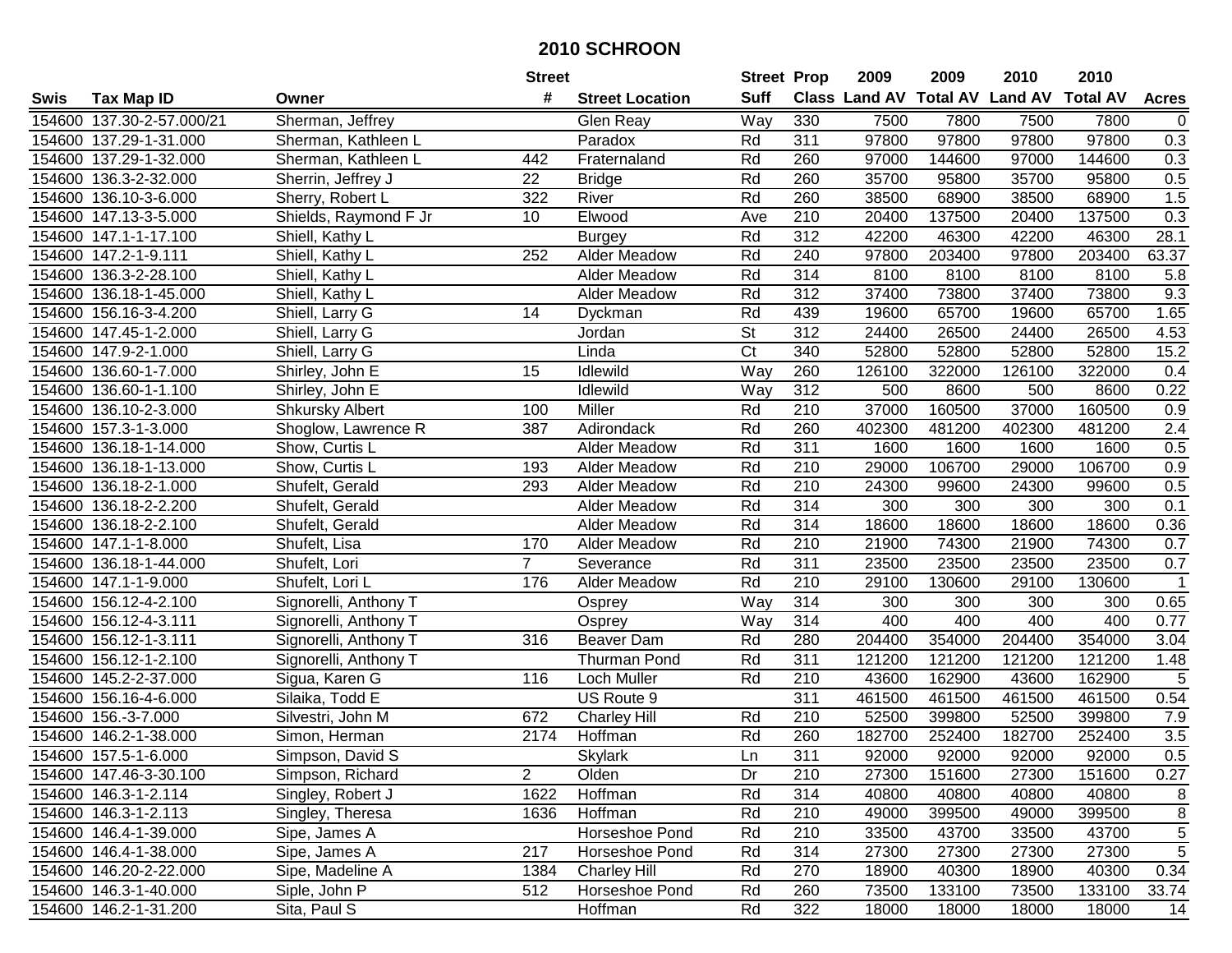# 2010 SCHROON

| Swis | Tax Map ID | Owner | Street # | Street Location | Street Suff | Prop Class | 2009 Land AV | 2009 Total AV | 2010 Land AV | 2010 Total AV | Acres |
|---|---|---|---|---|---|---|---|---|---|---|---|
| 154600 | 137.30-2-57.000/21 | Sherman, Jeffrey | | Glen Reay | Way | 330 | 7500 | 7800 | 7500 | 7800 | 0 |
| 154600 | 137.29-1-31.000 | Sherman, Kathleen L | | Paradox | Rd | 311 | 97800 | 97800 | 97800 | 97800 | 0.3 |
| 154600 | 137.29-1-32.000 | Sherman, Kathleen L | 442 | Fraternaland | Rd | 260 | 97000 | 144600 | 97000 | 144600 | 0.3 |
| 154600 | 136.3-2-32.000 | Sherrin, Jeffrey J | 22 | Bridge | Rd | 260 | 35700 | 95800 | 35700 | 95800 | 0.5 |
| 154600 | 136.10-3-6.000 | Sherry, Robert L | 322 | River | Rd | 260 | 38500 | 68900 | 38500 | 68900 | 1.5 |
| 154600 | 147.13-3-5.000 | Shields, Raymond F Jr | 10 | Elwood | Ave | 210 | 20400 | 137500 | 20400 | 137500 | 0.3 |
| 154600 | 147.1-1-17.100 | Shiell, Kathy L | | Burgey | Rd | 312 | 42200 | 46300 | 42200 | 46300 | 28.1 |
| 154600 | 147.2-1-9.111 | Shiell, Kathy L | 252 | Alder Meadow | Rd | 240 | 97800 | 203400 | 97800 | 203400 | 63.37 |
| 154600 | 136.3-2-28.100 | Shiell, Kathy L | | Alder Meadow | Rd | 314 | 8100 | 8100 | 8100 | 8100 | 5.8 |
| 154600 | 136.18-1-45.000 | Shiell, Kathy L | | Alder Meadow | Rd | 312 | 37400 | 73800 | 37400 | 73800 | 9.3 |
| 154600 | 156.16-3-4.200 | Shiell, Larry G | 14 | Dyckman | Rd | 439 | 19600 | 65700 | 19600 | 65700 | 1.65 |
| 154600 | 147.45-1-2.000 | Shiell, Larry G | | Jordan | St | 312 | 24400 | 26500 | 24400 | 26500 | 4.53 |
| 154600 | 147.9-2-1.000 | Shiell, Larry G | | Linda | Ct | 340 | 52800 | 52800 | 52800 | 52800 | 15.2 |
| 154600 | 136.60-1-7.000 | Shirley, John E | 15 | Idlewild | Way | 260 | 126100 | 322000 | 126100 | 322000 | 0.4 |
| 154600 | 136.60-1-1.100 | Shirley, John E | | Idlewild | Way | 312 | 500 | 8600 | 500 | 8600 | 0.22 |
| 154600 | 136.10-2-3.000 | Shkursky Albert | 100 | Miller | Rd | 210 | 37000 | 160500 | 37000 | 160500 | 0.9 |
| 154600 | 157.3-1-3.000 | Shoglow, Lawrence R | 387 | Adirondack | Rd | 260 | 402300 | 481200 | 402300 | 481200 | 2.4 |
| 154600 | 136.18-1-14.000 | Show, Curtis L | | Alder Meadow | Rd | 311 | 1600 | 1600 | 1600 | 1600 | 0.5 |
| 154600 | 136.18-1-13.000 | Show, Curtis L | 193 | Alder Meadow | Rd | 210 | 29000 | 106700 | 29000 | 106700 | 0.9 |
| 154600 | 136.18-2-1.000 | Shufelt, Gerald | 293 | Alder Meadow | Rd | 210 | 24300 | 99600 | 24300 | 99600 | 0.5 |
| 154600 | 136.18-2-2.200 | Shufelt, Gerald | | Alder Meadow | Rd | 314 | 300 | 300 | 300 | 300 | 0.1 |
| 154600 | 136.18-2-2.100 | Shufelt, Gerald | | Alder Meadow | Rd | 314 | 18600 | 18600 | 18600 | 18600 | 0.36 |
| 154600 | 147.1-1-8.000 | Shufelt, Lisa | 170 | Alder Meadow | Rd | 210 | 21900 | 74300 | 21900 | 74300 | 0.7 |
| 154600 | 136.18-1-44.000 | Shufelt, Lori | 7 | Severance | Rd | 311 | 23500 | 23500 | 23500 | 23500 | 0.7 |
| 154600 | 147.1-1-9.000 | Shufelt, Lori L | 176 | Alder Meadow | Rd | 210 | 29100 | 130600 | 29100 | 130600 | 1 |
| 154600 | 156.12-4-2.100 | Signorelli, Anthony T | | Osprey | Way | 314 | 300 | 300 | 300 | 300 | 0.65 |
| 154600 | 156.12-4-3.111 | Signorelli, Anthony T | | Osprey | Way | 314 | 400 | 400 | 400 | 400 | 0.77 |
| 154600 | 156.12-1-3.111 | Signorelli, Anthony T | 316 | Beaver Dam | Rd | 280 | 204400 | 354000 | 204400 | 354000 | 3.04 |
| 154600 | 156.12-1-2.100 | Signorelli, Anthony T | | Thurman Pond | Rd | 311 | 121200 | 121200 | 121200 | 121200 | 1.48 |
| 154600 | 145.2-2-37.000 | Sigua, Karen G | 116 | Loch Muller | Rd | 210 | 43600 | 162900 | 43600 | 162900 | 5 |
| 154600 | 156.16-4-6.000 | Silaika, Todd E | | US Route 9 | | 311 | 461500 | 461500 | 461500 | 461500 | 0.54 |
| 154600 | 156.-3-7.000 | Silvestri, John M | 672 | Charley Hill | Rd | 210 | 52500 | 399800 | 52500 | 399800 | 7.9 |
| 154600 | 146.2-1-38.000 | Simon, Herman | 2174 | Hoffman | Rd | 260 | 182700 | 252400 | 182700 | 252400 | 3.5 |
| 154600 | 157.5-1-6.000 | Simpson, David S | | Skylark | Ln | 311 | 92000 | 92000 | 92000 | 92000 | 0.5 |
| 154600 | 147.46-3-30.100 | Simpson, Richard | 2 | Olden | Dr | 210 | 27300 | 151600 | 27300 | 151600 | 0.27 |
| 154600 | 146.3-1-2.114 | Singley, Robert J | 1622 | Hoffman | Rd | 314 | 40800 | 40800 | 40800 | 40800 | 8 |
| 154600 | 146.3-1-2.113 | Singley, Theresa | 1636 | Hoffman | Rd | 210 | 49000 | 399500 | 49000 | 399500 | 8 |
| 154600 | 146.4-1-39.000 | Sipe, James A | | Horseshoe Pond | Rd | 210 | 33500 | 43700 | 33500 | 43700 | 5 |
| 154600 | 146.4-1-38.000 | Sipe, James A | 217 | Horseshoe Pond | Rd | 314 | 27300 | 27300 | 27300 | 27300 | 5 |
| 154600 | 146.20-2-22.000 | Sipe, Madeline A | 1384 | Charley Hill | Rd | 270 | 18900 | 40300 | 18900 | 40300 | 0.34 |
| 154600 | 146.3-1-40.000 | Siple, John P | 512 | Horseshoe Pond | Rd | 260 | 73500 | 133100 | 73500 | 133100 | 33.74 |
| 154600 | 146.2-1-31.200 | Sita, Paul S | | Hoffman | Rd | 322 | 18000 | 18000 | 18000 | 18000 | 14 |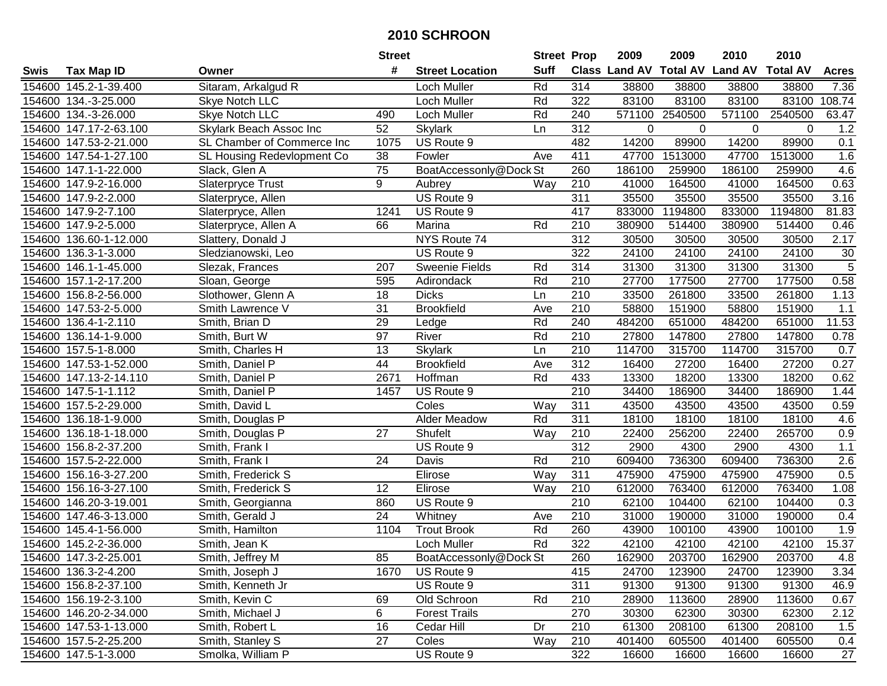# 2010 SCHROON

| Swis | Tax Map ID | Owner | Street # | Street Location | Street Suff | Prop Class | 2009 Land AV | 2009 Total AV | 2010 Land AV | 2010 Total AV | Acres |
|---|---|---|---|---|---|---|---|---|---|---|---|
| 154600 | 145.2-1-39.400 | Sitaram, Arkalgud R | | Loch Muller | Rd | 314 | 38800 | 38800 | 38800 | 38800 | 7.36 |
| 154600 | 134.-3-25.000 | Skye Notch LLC | | Loch Muller | Rd | 322 | 83100 | 83100 | 83100 | 83100 | 108.74 |
| 154600 | 134.-3-26.000 | Skye Notch LLC | 490 | Loch Muller | Rd | 240 | 571100 | 2540500 | 571100 | 2540500 | 63.47 |
| 154600 | 147.17-2-63.100 | Skylark Beach Assoc Inc | 52 | Skylark | Ln | 312 | 0 | 0 | 0 | 0 | 1.2 |
| 154600 | 147.53-2-21.000 | SL Chamber of Commerce Inc | 1075 | US Route 9 | | 482 | 14200 | 89900 | 14200 | 89900 | 0.1 |
| 154600 | 147.54-1-27.100 | SL Housing Redevlopment Co | 38 | Fowler | Ave | 411 | 47700 | 1513000 | 47700 | 1513000 | 1.6 |
| 154600 | 147.1-1-22.000 | Slack, Glen A | 75 | BoatAccessonly@Dock | St | 260 | 186100 | 259900 | 186100 | 259900 | 4.6 |
| 154600 | 147.9-2-16.000 | Slaterpryce Trust | 9 | Aubrey | Way | 210 | 41000 | 164500 | 41000 | 164500 | 0.63 |
| 154600 | 147.9-2-2.000 | Slaterpryce, Allen | | US Route 9 | | 311 | 35500 | 35500 | 35500 | 35500 | 3.16 |
| 154600 | 147.9-2-7.100 | Slaterpryce, Allen | 1241 | US Route 9 | | 417 | 833000 | 1194800 | 833000 | 1194800 | 81.83 |
| 154600 | 147.9-2-5.000 | Slaterpryce, Allen A | 66 | Marina | Rd | 210 | 380900 | 514400 | 380900 | 514400 | 0.46 |
| 154600 | 136.60-1-12.000 | Slattery, Donald J | | NYS Route 74 | | 312 | 30500 | 30500 | 30500 | 30500 | 2.17 |
| 154600 | 136.3-1-3.000 | Sledzianowski, Leo | | US Route 9 | | 322 | 24100 | 24100 | 24100 | 24100 | 30 |
| 154600 | 146.1-1-45.000 | Slezak, Frances | 207 | Sweenie Fields | Rd | 314 | 31300 | 31300 | 31300 | 31300 | 5 |
| 154600 | 157.1-2-17.200 | Sloan, George | 595 | Adirondack | Rd | 210 | 27700 | 177500 | 27700 | 177500 | 0.58 |
| 154600 | 156.8-2-56.000 | Slothower, Glenn A | 18 | Dicks | Ln | 210 | 33500 | 261800 | 33500 | 261800 | 1.13 |
| 154600 | 147.53-2-5.000 | Smith Lawrence V | 31 | Brookfield | Ave | 210 | 58800 | 151900 | 58800 | 151900 | 1.1 |
| 154600 | 136.4-1-2.110 | Smith, Brian D | 29 | Ledge | Rd | 240 | 484200 | 651000 | 484200 | 651000 | 11.53 |
| 154600 | 136.14-1-9.000 | Smith, Burt W | 97 | River | Rd | 210 | 27800 | 147800 | 27800 | 147800 | 0.78 |
| 154600 | 157.5-1-8.000 | Smith, Charles H | 13 | Skylark | Ln | 210 | 114700 | 315700 | 114700 | 315700 | 0.7 |
| 154600 | 147.53-1-52.000 | Smith, Daniel P | 44 | Brookfield | Ave | 312 | 16400 | 27200 | 16400 | 27200 | 0.27 |
| 154600 | 147.13-2-14.110 | Smith, Daniel P | 2671 | Hoffman | Rd | 433 | 13300 | 18200 | 13300 | 18200 | 0.62 |
| 154600 | 147.5-1-1.112 | Smith, Daniel P | 1457 | US Route 9 | | 210 | 34400 | 186900 | 34400 | 186900 | 1.44 |
| 154600 | 157.5-2-29.000 | Smith, David L | | Coles | Way | 311 | 43500 | 43500 | 43500 | 43500 | 0.59 |
| 154600 | 136.18-1-9.000 | Smith, Douglas P | | Alder Meadow | Rd | 311 | 18100 | 18100 | 18100 | 18100 | 4.6 |
| 154600 | 136.18-1-18.000 | Smith, Douglas P | 27 | Shufelt | Way | 210 | 22400 | 256200 | 22400 | 265700 | 0.9 |
| 154600 | 156.8-2-37.200 | Smith, Frank I | | US Route 9 | | 312 | 2900 | 4300 | 2900 | 4300 | 1.1 |
| 154600 | 157.5-2-22.000 | Smith, Frank I | 24 | Davis | Rd | 210 | 609400 | 736300 | 609400 | 736300 | 2.6 |
| 154600 | 156.16-3-27.200 | Smith, Frederick S | | Elirose | Way | 311 | 475900 | 475900 | 475900 | 475900 | 0.5 |
| 154600 | 156.16-3-27.100 | Smith, Frederick S | 12 | Elirose | Way | 210 | 612000 | 763400 | 612000 | 763400 | 1.08 |
| 154600 | 146.20-3-19.001 | Smith, Georgianna | 860 | US Route 9 | | 210 | 62100 | 104400 | 62100 | 104400 | 0.3 |
| 154600 | 147.46-3-13.000 | Smith, Gerald J | 24 | Whitney | Ave | 210 | 31000 | 190000 | 31000 | 190000 | 0.4 |
| 154600 | 145.4-1-56.000 | Smith, Hamilton | 1104 | Trout Brook | Rd | 260 | 43900 | 100100 | 43900 | 100100 | 1.9 |
| 154600 | 145.2-2-36.000 | Smith, Jean K | | Loch Muller | Rd | 322 | 42100 | 42100 | 42100 | 42100 | 15.37 |
| 154600 | 147.3-2-25.001 | Smith, Jeffrey M | 85 | BoatAccessonly@Dock | St | 260 | 162900 | 203700 | 162900 | 203700 | 4.8 |
| 154600 | 136.3-2-4.200 | Smith, Joseph J | 1670 | US Route 9 | | 415 | 24700 | 123900 | 24700 | 123900 | 3.34 |
| 154600 | 156.8-2-37.100 | Smith, Kenneth Jr | | US Route 9 | | 311 | 91300 | 91300 | 91300 | 91300 | 46.9 |
| 154600 | 156.19-2-3.100 | Smith, Kevin C | 69 | Old Schroon | Rd | 210 | 28900 | 113600 | 28900 | 113600 | 0.67 |
| 154600 | 146.20-2-34.000 | Smith, Michael J | 6 | Forest Trails | | 270 | 30300 | 62300 | 30300 | 62300 | 2.12 |
| 154600 | 147.53-1-13.000 | Smith, Robert L | 16 | Cedar Hill | Dr | 210 | 61300 | 208100 | 61300 | 208100 | 1.5 |
| 154600 | 157.5-2-25.200 | Smith, Stanley S | 27 | Coles | Way | 210 | 401400 | 605500 | 401400 | 605500 | 0.4 |
| 154600 | 147.5-1-3.000 | Smolka, William P | | US Route 9 | | 322 | 16600 | 16600 | 16600 | 16600 | 27 |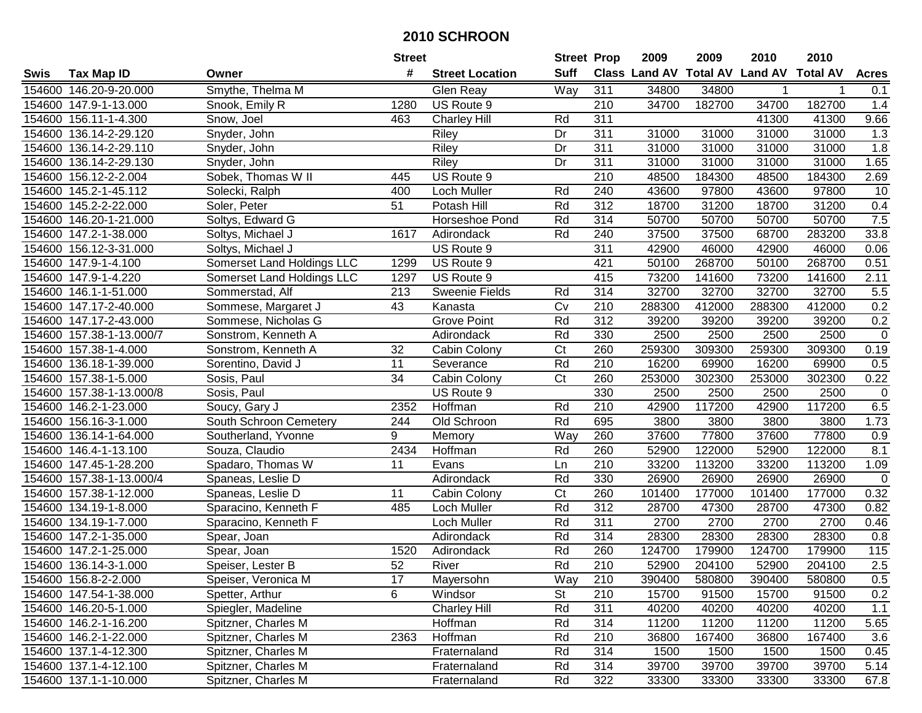# 2010 SCHROON

| Swis | Tax Map ID | Owner | Street # | Street Location | Street Suff | Prop Class | 2009 Land AV | 2009 Total AV | 2010 Land AV | 2010 Total AV | Acres |
|---|---|---|---|---|---|---|---|---|---|---|---|
| 154600 | 146.20-9-20.000 | Smythe, Thelma M | | Glen Reay | Way | 311 | 34800 | 34800 | 1 | 1 | 0.1 |
| 154600 | 147.9-1-13.000 | Snook, Emily R | 1280 | US Route 9 | | 210 | 34700 | 182700 | 34700 | 182700 | 1.4 |
| 154600 | 156.11-1-4.300 | Snow, Joel | 463 | Charley Hill | Rd | 311 | | | 41300 | 41300 | 9.66 |
| 154600 | 136.14-2-29.120 | Snyder, John | | Riley | Dr | 311 | 31000 | 31000 | 31000 | 31000 | 1.3 |
| 154600 | 136.14-2-29.110 | Snyder, John | | Riley | Dr | 311 | 31000 | 31000 | 31000 | 31000 | 1.8 |
| 154600 | 136.14-2-29.130 | Snyder, John | | Riley | Dr | 311 | 31000 | 31000 | 31000 | 31000 | 1.65 |
| 154600 | 156.12-2-2.004 | Sobek, Thomas W II | 445 | US Route 9 | | 210 | 48500 | 184300 | 48500 | 184300 | 2.69 |
| 154600 | 145.2-1-45.112 | Solecki, Ralph | 400 | Loch Muller | Rd | 240 | 43600 | 97800 | 43600 | 97800 | 10 |
| 154600 | 145.2-2-22.000 | Soler, Peter | 51 | Potash Hill | Rd | 312 | 18700 | 31200 | 18700 | 31200 | 0.4 |
| 154600 | 146.20-1-21.000 | Soltys, Edward G | | Horseshoe Pond | Rd | 314 | 50700 | 50700 | 50700 | 50700 | 7.5 |
| 154600 | 147.2-1-38.000 | Soltys, Michael J | 1617 | Adirondack | Rd | 240 | 37500 | 37500 | 68700 | 283200 | 33.8 |
| 154600 | 156.12-3-31.000 | Soltys, Michael J | | US Route 9 | | 311 | 42900 | 46000 | 42900 | 46000 | 0.06 |
| 154600 | 147.9-1-4.100 | Somerset Land Holdings LLC | 1299 | US Route 9 | | 421 | 50100 | 268700 | 50100 | 268700 | 0.51 |
| 154600 | 147.9-1-4.220 | Somerset Land Holdings LLC | 1297 | US Route 9 | | 415 | 73200 | 141600 | 73200 | 141600 | 2.11 |
| 154600 | 146.1-1-51.000 | Sommerstad, Alf | 213 | Sweenie Fields | Rd | 314 | 32700 | 32700 | 32700 | 32700 | 5.5 |
| 154600 | 147.17-2-40.000 | Sommese, Margaret J | 43 | Kanasta | Cv | 210 | 288300 | 412000 | 288300 | 412000 | 0.2 |
| 154600 | 147.17-2-43.000 | Sommese, Nicholas G | | Grove Point | Rd | 312 | 39200 | 39200 | 39200 | 39200 | 0.2 |
| 154600 | 157.38-1-13.000/7 | Sonstrom, Kenneth A | | Adirondack | Rd | 330 | 2500 | 2500 | 2500 | 2500 | 0 |
| 154600 | 157.38-1-4.000 | Sonstrom, Kenneth A | 32 | Cabin Colony | Ct | 260 | 259300 | 309300 | 259300 | 309300 | 0.19 |
| 154600 | 136.18-1-39.000 | Sorentino, David J | 11 | Severance | Rd | 210 | 16200 | 69900 | 16200 | 69900 | 0.5 |
| 154600 | 157.38-1-5.000 | Sosis, Paul | 34 | Cabin Colony | Ct | 260 | 253000 | 302300 | 253000 | 302300 | 0.22 |
| 154600 | 157.38-1-13.000/8 | Sosis, Paul | | US Route 9 | | 330 | 2500 | 2500 | 2500 | 2500 | 0 |
| 154600 | 146.2-1-23.000 | Soucy, Gary J | 2352 | Hoffman | Rd | 210 | 42900 | 117200 | 42900 | 117200 | 6.5 |
| 154600 | 156.16-3-1.000 | South Schroon Cemetery | 244 | Old Schroon | Rd | 695 | 3800 | 3800 | 3800 | 3800 | 1.73 |
| 154600 | 136.14-1-64.000 | Southerland, Yvonne | 9 | Memory | Way | 260 | 37600 | 77800 | 37600 | 77800 | 0.9 |
| 154600 | 146.4-1-13.100 | Souza, Claudio | 2434 | Hoffman | Rd | 260 | 52900 | 122000 | 52900 | 122000 | 8.1 |
| 154600 | 147.45-1-28.200 | Spadaro, Thomas W | 11 | Evans | Ln | 210 | 33200 | 113200 | 33200 | 113200 | 1.09 |
| 154600 | 157.38-1-13.000/4 | Spaneas, Leslie D | | Adirondack | Rd | 330 | 26900 | 26900 | 26900 | 26900 | 0 |
| 154600 | 157.38-1-12.000 | Spaneas, Leslie D | 11 | Cabin Colony | Ct | 260 | 101400 | 177000 | 101400 | 177000 | 0.32 |
| 154600 | 134.19-1-8.000 | Sparacino, Kenneth F | 485 | Loch Muller | Rd | 312 | 28700 | 47300 | 28700 | 47300 | 0.82 |
| 154600 | 134.19-1-7.000 | Sparacino, Kenneth F | | Loch Muller | Rd | 311 | 2700 | 2700 | 2700 | 2700 | 0.46 |
| 154600 | 147.2-1-35.000 | Spear, Joan | | Adirondack | Rd | 314 | 28300 | 28300 | 28300 | 28300 | 0.8 |
| 154600 | 147.2-1-25.000 | Spear, Joan | 1520 | Adirondack | Rd | 260 | 124700 | 179900 | 124700 | 179900 | 115 |
| 154600 | 136.14-3-1.000 | Speiser, Lester B | 52 | River | Rd | 210 | 52900 | 204100 | 52900 | 204100 | 2.5 |
| 154600 | 156.8-2-2.000 | Speiser, Veronica M | 17 | Mayersohn | Way | 210 | 390400 | 580800 | 390400 | 580800 | 0.5 |
| 154600 | 147.54-1-38.000 | Spetter, Arthur | 6 | Windsor | St | 210 | 15700 | 91500 | 15700 | 91500 | 0.2 |
| 154600 | 146.20-5-1.000 | Spiegler, Madeline | | Charley Hill | Rd | 311 | 40200 | 40200 | 40200 | 40200 | 1.1 |
| 154600 | 146.2-1-16.200 | Spitzner, Charles M | | Hoffman | Rd | 314 | 11200 | 11200 | 11200 | 11200 | 5.65 |
| 154600 | 146.2-1-22.000 | Spitzner, Charles M | 2363 | Hoffman | Rd | 210 | 36800 | 167400 | 36800 | 167400 | 3.6 |
| 154600 | 137.1-4-12.300 | Spitzner, Charles M | | Fraternaland | Rd | 314 | 1500 | 1500 | 1500 | 1500 | 0.45 |
| 154600 | 137.1-4-12.100 | Spitzner, Charles M | | Fraternaland | Rd | 314 | 39700 | 39700 | 39700 | 39700 | 5.14 |
| 154600 | 137.1-1-10.000 | Spitzner, Charles M | | Fraternaland | Rd | 322 | 33300 | 33300 | 33300 | 33300 | 67.8 |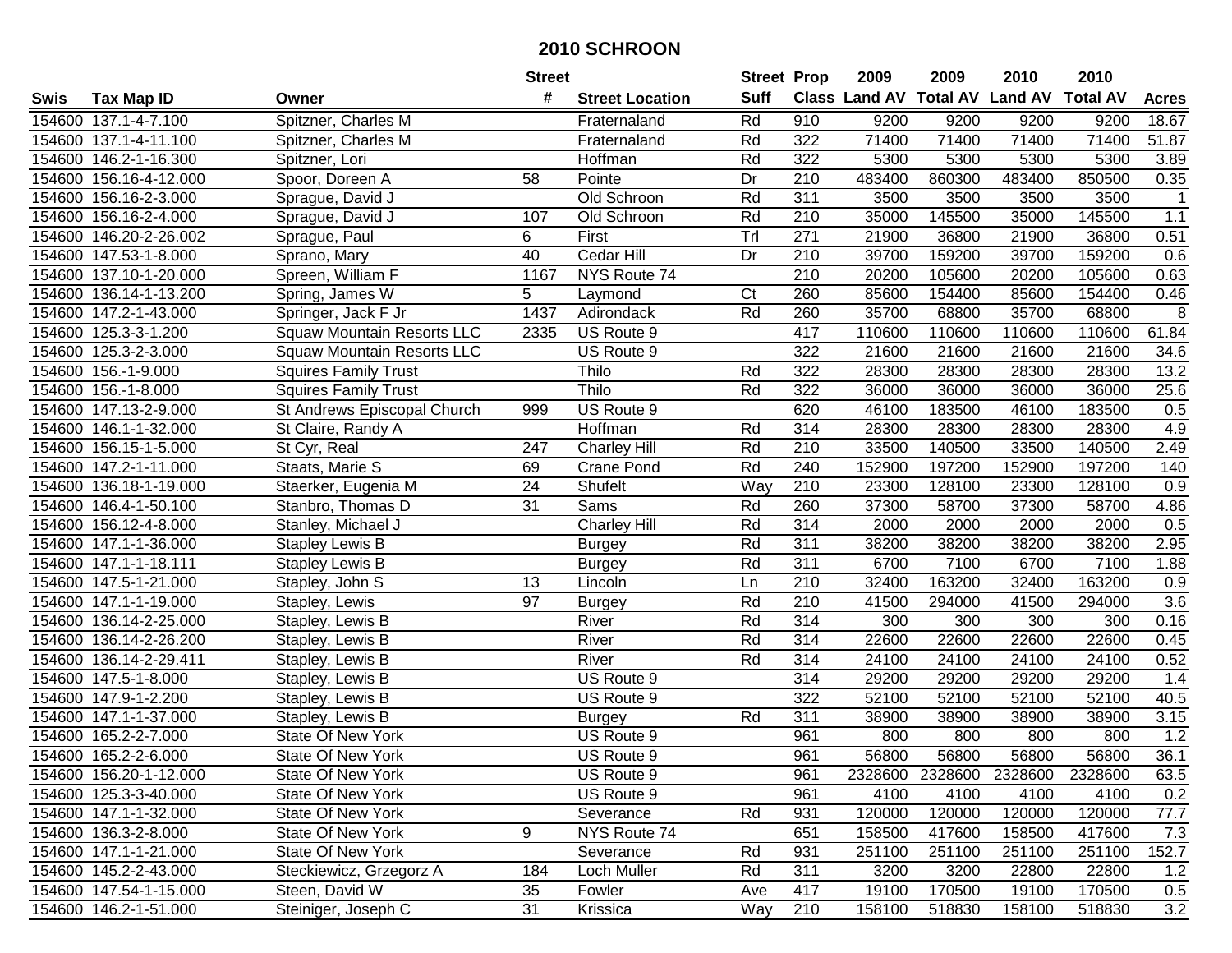# 2010 SCHROON

| Swis | Tax Map ID | Owner | Street # | Street Location | Street Suff | Prop Class | 2009 Land AV | 2009 Total AV | 2010 Land AV | 2010 Total AV | Acres |
|---|---|---|---|---|---|---|---|---|---|---|---|
| 154600 | 137.1-4-7.100 | Spitzner, Charles M | | Fraternaland | Rd | 910 | 9200 | 9200 | 9200 | 9200 | 18.67 |
| 154600 | 137.1-4-11.100 | Spitzner, Charles M | | Fraternaland | Rd | 322 | 71400 | 71400 | 71400 | 71400 | 51.87 |
| 154600 | 146.2-1-16.300 | Spitzner, Lori | | Hoffman | Rd | 322 | 5300 | 5300 | 5300 | 5300 | 3.89 |
| 154600 | 156.16-4-12.000 | Spoor, Doreen A | 58 | Pointe | Dr | 210 | 483400 | 860300 | 483400 | 850500 | 0.35 |
| 154600 | 156.16-2-3.000 | Sprague, David J | | Old Schroon | Rd | 311 | 3500 | 3500 | 3500 | 3500 | 1 |
| 154600 | 156.16-2-4.000 | Sprague, David J | 107 | Old Schroon | Rd | 210 | 35000 | 145500 | 35000 | 145500 | 1.1 |
| 154600 | 146.20-2-26.002 | Sprague, Paul | 6 | First | Trl | 271 | 21900 | 36800 | 21900 | 36800 | 0.51 |
| 154600 | 147.53-1-8.000 | Sprano, Mary | 40 | Cedar Hill | Dr | 210 | 39700 | 159200 | 39700 | 159200 | 0.6 |
| 154600 | 137.10-1-20.000 | Spreen, William F | 1167 | NYS Route 74 | | 210 | 20200 | 105600 | 20200 | 105600 | 0.63 |
| 154600 | 136.14-1-13.200 | Spring, James W | 5 | Laymond | Ct | 260 | 85600 | 154400 | 85600 | 154400 | 0.46 |
| 154600 | 147.2-1-43.000 | Springer, Jack F Jr | 1437 | Adirondack | Rd | 260 | 35700 | 68800 | 35700 | 68800 | 8 |
| 154600 | 125.3-3-1.200 | Squaw Mountain Resorts LLC | 2335 | US Route 9 | | 417 | 110600 | 110600 | 110600 | 110600 | 61.84 |
| 154600 | 125.3-2-3.000 | Squaw Mountain Resorts LLC | | US Route 9 | | 322 | 21600 | 21600 | 21600 | 21600 | 34.6 |
| 154600 | 156.-1-9.000 | Squires Family Trust | | Thilo | Rd | 322 | 28300 | 28300 | 28300 | 28300 | 13.2 |
| 154600 | 156.-1-8.000 | Squires Family Trust | | Thilo | Rd | 322 | 36000 | 36000 | 36000 | 36000 | 25.6 |
| 154600 | 147.13-2-9.000 | St Andrews Episcopal Church | 999 | US Route 9 | | 620 | 46100 | 183500 | 46100 | 183500 | 0.5 |
| 154600 | 146.1-1-32.000 | St Claire, Randy A | | Hoffman | Rd | 314 | 28300 | 28300 | 28300 | 28300 | 4.9 |
| 154600 | 156.15-1-5.000 | St Cyr, Real | 247 | Charley Hill | Rd | 210 | 33500 | 140500 | 33500 | 140500 | 2.49 |
| 154600 | 147.2-1-11.000 | Staats, Marie S | 69 | Crane Pond | Rd | 240 | 152900 | 197200 | 152900 | 197200 | 140 |
| 154600 | 136.18-1-19.000 | Staerker, Eugenia M | 24 | Shufelt | Way | 210 | 23300 | 128100 | 23300 | 128100 | 0.9 |
| 154600 | 146.4-1-50.100 | Stanbro, Thomas D | 31 | Sams | Rd | 260 | 37300 | 58700 | 37300 | 58700 | 4.86 |
| 154600 | 156.12-4-8.000 | Stanley, Michael J | | Charley Hill | Rd | 314 | 2000 | 2000 | 2000 | 2000 | 0.5 |
| 154600 | 147.1-1-36.000 | Stapley Lewis B | | Burgey | Rd | 311 | 38200 | 38200 | 38200 | 38200 | 2.95 |
| 154600 | 147.1-1-18.111 | Stapley Lewis B | | Burgey | Rd | 311 | 6700 | 7100 | 6700 | 7100 | 1.88 |
| 154600 | 147.5-1-21.000 | Stapley, John S | 13 | Lincoln | Ln | 210 | 32400 | 163200 | 32400 | 163200 | 0.9 |
| 154600 | 147.1-1-19.000 | Stapley, Lewis | 97 | Burgey | Rd | 210 | 41500 | 294000 | 41500 | 294000 | 3.6 |
| 154600 | 136.14-2-25.000 | Stapley, Lewis B | | River | Rd | 314 | 300 | 300 | 300 | 300 | 0.16 |
| 154600 | 136.14-2-26.200 | Stapley, Lewis B | | River | Rd | 314 | 22600 | 22600 | 22600 | 22600 | 0.45 |
| 154600 | 136.14-2-29.411 | Stapley, Lewis B | | River | Rd | 314 | 24100 | 24100 | 24100 | 24100 | 0.52 |
| 154600 | 147.5-1-8.000 | Stapley, Lewis B | | US Route 9 | | 314 | 29200 | 29200 | 29200 | 29200 | 1.4 |
| 154600 | 147.9-1-2.200 | Stapley, Lewis B | | US Route 9 | | 322 | 52100 | 52100 | 52100 | 52100 | 40.5 |
| 154600 | 147.1-1-37.000 | Stapley, Lewis B | | Burgey | Rd | 311 | 38900 | 38900 | 38900 | 38900 | 3.15 |
| 154600 | 165.2-2-7.000 | State Of New York | | US Route 9 | | 961 | 800 | 800 | 800 | 800 | 1.2 |
| 154600 | 165.2-2-6.000 | State Of New York | | US Route 9 | | 961 | 56800 | 56800 | 56800 | 56800 | 36.1 |
| 154600 | 156.20-1-12.000 | State Of New York | | US Route 9 | | 961 | 2328600 | 2328600 | 2328600 | 2328600 | 63.5 |
| 154600 | 125.3-3-40.000 | State Of New York | | US Route 9 | | 961 | 4100 | 4100 | 4100 | 4100 | 0.2 |
| 154600 | 147.1-1-32.000 | State Of New York | | Severance | Rd | 931 | 120000 | 120000 | 120000 | 120000 | 77.7 |
| 154600 | 136.3-2-8.000 | State Of New York | 9 | NYS Route 74 | | 651 | 158500 | 417600 | 158500 | 417600 | 7.3 |
| 154600 | 147.1-1-21.000 | State Of New York | | Severance | Rd | 931 | 251100 | 251100 | 251100 | 251100 | 152.7 |
| 154600 | 145.2-2-43.000 | Steckiewicz, Grzegorz A | 184 | Loch Muller | Rd | 311 | 3200 | 3200 | 22800 | 22800 | 1.2 |
| 154600 | 147.54-1-15.000 | Steen, David W | 35 | Fowler | Ave | 417 | 19100 | 170500 | 19100 | 170500 | 0.5 |
| 154600 | 146.2-1-51.000 | Steiniger, Joseph C | 31 | Krissica | Way | 210 | 158100 | 518830 | 158100 | 518830 | 3.2 |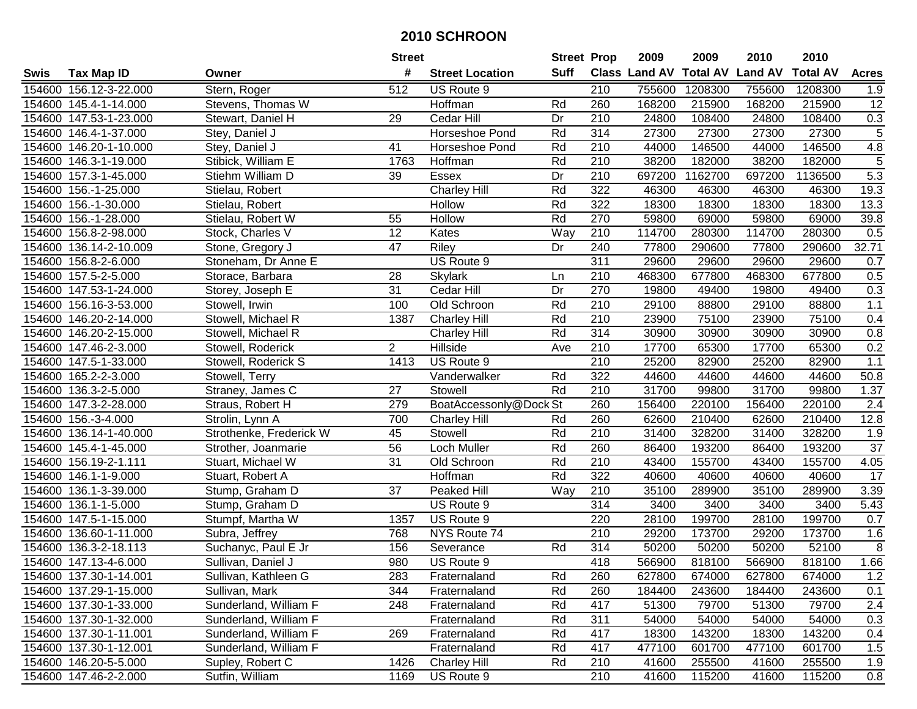# 2010 SCHROON

| Swis | Tax Map ID | Owner | Street # | Street Location | Street Suff | Prop Class | 2009 Land AV | 2009 Total AV | 2010 Land AV | 2010 Total AV | Acres |
|---|---|---|---|---|---|---|---|---|---|---|---|
| 154600 | 156.12-3-22.000 | Stern, Roger | 512 | US Route 9 | | 210 | 755600 | 1208300 | 755600 | 1208300 | 1.9 |
| 154600 | 145.4-1-14.000 | Stevens, Thomas W | | Hoffman | Rd | 260 | 168200 | 215900 | 168200 | 215900 | 12 |
| 154600 | 147.53-1-23.000 | Stewart, Daniel H | 29 | Cedar Hill | Dr | 210 | 24800 | 108400 | 24800 | 108400 | 0.3 |
| 154600 | 146.4-1-37.000 | Stey, Daniel J | | Horseshoe Pond | Rd | 314 | 27300 | 27300 | 27300 | 27300 | 5 |
| 154600 | 146.20-1-10.000 | Stey, Daniel J | 41 | Horseshoe Pond | Rd | 210 | 44000 | 146500 | 44000 | 146500 | 4.8 |
| 154600 | 146.3-1-19.000 | Stibick, William E | 1763 | Hoffman | Rd | 210 | 38200 | 182000 | 38200 | 182000 | 5 |
| 154600 | 157.3-1-45.000 | Stiehm William D | 39 | Essex | Dr | 210 | 697200 | 1162700 | 697200 | 1136500 | 5.3 |
| 154600 | 156.-1-25.000 | Stielau, Robert | | Charley Hill | Rd | 322 | 46300 | 46300 | 46300 | 46300 | 19.3 |
| 154600 | 156.-1-30.000 | Stielau, Robert | | Hollow | Rd | 322 | 18300 | 18300 | 18300 | 18300 | 13.3 |
| 154600 | 156.-1-28.000 | Stielau, Robert W | 55 | Hollow | Rd | 270 | 59800 | 69000 | 59800 | 69000 | 39.8 |
| 154600 | 156.8-2-98.000 | Stock, Charles V | 12 | Kates | Way | 210 | 114700 | 280300 | 114700 | 280300 | 0.5 |
| 154600 | 136.14-2-10.009 | Stone, Gregory J | 47 | Riley | Dr | 240 | 77800 | 290600 | 77800 | 290600 | 32.71 |
| 154600 | 156.8-2-6.000 | Stoneham, Dr Anne E | | US Route 9 | | 311 | 29600 | 29600 | 29600 | 29600 | 0.7 |
| 154600 | 157.5-2-5.000 | Storace, Barbara | 28 | Skylark | Ln | 210 | 468300 | 677800 | 468300 | 677800 | 0.5 |
| 154600 | 147.53-1-24.000 | Storey, Joseph E | 31 | Cedar Hill | Dr | 270 | 19800 | 49400 | 19800 | 49400 | 0.3 |
| 154600 | 156.16-3-53.000 | Stowell, Irwin | 100 | Old Schroon | Rd | 210 | 29100 | 88800 | 29100 | 88800 | 1.1 |
| 154600 | 146.20-2-14.000 | Stowell, Michael R | 1387 | Charley Hill | Rd | 210 | 23900 | 75100 | 23900 | 75100 | 0.4 |
| 154600 | 146.20-2-15.000 | Stowell, Michael R | | Charley Hill | Rd | 314 | 30900 | 30900 | 30900 | 30900 | 0.8 |
| 154600 | 147.46-2-3.000 | Stowell, Roderick | 2 | Hillside | Ave | 210 | 17700 | 65300 | 17700 | 65300 | 0.2 |
| 154600 | 147.5-1-33.000 | Stowell, Roderick S | 1413 | US Route 9 | | 210 | 25200 | 82900 | 25200 | 82900 | 1.1 |
| 154600 | 165.2-2-3.000 | Stowell, Terry | | Vanderwalker | Rd | 322 | 44600 | 44600 | 44600 | 44600 | 50.8 |
| 154600 | 136.3-2-5.000 | Straney, James C | 27 | Stowell | Rd | 210 | 31700 | 99800 | 31700 | 99800 | 1.37 |
| 154600 | 147.3-2-28.000 | Straus, Robert H | 279 | BoatAccessonly@Dock | St | 260 | 156400 | 220100 | 156400 | 220100 | 2.4 |
| 154600 | 156.-3-4.000 | Strolin, Lynn A | 700 | Charley Hill | Rd | 260 | 62600 | 210400 | 62600 | 210400 | 12.8 |
| 154600 | 136.14-1-40.000 | Strothenke, Frederick W | 45 | Stowell | Rd | 210 | 31400 | 328200 | 31400 | 328200 | 1.9 |
| 154600 | 145.4-1-45.000 | Strother, Joanmarie | 56 | Loch Muller | Rd | 260 | 86400 | 193200 | 86400 | 193200 | 37 |
| 154600 | 156.19-2-1.111 | Stuart, Michael W | 31 | Old Schroon | Rd | 210 | 43400 | 155700 | 43400 | 155700 | 4.05 |
| 154600 | 146.1-1-9.000 | Stuart, Robert A | | Hoffman | Rd | 322 | 40600 | 40600 | 40600 | 40600 | 17 |
| 154600 | 136.1-3-39.000 | Stump, Graham D | 37 | Peaked Hill | Way | 210 | 35100 | 289900 | 35100 | 289900 | 3.39 |
| 154600 | 136.1-1-5.000 | Stump, Graham D | | US Route 9 | | 314 | 3400 | 3400 | 3400 | 3400 | 5.43 |
| 154600 | 147.5-1-15.000 | Stumpf, Martha W | 1357 | US Route 9 | | 220 | 28100 | 199700 | 28100 | 199700 | 0.7 |
| 154600 | 136.60-1-11.000 | Subra, Jeffrey | 768 | NYS Route 74 | | 210 | 29200 | 173700 | 29200 | 173700 | 1.6 |
| 154600 | 136.3-2-18.113 | Suchanyc, Paul E Jr | 156 | Severance | Rd | 314 | 50200 | 50200 | 50200 | 52100 | 8 |
| 154600 | 147.13-4-6.000 | Sullivan, Daniel J | 980 | US Route 9 | | 418 | 566900 | 818100 | 566900 | 818100 | 1.66 |
| 154600 | 137.30-1-14.001 | Sullivan, Kathleen G | 283 | Fraternaland | Rd | 260 | 627800 | 674000 | 627800 | 674000 | 1.2 |
| 154600 | 137.29-1-15.000 | Sullivan, Mark | 344 | Fraternaland | Rd | 260 | 184400 | 243600 | 184400 | 243600 | 0.1 |
| 154600 | 137.30-1-33.000 | Sunderland, William F | 248 | Fraternaland | Rd | 417 | 51300 | 79700 | 51300 | 79700 | 2.4 |
| 154600 | 137.30-1-32.000 | Sunderland, William F | | Fraternaland | Rd | 311 | 54000 | 54000 | 54000 | 54000 | 0.3 |
| 154600 | 137.30-1-11.001 | Sunderland, William F | 269 | Fraternaland | Rd | 417 | 18300 | 143200 | 18300 | 143200 | 0.4 |
| 154600 | 137.30-1-12.001 | Sunderland, William F | | Fraternaland | Rd | 417 | 477100 | 601700 | 477100 | 601700 | 1.5 |
| 154600 | 146.20-5-5.000 | Supley, Robert C | 1426 | Charley Hill | Rd | 210 | 41600 | 255500 | 41600 | 255500 | 1.9 |
| 154600 | 147.46-2-2.000 | Sutfin, William | 1169 | US Route 9 | | 210 | 41600 | 115200 | 41600 | 115200 | 0.8 |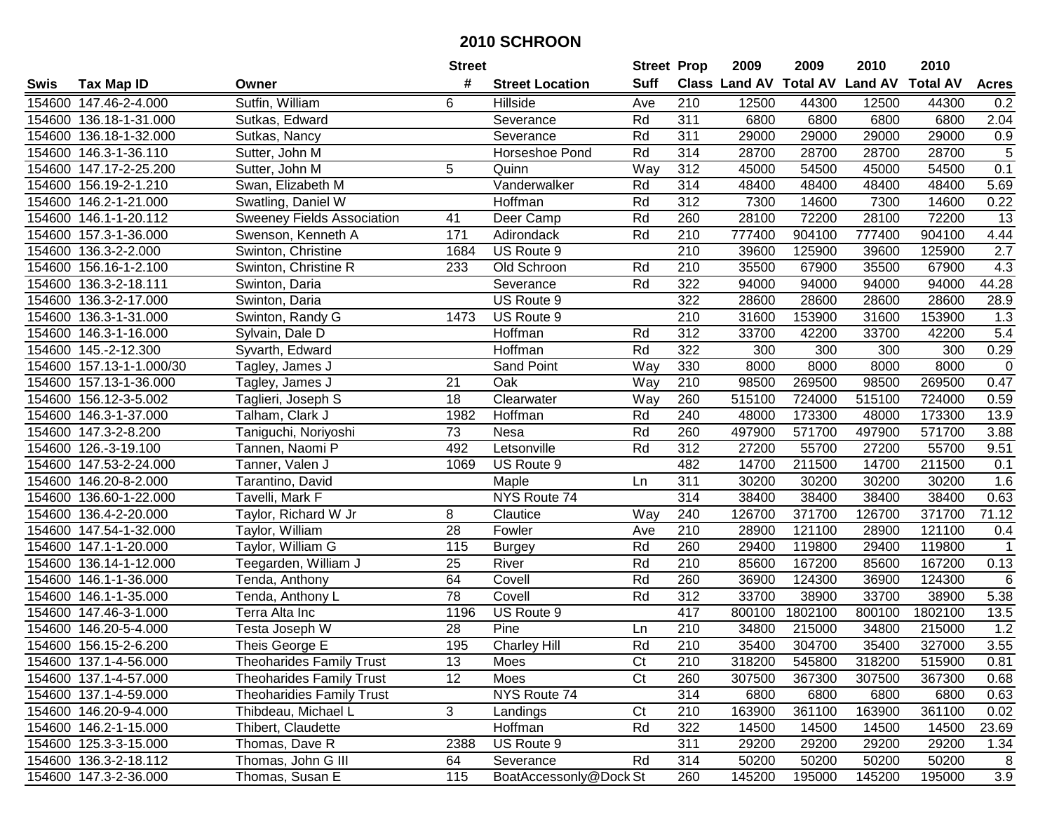# 2010 SCHROON

| Swis | Tax Map ID | Owner | Street # | Street Location | Street Suff | Prop Class | 2009 Land AV | 2009 Total AV | 2010 Land AV | 2010 Total AV | Acres |
|---|---|---|---|---|---|---|---|---|---|---|---|
| 154600 | 147.46-2-4.000 | Sutfin, William | 6 | Hillside | Ave | 210 | 12500 | 44300 | 12500 | 44300 | 0.2 |
| 154600 | 136.18-1-31.000 | Sutkas, Edward | | Severance | Rd | 311 | 6800 | 6800 | 6800 | 6800 | 2.04 |
| 154600 | 136.18-1-32.000 | Sutkas, Nancy | | Severance | Rd | 311 | 29000 | 29000 | 29000 | 29000 | 0.9 |
| 154600 | 146.3-1-36.110 | Sutter, John M | | Horseshoe Pond | Rd | 314 | 28700 | 28700 | 28700 | 28700 | 5 |
| 154600 | 147.17-2-25.200 | Sutter, John M | 5 | Quinn | Way | 312 | 45000 | 54500 | 45000 | 54500 | 0.1 |
| 154600 | 156.19-2-1.210 | Swan, Elizabeth M | | Vanderwalker | Rd | 314 | 48400 | 48400 | 48400 | 48400 | 5.69 |
| 154600 | 146.2-1-21.000 | Swatling, Daniel W | | Hoffman | Rd | 312 | 7300 | 14600 | 7300 | 14600 | 0.22 |
| 154600 | 146.1-1-20.112 | Sweeney Fields Association | 41 | Deer Camp | Rd | 260 | 28100 | 72200 | 28100 | 72200 | 13 |
| 154600 | 157.3-1-36.000 | Swenson, Kenneth A | 171 | Adirondack | Rd | 210 | 777400 | 904100 | 777400 | 904100 | 4.44 |
| 154600 | 136.3-2-2.000 | Swinton, Christine | 1684 | US Route 9 | | 210 | 39600 | 125900 | 39600 | 125900 | 2.7 |
| 154600 | 156.16-1-2.100 | Swinton, Christine R | 233 | Old Schroon | Rd | 210 | 35500 | 67900 | 35500 | 67900 | 4.3 |
| 154600 | 136.3-2-18.111 | Swinton, Daria | | Severance | Rd | 322 | 94000 | 94000 | 94000 | 94000 | 44.28 |
| 154600 | 136.3-2-17.000 | Swinton, Daria | | US Route 9 | | 322 | 28600 | 28600 | 28600 | 28600 | 28.9 |
| 154600 | 136.3-1-31.000 | Swinton, Randy G | 1473 | US Route 9 | | 210 | 31600 | 153900 | 31600 | 153900 | 1.3 |
| 154600 | 146.3-1-16.000 | Sylvain, Dale D | | Hoffman | Rd | 312 | 33700 | 42200 | 33700 | 42200 | 5.4 |
| 154600 | 145.-2-12.300 | Syvarth, Edward | | Hoffman | Rd | 322 | 300 | 300 | 300 | 300 | 0.29 |
| 154600 | 157.13-1-1.000/30 | Tagley, James J | | Sand Point | Way | 330 | 8000 | 8000 | 8000 | 8000 | 0 |
| 154600 | 157.13-1-36.000 | Tagley, James J | 21 | Oak | Way | 210 | 98500 | 269500 | 98500 | 269500 | 0.47 |
| 154600 | 156.12-3-5.002 | Taglieri, Joseph S | 18 | Clearwater | Way | 260 | 515100 | 724000 | 515100 | 724000 | 0.59 |
| 154600 | 146.3-1-37.000 | Talham, Clark J | 1982 | Hoffman | Rd | 240 | 48000 | 173300 | 48000 | 173300 | 13.9 |
| 154600 | 147.3-2-8.200 | Taniguchi, Noriyoshi | 73 | Nesa | Rd | 260 | 497900 | 571700 | 497900 | 571700 | 3.88 |
| 154600 | 126.-3-19.100 | Tannen, Naomi P | 492 | Letsonville | Rd | 312 | 27200 | 55700 | 27200 | 55700 | 9.51 |
| 154600 | 147.53-2-24.000 | Tanner, Valen J | 1069 | US Route 9 | | 482 | 14700 | 211500 | 14700 | 211500 | 0.1 |
| 154600 | 146.20-8-2.000 | Tarantino, David | | Maple | Ln | 311 | 30200 | 30200 | 30200 | 30200 | 1.6 |
| 154600 | 136.60-1-22.000 | Tavelli, Mark F | | NYS Route 74 | | 314 | 38400 | 38400 | 38400 | 38400 | 0.63 |
| 154600 | 136.4-2-20.000 | Taylor, Richard W Jr | 8 | Clautice | Way | 240 | 126700 | 371700 | 126700 | 371700 | 71.12 |
| 154600 | 147.54-1-32.000 | Taylor, William | 28 | Fowler | Ave | 210 | 28900 | 121100 | 28900 | 121100 | 0.4 |
| 154600 | 147.1-1-20.000 | Taylor, William G | 115 | Burgey | Rd | 260 | 29400 | 119800 | 29400 | 119800 | 1 |
| 154600 | 136.14-1-12.000 | Teegarden, William J | 25 | River | Rd | 210 | 85600 | 167200 | 85600 | 167200 | 0.13 |
| 154600 | 146.1-1-36.000 | Tenda, Anthony | 64 | Covell | Rd | 260 | 36900 | 124300 | 36900 | 124300 | 6 |
| 154600 | 146.1-1-35.000 | Tenda, Anthony L | 78 | Covell | Rd | 312 | 33700 | 38900 | 33700 | 38900 | 5.38 |
| 154600 | 147.46-3-1.000 | Terra Alta Inc | 1196 | US Route 9 | | 417 | 800100 | 1802100 | 800100 | 1802100 | 13.5 |
| 154600 | 146.20-5-4.000 | Testa Joseph W | 28 | Pine | Ln | 210 | 34800 | 215000 | 34800 | 215000 | 1.2 |
| 154600 | 156.15-2-6.200 | Theis George E | 195 | Charley Hill | Rd | 210 | 35400 | 304700 | 35400 | 327000 | 3.55 |
| 154600 | 137.1-4-56.000 | Theoharides Family Trust | 13 | Moes | Ct | 210 | 318200 | 545800 | 318200 | 515900 | 0.81 |
| 154600 | 137.1-4-57.000 | Theoharides Family Trust | 12 | Moes | Ct | 260 | 307500 | 367300 | 307500 | 367300 | 0.68 |
| 154600 | 137.1-4-59.000 | Theoharidies Family Trust | | NYS Route 74 | | 314 | 6800 | 6800 | 6800 | 6800 | 0.63 |
| 154600 | 146.20-9-4.000 | Thibdeau, Michael L | 3 | Landings | Ct | 210 | 163900 | 361100 | 163900 | 361100 | 0.02 |
| 154600 | 146.2-1-15.000 | Thibert, Claudette | | Hoffman | Rd | 322 | 14500 | 14500 | 14500 | 14500 | 23.69 |
| 154600 | 125.3-3-15.000 | Thomas, Dave R | 2388 | US Route 9 | | 311 | 29200 | 29200 | 29200 | 29200 | 1.34 |
| 154600 | 136.3-2-18.112 | Thomas, John G III | 64 | Severance | Rd | 314 | 50200 | 50200 | 50200 | 50200 | 8 |
| 154600 | 147.3-2-36.000 | Thomas, Susan E | 115 | BoatAccessonly@Dock | St | 260 | 145200 | 195000 | 145200 | 195000 | 3.9 |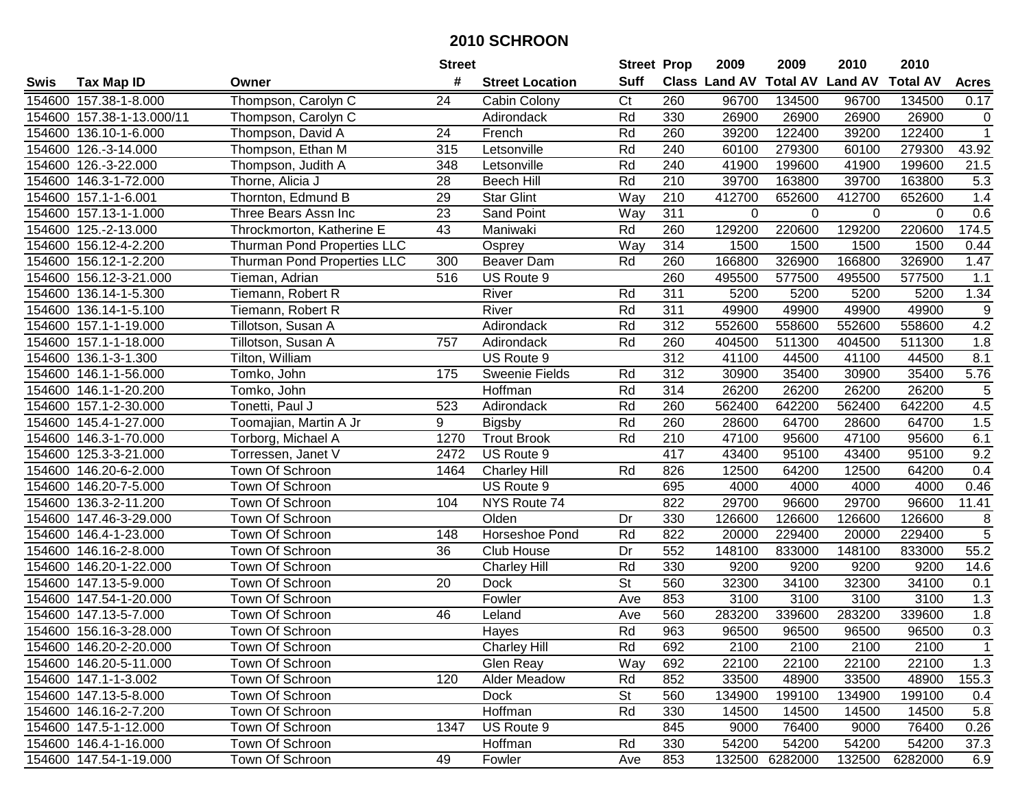# 2010 SCHROON

| Swis | Tax Map ID | Owner | Street # | Street Location | Street Suff | Prop Class | 2009 Land AV | 2009 Total AV | 2010 Land AV | 2010 Total AV | Acres |
|---|---|---|---|---|---|---|---|---|---|---|---|
| 154600 | 157.38-1-8.000 | Thompson, Carolyn C | 24 | Cabin Colony | Ct | 260 | 96700 | 134500 | 96700 | 134500 | 0.17 |
| 154600 | 157.38-1-13.000/11 | Thompson, Carolyn C | | Adirondack | Rd | 330 | 26900 | 26900 | 26900 | 26900 | 0 |
| 154600 | 136.10-1-6.000 | Thompson, David A | 24 | French | Rd | 260 | 39200 | 122400 | 39200 | 122400 | 1 |
| 154600 | 126.-3-14.000 | Thompson, Ethan M | 315 | Letsonville | Rd | 240 | 60100 | 279300 | 60100 | 279300 | 43.92 |
| 154600 | 126.-3-22.000 | Thompson, Judith A | 348 | Letsonville | Rd | 240 | 41900 | 199600 | 41900 | 199600 | 21.5 |
| 154600 | 146.3-1-72.000 | Thorne, Alicia J | 28 | Beech Hill | Rd | 210 | 39700 | 163800 | 39700 | 163800 | 5.3 |
| 154600 | 157.1-1-6.001 | Thornton, Edmund B | 29 | Star Glint | Way | 210 | 412700 | 652600 | 412700 | 652600 | 1.4 |
| 154600 | 157.13-1-1.000 | Three Bears Assn Inc | 23 | Sand Point | Way | 311 | 0 | 0 | 0 | 0 | 0.6 |
| 154600 | 125.-2-13.000 | Throckmorton, Katherine E | 43 | Maniwaki | Rd | 260 | 129200 | 220600 | 129200 | 220600 | 174.5 |
| 154600 | 156.12-4-2.200 | Thurman Pond Properties LLC | | Osprey | Way | 314 | 1500 | 1500 | 1500 | 1500 | 0.44 |
| 154600 | 156.12-1-2.200 | Thurman Pond Properties LLC | 300 | Beaver Dam | Rd | 260 | 166800 | 326900 | 166800 | 326900 | 1.47 |
| 154600 | 156.12-3-21.000 | Tieman, Adrian | 516 | US Route 9 | | 260 | 495500 | 577500 | 495500 | 577500 | 1.1 |
| 154600 | 136.14-1-5.300 | Tiemann, Robert R | | River | Rd | 311 | 5200 | 5200 | 5200 | 5200 | 1.34 |
| 154600 | 136.14-1-5.100 | Tiemann, Robert R | | River | Rd | 311 | 49900 | 49900 | 49900 | 49900 | 9 |
| 154600 | 157.1-1-19.000 | Tillotson, Susan A | | Adirondack | Rd | 312 | 552600 | 558600 | 552600 | 558600 | 4.2 |
| 154600 | 157.1-1-18.000 | Tillotson, Susan A | 757 | Adirondack | Rd | 260 | 404500 | 511300 | 404500 | 511300 | 1.8 |
| 154600 | 136.1-3-1.300 | Tilton, William | | US Route 9 | | 312 | 41100 | 44500 | 41100 | 44500 | 8.1 |
| 154600 | 146.1-1-56.000 | Tomko, John | 175 | Sweenie Fields | Rd | 312 | 30900 | 35400 | 30900 | 35400 | 5.76 |
| 154600 | 146.1-1-20.200 | Tomko, John | | Hoffman | Rd | 314 | 26200 | 26200 | 26200 | 26200 | 5 |
| 154600 | 157.1-2-30.000 | Tonetti, Paul J | 523 | Adirondack | Rd | 260 | 562400 | 642200 | 562400 | 642200 | 4.5 |
| 154600 | 145.4-1-27.000 | Toomajian, Martin A Jr | 9 | Bigsby | Rd | 260 | 28600 | 64700 | 28600 | 64700 | 1.5 |
| 154600 | 146.3-1-70.000 | Torborg, Michael A | 1270 | Trout Brook | Rd | 210 | 47100 | 95600 | 47100 | 95600 | 6.1 |
| 154600 | 125.3-3-21.000 | Torressen, Janet V | 2472 | US Route 9 | | 417 | 43400 | 95100 | 43400 | 95100 | 9.2 |
| 154600 | 146.20-6-2.000 | Town Of Schroon | 1464 | Charley Hill | Rd | 826 | 12500 | 64200 | 12500 | 64200 | 0.4 |
| 154600 | 146.20-7-5.000 | Town Of Schroon | | US Route 9 | | 695 | 4000 | 4000 | 4000 | 4000 | 0.46 |
| 154600 | 136.3-2-11.200 | Town Of Schroon | 104 | NYS Route 74 | | 822 | 29700 | 96600 | 29700 | 96600 | 11.41 |
| 154600 | 147.46-3-29.000 | Town Of Schroon | | Olden | Dr | 330 | 126600 | 126600 | 126600 | 126600 | 8 |
| 154600 | 146.4-1-23.000 | Town Of Schroon | 148 | Horseshoe Pond | Rd | 822 | 20000 | 229400 | 20000 | 229400 | 5 |
| 154600 | 146.16-2-8.000 | Town Of Schroon | 36 | Club House | Dr | 552 | 148100 | 833000 | 148100 | 833000 | 55.2 |
| 154600 | 146.20-1-22.000 | Town Of Schroon | | Charley Hill | Rd | 330 | 9200 | 9200 | 9200 | 9200 | 14.6 |
| 154600 | 147.13-5-9.000 | Town Of Schroon | 20 | Dock | St | 560 | 32300 | 34100 | 32300 | 34100 | 0.1 |
| 154600 | 147.54-1-20.000 | Town Of Schroon | | Fowler | Ave | 853 | 3100 | 3100 | 3100 | 3100 | 1.3 |
| 154600 | 147.13-5-7.000 | Town Of Schroon | 46 | Leland | Ave | 560 | 283200 | 339600 | 283200 | 339600 | 1.8 |
| 154600 | 156.16-3-28.000 | Town Of Schroon | | Hayes | Rd | 963 | 96500 | 96500 | 96500 | 96500 | 0.3 |
| 154600 | 146.20-2-20.000 | Town Of Schroon | | Charley Hill | Rd | 692 | 2100 | 2100 | 2100 | 2100 | 1 |
| 154600 | 146.20-5-11.000 | Town Of Schroon | | Glen Reay | Way | 692 | 22100 | 22100 | 22100 | 22100 | 1.3 |
| 154600 | 147.1-1-3.002 | Town Of Schroon | 120 | Alder Meadow | Rd | 852 | 33500 | 48900 | 33500 | 48900 | 155.3 |
| 154600 | 147.13-5-8.000 | Town Of Schroon | | Dock | St | 560 | 134900 | 199100 | 134900 | 199100 | 0.4 |
| 154600 | 146.16-2-7.200 | Town Of Schroon | | Hoffman | Rd | 330 | 14500 | 14500 | 14500 | 14500 | 5.8 |
| 154600 | 147.5-1-12.000 | Town Of Schroon | 1347 | US Route 9 | | 845 | 9000 | 76400 | 9000 | 76400 | 0.26 |
| 154600 | 146.4-1-16.000 | Town Of Schroon | | Hoffman | Rd | 330 | 54200 | 54200 | 54200 | 54200 | 37.3 |
| 154600 | 147.54-1-19.000 | Town Of Schroon | 49 | Fowler | Ave | 853 | 132500 | 6282000 | 132500 | 6282000 | 6.9 |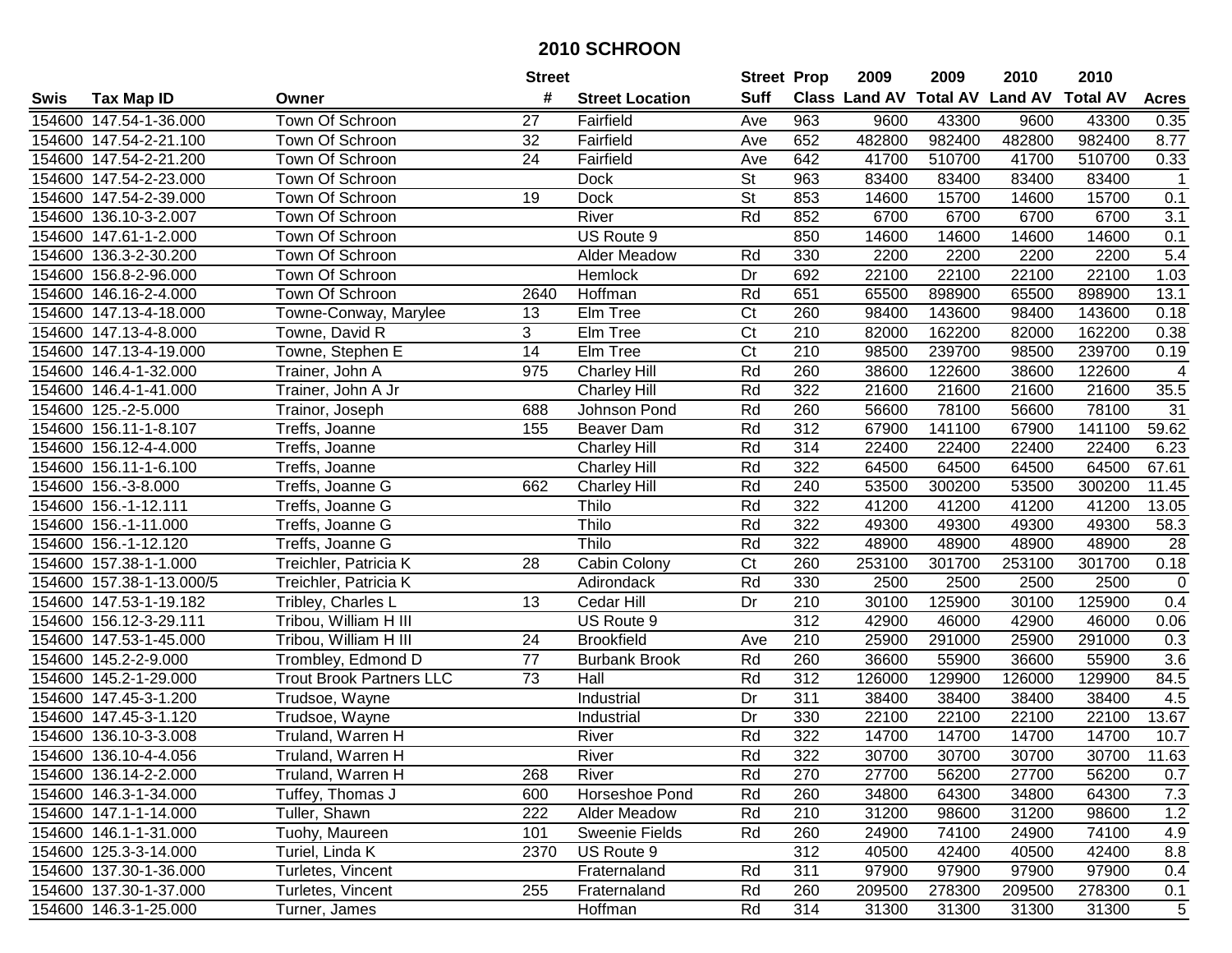# 2010 SCHROON

| Swis | Tax Map ID | Owner | Street # | Street Location | Street Suff | Prop Class | 2009 Land AV | 2009 Total AV | 2010 Land AV | 2010 Total AV | Acres |
|---|---|---|---|---|---|---|---|---|---|---|---|
| 154600 | 147.54-1-36.000 | Town Of Schroon | 27 | Fairfield | Ave | 963 | 9600 | 43300 | 9600 | 43300 | 0.35 |
| 154600 | 147.54-2-21.100 | Town Of Schroon | 32 | Fairfield | Ave | 652 | 482800 | 982400 | 482800 | 982400 | 8.77 |
| 154600 | 147.54-2-21.200 | Town Of Schroon | 24 | Fairfield | Ave | 642 | 41700 | 510700 | 41700 | 510700 | 0.33 |
| 154600 | 147.54-2-23.000 | Town Of Schroon | | Dock | St | 963 | 83400 | 83400 | 83400 | 83400 | 1 |
| 154600 | 147.54-2-39.000 | Town Of Schroon | 19 | Dock | St | 853 | 14600 | 15700 | 14600 | 15700 | 0.1 |
| 154600 | 136.10-3-2.007 | Town Of Schroon | | River | Rd | 852 | 6700 | 6700 | 6700 | 6700 | 3.1 |
| 154600 | 147.61-1-2.000 | Town Of Schroon | | US Route 9 | | 850 | 14600 | 14600 | 14600 | 14600 | 0.1 |
| 154600 | 136.3-2-30.200 | Town Of Schroon | | Alder Meadow | Rd | 330 | 2200 | 2200 | 2200 | 2200 | 5.4 |
| 154600 | 156.8-2-96.000 | Town Of Schroon | | Hemlock | Dr | 692 | 22100 | 22100 | 22100 | 22100 | 1.03 |
| 154600 | 146.16-2-4.000 | Town Of Schroon | 2640 | Hoffman | Rd | 651 | 65500 | 898900 | 65500 | 898900 | 13.1 |
| 154600 | 147.13-4-18.000 | Towne-Conway, Marylee | 13 | Elm Tree | Ct | 260 | 98400 | 143600 | 98400 | 143600 | 0.18 |
| 154600 | 147.13-4-8.000 | Towne, David R | 3 | Elm Tree | Ct | 210 | 82000 | 162200 | 82000 | 162200 | 0.38 |
| 154600 | 147.13-4-19.000 | Towne, Stephen E | 14 | Elm Tree | Ct | 210 | 98500 | 239700 | 98500 | 239700 | 0.19 |
| 154600 | 146.4-1-32.000 | Trainer, John A | 975 | Charley Hill | Rd | 260 | 38600 | 122600 | 38600 | 122600 | 4 |
| 154600 | 146.4-1-41.000 | Trainer, John A Jr | | Charley Hill | Rd | 322 | 21600 | 21600 | 21600 | 21600 | 35.5 |
| 154600 | 125.-2-5.000 | Trainor, Joseph | 688 | Johnson Pond | Rd | 260 | 56600 | 78100 | 56600 | 78100 | 31 |
| 154600 | 156.11-1-8.107 | Treffs, Joanne | 155 | Beaver Dam | Rd | 312 | 67900 | 141100 | 67900 | 141100 | 59.62 |
| 154600 | 156.12-4-4.000 | Treffs, Joanne | | Charley Hill | Rd | 314 | 22400 | 22400 | 22400 | 22400 | 6.23 |
| 154600 | 156.11-1-6.100 | Treffs, Joanne | | Charley Hill | Rd | 322 | 64500 | 64500 | 64500 | 64500 | 67.61 |
| 154600 | 156.-3-8.000 | Treffs, Joanne G | 662 | Charley Hill | Rd | 240 | 53500 | 300200 | 53500 | 300200 | 11.45 |
| 154600 | 156.-1-12.111 | Treffs, Joanne G | | Thilo | Rd | 322 | 41200 | 41200 | 41200 | 41200 | 13.05 |
| 154600 | 156.-1-11.000 | Treffs, Joanne G | | Thilo | Rd | 322 | 49300 | 49300 | 49300 | 49300 | 58.3 |
| 154600 | 156.-1-12.120 | Treffs, Joanne G | | Thilo | Rd | 322 | 48900 | 48900 | 48900 | 48900 | 28 |
| 154600 | 157.38-1-1.000 | Treichler, Patricia K | 28 | Cabin Colony | Ct | 260 | 253100 | 301700 | 253100 | 301700 | 0.18 |
| 154600 | 157.38-1-13.000/5 | Treichler, Patricia K | | Adirondack | Rd | 330 | 2500 | 2500 | 2500 | 2500 | 0 |
| 154600 | 147.53-1-19.182 | Tribley, Charles L | 13 | Cedar Hill | Dr | 210 | 30100 | 125900 | 30100 | 125900 | 0.4 |
| 154600 | 156.12-3-29.111 | Tribou, William H III | | US Route 9 | | 312 | 42900 | 46000 | 42900 | 46000 | 0.06 |
| 154600 | 147.53-1-45.000 | Tribou, William H III | 24 | Brookfield | Ave | 210 | 25900 | 291000 | 25900 | 291000 | 0.3 |
| 154600 | 145.2-2-9.000 | Trombley, Edmond D | 77 | Burbank Brook | Rd | 260 | 36600 | 55900 | 36600 | 55900 | 3.6 |
| 154600 | 145.2-1-29.000 | Trout Brook Partners LLC | 73 | Hall | Rd | 312 | 126000 | 129900 | 126000 | 129900 | 84.5 |
| 154600 | 147.45-3-1.200 | Trudsoe, Wayne | | Industrial | Dr | 311 | 38400 | 38400 | 38400 | 38400 | 4.5 |
| 154600 | 147.45-3-1.120 | Trudsoe, Wayne | | Industrial | Dr | 330 | 22100 | 22100 | 22100 | 22100 | 13.67 |
| 154600 | 136.10-3-3.008 | Truland, Warren H | | River | Rd | 322 | 14700 | 14700 | 14700 | 14700 | 10.7 |
| 154600 | 136.10-4-4.056 | Truland, Warren H | | River | Rd | 322 | 30700 | 30700 | 30700 | 30700 | 11.63 |
| 154600 | 136.14-2-2.000 | Truland, Warren H | 268 | River | Rd | 270 | 27700 | 56200 | 27700 | 56200 | 0.7 |
| 154600 | 146.3-1-34.000 | Tuffey, Thomas J | 600 | Horseshoe Pond | Rd | 260 | 34800 | 64300 | 34800 | 64300 | 7.3 |
| 154600 | 147.1-1-14.000 | Tuller, Shawn | 222 | Alder Meadow | Rd | 210 | 31200 | 98600 | 31200 | 98600 | 1.2 |
| 154600 | 146.1-1-31.000 | Tuohy, Maureen | 101 | Sweenie Fields | Rd | 260 | 24900 | 74100 | 24900 | 74100 | 4.9 |
| 154600 | 125.3-3-14.000 | Turiel, Linda K | 2370 | US Route 9 | | 312 | 40500 | 42400 | 40500 | 42400 | 8.8 |
| 154600 | 137.30-1-36.000 | Turletes, Vincent | | Fraternaland | Rd | 311 | 97900 | 97900 | 97900 | 97900 | 0.4 |
| 154600 | 137.30-1-37.000 | Turletes, Vincent | 255 | Fraternaland | Rd | 260 | 209500 | 278300 | 209500 | 278300 | 0.1 |
| 154600 | 146.3-1-25.000 | Turner, James | | Hoffman | Rd | 314 | 31300 | 31300 | 31300 | 31300 | 5 |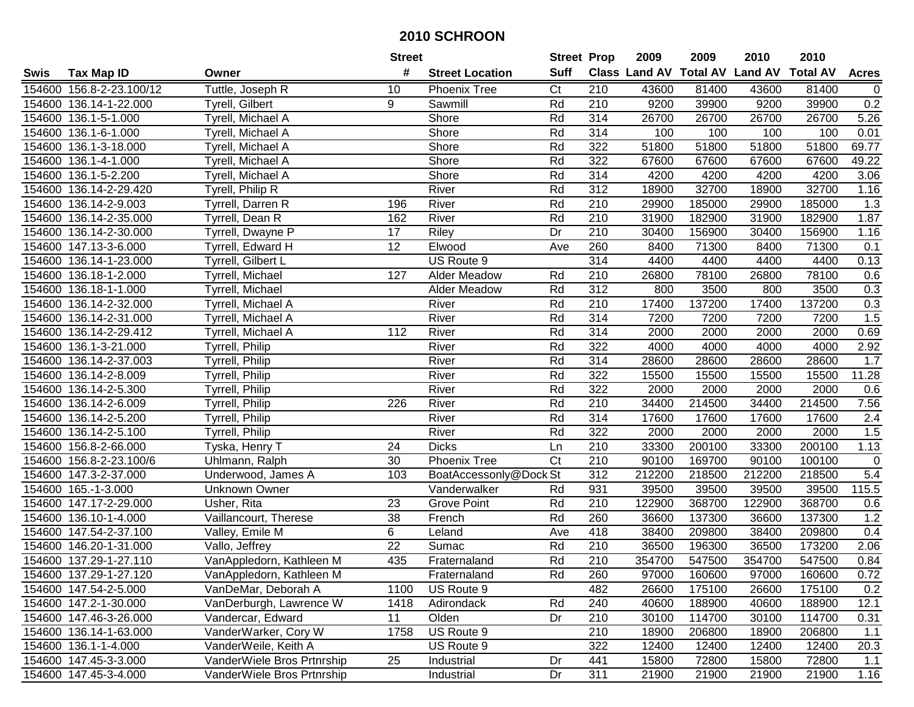# 2010 SCHROON

| Swis | Tax Map ID | Owner | Street # | Street Location | Street Suff | Prop Class | 2009 Land AV | 2009 Total AV | 2010 Land AV | 2010 Total AV | Acres |
|---|---|---|---|---|---|---|---|---|---|---|---|
| 154600 | 156.8-2-23.100/12 | Tuttle, Joseph R | 10 | Phoenix Tree | Ct | 210 | 43600 | 81400 | 43600 | 81400 | 0 |
| 154600 | 136.14-1-22.000 | Tyrell, Gilbert | 9 | Sawmill | Rd | 210 | 9200 | 39900 | 9200 | 39900 | 0.2 |
| 154600 | 136.1-5-1.000 | Tyrell, Michael A | | Shore | Rd | 314 | 26700 | 26700 | 26700 | 26700 | 5.26 |
| 154600 | 136.1-6-1.000 | Tyrell, Michael A | | Shore | Rd | 314 | 100 | 100 | 100 | 100 | 0.01 |
| 154600 | 136.1-3-18.000 | Tyrell, Michael A | | Shore | Rd | 322 | 51800 | 51800 | 51800 | 51800 | 69.77 |
| 154600 | 136.1-4-1.000 | Tyrell, Michael A | | Shore | Rd | 322 | 67600 | 67600 | 67600 | 67600 | 49.22 |
| 154600 | 136.1-5-2.200 | Tyrell, Michael A | | Shore | Rd | 314 | 4200 | 4200 | 4200 | 4200 | 3.06 |
| 154600 | 136.14-2-29.420 | Tyrell, Philip R | | River | Rd | 312 | 18900 | 32700 | 18900 | 32700 | 1.16 |
| 154600 | 136.14-2-9.003 | Tyrrell, Darren R | 196 | River | Rd | 210 | 29900 | 185000 | 29900 | 185000 | 1.3 |
| 154600 | 136.14-2-35.000 | Tyrrell, Dean R | 162 | River | Rd | 210 | 31900 | 182900 | 31900 | 182900 | 1.87 |
| 154600 | 136.14-2-30.000 | Tyrrell, Dwayne P | 17 | Riley | Dr | 210 | 30400 | 156900 | 30400 | 156900 | 1.16 |
| 154600 | 147.13-3-6.000 | Tyrrell, Edward H | 12 | Elwood | Ave | 260 | 8400 | 71300 | 8400 | 71300 | 0.1 |
| 154600 | 136.14-1-23.000 | Tyrrell, Gilbert L | | US Route 9 | | 314 | 4400 | 4400 | 4400 | 4400 | 0.13 |
| 154600 | 136.18-1-2.000 | Tyrrell, Michael | 127 | Alder Meadow | Rd | 210 | 26800 | 78100 | 26800 | 78100 | 0.6 |
| 154600 | 136.18-1-1.000 | Tyrrell, Michael | | Alder Meadow | Rd | 312 | 800 | 3500 | 800 | 3500 | 0.3 |
| 154600 | 136.14-2-32.000 | Tyrrell, Michael A | | River | Rd | 210 | 17400 | 137200 | 17400 | 137200 | 0.3 |
| 154600 | 136.14-2-31.000 | Tyrrell, Michael A | | River | Rd | 314 | 7200 | 7200 | 7200 | 7200 | 1.5 |
| 154600 | 136.14-2-29.412 | Tyrrell, Michael A | 112 | River | Rd | 314 | 2000 | 2000 | 2000 | 2000 | 0.69 |
| 154600 | 136.1-3-21.000 | Tyrrell, Philip | | River | Rd | 322 | 4000 | 4000 | 4000 | 4000 | 2.92 |
| 154600 | 136.14-2-37.003 | Tyrrell, Philip | | River | Rd | 314 | 28600 | 28600 | 28600 | 28600 | 1.7 |
| 154600 | 136.14-2-8.009 | Tyrrell, Philip | | River | Rd | 322 | 15500 | 15500 | 15500 | 15500 | 11.28 |
| 154600 | 136.14-2-5.300 | Tyrrell, Philip | | River | Rd | 322 | 2000 | 2000 | 2000 | 2000 | 0.6 |
| 154600 | 136.14-2-6.009 | Tyrrell, Philip | 226 | River | Rd | 210 | 34400 | 214500 | 34400 | 214500 | 7.56 |
| 154600 | 136.14-2-5.200 | Tyrrell, Philip | | River | Rd | 314 | 17600 | 17600 | 17600 | 17600 | 2.4 |
| 154600 | 136.14-2-5.100 | Tyrrell, Philip | | River | Rd | 322 | 2000 | 2000 | 2000 | 2000 | 1.5 |
| 154600 | 156.8-2-66.000 | Tyska, Henry T | 24 | Dicks | Ln | 210 | 33300 | 200100 | 33300 | 200100 | 1.13 |
| 154600 | 156.8-2-23.100/6 | Uhlmann, Ralph | 30 | Phoenix Tree | Ct | 210 | 90100 | 169700 | 90100 | 100100 | 0 |
| 154600 | 147.3-2-37.000 | Underwood, James A | 103 | BoatAccessonly@Dock | St | 312 | 212200 | 218500 | 212200 | 218500 | 5.4 |
| 154600 | 165.-1-3.000 | Unknown Owner | | Vanderwalker | Rd | 931 | 39500 | 39500 | 39500 | 39500 | 115.5 |
| 154600 | 147.17-2-29.000 | Usher, Rita | 23 | Grove Point | Rd | 210 | 122900 | 368700 | 122900 | 368700 | 0.6 |
| 154600 | 136.10-1-4.000 | Vaillancourt, Therese | 38 | French | Rd | 260 | 36600 | 137300 | 36600 | 137300 | 1.2 |
| 154600 | 147.54-2-37.100 | Valley, Emile M | 6 | Leland | Ave | 418 | 38400 | 209800 | 38400 | 209800 | 0.4 |
| 154600 | 146.20-1-31.000 | Vallo, Jeffrey | 22 | Sumac | Rd | 210 | 36500 | 196300 | 36500 | 173200 | 2.06 |
| 154600 | 137.29-1-27.110 | VanAppledorn, Kathleen M | 435 | Fraternaland | Rd | 210 | 354700 | 547500 | 354700 | 547500 | 0.84 |
| 154600 | 137.29-1-27.120 | VanAppledorn, Kathleen M | | Fraternaland | Rd | 260 | 97000 | 160600 | 97000 | 160600 | 0.72 |
| 154600 | 147.54-2-5.000 | VanDeMar, Deborah A | 1100 | US Route 9 | | 482 | 26600 | 175100 | 26600 | 175100 | 0.2 |
| 154600 | 147.2-1-30.000 | VanDerburgh, Lawrence W | 1418 | Adirondack | Rd | 240 | 40600 | 188900 | 40600 | 188900 | 12.1 |
| 154600 | 147.46-3-26.000 | Vandercar, Edward | 11 | Olden | Dr | 210 | 30100 | 114700 | 30100 | 114700 | 0.31 |
| 154600 | 136.14-1-63.000 | VanderWarker, Cory W | 1758 | US Route 9 | | 210 | 18900 | 206800 | 18900 | 206800 | 1.1 |
| 154600 | 136.1-1-4.000 | VanderWeile, Keith A | | US Route 9 | | 322 | 12400 | 12400 | 12400 | 12400 | 20.3 |
| 154600 | 147.45-3-3.000 | VanderWiele Bros Prtnrship | 25 | Industrial | Dr | 441 | 15800 | 72800 | 15800 | 72800 | 1.1 |
| 154600 | 147.45-3-4.000 | VanderWiele Bros Prtnrship | | Industrial | Dr | 311 | 21900 | 21900 | 21900 | 21900 | 1.16 |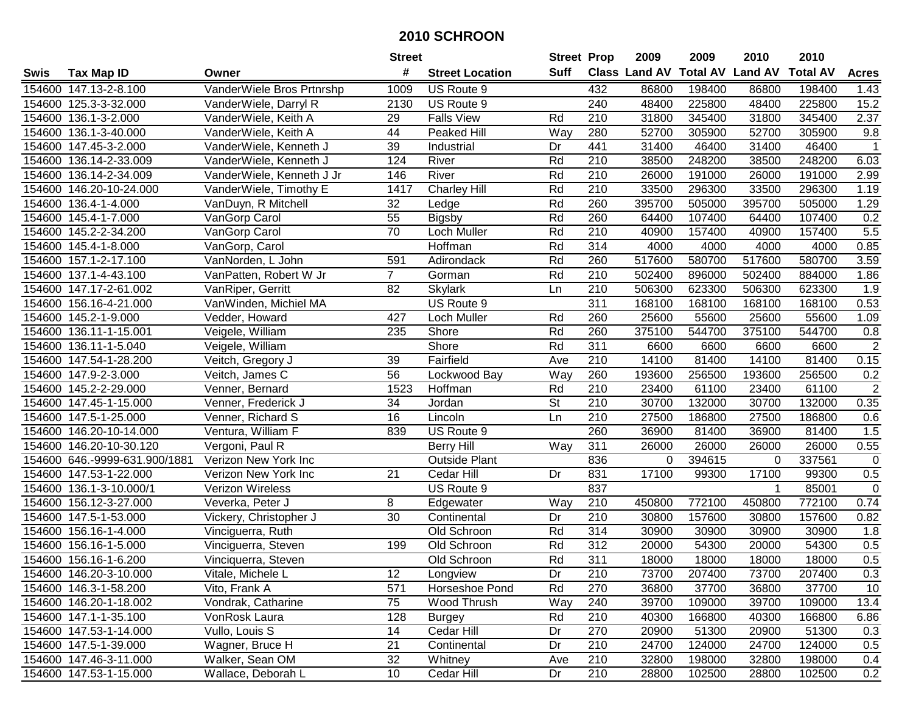# 2010 SCHROON

| Swis | Tax Map ID | Owner | Street # | Street Location | Street Suff | Prop Class | 2009 Land AV | 2009 Total AV | 2010 Land AV | 2010 Total AV | Acres |
|---|---|---|---|---|---|---|---|---|---|---|---|
| 154600 | 147.13-2-8.100 | VanderWiele Bros Prtnrshp | 1009 | US Route 9 | | 432 | 86800 | 198400 | 86800 | 198400 | 1.43 |
| 154600 | 125.3-3-32.000 | VanderWiele, Darryl R | 2130 | US Route 9 | | 240 | 48400 | 225800 | 48400 | 225800 | 15.2 |
| 154600 | 136.1-3-2.000 | VanderWiele, Keith A | 29 | Falls View | Rd | 210 | 31800 | 345400 | 31800 | 345400 | 2.37 |
| 154600 | 136.1-3-40.000 | VanderWiele, Keith A | 44 | Peaked Hill | Way | 280 | 52700 | 305900 | 52700 | 305900 | 9.8 |
| 154600 | 147.45-3-2.000 | VanderWiele, Kenneth J | 39 | Industrial | Dr | 441 | 31400 | 46400 | 31400 | 46400 | 1 |
| 154600 | 136.14-2-33.009 | VanderWiele, Kenneth J | 124 | River | Rd | 210 | 38500 | 248200 | 38500 | 248200 | 6.03 |
| 154600 | 136.14-2-34.009 | VanderWiele, Kenneth J Jr | 146 | River | Rd | 210 | 26000 | 191000 | 26000 | 191000 | 2.99 |
| 154600 | 146.20-10-24.000 | VanderWiele, Timothy E | 1417 | Charley Hill | Rd | 210 | 33500 | 296300 | 33500 | 296300 | 1.19 |
| 154600 | 136.4-1-4.000 | VanDuyn, R Mitchell | 32 | Ledge | Rd | 260 | 395700 | 505000 | 395700 | 505000 | 1.29 |
| 154600 | 145.4-1-7.000 | VanGorp Carol | 55 | Bigsby | Rd | 260 | 64400 | 107400 | 64400 | 107400 | 0.2 |
| 154600 | 145.2-2-34.200 | VanGorp Carol | 70 | Loch Muller | Rd | 210 | 40900 | 157400 | 40900 | 157400 | 5.5 |
| 154600 | 145.4-1-8.000 | VanGorp, Carol | | Hoffman | Rd | 314 | 4000 | 4000 | 4000 | 4000 | 0.85 |
| 154600 | 157.1-2-17.100 | VanNorden, L John | 591 | Adirondack | Rd | 260 | 517600 | 580700 | 517600 | 580700 | 3.59 |
| 154600 | 137.1-4-43.100 | VanPatten, Robert W Jr | 7 | Gorman | Rd | 210 | 502400 | 896000 | 502400 | 884000 | 1.86 |
| 154600 | 147.17-2-61.002 | VanRiper, Gerritt | 82 | Skylark | Ln | 210 | 506300 | 623300 | 506300 | 623300 | 1.9 |
| 154600 | 156.16-4-21.000 | VanWinden, Michiel MA | | US Route 9 | | 311 | 168100 | 168100 | 168100 | 168100 | 0.53 |
| 154600 | 145.2-1-9.000 | Vedder, Howard | 427 | Loch Muller | Rd | 260 | 25600 | 55600 | 25600 | 55600 | 1.09 |
| 154600 | 136.11-1-15.001 | Veigele, William | 235 | Shore | Rd | 260 | 375100 | 544700 | 375100 | 544700 | 0.8 |
| 154600 | 136.11-1-5.040 | Veigele, William | | Shore | Rd | 311 | 6600 | 6600 | 6600 | 6600 | 2 |
| 154600 | 147.54-1-28.200 | Veitch, Gregory J | 39 | Fairfield | Ave | 210 | 14100 | 81400 | 14100 | 81400 | 0.15 |
| 154600 | 147.9-2-3.000 | Veitch, James C | 56 | Lockwood Bay | Way | 260 | 193600 | 256500 | 193600 | 256500 | 0.2 |
| 154600 | 145.2-2-29.000 | Venner, Bernard | 1523 | Hoffman | Rd | 210 | 23400 | 61100 | 23400 | 61100 | 2 |
| 154600 | 147.45-1-15.000 | Venner, Frederick J | 34 | Jordan | St | 210 | 30700 | 132000 | 30700 | 132000 | 0.35 |
| 154600 | 147.5-1-25.000 | Venner, Richard S | 16 | Lincoln | Ln | 210 | 27500 | 186800 | 27500 | 186800 | 0.6 |
| 154600 | 146.20-10-14.000 | Ventura, William F | 839 | US Route 9 | | 260 | 36900 | 81400 | 36900 | 81400 | 1.5 |
| 154600 | 146.20-10-30.120 | Vergoni, Paul R | | Berry Hill | Way | 311 | 26000 | 26000 | 26000 | 26000 | 0.55 |
| 154600 | 646.-9999-631.900/1881 | Verizon New York Inc | | Outside Plant | | 836 | 0 | 394615 | 0 | 337561 | 0 |
| 154600 | 147.53-1-22.000 | Verizon New York Inc | 21 | Cedar Hill | Dr | 831 | 17100 | 99300 | 17100 | 99300 | 0.5 |
| 154600 | 136.1-3-10.000/1 | Verizon Wireless | | US Route 9 | | 837 | | | 1 | 85001 | 0 |
| 154600 | 156.12-3-27.000 | Veverka, Peter J | 8 | Edgewater | Way | 210 | 450800 | 772100 | 450800 | 772100 | 0.74 |
| 154600 | 147.5-1-53.000 | Vickery, Christopher J | 30 | Continental | Dr | 210 | 30800 | 157600 | 30800 | 157600 | 0.82 |
| 154600 | 156.16-1-4.000 | Vinciguerra, Ruth | | Old Schroon | Rd | 314 | 30900 | 30900 | 30900 | 30900 | 1.8 |
| 154600 | 156.16-1-5.000 | Vinciquerra, Steven | 199 | Old Schroon | Rd | 312 | 20000 | 54300 | 20000 | 54300 | 0.5 |
| 154600 | 156.16-1-6.200 | Vinciquerra, Steven | | Old Schroon | Rd | 311 | 18000 | 18000 | 18000 | 18000 | 0.5 |
| 154600 | 146.20-3-10.000 | Vitale, Michele L | 12 | Longview | Dr | 210 | 73700 | 207400 | 73700 | 207400 | 0.3 |
| 154600 | 146.3-1-58.200 | Vito, Frank A | 571 | Horseshoe Pond | Rd | 270 | 36800 | 37700 | 36800 | 37700 | 10 |
| 154600 | 146.20-1-18.002 | Vondrak, Catharine | 75 | Wood Thrush | Way | 240 | 39700 | 109000 | 39700 | 109000 | 13.4 |
| 154600 | 147.1-1-35.100 | VonRosk Laura | 128 | Burgey | Rd | 210 | 40300 | 166800 | 40300 | 166800 | 6.86 |
| 154600 | 147.53-1-14.000 | Vullo, Louis S | 14 | Cedar Hill | Dr | 270 | 20900 | 51300 | 20900 | 51300 | 0.3 |
| 154600 | 147.5-1-39.000 | Wagner, Bruce H | 21 | Continental | Dr | 210 | 24700 | 124000 | 24700 | 124000 | 0.5 |
| 154600 | 147.46-3-11.000 | Walker, Sean OM | 32 | Whitney | Ave | 210 | 32800 | 198000 | 32800 | 198000 | 0.4 |
| 154600 | 147.53-1-15.000 | Wallace, Deborah L | 10 | Cedar Hill | Dr | 210 | 28800 | 102500 | 28800 | 102500 | 0.2 |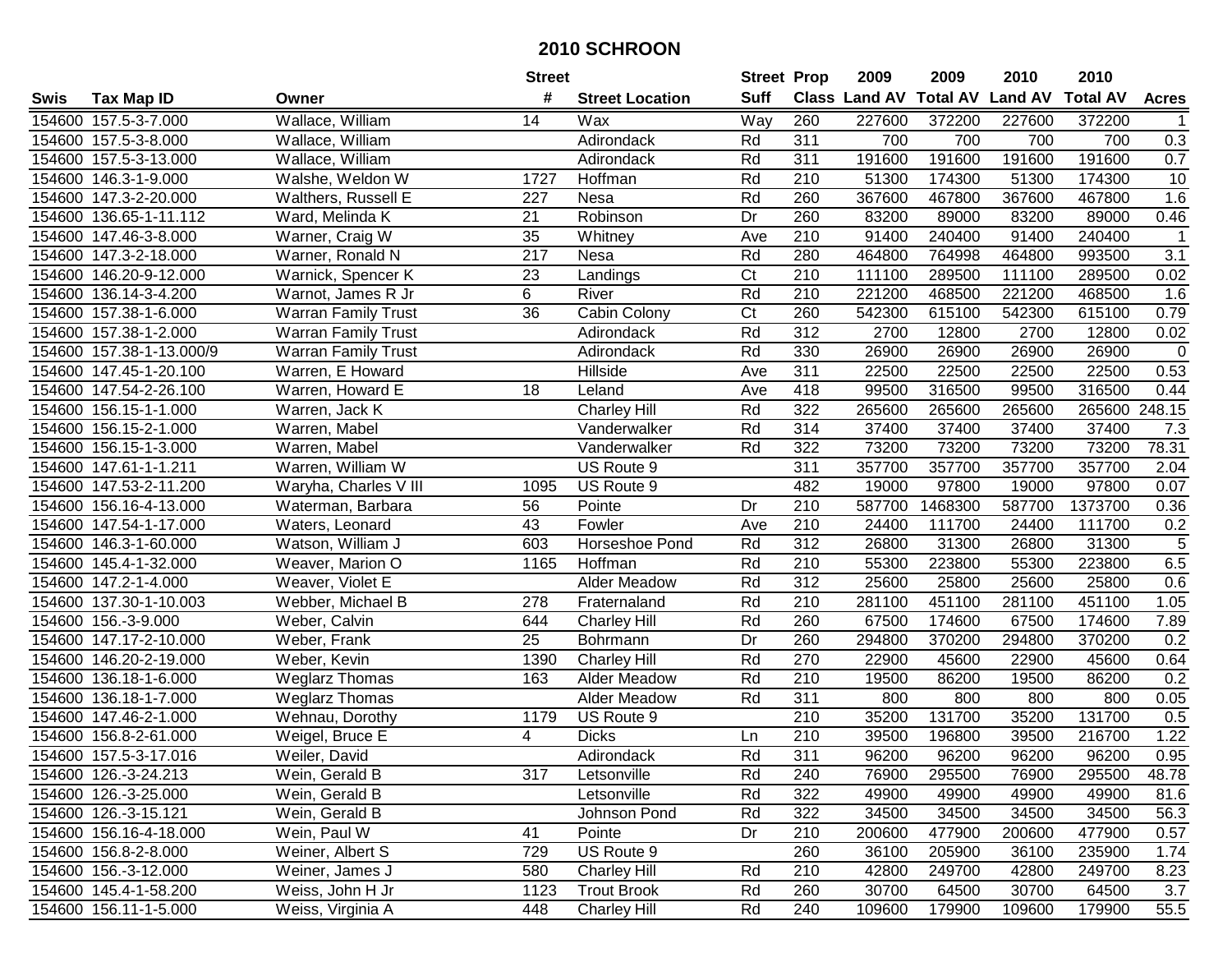# 2010 SCHROON

| Swis | Tax Map ID | Owner | Street # | Street Location | Street Suff | Prop Class | 2009 Land AV | 2009 Total AV | 2010 Land AV | 2010 Total AV | Acres |
|---|---|---|---|---|---|---|---|---|---|---|---|
| 154600 | 157.5-3-7.000 | Wallace, William | 14 | Wax | Way | 260 | 227600 | 372200 | 227600 | 372200 | 1 |
| 154600 | 157.5-3-8.000 | Wallace, William | | Adirondack | Rd | 311 | 700 | 700 | 700 | 700 | 0.3 |
| 154600 | 157.5-3-13.000 | Wallace, William | | Adirondack | Rd | 311 | 191600 | 191600 | 191600 | 191600 | 0.7 |
| 154600 | 146.3-1-9.000 | Walshe, Weldon W | 1727 | Hoffman | Rd | 210 | 51300 | 174300 | 51300 | 174300 | 10 |
| 154600 | 147.3-2-20.000 | Walthers, Russell E | 227 | Nesa | Rd | 260 | 367600 | 467800 | 367600 | 467800 | 1.6 |
| 154600 | 136.65-1-11.112 | Ward, Melinda K | 21 | Robinson | Dr | 260 | 83200 | 89000 | 83200 | 89000 | 0.46 |
| 154600 | 147.46-3-8.000 | Warner, Craig W | 35 | Whitney | Ave | 210 | 91400 | 240400 | 91400 | 240400 | 1 |
| 154600 | 147.3-2-18.000 | Warner, Ronald N | 217 | Nesa | Rd | 280 | 464800 | 764998 | 464800 | 993500 | 3.1 |
| 154600 | 146.20-9-12.000 | Warnick, Spencer K | 23 | Landings | Ct | 210 | 111100 | 289500 | 111100 | 289500 | 0.02 |
| 154600 | 136.14-3-4.200 | Warnot, James R Jr | 6 | River | Rd | 210 | 221200 | 468500 | 221200 | 468500 | 1.6 |
| 154600 | 157.38-1-6.000 | Warran Family Trust | 36 | Cabin Colony | Ct | 260 | 542300 | 615100 | 542300 | 615100 | 0.79 |
| 154600 | 157.38-1-2.000 | Warran Family Trust | | Adirondack | Rd | 312 | 2700 | 12800 | 2700 | 12800 | 0.02 |
| 154600 | 157.38-1-13.000/9 | Warran Family Trust | | Adirondack | Rd | 330 | 26900 | 26900 | 26900 | 26900 | 0 |
| 154600 | 147.45-1-20.100 | Warren, E Howard | | Hillside | Ave | 311 | 22500 | 22500 | 22500 | 22500 | 0.53 |
| 154600 | 147.54-2-26.100 | Warren, Howard E | 18 | Leland | Ave | 418 | 99500 | 316500 | 99500 | 316500 | 0.44 |
| 154600 | 156.15-1-1.000 | Warren, Jack K | | Charley Hill | Rd | 322 | 265600 | 265600 | 265600 | 265600 | 248.15 |
| 154600 | 156.15-2-1.000 | Warren, Mabel | | Vanderwalker | Rd | 314 | 37400 | 37400 | 37400 | 37400 | 7.3 |
| 154600 | 156.15-1-3.000 | Warren, Mabel | | Vanderwalker | Rd | 322 | 73200 | 73200 | 73200 | 73200 | 78.31 |
| 154600 | 147.61-1-1.211 | Warren, William W | | US Route 9 | | 311 | 357700 | 357700 | 357700 | 357700 | 2.04 |
| 154600 | 147.53-2-11.200 | Waryha, Charles V III | 1095 | US Route 9 | | 482 | 19000 | 97800 | 19000 | 97800 | 0.07 |
| 154600 | 156.16-4-13.000 | Waterman, Barbara | 56 | Pointe | Dr | 210 | 587700 | 1468300 | 587700 | 1373700 | 0.36 |
| 154600 | 147.54-1-17.000 | Waters, Leonard | 43 | Fowler | Ave | 210 | 24400 | 111700 | 24400 | 111700 | 0.2 |
| 154600 | 146.3-1-60.000 | Watson, William J | 603 | Horseshoe Pond | Rd | 312 | 26800 | 31300 | 26800 | 31300 | 5 |
| 154600 | 145.4-1-32.000 | Weaver, Marion O | 1165 | Hoffman | Rd | 210 | 55300 | 223800 | 55300 | 223800 | 6.5 |
| 154600 | 147.2-1-4.000 | Weaver, Violet E | | Alder Meadow | Rd | 312 | 25600 | 25800 | 25600 | 25800 | 0.6 |
| 154600 | 137.30-1-10.003 | Webber, Michael B | 278 | Fraternaland | Rd | 210 | 281100 | 451100 | 281100 | 451100 | 1.05 |
| 154600 | 156.-3-9.000 | Weber, Calvin | 644 | Charley Hill | Rd | 260 | 67500 | 174600 | 67500 | 174600 | 7.89 |
| 154600 | 147.17-2-10.000 | Weber, Frank | 25 | Bohrmann | Dr | 260 | 294800 | 370200 | 294800 | 370200 | 0.2 |
| 154600 | 146.20-2-19.000 | Weber, Kevin | 1390 | Charley Hill | Rd | 270 | 22900 | 45600 | 22900 | 45600 | 0.64 |
| 154600 | 136.18-1-6.000 | Weglarz Thomas | 163 | Alder Meadow | Rd | 210 | 19500 | 86200 | 19500 | 86200 | 0.2 |
| 154600 | 136.18-1-7.000 | Weglarz Thomas | | Alder Meadow | Rd | 311 | 800 | 800 | 800 | 800 | 0.05 |
| 154600 | 147.46-2-1.000 | Wehnau, Dorothy | 1179 | US Route 9 | | 210 | 35200 | 131700 | 35200 | 131700 | 0.5 |
| 154600 | 156.8-2-61.000 | Weigel, Bruce E | 4 | Dicks | Ln | 210 | 39500 | 196800 | 39500 | 216700 | 1.22 |
| 154600 | 157.5-3-17.016 | Weiler, David | | Adirondack | Rd | 311 | 96200 | 96200 | 96200 | 96200 | 0.95 |
| 154600 | 126.-3-24.213 | Wein, Gerald B | 317 | Letsonville | Rd | 240 | 76900 | 295500 | 76900 | 295500 | 48.78 |
| 154600 | 126.-3-25.000 | Wein, Gerald B | | Letsonville | Rd | 322 | 49900 | 49900 | 49900 | 49900 | 81.6 |
| 154600 | 126.-3-15.121 | Wein, Gerald B | | Johnson Pond | Rd | 322 | 34500 | 34500 | 34500 | 34500 | 56.3 |
| 154600 | 156.16-4-18.000 | Wein, Paul W | 41 | Pointe | Dr | 210 | 200600 | 477900 | 200600 | 477900 | 0.57 |
| 154600 | 156.8-2-8.000 | Weiner, Albert S | 729 | US Route 9 | | 260 | 36100 | 205900 | 36100 | 235900 | 1.74 |
| 154600 | 156.-3-12.000 | Weiner, James J | 580 | Charley Hill | Rd | 210 | 42800 | 249700 | 42800 | 249700 | 8.23 |
| 154600 | 145.4-1-58.200 | Weiss, John H Jr | 1123 | Trout Brook | Rd | 260 | 30700 | 64500 | 30700 | 64500 | 3.7 |
| 154600 | 156.11-1-5.000 | Weiss, Virginia A | 448 | Charley Hill | Rd | 240 | 109600 | 179900 | 109600 | 179900 | 55.5 |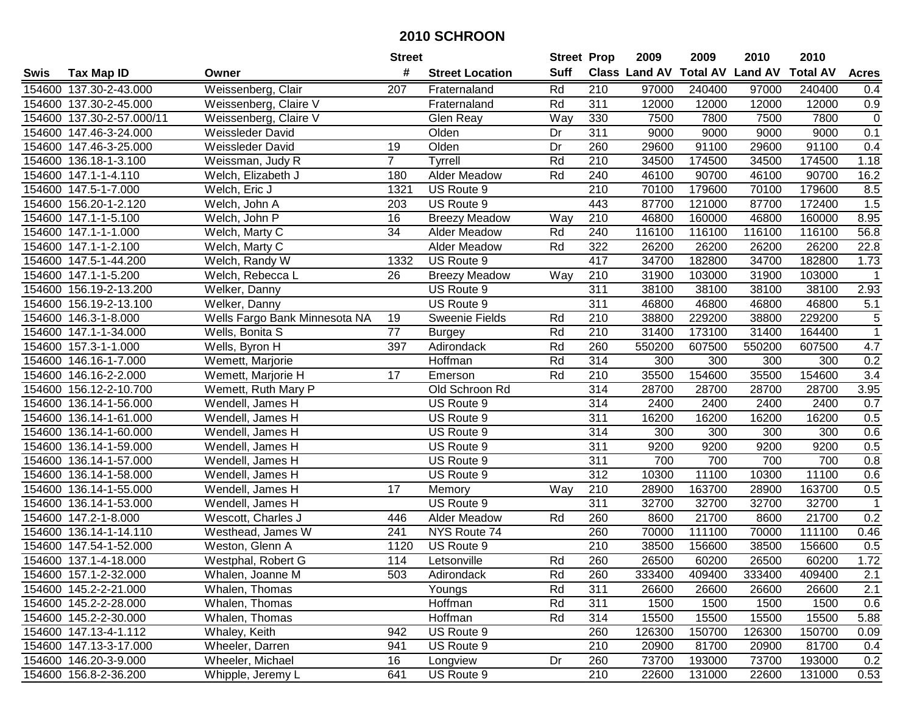# 2010 SCHROON

| Swis | Tax Map ID | Owner | Street # | Street Location | Street Suff | Prop Class | 2009 Land AV | 2009 Total AV | 2010 Land AV | 2010 Total AV | Acres |
|---|---|---|---|---|---|---|---|---|---|---|---|
| 154600 | 137.30-2-43.000 | Weissenberg, Clair | 207 | Fraternaland | Rd | 210 | 97000 | 240400 | 97000 | 240400 | 0.4 |
| 154600 | 137.30-2-45.000 | Weissenberg, Claire V | | Fraternaland | Rd | 311 | 12000 | 12000 | 12000 | 12000 | 0.9 |
| 154600 | 137.30-2-57.000/11 | Weissenberg, Claire V | | Glen Reay | Way | 330 | 7500 | 7800 | 7500 | 7800 | 0 |
| 154600 | 147.46-3-24.000 | Weissleder David | | Olden | Dr | 311 | 9000 | 9000 | 9000 | 9000 | 0.1 |
| 154600 | 147.46-3-25.000 | Weissleder David | 19 | Olden | Dr | 260 | 29600 | 91100 | 29600 | 91100 | 0.4 |
| 154600 | 136.18-1-3.100 | Weissman, Judy R | 7 | Tyrrell | Rd | 210 | 34500 | 174500 | 34500 | 174500 | 1.18 |
| 154600 | 147.1-1-4.110 | Welch, Elizabeth J | 180 | Alder Meadow | Rd | 240 | 46100 | 90700 | 46100 | 90700 | 16.2 |
| 154600 | 147.5-1-7.000 | Welch, Eric J | 1321 | US Route 9 | | 210 | 70100 | 179600 | 70100 | 179600 | 8.5 |
| 154600 | 156.20-1-2.120 | Welch, John A | 203 | US Route 9 | | 443 | 87700 | 121000 | 87700 | 172400 | 1.5 |
| 154600 | 147.1-1-5.100 | Welch, John P | 16 | Breezy Meadow | Way | 210 | 46800 | 160000 | 46800 | 160000 | 8.95 |
| 154600 | 147.1-1-1.000 | Welch, Marty C | 34 | Alder Meadow | Rd | 240 | 116100 | 116100 | 116100 | 116100 | 56.8 |
| 154600 | 147.1-1-2.100 | Welch, Marty C | | Alder Meadow | Rd | 322 | 26200 | 26200 | 26200 | 26200 | 22.8 |
| 154600 | 147.5-1-44.200 | Welch, Randy W | 1332 | US Route 9 | | 417 | 34700 | 182800 | 34700 | 182800 | 1.73 |
| 154600 | 147.1-1-5.200 | Welch, Rebecca L | 26 | Breezy Meadow | Way | 210 | 31900 | 103000 | 31900 | 103000 | 1 |
| 154600 | 156.19-2-13.200 | Welker, Danny | | US Route 9 | | 311 | 38100 | 38100 | 38100 | 38100 | 2.93 |
| 154600 | 156.19-2-13.100 | Welker, Danny | | US Route 9 | | 311 | 46800 | 46800 | 46800 | 46800 | 5.1 |
| 154600 | 146.3-1-8.000 | Wells Fargo Bank Minnesota NA | 19 | Sweenie Fields | Rd | 210 | 38800 | 229200 | 38800 | 229200 | 5 |
| 154600 | 147.1-1-34.000 | Wells, Bonita S | 77 | Burgey | Rd | 210 | 31400 | 173100 | 31400 | 164400 | 1 |
| 154600 | 157.3-1-1.000 | Wells, Byron H | 397 | Adirondack | Rd | 260 | 550200 | 607500 | 550200 | 607500 | 4.7 |
| 154600 | 146.16-1-7.000 | Wemett, Marjorie | | Hoffman | Rd | 314 | 300 | 300 | 300 | 300 | 0.2 |
| 154600 | 146.16-2-2.000 | Wemett, Marjorie H | 17 | Emerson | Rd | 210 | 35500 | 154600 | 35500 | 154600 | 3.4 |
| 154600 | 156.12-2-10.700 | Wemett, Ruth Mary P | | Old Schroon Rd | | 314 | 28700 | 28700 | 28700 | 28700 | 3.95 |
| 154600 | 136.14-1-56.000 | Wendell, James H | | US Route 9 | | 314 | 2400 | 2400 | 2400 | 2400 | 0.7 |
| 154600 | 136.14-1-61.000 | Wendell, James H | | US Route 9 | | 311 | 16200 | 16200 | 16200 | 16200 | 0.5 |
| 154600 | 136.14-1-60.000 | Wendell, James H | | US Route 9 | | 314 | 300 | 300 | 300 | 300 | 0.6 |
| 154600 | 136.14-1-59.000 | Wendell, James H | | US Route 9 | | 311 | 9200 | 9200 | 9200 | 9200 | 0.5 |
| 154600 | 136.14-1-57.000 | Wendell, James H | | US Route 9 | | 311 | 700 | 700 | 700 | 700 | 0.8 |
| 154600 | 136.14-1-58.000 | Wendell, James H | | US Route 9 | | 312 | 10300 | 11100 | 10300 | 11100 | 0.6 |
| 154600 | 136.14-1-55.000 | Wendell, James H | 17 | Memory | Way | 210 | 28900 | 163700 | 28900 | 163700 | 0.5 |
| 154600 | 136.14-1-53.000 | Wendell, James H | | US Route 9 | | 311 | 32700 | 32700 | 32700 | 32700 | 1 |
| 154600 | 147.2-1-8.000 | Wescott, Charles J | 446 | Alder Meadow | Rd | 260 | 8600 | 21700 | 8600 | 21700 | 0.2 |
| 154600 | 136.14-1-14.110 | Westhead, James W | 241 | NYS Route 74 | | 260 | 70000 | 111100 | 70000 | 111100 | 0.46 |
| 154600 | 147.54-1-52.000 | Weston, Glenn A | 1120 | US Route 9 | | 210 | 38500 | 156600 | 38500 | 156600 | 0.5 |
| 154600 | 137.1-4-18.000 | Westphal, Robert G | 114 | Letsonville | Rd | 260 | 26500 | 60200 | 26500 | 60200 | 1.72 |
| 154600 | 157.1-2-32.000 | Whalen, Joanne M | 503 | Adirondack | Rd | 260 | 333400 | 409400 | 333400 | 409400 | 2.1 |
| 154600 | 145.2-2-21.000 | Whalen, Thomas | | Youngs | Rd | 311 | 26600 | 26600 | 26600 | 26600 | 2.1 |
| 154600 | 145.2-2-28.000 | Whalen, Thomas | | Hoffman | Rd | 311 | 1500 | 1500 | 1500 | 1500 | 0.6 |
| 154600 | 145.2-2-30.000 | Whalen, Thomas | | Hoffman | Rd | 314 | 15500 | 15500 | 15500 | 15500 | 5.88 |
| 154600 | 147.13-4-1.112 | Whaley, Keith | 942 | US Route 9 | | 260 | 126300 | 150700 | 126300 | 150700 | 0.09 |
| 154600 | 147.13-3-17.000 | Wheeler, Darren | 941 | US Route 9 | | 210 | 20900 | 81700 | 20900 | 81700 | 0.4 |
| 154600 | 146.20-3-9.000 | Wheeler, Michael | 16 | Longview | Dr | 260 | 73700 | 193000 | 73700 | 193000 | 0.2 |
| 154600 | 156.8-2-36.200 | Whipple, Jeremy L | 641 | US Route 9 | | 210 | 22600 | 131000 | 22600 | 131000 | 0.53 |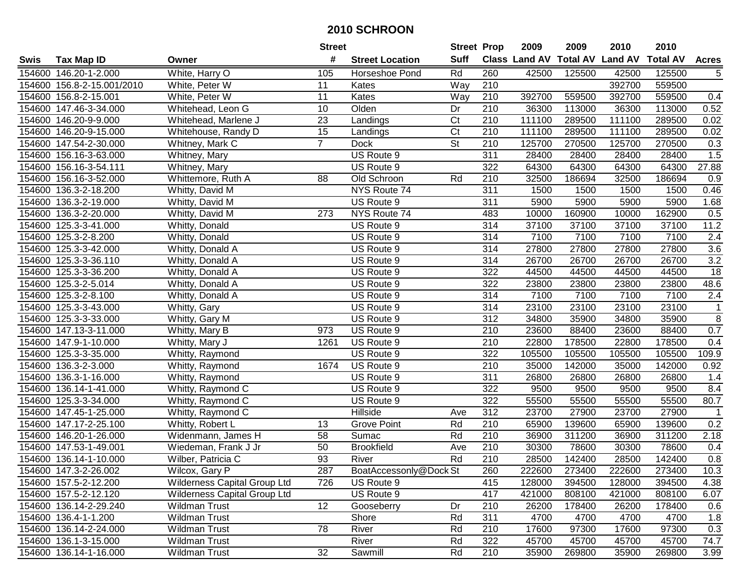# 2010 SCHROON

| Swis | Tax Map ID | Owner | Street # | Street Location | Street Suff | Prop Class | 2009 Land AV | 2009 Total AV | 2010 Land AV | 2010 Total AV | Acres |
|---|---|---|---|---|---|---|---|---|---|---|---|
| 154600 | 146.20-1-2.000 | White, Harry O | 105 | Horseshoe Pond | Rd | 260 | 42500 | 125500 | 42500 | 125500 | 5 |
| 154600 | 156.8-2-15.001/2010 | White, Peter W | 11 | Kates | Way | 210 | | | 392700 | 559500 | |
| 154600 | 156.8-2-15.001 | White, Peter W | 11 | Kates | Way | 210 | 392700 | 559500 | 392700 | 559500 | 0.4 |
| 154600 | 147.46-3-34.000 | Whitehead, Leon G | 10 | Olden | Dr | 210 | 36300 | 113000 | 36300 | 113000 | 0.52 |
| 154600 | 146.20-9-9.000 | Whitehead, Marlene J | 23 | Landings | Ct | 210 | 111100 | 289500 | 111100 | 289500 | 0.02 |
| 154600 | 146.20-9-15.000 | Whitehouse, Randy D | 15 | Landings | Ct | 210 | 111100 | 289500 | 111100 | 289500 | 0.02 |
| 154600 | 147.54-2-30.000 | Whitney, Mark C | 7 | Dock | St | 210 | 125700 | 270500 | 125700 | 270500 | 0.3 |
| 154600 | 156.16-3-63.000 | Whitney, Mary | | US Route 9 | | 311 | 28400 | 28400 | 28400 | 28400 | 1.5 |
| 154600 | 156.16-3-54.111 | Whitney, Mary | | US Route 9 | | 322 | 64300 | 64300 | 64300 | 64300 | 27.88 |
| 154600 | 156.16-3-52.000 | Whittemore, Ruth A | 88 | Old Schroon | Rd | 210 | 32500 | 186694 | 32500 | 186694 | 0.9 |
| 154600 | 136.3-2-18.200 | Whitty, David M | | NYS Route 74 | | 311 | 1500 | 1500 | 1500 | 1500 | 0.46 |
| 154600 | 136.3-2-19.000 | Whitty, David M | | US Route 9 | | 311 | 5900 | 5900 | 5900 | 5900 | 1.68 |
| 154600 | 136.3-2-20.000 | Whitty, David M | 273 | NYS Route 74 | | 483 | 10000 | 160900 | 10000 | 162900 | 0.5 |
| 154600 | 125.3-3-41.000 | Whitty, Donald | | US Route 9 | | 314 | 37100 | 37100 | 37100 | 37100 | 11.2 |
| 154600 | 125.3-2-8.200 | Whitty, Donald | | US Route 9 | | 314 | 7100 | 7100 | 7100 | 7100 | 2.4 |
| 154600 | 125.3-3-42.000 | Whitty, Donald A | | US Route 9 | | 314 | 27800 | 27800 | 27800 | 27800 | 3.6 |
| 154600 | 125.3-3-36.110 | Whitty, Donald A | | US Route 9 | | 314 | 26700 | 26700 | 26700 | 26700 | 3.2 |
| 154600 | 125.3-3-36.200 | Whitty, Donald A | | US Route 9 | | 322 | 44500 | 44500 | 44500 | 44500 | 18 |
| 154600 | 125.3-2-5.014 | Whitty, Donald A | | US Route 9 | | 322 | 23800 | 23800 | 23800 | 23800 | 48.6 |
| 154600 | 125.3-2-8.100 | Whitty, Donald A | | US Route 9 | | 314 | 7100 | 7100 | 7100 | 7100 | 2.4 |
| 154600 | 125.3-3-43.000 | Whitty, Gary | | US Route 9 | | 314 | 23100 | 23100 | 23100 | 23100 | 1 |
| 154600 | 125.3-3-33.000 | Whitty, Gary M | | US Route 9 | | 312 | 34800 | 35900 | 34800 | 35900 | 8 |
| 154600 | 147.13-3-11.000 | Whitty, Mary B | 973 | US Route 9 | | 210 | 23600 | 88400 | 23600 | 88400 | 0.7 |
| 154600 | 147.9-1-10.000 | Whitty, Mary J | 1261 | US Route 9 | | 210 | 22800 | 178500 | 22800 | 178500 | 0.4 |
| 154600 | 125.3-3-35.000 | Whitty, Raymond | | US Route 9 | | 322 | 105500 | 105500 | 105500 | 105500 | 109.9 |
| 154600 | 136.3-2-3.000 | Whitty, Raymond | 1674 | US Route 9 | | 210 | 35000 | 142000 | 35000 | 142000 | 0.92 |
| 154600 | 136.3-1-16.000 | Whitty, Raymond | | US Route 9 | | 311 | 26800 | 26800 | 26800 | 26800 | 1.4 |
| 154600 | 136.14-1-41.000 | Whitty, Raymond C | | US Route 9 | | 322 | 9500 | 9500 | 9500 | 9500 | 8.4 |
| 154600 | 125.3-3-34.000 | Whitty, Raymond C | | US Route 9 | | 322 | 55500 | 55500 | 55500 | 55500 | 80.7 |
| 154600 | 147.45-1-25.000 | Whitty, Raymond C | | Hillside | Ave | 312 | 23700 | 27900 | 23700 | 27900 | 1 |
| 154600 | 147.17-2-25.100 | Whitty, Robert L | 13 | Grove Point | Rd | 210 | 65900 | 139600 | 65900 | 139600 | 0.2 |
| 154600 | 146.20-1-26.000 | Widenmann, James H | 58 | Sumac | Rd | 210 | 36900 | 311200 | 36900 | 311200 | 2.18 |
| 154600 | 147.53-1-49.001 | Wiedeman, Frank J Jr | 50 | Brookfield | Ave | 210 | 30300 | 78600 | 30300 | 78600 | 0.4 |
| 154600 | 136.14-1-10.000 | Wilber, Patricia C | 93 | River | Rd | 210 | 28500 | 142400 | 28500 | 142400 | 0.8 |
| 154600 | 147.3-2-26.002 | Wilcox, Gary P | 287 | BoatAccessonly@Dock | St | 260 | 222600 | 273400 | 222600 | 273400 | 10.3 |
| 154600 | 157.5-2-12.200 | Wilderness Capital Group Ltd | 726 | US Route 9 | | 415 | 128000 | 394500 | 128000 | 394500 | 4.38 |
| 154600 | 157.5-2-12.120 | Wilderness Capital Group Ltd | | US Route 9 | | 417 | 421000 | 808100 | 421000 | 808100 | 6.07 |
| 154600 | 136.14-2-29.240 | Wildman Trust | 12 | Gooseberry | Dr | 210 | 26200 | 178400 | 26200 | 178400 | 0.6 |
| 154600 | 136.4-1-1.200 | Wildman Trust | | Shore | Rd | 311 | 4700 | 4700 | 4700 | 4700 | 1.8 |
| 154600 | 136.14-2-24.000 | Wildman Trust | 78 | River | Rd | 210 | 17600 | 97300 | 17600 | 97300 | 0.3 |
| 154600 | 136.1-3-15.000 | Wildman Trust | | River | Rd | 322 | 45700 | 45700 | 45700 | 45700 | 74.7 |
| 154600 | 136.14-1-16.000 | Wildman Trust | 32 | Sawmill | Rd | 210 | 35900 | 269800 | 35900 | 269800 | 3.99 |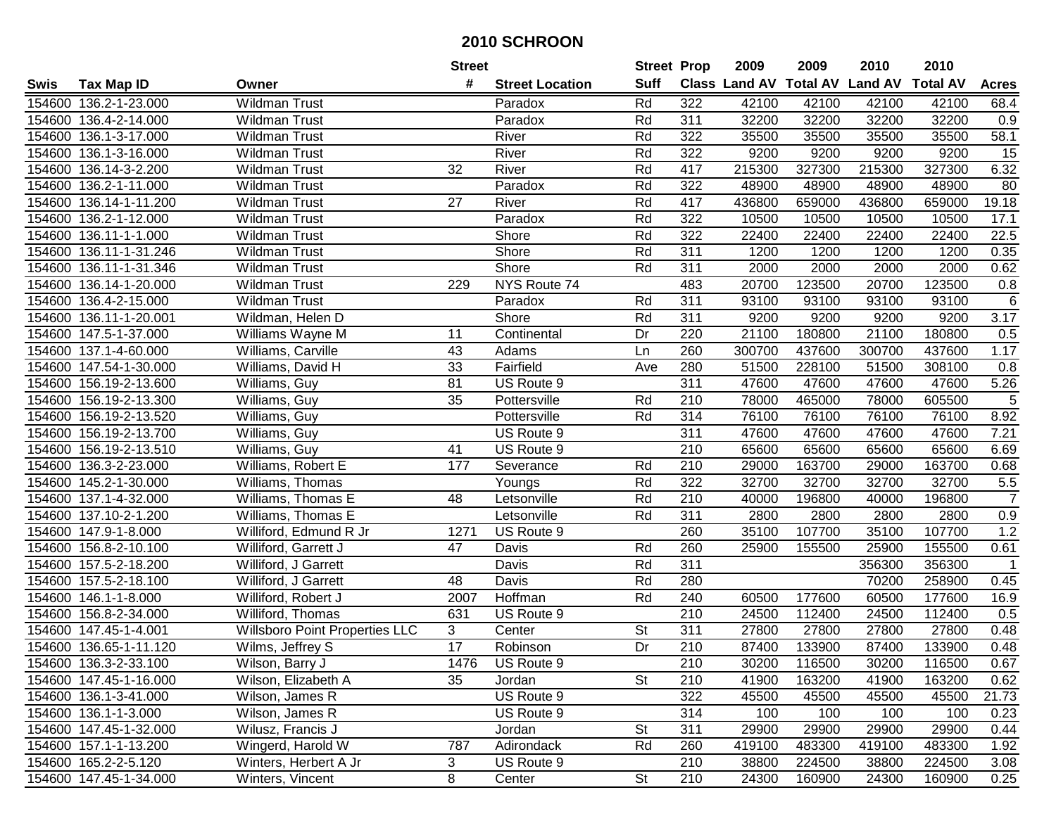# 2010 SCHROON

| Swis | Tax Map ID | Owner | Street # | Street Location | Street Suff | Prop Class | 2009 Land AV | 2009 Total AV | 2010 Land AV | 2010 Total AV | Acres |
|---|---|---|---|---|---|---|---|---|---|---|---|
| 154600 | 136.2-1-23.000 | Wildman Trust | | Paradox | Rd | 322 | 42100 | 42100 | 42100 | 42100 | 68.4 |
| 154600 | 136.4-2-14.000 | Wildman Trust | | Paradox | Rd | 311 | 32200 | 32200 | 32200 | 32200 | 0.9 |
| 154600 | 136.1-3-17.000 | Wildman Trust | | River | Rd | 322 | 35500 | 35500 | 35500 | 35500 | 58.1 |
| 154600 | 136.1-3-16.000 | Wildman Trust | | River | Rd | 322 | 9200 | 9200 | 9200 | 9200 | 15 |
| 154600 | 136.14-3-2.200 | Wildman Trust | 32 | River | Rd | 417 | 215300 | 327300 | 215300 | 327300 | 6.32 |
| 154600 | 136.2-1-11.000 | Wildman Trust | | Paradox | Rd | 322 | 48900 | 48900 | 48900 | 48900 | 80 |
| 154600 | 136.14-1-11.200 | Wildman Trust | 27 | River | Rd | 417 | 436800 | 659000 | 436800 | 659000 | 19.18 |
| 154600 | 136.2-1-12.000 | Wildman Trust | | Paradox | Rd | 322 | 10500 | 10500 | 10500 | 10500 | 17.1 |
| 154600 | 136.11-1-1.000 | Wildman Trust | | Shore | Rd | 322 | 22400 | 22400 | 22400 | 22400 | 22.5 |
| 154600 | 136.11-1-31.246 | Wildman Trust | | Shore | Rd | 311 | 1200 | 1200 | 1200 | 1200 | 0.35 |
| 154600 | 136.11-1-31.346 | Wildman Trust | | Shore | Rd | 311 | 2000 | 2000 | 2000 | 2000 | 0.62 |
| 154600 | 136.14-1-20.000 | Wildman Trust | 229 | NYS Route 74 | | 483 | 20700 | 123500 | 20700 | 123500 | 0.8 |
| 154600 | 136.4-2-15.000 | Wildman Trust | | Paradox | Rd | 311 | 93100 | 93100 | 93100 | 93100 | 6 |
| 154600 | 136.11-1-20.001 | Wildman, Helen D | | Shore | Rd | 311 | 9200 | 9200 | 9200 | 9200 | 3.17 |
| 154600 | 147.5-1-37.000 | Williams Wayne M | 11 | Continental | Dr | 220 | 21100 | 180800 | 21100 | 180800 | 0.5 |
| 154600 | 137.1-4-60.000 | Williams, Carville | 43 | Adams | Ln | 260 | 300700 | 437600 | 300700 | 437600 | 1.17 |
| 154600 | 147.54-1-30.000 | Williams, David H | 33 | Fairfield | Ave | 280 | 51500 | 228100 | 51500 | 308100 | 0.8 |
| 154600 | 156.19-2-13.600 | Williams, Guy | 81 | US Route 9 | | 311 | 47600 | 47600 | 47600 | 47600 | 5.26 |
| 154600 | 156.19-2-13.300 | Williams, Guy | 35 | Pottersville | Rd | 210 | 78000 | 465000 | 78000 | 605500 | 5 |
| 154600 | 156.19-2-13.520 | Williams, Guy | | Pottersville | Rd | 314 | 76100 | 76100 | 76100 | 76100 | 8.92 |
| 154600 | 156.19-2-13.700 | Williams, Guy | | US Route 9 | | 311 | 47600 | 47600 | 47600 | 47600 | 7.21 |
| 154600 | 156.19-2-13.510 | Williams, Guy | 41 | US Route 9 | | 210 | 65600 | 65600 | 65600 | 65600 | 6.69 |
| 154600 | 136.3-2-23.000 | Williams, Robert E | 177 | Severance | Rd | 210 | 29000 | 163700 | 29000 | 163700 | 0.68 |
| 154600 | 145.2-1-30.000 | Williams, Thomas | | Youngs | Rd | 322 | 32700 | 32700 | 32700 | 32700 | 5.5 |
| 154600 | 137.1-4-32.000 | Williams, Thomas E | 48 | Letsonville | Rd | 210 | 40000 | 196800 | 40000 | 196800 | 7 |
| 154600 | 137.10-2-1.200 | Williams, Thomas E | | Letsonville | Rd | 311 | 2800 | 2800 | 2800 | 2800 | 0.9 |
| 154600 | 147.9-1-8.000 | Williford, Edmund R Jr | 1271 | US Route 9 | | 260 | 35100 | 107700 | 35100 | 107700 | 1.2 |
| 154600 | 156.8-2-10.100 | Williford, Garrett J | 47 | Davis | Rd | 260 | 25900 | 155500 | 25900 | 155500 | 0.61 |
| 154600 | 157.5-2-18.200 | Williford, J Garrett | | Davis | Rd | 311 | | | 356300 | 356300 | 1 |
| 154600 | 157.5-2-18.100 | Williford, J Garrett | 48 | Davis | Rd | 280 | | | 70200 | 258900 | 0.45 |
| 154600 | 146.1-1-8.000 | Williford, Robert J | 2007 | Hoffman | Rd | 240 | 60500 | 177600 | 60500 | 177600 | 16.9 |
| 154600 | 156.8-2-34.000 | Williford, Thomas | 631 | US Route 9 | | 210 | 24500 | 112400 | 24500 | 112400 | 0.5 |
| 154600 | 147.45-1-4.001 | Willsboro Point Properties LLC | 3 | Center | St | 311 | 27800 | 27800 | 27800 | 27800 | 0.48 |
| 154600 | 136.65-1-11.120 | Wilms, Jeffrey S | 17 | Robinson | Dr | 210 | 87400 | 133900 | 87400 | 133900 | 0.48 |
| 154600 | 136.3-2-33.100 | Wilson, Barry J | 1476 | US Route 9 | | 210 | 30200 | 116500 | 30200 | 116500 | 0.67 |
| 154600 | 147.45-1-16.000 | Wilson, Elizabeth A | 35 | Jordan | St | 210 | 41900 | 163200 | 41900 | 163200 | 0.62 |
| 154600 | 136.1-3-41.000 | Wilson, James R | | US Route 9 | | 322 | 45500 | 45500 | 45500 | 45500 | 21.73 |
| 154600 | 136.1-1-3.000 | Wilson, James R | | US Route 9 | | 314 | 100 | 100 | 100 | 100 | 0.23 |
| 154600 | 147.45-1-32.000 | Wilusz, Francis J | | Jordan | St | 311 | 29900 | 29900 | 29900 | 29900 | 0.44 |
| 154600 | 157.1-1-13.200 | Wingerd, Harold W | 787 | Adirondack | Rd | 260 | 419100 | 483300 | 419100 | 483300 | 1.92 |
| 154600 | 165.2-2-5.120 | Winters, Herbert A Jr | 3 | US Route 9 | | 210 | 38800 | 224500 | 38800 | 224500 | 3.08 |
| 154600 | 147.45-1-34.000 | Winters, Vincent | 8 | Center | St | 210 | 24300 | 160900 | 24300 | 160900 | 0.25 |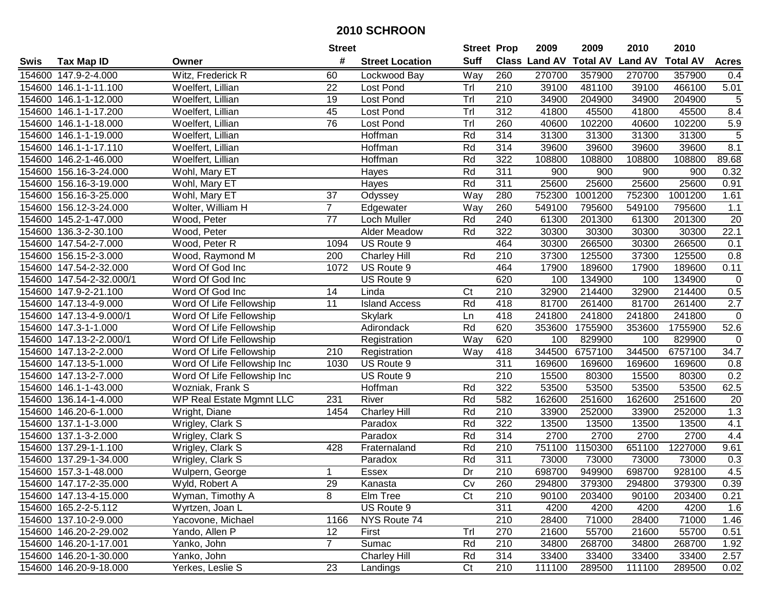# 2010 SCHROON

| Swis | Tax Map ID | Owner | Street # | Street Location | Street Suff | Prop Class | 2009 Land AV | 2009 Total AV | 2010 Land AV | 2010 Total AV | Acres |
|---|---|---|---|---|---|---|---|---|---|---|---|
| 154600 | 147.9-2-4.000 | Witz, Frederick R | 60 | Lockwood Bay | Way | 260 | 270700 | 357900 | 270700 | 357900 | 0.4 |
| 154600 | 146.1-1-11.100 | Woelfert, Lillian | 22 | Lost Pond | Trl | 210 | 39100 | 481100 | 39100 | 466100 | 5.01 |
| 154600 | 146.1-1-12.000 | Woelfert, Lillian | 19 | Lost Pond | Trl | 210 | 34900 | 204900 | 34900 | 204900 | 5 |
| 154600 | 146.1-1-17.200 | Woelfert, Lillian | 45 | Lost Pond | Trl | 312 | 41800 | 45500 | 41800 | 45500 | 8.4 |
| 154600 | 146.1-1-18.000 | Woelfert, Lillian | 76 | Lost Pond | Trl | 260 | 40600 | 102200 | 40600 | 102200 | 5.9 |
| 154600 | 146.1-1-19.000 | Woelfert, Lillian | | Hoffman | Rd | 314 | 31300 | 31300 | 31300 | 31300 | 5 |
| 154600 | 146.1-1-17.110 | Woelfert, Lillian | | Hoffman | Rd | 314 | 39600 | 39600 | 39600 | 39600 | 8.1 |
| 154600 | 146.2-1-46.000 | Woelfert, Lillian | | Hoffman | Rd | 322 | 108800 | 108800 | 108800 | 108800 | 89.68 |
| 154600 | 156.16-3-24.000 | Wohl, Mary ET | | Hayes | Rd | 311 | 900 | 900 | 900 | 900 | 0.32 |
| 154600 | 156.16-3-19.000 | Wohl, Mary ET | | Hayes | Rd | 311 | 25600 | 25600 | 25600 | 25600 | 0.91 |
| 154600 | 156.16-3-25.000 | Wohl, Mary ET | 37 | Odyssey | Way | 280 | 752300 | 1001200 | 752300 | 1001200 | 1.61 |
| 154600 | 156.12-3-24.000 | Wolter, William H | 7 | Edgewater | Way | 260 | 549100 | 795600 | 549100 | 795600 | 1.1 |
| 154600 | 145.2-1-47.000 | Wood, Peter | 77 | Loch Muller | Rd | 240 | 61300 | 201300 | 61300 | 201300 | 20 |
| 154600 | 136.3-2-30.100 | Wood, Peter | | Alder Meadow | Rd | 322 | 30300 | 30300 | 30300 | 30300 | 22.1 |
| 154600 | 147.54-2-7.000 | Wood, Peter R | 1094 | US Route 9 | | 464 | 30300 | 266500 | 30300 | 266500 | 0.1 |
| 154600 | 156.15-2-3.000 | Wood, Raymond M | 200 | Charley Hill | Rd | 210 | 37300 | 125500 | 37300 | 125500 | 0.8 |
| 154600 | 147.54-2-32.000 | Word Of God Inc | 1072 | US Route 9 | | 464 | 17900 | 189600 | 17900 | 189600 | 0.11 |
| 154600 | 147.54-2-32.000/1 | Word Of God Inc | | US Route 9 | | 620 | 100 | 134900 | 100 | 134900 | 0 |
| 154600 | 147.9-2-21.100 | Word Of God Inc | 14 | Linda | Ct | 210 | 32900 | 214400 | 32900 | 214400 | 0.5 |
| 154600 | 147.13-4-9.000 | Word Of Life Fellowship | 11 | Island Access | Rd | 418 | 81700 | 261400 | 81700 | 261400 | 2.7 |
| 154600 | 147.13-4-9.000/1 | Word Of Life Fellowship | | Skylark | Ln | 418 | 241800 | 241800 | 241800 | 241800 | 0 |
| 154600 | 147.3-1-1.000 | Word Of Life Fellowship | | Adirondack | Rd | 620 | 353600 | 1755900 | 353600 | 1755900 | 52.6 |
| 154600 | 147.13-2-2.000/1 | Word Of Life Fellowship | | Registration | Way | 620 | 100 | 829900 | 100 | 829900 | 0 |
| 154600 | 147.13-2-2.000 | Word Of Life Fellowship | 210 | Registration | Way | 418 | 344500 | 6757100 | 344500 | 6757100 | 34.7 |
| 154600 | 147.13-5-1.000 | Word Of Life Fellowship Inc | 1030 | US Route 9 | | 311 | 169600 | 169600 | 169600 | 169600 | 0.8 |
| 154600 | 147.13-2-7.000 | Word Of Life Fellowship Inc | | US Route 9 | | 210 | 15500 | 80300 | 15500 | 80300 | 0.2 |
| 154600 | 146.1-1-43.000 | Wozniak, Frank S | | Hoffman | Rd | 322 | 53500 | 53500 | 53500 | 53500 | 62.5 |
| 154600 | 136.14-1-4.000 | WP Real Estate Mgmnt LLC | 231 | River | Rd | 582 | 162600 | 251600 | 162600 | 251600 | 20 |
| 154600 | 146.20-6-1.000 | Wright, Diane | 1454 | Charley Hill | Rd | 210 | 33900 | 252000 | 33900 | 252000 | 1.3 |
| 154600 | 137.1-1-3.000 | Wrigley, Clark S | | Paradox | Rd | 322 | 13500 | 13500 | 13500 | 13500 | 4.1 |
| 154600 | 137.1-3-2.000 | Wrigley, Clark S | | Paradox | Rd | 314 | 2700 | 2700 | 2700 | 2700 | 4.4 |
| 154600 | 137.29-1-1.100 | Wrigley, Clark S | 428 | Fraternaland | Rd | 210 | 751100 | 1150300 | 651100 | 1227000 | 9.61 |
| 154600 | 137.29-1-34.000 | Wrigley, Clark S | | Paradox | Rd | 311 | 73000 | 73000 | 73000 | 73000 | 0.3 |
| 154600 | 157.3-1-48.000 | Wulpern, George | 1 | Essex | Dr | 210 | 698700 | 949900 | 698700 | 928100 | 4.5 |
| 154600 | 147.17-2-35.000 | Wyld, Robert A | 29 | Kanasta | Cv | 260 | 294800 | 379300 | 294800 | 379300 | 0.39 |
| 154600 | 147.13-4-15.000 | Wyman, Timothy A | 8 | Elm Tree | Ct | 210 | 90100 | 203400 | 90100 | 203400 | 0.21 |
| 154600 | 165.2-2-5.112 | Wyrtzen, Joan L | | US Route 9 | | 311 | 4200 | 4200 | 4200 | 4200 | 1.6 |
| 154600 | 137.10-2-9.000 | Yacovone, Michael | 1166 | NYS Route 74 | | 210 | 28400 | 71000 | 28400 | 71000 | 1.46 |
| 154600 | 146.20-2-29.002 | Yando, Allen P | 12 | First | Trl | 270 | 21600 | 55700 | 21600 | 55700 | 0.51 |
| 154600 | 146.20-1-17.001 | Yanko, John | 7 | Sumac | Rd | 210 | 34800 | 268700 | 34800 | 268700 | 1.92 |
| 154600 | 146.20-1-30.000 | Yanko, John | | Charley Hill | Rd | 314 | 33400 | 33400 | 33400 | 33400 | 2.57 |
| 154600 | 146.20-9-18.000 | Yerkes, Leslie S | 23 | Landings | Ct | 210 | 111100 | 289500 | 111100 | 289500 | 0.02 |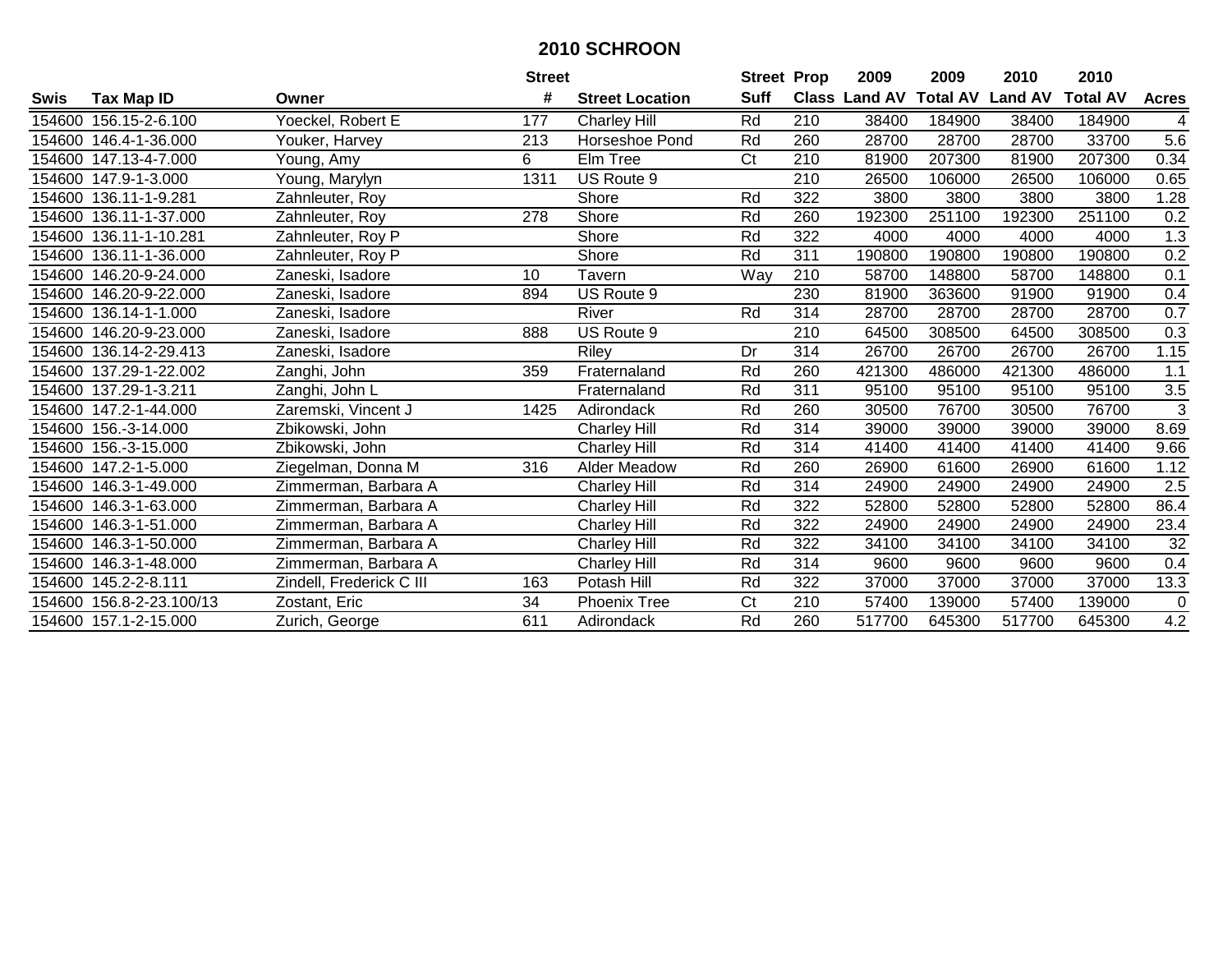# 2010 SCHROON

| Swis | Tax Map ID | Owner | Street # | Street Location | Street Suff | Prop Class | 2009 Land AV | 2009 Total AV | 2010 Land AV | 2010 Total AV | Acres |
|---|---|---|---|---|---|---|---|---|---|---|---|
| 154600 | 156.15-2-6.100 | Yoeckel, Robert E | 177 | Charley Hill | Rd | 210 | 38400 | 184900 | 38400 | 184900 | 4 |
| 154600 | 146.4-1-36.000 | Youker, Harvey | 213 | Horseshoe Pond | Rd | 260 | 28700 | 28700 | 28700 | 33700 | 5.6 |
| 154600 | 147.13-4-7.000 | Young, Amy | 6 | Elm Tree | Ct | 210 | 81900 | 207300 | 81900 | 207300 | 0.34 |
| 154600 | 147.9-1-3.000 | Young, Marylyn | 1311 | US Route 9 | | 210 | 26500 | 106000 | 26500 | 106000 | 0.65 |
| 154600 | 136.11-1-9.281 | Zahnleuter, Roy | | Shore | Rd | 322 | 3800 | 3800 | 3800 | 3800 | 1.28 |
| 154600 | 136.11-1-37.000 | Zahnleuter, Roy | 278 | Shore | Rd | 260 | 192300 | 251100 | 192300 | 251100 | 0.2 |
| 154600 | 136.11-1-10.281 | Zahnleuter, Roy P | | Shore | Rd | 322 | 4000 | 4000 | 4000 | 4000 | 1.3 |
| 154600 | 136.11-1-36.000 | Zahnleuter, Roy P | | Shore | Rd | 311 | 190800 | 190800 | 190800 | 190800 | 0.2 |
| 154600 | 146.20-9-24.000 | Zaneski, Isadore | 10 | Tavern | Way | 210 | 58700 | 148800 | 58700 | 148800 | 0.1 |
| 154600 | 146.20-9-22.000 | Zaneski, Isadore | 894 | US Route 9 | | 230 | 81900 | 363600 | 91900 | 91900 | 0.4 |
| 154600 | 136.14-1-1.000 | Zaneski, Isadore | | River | Rd | 314 | 28700 | 28700 | 28700 | 28700 | 0.7 |
| 154600 | 146.20-9-23.000 | Zaneski, Isadore | 888 | US Route 9 | | 210 | 64500 | 308500 | 64500 | 308500 | 0.3 |
| 154600 | 136.14-2-29.413 | Zaneski, Isadore | | Riley | Dr | 314 | 26700 | 26700 | 26700 | 26700 | 1.15 |
| 154600 | 137.29-1-22.002 | Zanghi, John | 359 | Fraternaland | Rd | 260 | 421300 | 486000 | 421300 | 486000 | 1.1 |
| 154600 | 137.29-1-3.211 | Zanghi, John L | | Fraternaland | Rd | 311 | 95100 | 95100 | 95100 | 95100 | 3.5 |
| 154600 | 147.2-1-44.000 | Zaremski, Vincent J | 1425 | Adirondack | Rd | 260 | 30500 | 76700 | 30500 | 76700 | 3 |
| 154600 | 156.-3-14.000 | Zbikowski, John | | Charley Hill | Rd | 314 | 39000 | 39000 | 39000 | 39000 | 8.69 |
| 154600 | 156.-3-15.000 | Zbikowski, John | | Charley Hill | Rd | 314 | 41400 | 41400 | 41400 | 41400 | 9.66 |
| 154600 | 147.2-1-5.000 | Ziegelman, Donna M | 316 | Alder Meadow | Rd | 260 | 26900 | 61600 | 26900 | 61600 | 1.12 |
| 154600 | 146.3-1-49.000 | Zimmerman, Barbara A | | Charley Hill | Rd | 314 | 24900 | 24900 | 24900 | 24900 | 2.5 |
| 154600 | 146.3-1-63.000 | Zimmerman, Barbara A | | Charley Hill | Rd | 322 | 52800 | 52800 | 52800 | 52800 | 86.4 |
| 154600 | 146.3-1-51.000 | Zimmerman, Barbara A | | Charley Hill | Rd | 322 | 24900 | 24900 | 24900 | 24900 | 23.4 |
| 154600 | 146.3-1-50.000 | Zimmerman, Barbara A | | Charley Hill | Rd | 322 | 34100 | 34100 | 34100 | 34100 | 32 |
| 154600 | 146.3-1-48.000 | Zimmerman, Barbara A | | Charley Hill | Rd | 314 | 9600 | 9600 | 9600 | 9600 | 0.4 |
| 154600 | 145.2-2-8.111 | Zindell, Frederick C III | 163 | Potash Hill | Rd | 322 | 37000 | 37000 | 37000 | 37000 | 13.3 |
| 154600 | 156.8-2-23.100/13 | Zostant, Eric | 34 | Phoenix Tree | Ct | 210 | 57400 | 139000 | 57400 | 139000 | 0 |
| 154600 | 157.1-2-15.000 | Zurich, George | 611 | Adirondack | Rd | 260 | 517700 | 645300 | 517700 | 645300 | 4.2 |